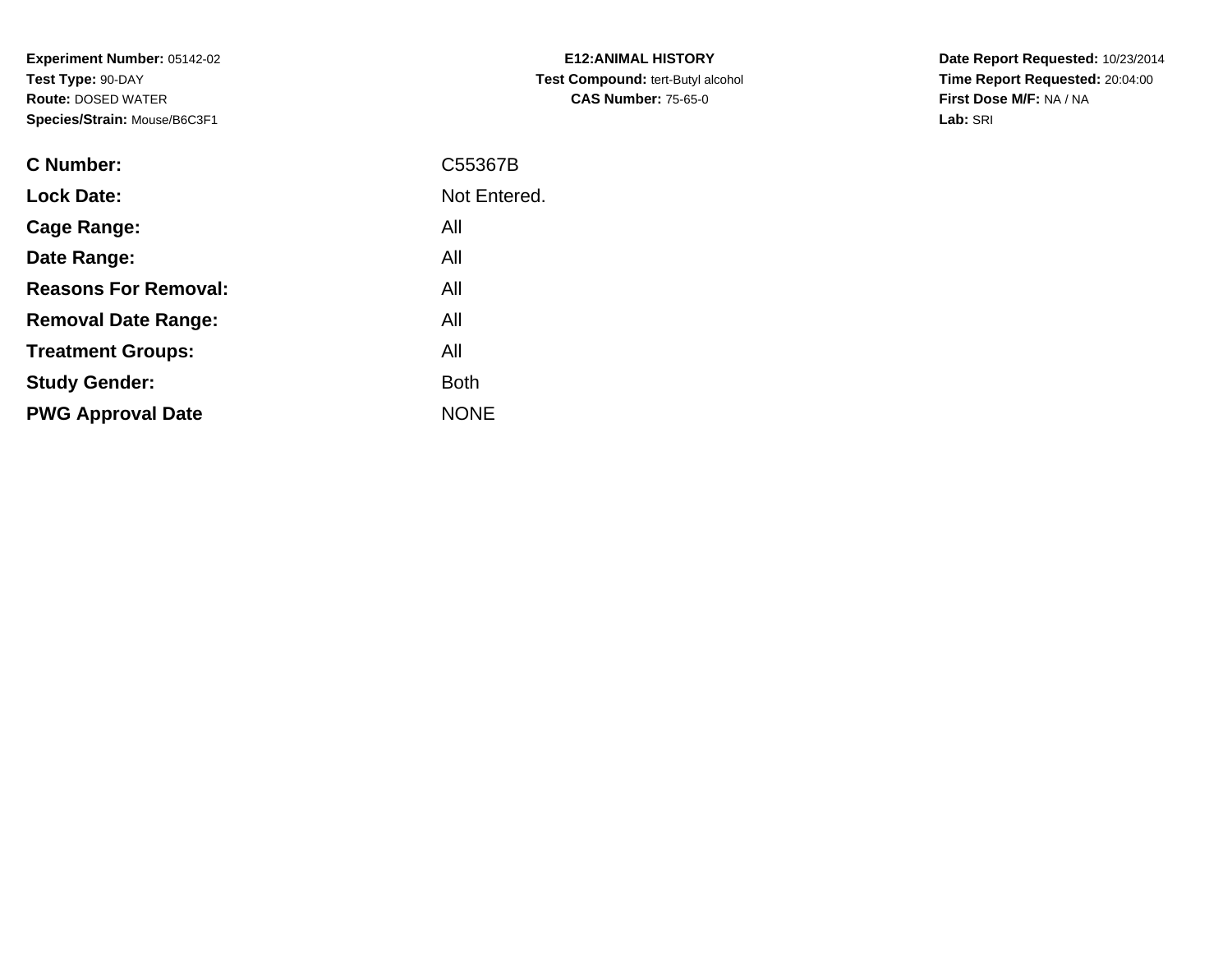**Experiment Number:** 05142-02
**Test Type:** 90-DAY
**Route:** DOSED WATER
**Species/Strain:** Mouse/B6C3F1

**E12:ANIMAL HISTORY**
**Test Compound:** tert-Butyl alcohol
**CAS Number:** 75-65-0

**Date Report Requested:** 10/23/2014
**Time Report Requested:** 20:04:00
**First Dose M/F:** NA / NA
**Lab:** SRI

| | |
|---|---|
| **C Number:** | C55367B |
| **Lock Date:** | Not Entered. |
| **Cage Range:** | All |
| **Date Range:** | All |
| **Reasons For Removal:** | All |
| **Removal Date Range:** | All |
| **Treatment Groups:** | All |
| **Study Gender:** | Both |
| **PWG Approval Date** | NONE |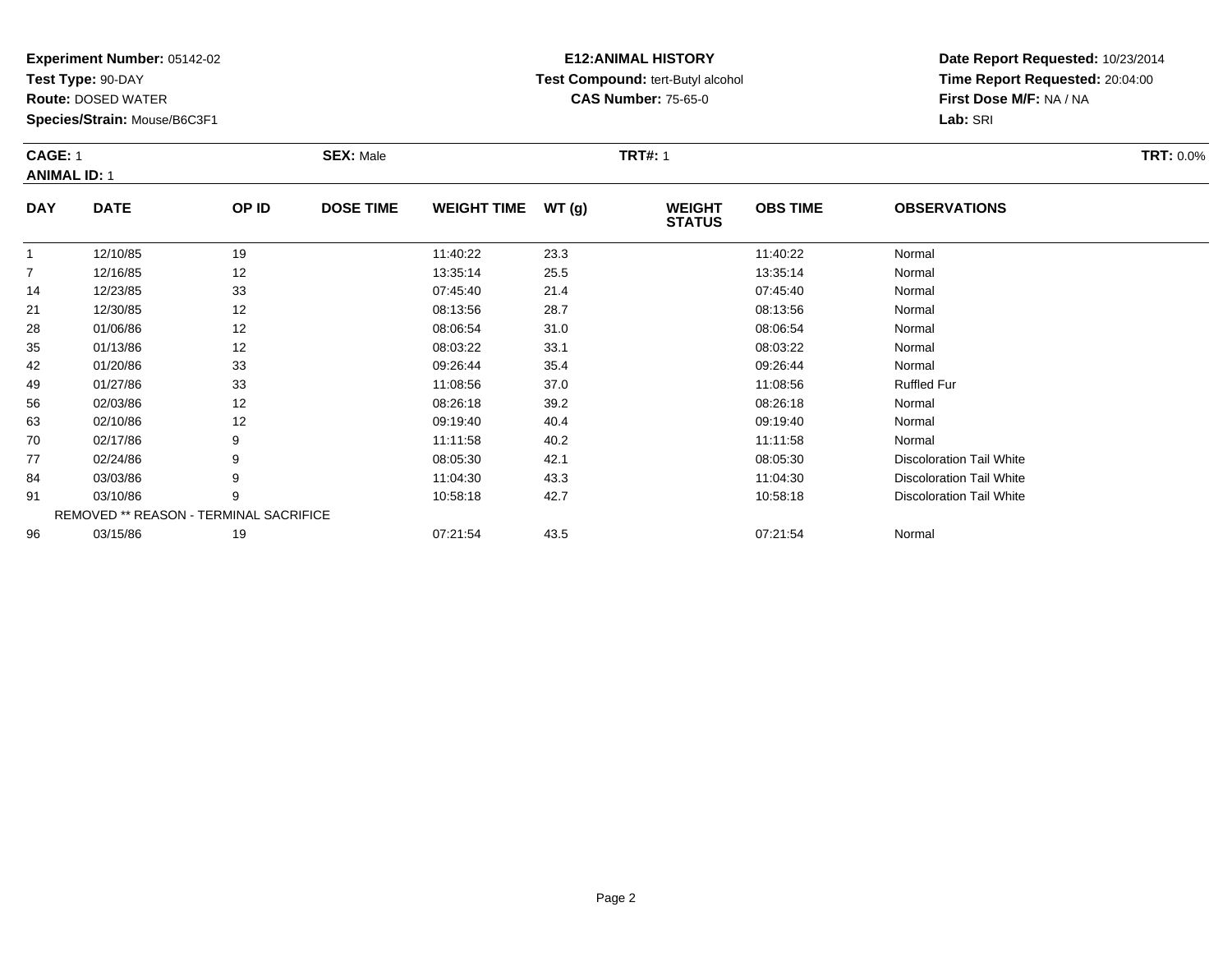**Experiment Number:** 05142-02
**Test Type:** 90-DAY
**Route:** DOSED WATER
**Species/Strain:** Mouse/B6C3F1

**E12:ANIMAL HISTORY**
**Test Compound:** tert-Butyl alcohol
**CAS Number:** 75-65-0

**Date Report Requested:** 10/23/2014
**Time Report Requested:** 20:04:00
**First Dose M/F:** NA / NA
**Lab:** SRI

**CAGE:** 1 **SEX:** Male **TRT#:** 1 **TRT:** 0.0%
**ANIMAL ID:** 1

| DAY | DATE | OP ID | DOSE TIME | WEIGHT TIME | WT (g) | WEIGHT STATUS | OBS TIME | OBSERVATIONS |
|---|---|---|---|---|---|---|---|---|
| 1 | 12/10/85 | 19 | | 11:40:22 | 23.3 | | 11:40:22 | Normal |
| 7 | 12/16/85 | 12 | | 13:35:14 | 25.5 | | 13:35:14 | Normal |
| 14 | 12/23/85 | 33 | | 07:45:40 | 21.4 | | 07:45:40 | Normal |
| 21 | 12/30/85 | 12 | | 08:13:56 | 28.7 | | 08:13:56 | Normal |
| 28 | 01/06/86 | 12 | | 08:06:54 | 31.0 | | 08:06:54 | Normal |
| 35 | 01/13/86 | 12 | | 08:03:22 | 33.1 | | 08:03:22 | Normal |
| 42 | 01/20/86 | 33 | | 09:26:44 | 35.4 | | 09:26:44 | Normal |
| 49 | 01/27/86 | 33 | | 11:08:56 | 37.0 | | 11:08:56 | Ruffled Fur |
| 56 | 02/03/86 | 12 | | 08:26:18 | 39.2 | | 08:26:18 | Normal |
| 63 | 02/10/86 | 12 | | 09:19:40 | 40.4 | | 09:19:40 | Normal |
| 70 | 02/17/86 | 9 | | 11:11:58 | 40.2 | | 11:11:58 | Normal |
| 77 | 02/24/86 | 9 | | 08:05:30 | 42.1 | | 08:05:30 | Discoloration Tail White |
| 84 | 03/03/86 | 9 | | 11:04:30 | 43.3 | | 11:04:30 | Discoloration Tail White |
| 91 | 03/10/86 | 9 | | 10:58:18 | 42.7 | | 10:58:18 | Discoloration Tail White |
| REMOVED ** REASON - TERMINAL SACRIFICE | | | | | | | | |
| 96 | 03/15/86 | 19 | | 07:21:54 | 43.5 | | 07:21:54 | Normal |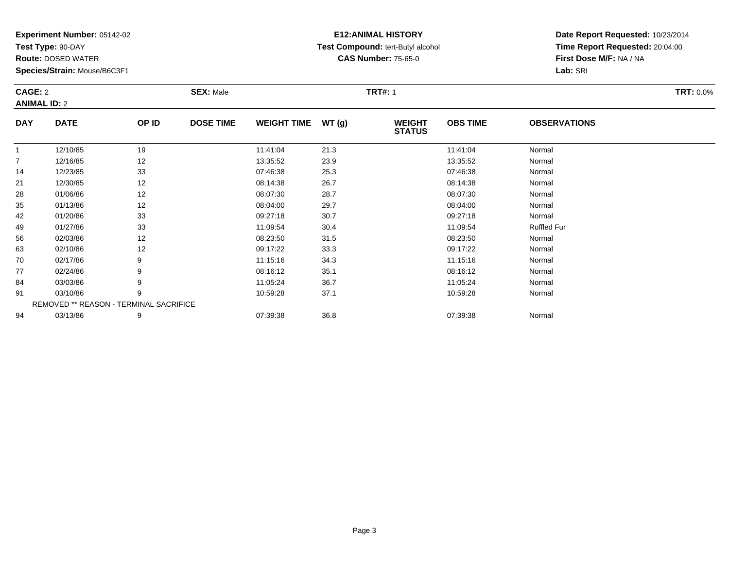**Experiment Number:** 05142-02
**Test Type:** 90-DAY
**Route:** DOSED WATER
**Species/Strain:** Mouse/B6C3F1

**E12:ANIMAL HISTORY**
**Test Compound:** tert-Butyl alcohol
**CAS Number:** 75-65-0

**Date Report Requested:** 10/23/2014
**Time Report Requested:** 20:04:00
**First Dose M/F:** NA / NA
**Lab:** SRI

**CAGE:** 2 **SEX:** Male **TRT#:** 1 **TRT:** 0.0%
**ANIMAL ID:** 2

| DAY | DATE | OP ID | DOSE TIME | WEIGHT TIME | WT (g) | WEIGHT STATUS | OBS TIME | OBSERVATIONS |
|---|---|---|---|---|---|---|---|---|
| 1 | 12/10/85 | 19 | | 11:41:04 | 21.3 | | 11:41:04 | Normal |
| 7 | 12/16/85 | 12 | | 13:35:52 | 23.9 | | 13:35:52 | Normal |
| 14 | 12/23/85 | 33 | | 07:46:38 | 25.3 | | 07:46:38 | Normal |
| 21 | 12/30/85 | 12 | | 08:14:38 | 26.7 | | 08:14:38 | Normal |
| 28 | 01/06/86 | 12 | | 08:07:30 | 28.7 | | 08:07:30 | Normal |
| 35 | 01/13/86 | 12 | | 08:04:00 | 29.7 | | 08:04:00 | Normal |
| 42 | 01/20/86 | 33 | | 09:27:18 | 30.7 | | 09:27:18 | Normal |
| 49 | 01/27/86 | 33 | | 11:09:54 | 30.4 | | 11:09:54 | Ruffled Fur |
| 56 | 02/03/86 | 12 | | 08:23:50 | 31.5 | | 08:23:50 | Normal |
| 63 | 02/10/86 | 12 | | 09:17:22 | 33.3 | | 09:17:22 | Normal |
| 70 | 02/17/86 | 9 | | 11:15:16 | 34.3 | | 11:15:16 | Normal |
| 77 | 02/24/86 | 9 | | 08:16:12 | 35.1 | | 08:16:12 | Normal |
| 84 | 03/03/86 | 9 | | 11:05:24 | 36.7 | | 11:05:24 | Normal |
| 91 | 03/10/86 | 9 | | 10:59:28 | 37.1 | | 10:59:28 | Normal |
| REMOVED ** REASON - TERMINAL SACRIFICE | | | | | | | | |
| 94 | 03/13/86 | 9 | | 07:39:38 | 36.8 | | 07:39:38 | Normal |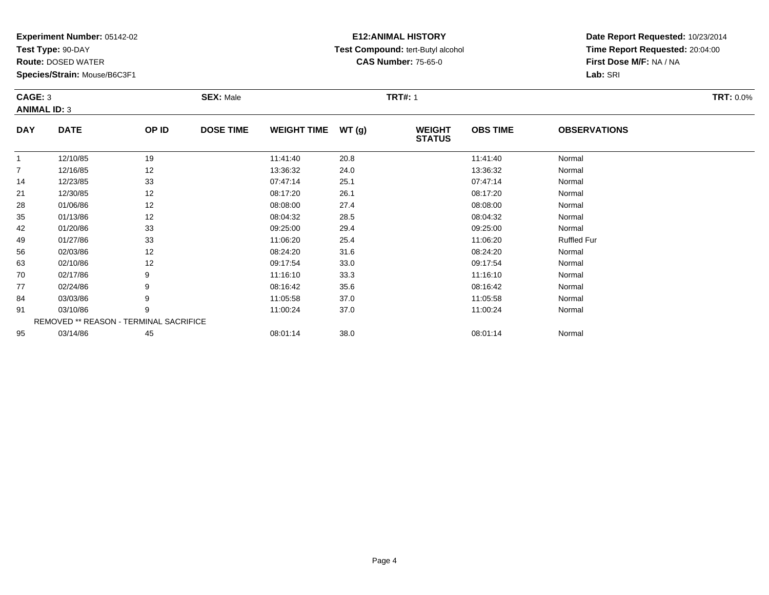**Experiment Number:** 05142-02
**Test Type:** 90-DAY
**Route:** DOSED WATER
**Species/Strain:** Mouse/B6C3F1

**E12:ANIMAL HISTORY**
**Test Compound:** tert-Butyl alcohol
**CAS Number:** 75-65-0

**Date Report Requested:** 10/23/2014
**Time Report Requested:** 20:04:00
**First Dose M/F:** NA / NA
**Lab:** SRI

**CAGE:** 3 **SEX:** Male **TRT#:** 1 **TRT:** 0.0%
**ANIMAL ID:** 3

| DAY | DATE | OP ID | DOSE TIME | WEIGHT TIME | WT (g) | WEIGHT STATUS | OBS TIME | OBSERVATIONS |
|---|---|---|---|---|---|---|---|---|
| 1 | 12/10/85 | 19 | | 11:41:40 | 20.8 | | 11:41:40 | Normal |
| 7 | 12/16/85 | 12 | | 13:36:32 | 24.0 | | 13:36:32 | Normal |
| 14 | 12/23/85 | 33 | | 07:47:14 | 25.1 | | 07:47:14 | Normal |
| 21 | 12/30/85 | 12 | | 08:17:20 | 26.1 | | 08:17:20 | Normal |
| 28 | 01/06/86 | 12 | | 08:08:00 | 27.4 | | 08:08:00 | Normal |
| 35 | 01/13/86 | 12 | | 08:04:32 | 28.5 | | 08:04:32 | Normal |
| 42 | 01/20/86 | 33 | | 09:25:00 | 29.4 | | 09:25:00 | Normal |
| 49 | 01/27/86 | 33 | | 11:06:20 | 25.4 | | 11:06:20 | Ruffled Fur |
| 56 | 02/03/86 | 12 | | 08:24:20 | 31.6 | | 08:24:20 | Normal |
| 63 | 02/10/86 | 12 | | 09:17:54 | 33.0 | | 09:17:54 | Normal |
| 70 | 02/17/86 | 9 | | 11:16:10 | 33.3 | | 11:16:10 | Normal |
| 77 | 02/24/86 | 9 | | 08:16:42 | 35.6 | | 08:16:42 | Normal |
| 84 | 03/03/86 | 9 | | 11:05:58 | 37.0 | | 11:05:58 | Normal |
| 91 | 03/10/86 | 9 | | 11:00:24 | 37.0 | | 11:00:24 | Normal |
| | REMOVED ** REASON - TERMINAL SACRIFICE | | | | | | | |
| 95 | 03/14/86 | 45 | | 08:01:14 | 38.0 | | 08:01:14 | Normal |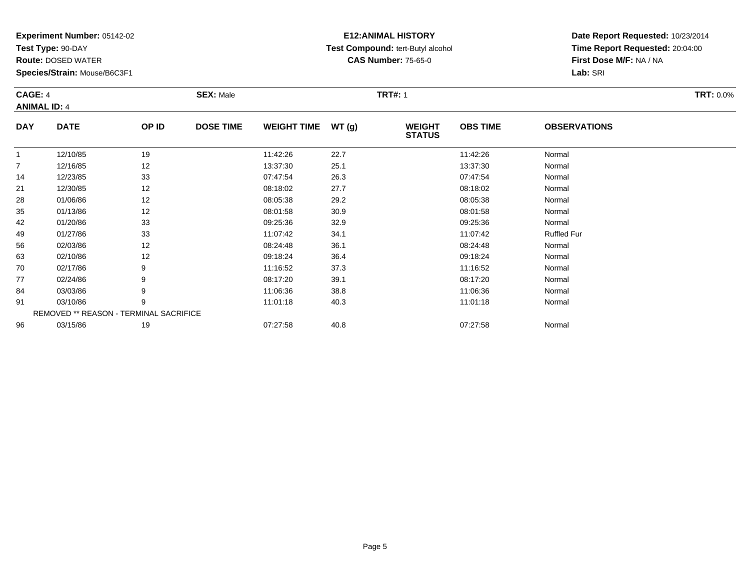**Experiment Number:** 05142-02
**Test Type:** 90-DAY
**Route:** DOSED WATER
**Species/Strain:** Mouse/B6C3F1

**E12:ANIMAL HISTORY**
**Test Compound:** tert-Butyl alcohol
**CAS Number:** 75-65-0

**Date Report Requested:** 10/23/2014
**Time Report Requested:** 20:04:00
**First Dose M/F:** NA / NA
**Lab:** SRI

**CAGE:** 4 **SEX:** Male **TRT#:** 1 **TRT:** 0.0%
**ANIMAL ID:** 4

| DAY | DATE | OP ID | DOSE TIME | WEIGHT TIME | WT (g) | WEIGHT STATUS | OBS TIME | OBSERVATIONS |
|---|---|---|---|---|---|---|---|---|
| 1 | 12/10/85 | 19 | | 11:42:26 | 22.7 | | 11:42:26 | Normal |
| 7 | 12/16/85 | 12 | | 13:37:30 | 25.1 | | 13:37:30 | Normal |
| 14 | 12/23/85 | 33 | | 07:47:54 | 26.3 | | 07:47:54 | Normal |
| 21 | 12/30/85 | 12 | | 08:18:02 | 27.7 | | 08:18:02 | Normal |
| 28 | 01/06/86 | 12 | | 08:05:38 | 29.2 | | 08:05:38 | Normal |
| 35 | 01/13/86 | 12 | | 08:01:58 | 30.9 | | 08:01:58 | Normal |
| 42 | 01/20/86 | 33 | | 09:25:36 | 32.9 | | 09:25:36 | Normal |
| 49 | 01/27/86 | 33 | | 11:07:42 | 34.1 | | 11:07:42 | Ruffled Fur |
| 56 | 02/03/86 | 12 | | 08:24:48 | 36.1 | | 08:24:48 | Normal |
| 63 | 02/10/86 | 12 | | 09:18:24 | 36.4 | | 09:18:24 | Normal |
| 70 | 02/17/86 | 9 | | 11:16:52 | 37.3 | | 11:16:52 | Normal |
| 77 | 02/24/86 | 9 | | 08:17:20 | 39.1 | | 08:17:20 | Normal |
| 84 | 03/03/86 | 9 | | 11:06:36 | 38.8 | | 11:06:36 | Normal |
| 91 | 03/10/86 | 9 | | 11:01:18 | 40.3 | | 11:01:18 | Normal |
| REMOVED ** REASON - TERMINAL SACRIFICE | | | | | | | | |
| 96 | 03/15/86 | 19 | | 07:27:58 | 40.8 | | 07:27:58 | Normal |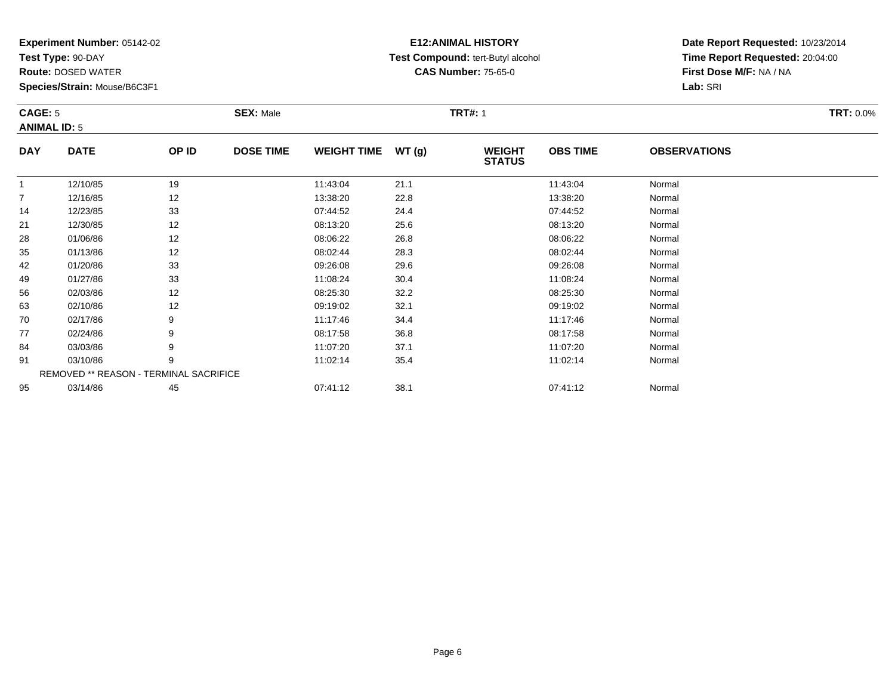**Experiment Number:** 05142-02
**Test Type:** 90-DAY
**Route:** DOSED WATER
**Species/Strain:** Mouse/B6C3F1

**E12:ANIMAL HISTORY**
**Test Compound:** tert-Butyl alcohol
**CAS Number:** 75-65-0

**Date Report Requested:** 10/23/2014
**Time Report Requested:** 20:04:00
**First Dose M/F:** NA / NA
**Lab:** SRI

**CAGE:** 5 **SEX:** Male **TRT#:** 1 **TRT:** 0.0%
**ANIMAL ID:** 5

| DAY | DATE | OP ID | DOSE TIME | WEIGHT TIME | WT (g) | WEIGHT STATUS | OBS TIME | OBSERVATIONS |
|---|---|---|---|---|---|---|---|---|
| 1 | 12/10/85 | 19 | | 11:43:04 | 21.1 | | 11:43:04 | Normal |
| 7 | 12/16/85 | 12 | | 13:38:20 | 22.8 | | 13:38:20 | Normal |
| 14 | 12/23/85 | 33 | | 07:44:52 | 24.4 | | 07:44:52 | Normal |
| 21 | 12/30/85 | 12 | | 08:13:20 | 25.6 | | 08:13:20 | Normal |
| 28 | 01/06/86 | 12 | | 08:06:22 | 26.8 | | 08:06:22 | Normal |
| 35 | 01/13/86 | 12 | | 08:02:44 | 28.3 | | 08:02:44 | Normal |
| 42 | 01/20/86 | 33 | | 09:26:08 | 29.6 | | 09:26:08 | Normal |
| 49 | 01/27/86 | 33 | | 11:08:24 | 30.4 | | 11:08:24 | Normal |
| 56 | 02/03/86 | 12 | | 08:25:30 | 32.2 | | 08:25:30 | Normal |
| 63 | 02/10/86 | 12 | | 09:19:02 | 32.1 | | 09:19:02 | Normal |
| 70 | 02/17/86 | 9 | | 11:17:46 | 34.4 | | 11:17:46 | Normal |
| 77 | 02/24/86 | 9 | | 08:17:58 | 36.8 | | 08:17:58 | Normal |
| 84 | 03/03/86 | 9 | | 11:07:20 | 37.1 | | 11:07:20 | Normal |
| 91 | 03/10/86 | 9 | | 11:02:14 | 35.4 | | 11:02:14 | Normal |
| REMOVED ** REASON - TERMINAL SACRIFICE | | | | | | | | |
| 95 | 03/14/86 | 45 | | 07:41:12 | 38.1 | | 07:41:12 | Normal |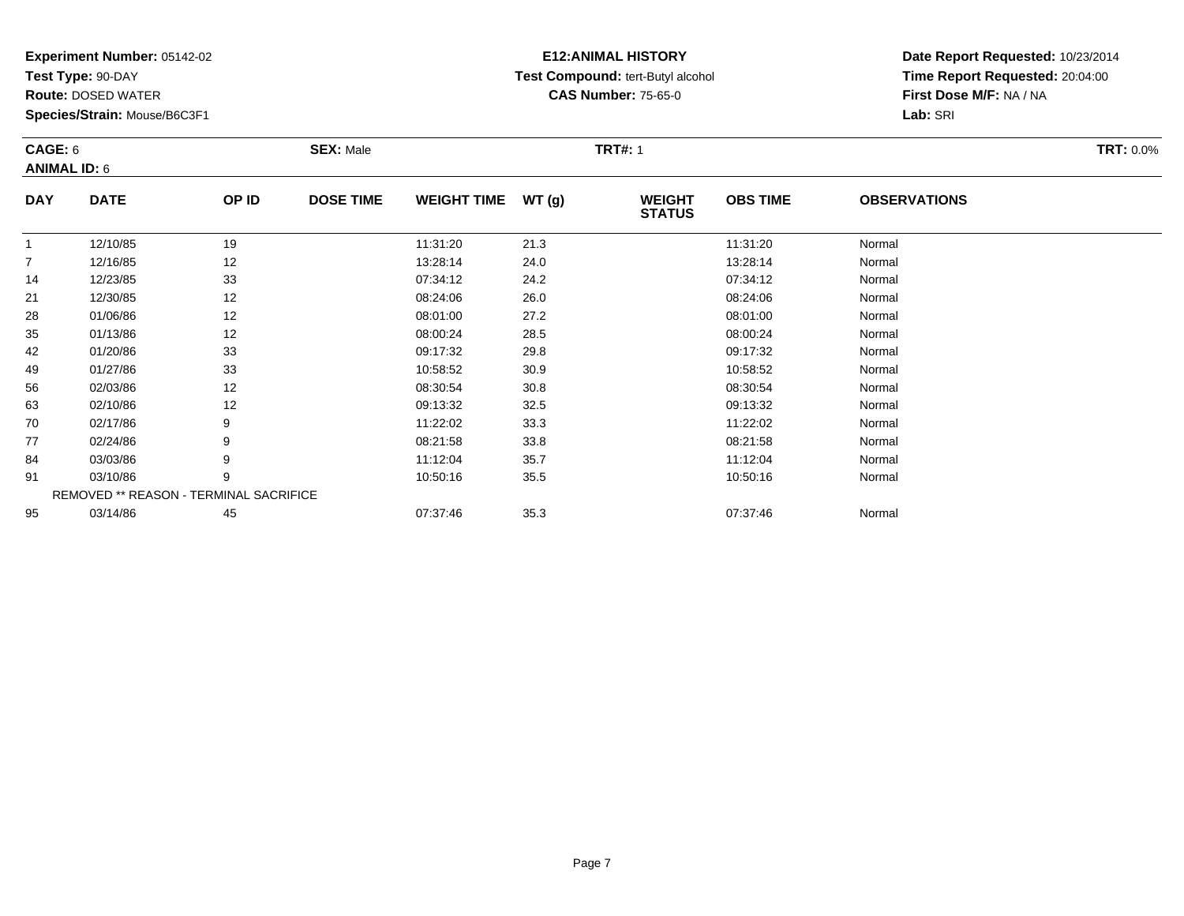**Experiment Number:** 05142-02
**Test Type:** 90-DAY
**Route:** DOSED WATER
**Species/Strain:** Mouse/B6C3F1

**E12:ANIMAL HISTORY**
**Test Compound:** tert-Butyl alcohol
**CAS Number:** 75-65-0

**Date Report Requested:** 10/23/2014
**Time Report Requested:** 20:04:00
**First Dose M/F:** NA / NA
**Lab:** SRI

**CAGE:** 6 **SEX:** Male **TRT#:** 1 **TRT:** 0.0%
**ANIMAL ID:** 6

| DAY | DATE | OP ID | DOSE TIME | WEIGHT TIME | WT (g) | WEIGHT STATUS | OBS TIME | OBSERVATIONS |
|---|---|---|---|---|---|---|---|---|
| 1 | 12/10/85 | 19 | | 11:31:20 | 21.3 | | 11:31:20 | Normal |
| 7 | 12/16/85 | 12 | | 13:28:14 | 24.0 | | 13:28:14 | Normal |
| 14 | 12/23/85 | 33 | | 07:34:12 | 24.2 | | 07:34:12 | Normal |
| 21 | 12/30/85 | 12 | | 08:24:06 | 26.0 | | 08:24:06 | Normal |
| 28 | 01/06/86 | 12 | | 08:01:00 | 27.2 | | 08:01:00 | Normal |
| 35 | 01/13/86 | 12 | | 08:00:24 | 28.5 | | 08:00:24 | Normal |
| 42 | 01/20/86 | 33 | | 09:17:32 | 29.8 | | 09:17:32 | Normal |
| 49 | 01/27/86 | 33 | | 10:58:52 | 30.9 | | 10:58:52 | Normal |
| 56 | 02/03/86 | 12 | | 08:30:54 | 30.8 | | 08:30:54 | Normal |
| 63 | 02/10/86 | 12 | | 09:13:32 | 32.5 | | 09:13:32 | Normal |
| 70 | 02/17/86 | 9 | | 11:22:02 | 33.3 | | 11:22:02 | Normal |
| 77 | 02/24/86 | 9 | | 08:21:58 | 33.8 | | 08:21:58 | Normal |
| 84 | 03/03/86 | 9 | | 11:12:04 | 35.7 | | 11:12:04 | Normal |
| 91 | 03/10/86 | 9 | | 10:50:16 | 35.5 | | 10:50:16 | Normal |
| REMOVED ** REASON - TERMINAL SACRIFICE | | | | | | | | |
| 95 | 03/14/86 | 45 | | 07:37:46 | 35.3 | | 07:37:46 | Normal |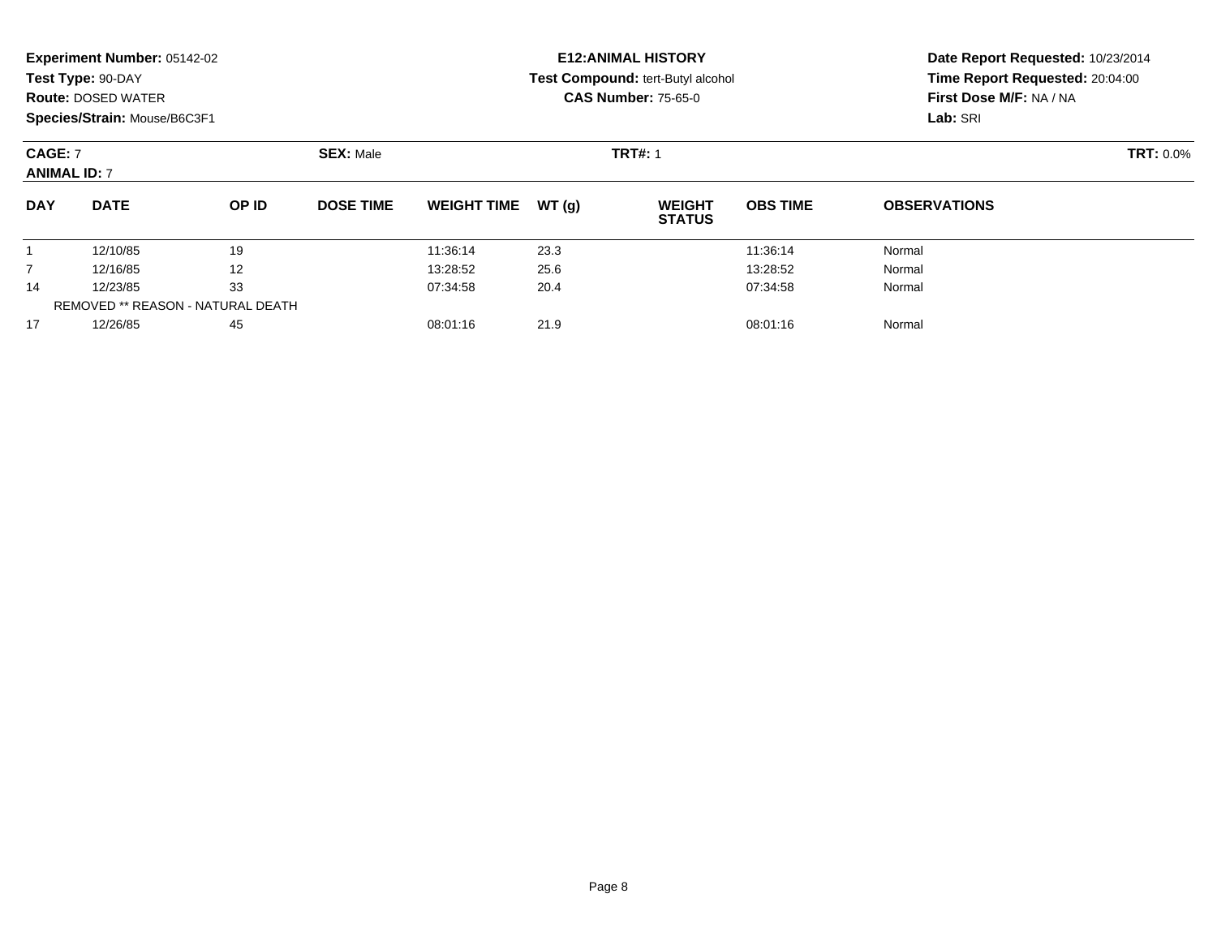**Experiment Number:** 05142-02
**Test Type:** 90-DAY
**Route:** DOSED WATER
**Species/Strain:** Mouse/B6C3F1

**E12:ANIMAL HISTORY**
**Test Compound:** tert-Butyl alcohol
**CAS Number:** 75-65-0

**Date Report Requested:** 10/23/2014
**Time Report Requested:** 20:04:00
**First Dose M/F:** NA / NA
**Lab:** SRI

**CAGE:** 7 **SEX:** Male **TRT#:** 1 **TRT:** 0.0%
**ANIMAL ID:** 7

| DAY | DATE | OP ID | DOSE TIME | WEIGHT TIME | WT (g) | WEIGHT STATUS | OBS TIME | OBSERVATIONS |
|---|---|---|---|---|---|---|---|---|
| 1 | 12/10/85 | 19 | | 11:36:14 | 23.3 | | 11:36:14 | Normal |
| 7 | 12/16/85 | 12 | | 13:28:52 | 25.6 | | 13:28:52 | Normal |
| 14 | 12/23/85 | 33 | | 07:34:58 | 20.4 | | 07:34:58 | Normal |
| REMOVED ** REASON - NATURAL DEATH | | | | | | | | |
| 17 | 12/26/85 | 45 | | 08:01:16 | 21.9 | | 08:01:16 | Normal |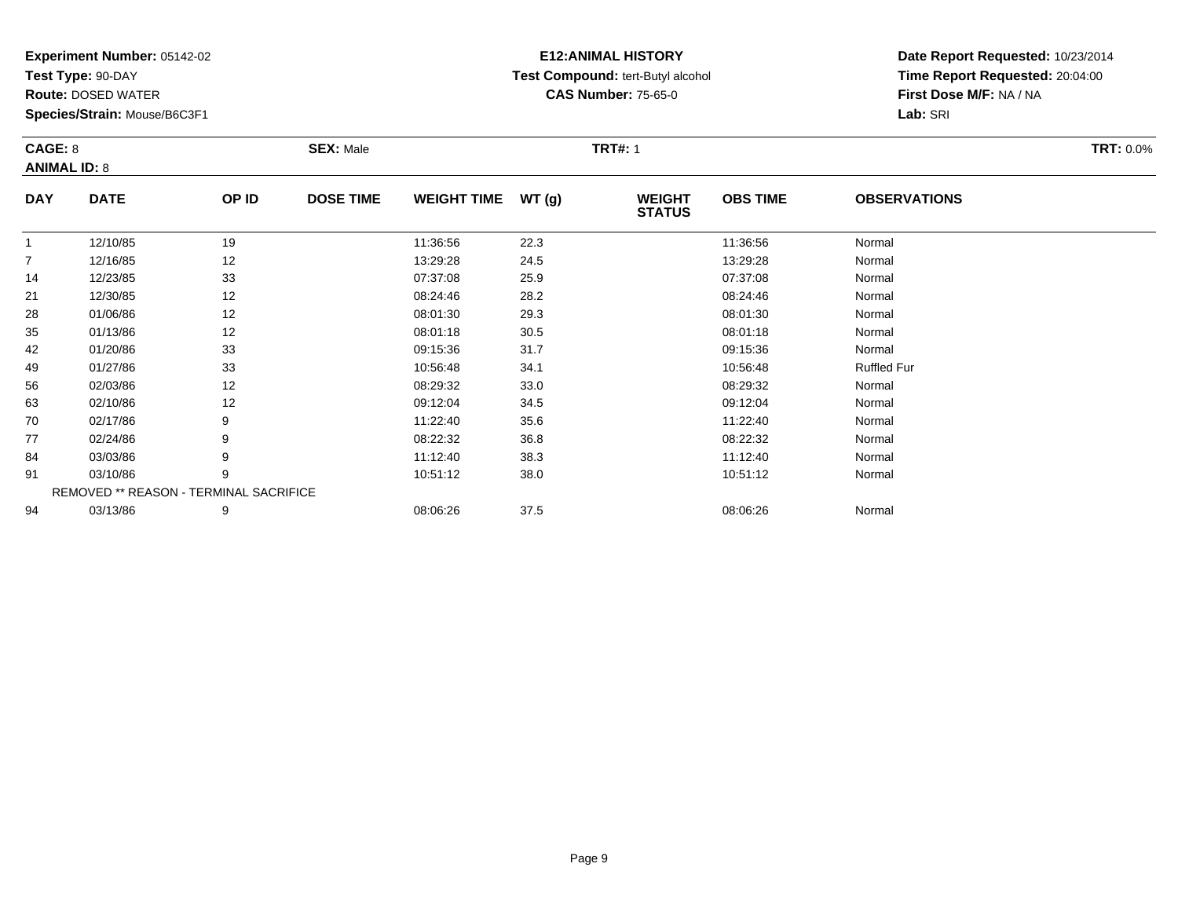**Experiment Number:** 05142-02
**Test Type:** 90-DAY
**Route:** DOSED WATER
**Species/Strain:** Mouse/B6C3F1

**E12:ANIMAL HISTORY**
**Test Compound:** tert-Butyl alcohol
**CAS Number:** 75-65-0

**Date Report Requested:** 10/23/2014
**Time Report Requested:** 20:04:00
**First Dose M/F:** NA / NA
**Lab:** SRI

**CAGE:** 8 **SEX:** Male **TRT#:** 1 **TRT:** 0.0%
**ANIMAL ID:** 8

| DAY | DATE | OP ID | DOSE TIME | WEIGHT TIME | WT (g) | WEIGHT STATUS | OBS TIME | OBSERVATIONS |
|---|---|---|---|---|---|---|---|---|
| 1 | 12/10/85 | 19 | | 11:36:56 | 22.3 | | 11:36:56 | Normal |
| 7 | 12/16/85 | 12 | | 13:29:28 | 24.5 | | 13:29:28 | Normal |
| 14 | 12/23/85 | 33 | | 07:37:08 | 25.9 | | 07:37:08 | Normal |
| 21 | 12/30/85 | 12 | | 08:24:46 | 28.2 | | 08:24:46 | Normal |
| 28 | 01/06/86 | 12 | | 08:01:30 | 29.3 | | 08:01:30 | Normal |
| 35 | 01/13/86 | 12 | | 08:01:18 | 30.5 | | 08:01:18 | Normal |
| 42 | 01/20/86 | 33 | | 09:15:36 | 31.7 | | 09:15:36 | Normal |
| 49 | 01/27/86 | 33 | | 10:56:48 | 34.1 | | 10:56:48 | Ruffled Fur |
| 56 | 02/03/86 | 12 | | 08:29:32 | 33.0 | | 08:29:32 | Normal |
| 63 | 02/10/86 | 12 | | 09:12:04 | 34.5 | | 09:12:04 | Normal |
| 70 | 02/17/86 | 9 | | 11:22:40 | 35.6 | | 11:22:40 | Normal |
| 77 | 02/24/86 | 9 | | 08:22:32 | 36.8 | | 08:22:32 | Normal |
| 84 | 03/03/86 | 9 | | 11:12:40 | 38.3 | | 11:12:40 | Normal |
| 91 | 03/10/86 | 9 | | 10:51:12 | 38.0 | | 10:51:12 | Normal |
| REMOVED ** REASON - TERMINAL SACRIFICE | | | | | | | | |
| 94 | 03/13/86 | 9 | | 08:06:26 | 37.5 | | 08:06:26 | Normal |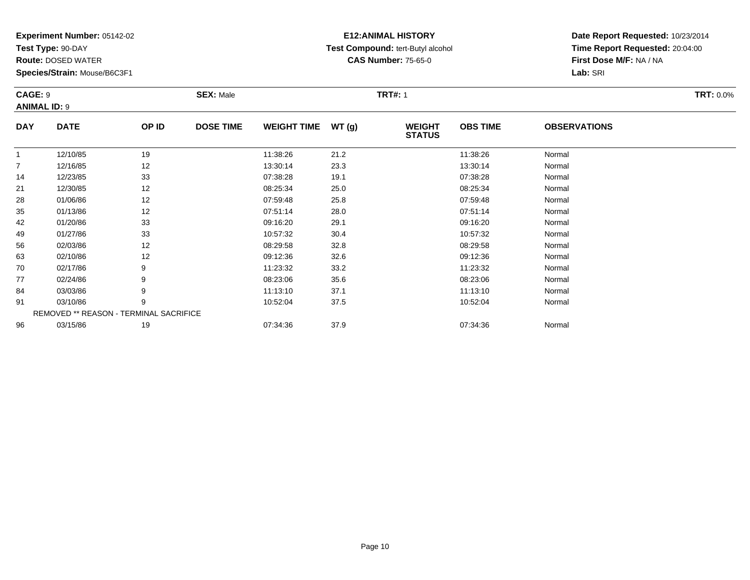**Experiment Number:** 05142-02
**Test Type:** 90-DAY
**Route:** DOSED WATER
**Species/Strain:** Mouse/B6C3F1

**E12:ANIMAL HISTORY**
**Test Compound:** tert-Butyl alcohol
**CAS Number:** 75-65-0

**Date Report Requested:** 10/23/2014
**Time Report Requested:** 20:04:00
**First Dose M/F:** NA / NA
**Lab:** SRI

**CAGE:** 9 **SEX:** Male **TRT#:** 1 **TRT:** 0.0%
**ANIMAL ID:** 9

| DAY | DATE | OP ID | DOSE TIME | WEIGHT TIME | WT (g) | WEIGHT STATUS | OBS TIME | OBSERVATIONS |
|---|---|---|---|---|---|---|---|---|
| 1 | 12/10/85 | 19 | | 11:38:26 | 21.2 | | 11:38:26 | Normal |
| 7 | 12/16/85 | 12 | | 13:30:14 | 23.3 | | 13:30:14 | Normal |
| 14 | 12/23/85 | 33 | | 07:38:28 | 19.1 | | 07:38:28 | Normal |
| 21 | 12/30/85 | 12 | | 08:25:34 | 25.0 | | 08:25:34 | Normal |
| 28 | 01/06/86 | 12 | | 07:59:48 | 25.8 | | 07:59:48 | Normal |
| 35 | 01/13/86 | 12 | | 07:51:14 | 28.0 | | 07:51:14 | Normal |
| 42 | 01/20/86 | 33 | | 09:16:20 | 29.1 | | 09:16:20 | Normal |
| 49 | 01/27/86 | 33 | | 10:57:32 | 30.4 | | 10:57:32 | Normal |
| 56 | 02/03/86 | 12 | | 08:29:58 | 32.8 | | 08:29:58 | Normal |
| 63 | 02/10/86 | 12 | | 09:12:36 | 32.6 | | 09:12:36 | Normal |
| 70 | 02/17/86 | 9 | | 11:23:32 | 33.2 | | 11:23:32 | Normal |
| 77 | 02/24/86 | 9 | | 08:23:06 | 35.6 | | 08:23:06 | Normal |
| 84 | 03/03/86 | 9 | | 11:13:10 | 37.1 | | 11:13:10 | Normal |
| 91 | 03/10/86 | 9 | | 10:52:04 | 37.5 | | 10:52:04 | Normal |
| | REMOVED ** REASON - TERMINAL SACRIFICE | | | | | | | |
| 96 | 03/15/86 | 19 | | 07:34:36 | 37.9 | | 07:34:36 | Normal |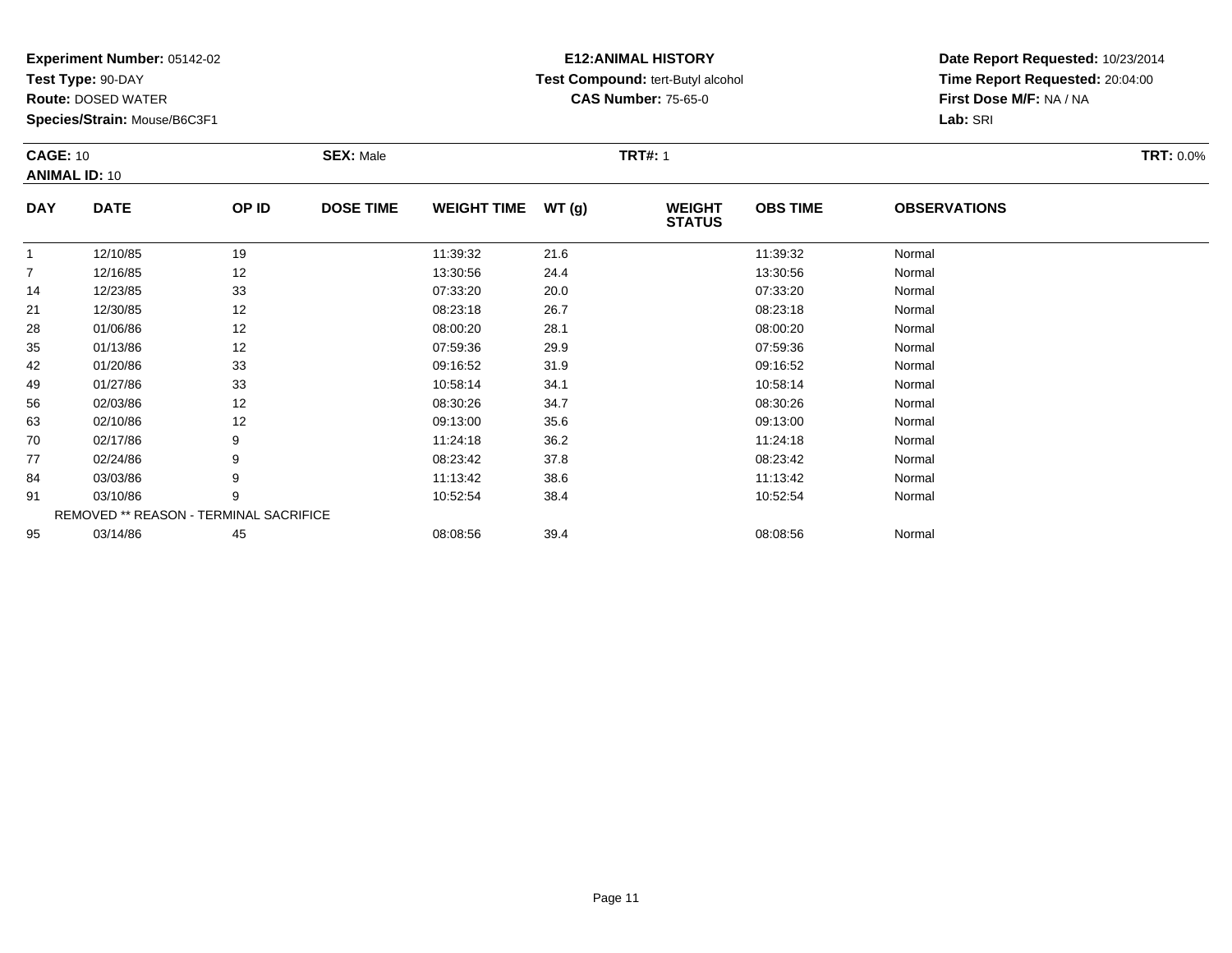**Experiment Number:** 05142-02
**Test Type:** 90-DAY
**Route:** DOSED WATER
**Species/Strain:** Mouse/B6C3F1

**E12:ANIMAL HISTORY**
**Test Compound:** tert-Butyl alcohol
**CAS Number:** 75-65-0

**Date Report Requested:** 10/23/2014
**Time Report Requested:** 20:04:00
**First Dose M/F:** NA / NA
**Lab:** SRI

**CAGE:** 10 **SEX:** Male **TRT#:** 1 **TRT:** 0.0%
**ANIMAL ID:** 10

| DAY | DATE | OP ID | DOSE TIME | WEIGHT TIME | WT (g) | WEIGHT STATUS | OBS TIME | OBSERVATIONS |
|---|---|---|---|---|---|---|---|---|
| 1 | 12/10/85 | 19 | | 11:39:32 | 21.6 | | 11:39:32 | Normal |
| 7 | 12/16/85 | 12 | | 13:30:56 | 24.4 | | 13:30:56 | Normal |
| 14 | 12/23/85 | 33 | | 07:33:20 | 20.0 | | 07:33:20 | Normal |
| 21 | 12/30/85 | 12 | | 08:23:18 | 26.7 | | 08:23:18 | Normal |
| 28 | 01/06/86 | 12 | | 08:00:20 | 28.1 | | 08:00:20 | Normal |
| 35 | 01/13/86 | 12 | | 07:59:36 | 29.9 | | 07:59:36 | Normal |
| 42 | 01/20/86 | 33 | | 09:16:52 | 31.9 | | 09:16:52 | Normal |
| 49 | 01/27/86 | 33 | | 10:58:14 | 34.1 | | 10:58:14 | Normal |
| 56 | 02/03/86 | 12 | | 08:30:26 | 34.7 | | 08:30:26 | Normal |
| 63 | 02/10/86 | 12 | | 09:13:00 | 35.6 | | 09:13:00 | Normal |
| 70 | 02/17/86 | 9 | | 11:24:18 | 36.2 | | 11:24:18 | Normal |
| 77 | 02/24/86 | 9 | | 08:23:42 | 37.8 | | 08:23:42 | Normal |
| 84 | 03/03/86 | 9 | | 11:13:42 | 38.6 | | 11:13:42 | Normal |
| 91 | 03/10/86 | 9 | | 10:52:54 | 38.4 | | 10:52:54 | Normal |
| | REMOVED ** REASON - TERMINAL SACRIFICE | | | | | | | |
| 95 | 03/14/86 | 45 | | 08:08:56 | 39.4 | | 08:08:56 | Normal |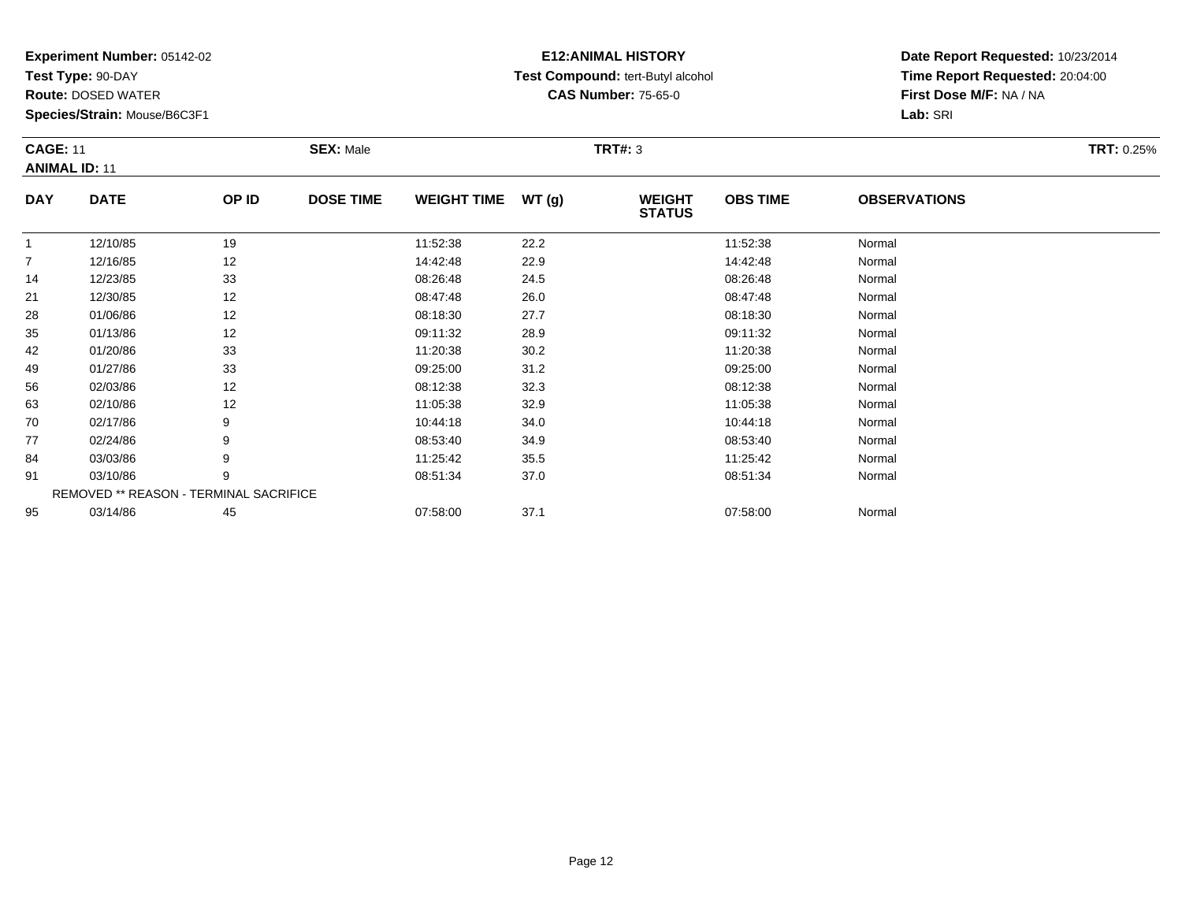**Experiment Number:** 05142-02
**Test Type:** 90-DAY
**Route:** DOSED WATER
**Species/Strain:** Mouse/B6C3F1

# E12:ANIMAL HISTORY

**Test Compound:** tert-Butyl alcohol
**CAS Number:** 75-65-0

**Date Report Requested:** 10/23/2014
**Time Report Requested:** 20:04:00
**First Dose M/F:** NA / NA
**Lab:** SRI

**CAGE:** 11 **SEX:** Male **TRT#:** 3 **TRT:** 0.25%
**ANIMAL ID:** 11

| DAY | DATE | OP ID | DOSE TIME | WEIGHT TIME | WT (g) | WEIGHT STATUS | OBS TIME | OBSERVATIONS |
|---|---|---|---|---|---|---|---|---|
| 1 | 12/10/85 | 19 | | 11:52:38 | 22.2 | | 11:52:38 | Normal |
| 7 | 12/16/85 | 12 | | 14:42:48 | 22.9 | | 14:42:48 | Normal |
| 14 | 12/23/85 | 33 | | 08:26:48 | 24.5 | | 08:26:48 | Normal |
| 21 | 12/30/85 | 12 | | 08:47:48 | 26.0 | | 08:47:48 | Normal |
| 28 | 01/06/86 | 12 | | 08:18:30 | 27.7 | | 08:18:30 | Normal |
| 35 | 01/13/86 | 12 | | 09:11:32 | 28.9 | | 09:11:32 | Normal |
| 42 | 01/20/86 | 33 | | 11:20:38 | 30.2 | | 11:20:38 | Normal |
| 49 | 01/27/86 | 33 | | 09:25:00 | 31.2 | | 09:25:00 | Normal |
| 56 | 02/03/86 | 12 | | 08:12:38 | 32.3 | | 08:12:38 | Normal |
| 63 | 02/10/86 | 12 | | 11:05:38 | 32.9 | | 11:05:38 | Normal |
| 70 | 02/17/86 | 9 | | 10:44:18 | 34.0 | | 10:44:18 | Normal |
| 77 | 02/24/86 | 9 | | 08:53:40 | 34.9 | | 08:53:40 | Normal |
| 84 | 03/03/86 | 9 | | 11:25:42 | 35.5 | | 11:25:42 | Normal |
| 91 | 03/10/86 | 9 | | 08:51:34 | 37.0 | | 08:51:34 | Normal |
| | REMOVED ** REASON - TERMINAL SACRIFICE | | | | | | | |
| 95 | 03/14/86 | 45 | | 07:58:00 | 37.1 | | 07:58:00 | Normal |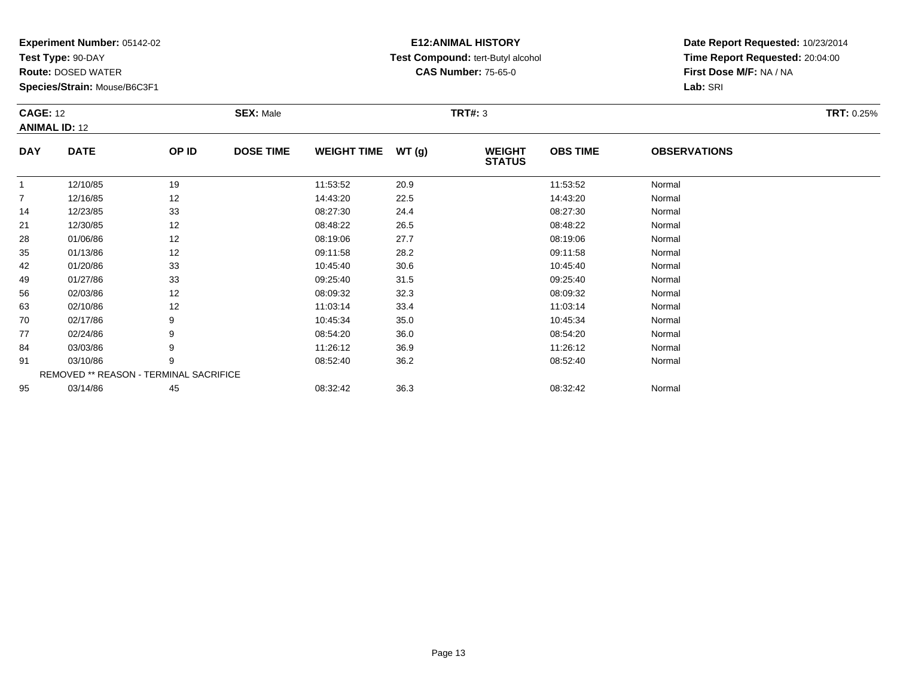**Experiment Number:** 05142-02
**Test Type:** 90-DAY
**Route:** DOSED WATER
**Species/Strain:** Mouse/B6C3F1

**E12:ANIMAL HISTORY**
**Test Compound:** tert-Butyl alcohol
**CAS Number:** 75-65-0

**Date Report Requested:** 10/23/2014
**Time Report Requested:** 20:04:00
**First Dose M/F:** NA / NA
**Lab:** SRI

**CAGE:** 12 **SEX:** Male **TRT#:** 3 **TRT:** 0.25%
**ANIMAL ID:** 12

| DAY | DATE | OP ID | DOSE TIME | WEIGHT TIME | WT (g) | WEIGHT STATUS | OBS TIME | OBSERVATIONS |
|---|---|---|---|---|---|---|---|---|
| 1 | 12/10/85 | 19 | | 11:53:52 | 20.9 | | 11:53:52 | Normal |
| 7 | 12/16/85 | 12 | | 14:43:20 | 22.5 | | 14:43:20 | Normal |
| 14 | 12/23/85 | 33 | | 08:27:30 | 24.4 | | 08:27:30 | Normal |
| 21 | 12/30/85 | 12 | | 08:48:22 | 26.5 | | 08:48:22 | Normal |
| 28 | 01/06/86 | 12 | | 08:19:06 | 27.7 | | 08:19:06 | Normal |
| 35 | 01/13/86 | 12 | | 09:11:58 | 28.2 | | 09:11:58 | Normal |
| 42 | 01/20/86 | 33 | | 10:45:40 | 30.6 | | 10:45:40 | Normal |
| 49 | 01/27/86 | 33 | | 09:25:40 | 31.5 | | 09:25:40 | Normal |
| 56 | 02/03/86 | 12 | | 08:09:32 | 32.3 | | 08:09:32 | Normal |
| 63 | 02/10/86 | 12 | | 11:03:14 | 33.4 | | 11:03:14 | Normal |
| 70 | 02/17/86 | 9 | | 10:45:34 | 35.0 | | 10:45:34 | Normal |
| 77 | 02/24/86 | 9 | | 08:54:20 | 36.0 | | 08:54:20 | Normal |
| 84 | 03/03/86 | 9 | | 11:26:12 | 36.9 | | 11:26:12 | Normal |
| 91 | 03/10/86 | 9 | | 08:52:40 | 36.2 | | 08:52:40 | Normal |
| | REMOVED ** REASON - TERMINAL SACRIFICE | | | | | | | |
| 95 | 03/14/86 | 45 | | 08:32:42 | 36.3 | | 08:32:42 | Normal |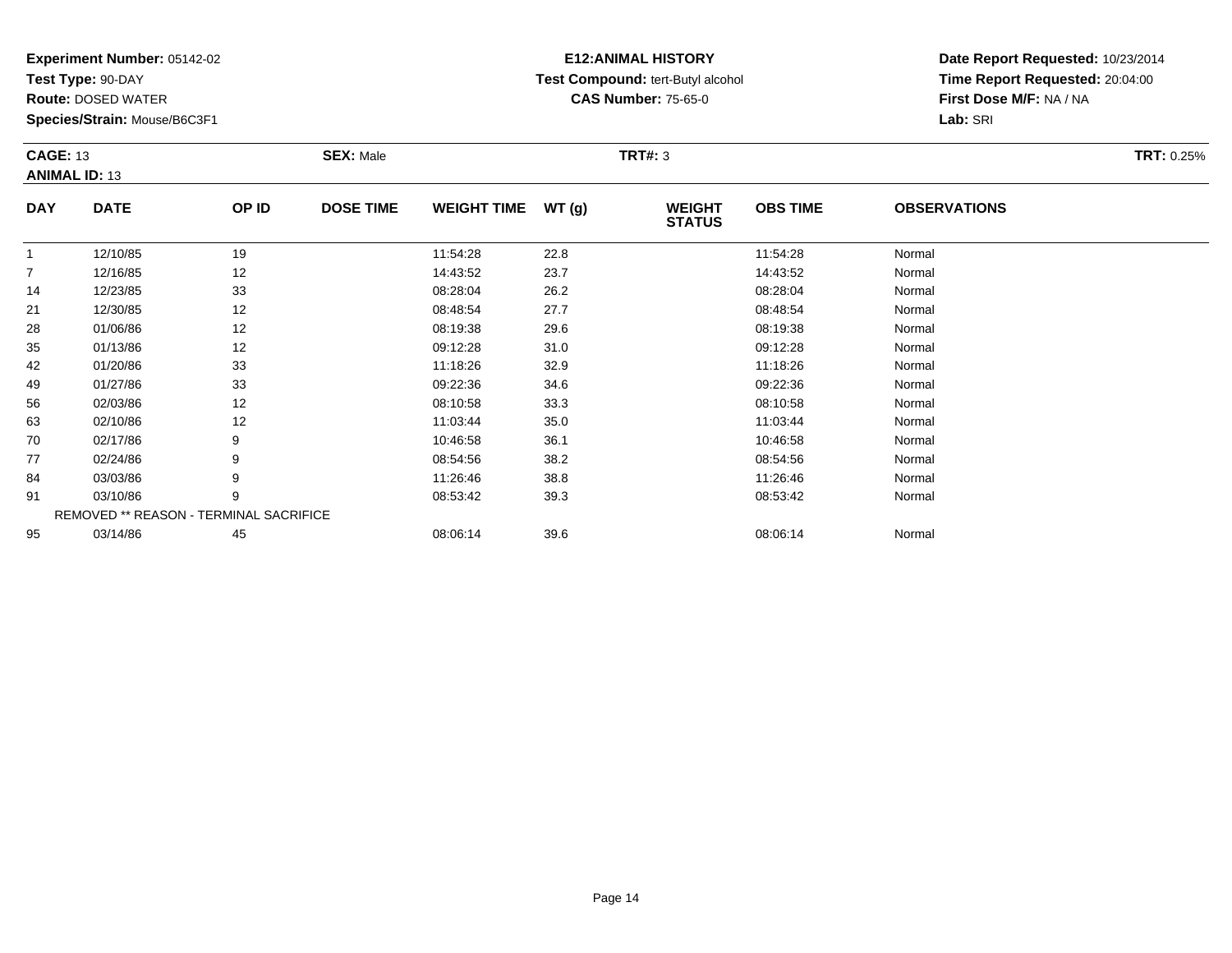**Experiment Number:** 05142-02
**Test Type:** 90-DAY
**Route:** DOSED WATER
**Species/Strain:** Mouse/B6C3F1

**E12:ANIMAL HISTORY**
**Test Compound:** tert-Butyl alcohol
**CAS Number:** 75-65-0

**Date Report Requested:** 10/23/2014
**Time Report Requested:** 20:04:00
**First Dose M/F:** NA / NA
**Lab:** SRI

**CAGE:** 13 **SEX:** Male **TRT#:** 3 **TRT:** 0.25%
**ANIMAL ID:** 13

| DAY | DATE | OP ID | DOSE TIME | WEIGHT TIME | WT (g) | WEIGHT STATUS | OBS TIME | OBSERVATIONS |
|---|---|---|---|---|---|---|---|---|
| 1 | 12/10/85 | 19 | | 11:54:28 | 22.8 | | 11:54:28 | Normal |
| 7 | 12/16/85 | 12 | | 14:43:52 | 23.7 | | 14:43:52 | Normal |
| 14 | 12/23/85 | 33 | | 08:28:04 | 26.2 | | 08:28:04 | Normal |
| 21 | 12/30/85 | 12 | | 08:48:54 | 27.7 | | 08:48:54 | Normal |
| 28 | 01/06/86 | 12 | | 08:19:38 | 29.6 | | 08:19:38 | Normal |
| 35 | 01/13/86 | 12 | | 09:12:28 | 31.0 | | 09:12:28 | Normal |
| 42 | 01/20/86 | 33 | | 11:18:26 | 32.9 | | 11:18:26 | Normal |
| 49 | 01/27/86 | 33 | | 09:22:36 | 34.6 | | 09:22:36 | Normal |
| 56 | 02/03/86 | 12 | | 08:10:58 | 33.3 | | 08:10:58 | Normal |
| 63 | 02/10/86 | 12 | | 11:03:44 | 35.0 | | 11:03:44 | Normal |
| 70 | 02/17/86 | 9 | | 10:46:58 | 36.1 | | 10:46:58 | Normal |
| 77 | 02/24/86 | 9 | | 08:54:56 | 38.2 | | 08:54:56 | Normal |
| 84 | 03/03/86 | 9 | | 11:26:46 | 38.8 | | 11:26:46 | Normal |
| 91 | 03/10/86 | 9 | | 08:53:42 | 39.3 | | 08:53:42 | Normal |
| REMOVED ** REASON - TERMINAL SACRIFICE | | | | | | | | |
| 95 | 03/14/86 | 45 | | 08:06:14 | 39.6 | | 08:06:14 | Normal |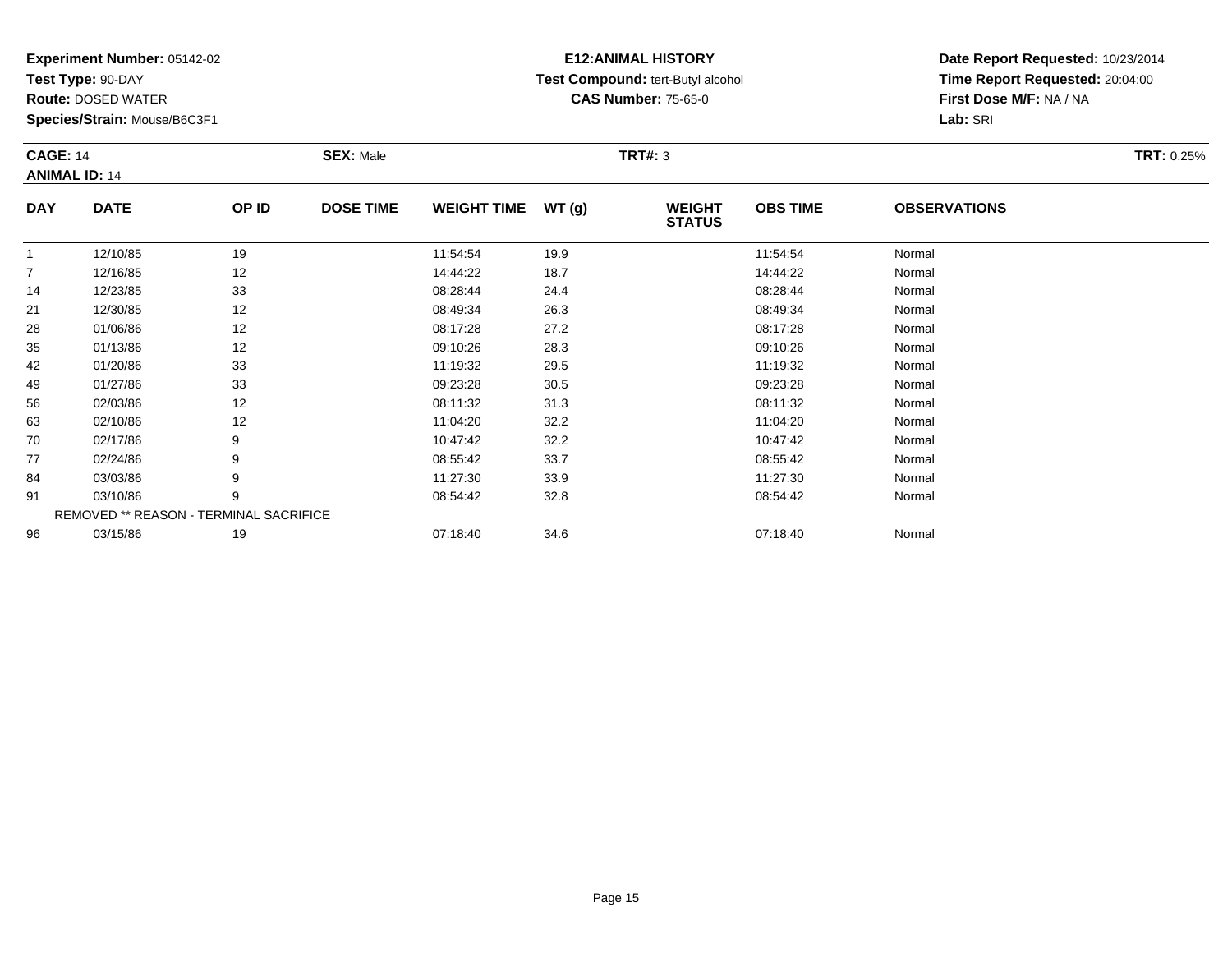**Experiment Number:** 05142-02
**Test Type:** 90-DAY
**Route:** DOSED WATER
**Species/Strain:** Mouse/B6C3F1

**E12:ANIMAL HISTORY**
**Test Compound:** tert-Butyl alcohol
**CAS Number:** 75-65-0

**Date Report Requested:** 10/23/2014
**Time Report Requested:** 20:04:00
**First Dose M/F:** NA / NA
**Lab:** SRI

**CAGE:** 14 **SEX:** Male **TRT#:** 3 **TRT:** 0.25%
**ANIMAL ID:** 14

| DAY | DATE | OP ID | DOSE TIME | WEIGHT TIME | WT (g) | WEIGHT STATUS | OBS TIME | OBSERVATIONS |
|---|---|---|---|---|---|---|---|---|
| 1 | 12/10/85 | 19 | | 11:54:54 | 19.9 | | 11:54:54 | Normal |
| 7 | 12/16/85 | 12 | | 14:44:22 | 18.7 | | 14:44:22 | Normal |
| 14 | 12/23/85 | 33 | | 08:28:44 | 24.4 | | 08:28:44 | Normal |
| 21 | 12/30/85 | 12 | | 08:49:34 | 26.3 | | 08:49:34 | Normal |
| 28 | 01/06/86 | 12 | | 08:17:28 | 27.2 | | 08:17:28 | Normal |
| 35 | 01/13/86 | 12 | | 09:10:26 | 28.3 | | 09:10:26 | Normal |
| 42 | 01/20/86 | 33 | | 11:19:32 | 29.5 | | 11:19:32 | Normal |
| 49 | 01/27/86 | 33 | | 09:23:28 | 30.5 | | 09:23:28 | Normal |
| 56 | 02/03/86 | 12 | | 08:11:32 | 31.3 | | 08:11:32 | Normal |
| 63 | 02/10/86 | 12 | | 11:04:20 | 32.2 | | 11:04:20 | Normal |
| 70 | 02/17/86 | 9 | | 10:47:42 | 32.2 | | 10:47:42 | Normal |
| 77 | 02/24/86 | 9 | | 08:55:42 | 33.7 | | 08:55:42 | Normal |
| 84 | 03/03/86 | 9 | | 11:27:30 | 33.9 | | 11:27:30 | Normal |
| 91 | 03/10/86 | 9 | | 08:54:42 | 32.8 | | 08:54:42 | Normal |
| REMOVED ** REASON - TERMINAL SACRIFICE | | | | | | | | |
| 96 | 03/15/86 | 19 | | 07:18:40 | 34.6 | | 07:18:40 | Normal |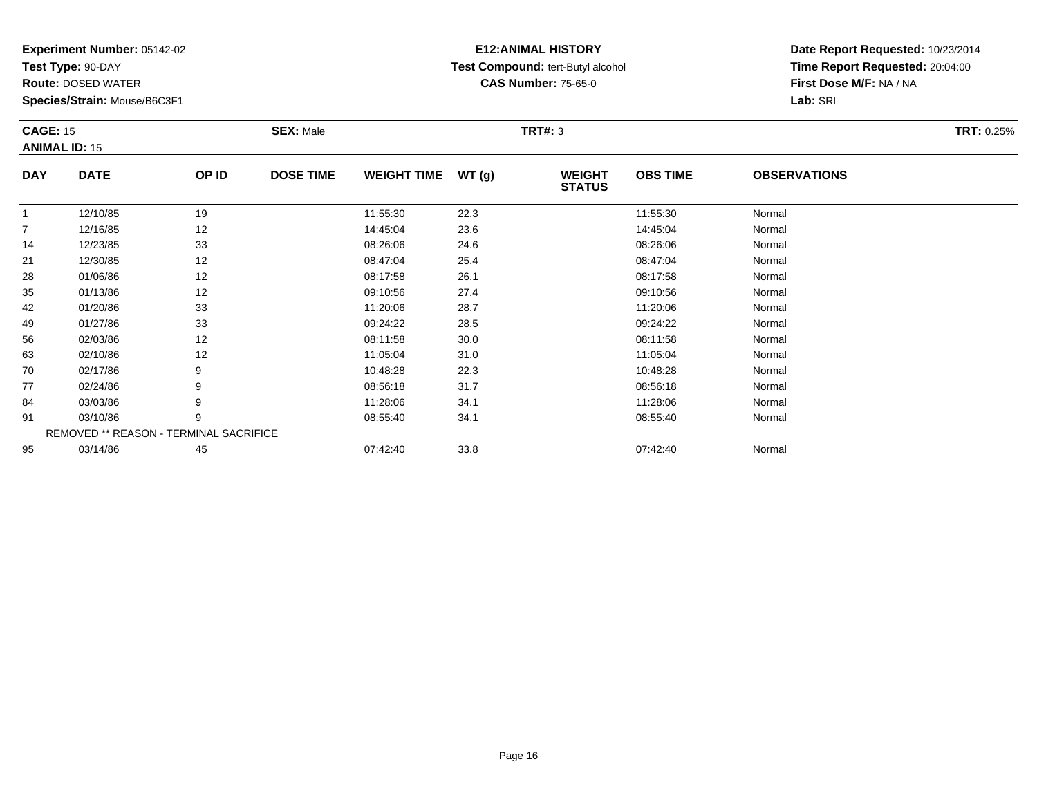**Experiment Number:** 05142-02
**Test Type:** 90-DAY
**Route:** DOSED WATER
**Species/Strain:** Mouse/B6C3F1

**E12:ANIMAL HISTORY**
**Test Compound:** tert-Butyl alcohol
**CAS Number:** 75-65-0

**Date Report Requested:** 10/23/2014
**Time Report Requested:** 20:04:00
**First Dose M/F:** NA / NA
**Lab:** SRI

**CAGE:** 15 **SEX:** Male **TRT#:** 3 **TRT:** 0.25%
**ANIMAL ID:** 15

| DAY | DATE | OP ID | DOSE TIME | WEIGHT TIME | WT (g) | WEIGHT STATUS | OBS TIME | OBSERVATIONS |
|---|---|---|---|---|---|---|---|---|
| 1 | 12/10/85 | 19 | | 11:55:30 | 22.3 | | 11:55:30 | Normal |
| 7 | 12/16/85 | 12 | | 14:45:04 | 23.6 | | 14:45:04 | Normal |
| 14 | 12/23/85 | 33 | | 08:26:06 | 24.6 | | 08:26:06 | Normal |
| 21 | 12/30/85 | 12 | | 08:47:04 | 25.4 | | 08:47:04 | Normal |
| 28 | 01/06/86 | 12 | | 08:17:58 | 26.1 | | 08:17:58 | Normal |
| 35 | 01/13/86 | 12 | | 09:10:56 | 27.4 | | 09:10:56 | Normal |
| 42 | 01/20/86 | 33 | | 11:20:06 | 28.7 | | 11:20:06 | Normal |
| 49 | 01/27/86 | 33 | | 09:24:22 | 28.5 | | 09:24:22 | Normal |
| 56 | 02/03/86 | 12 | | 08:11:58 | 30.0 | | 08:11:58 | Normal |
| 63 | 02/10/86 | 12 | | 11:05:04 | 31.0 | | 11:05:04 | Normal |
| 70 | 02/17/86 | 9 | | 10:48:28 | 22.3 | | 10:48:28 | Normal |
| 77 | 02/24/86 | 9 | | 08:56:18 | 31.7 | | 08:56:18 | Normal |
| 84 | 03/03/86 | 9 | | 11:28:06 | 34.1 | | 11:28:06 | Normal |
| 91 | 03/10/86 | 9 | | 08:55:40 | 34.1 | | 08:55:40 | Normal |
| | REMOVED ** REASON - TERMINAL SACRIFICE | | | | | | | |
| 95 | 03/14/86 | 45 | | 07:42:40 | 33.8 | | 07:42:40 | Normal |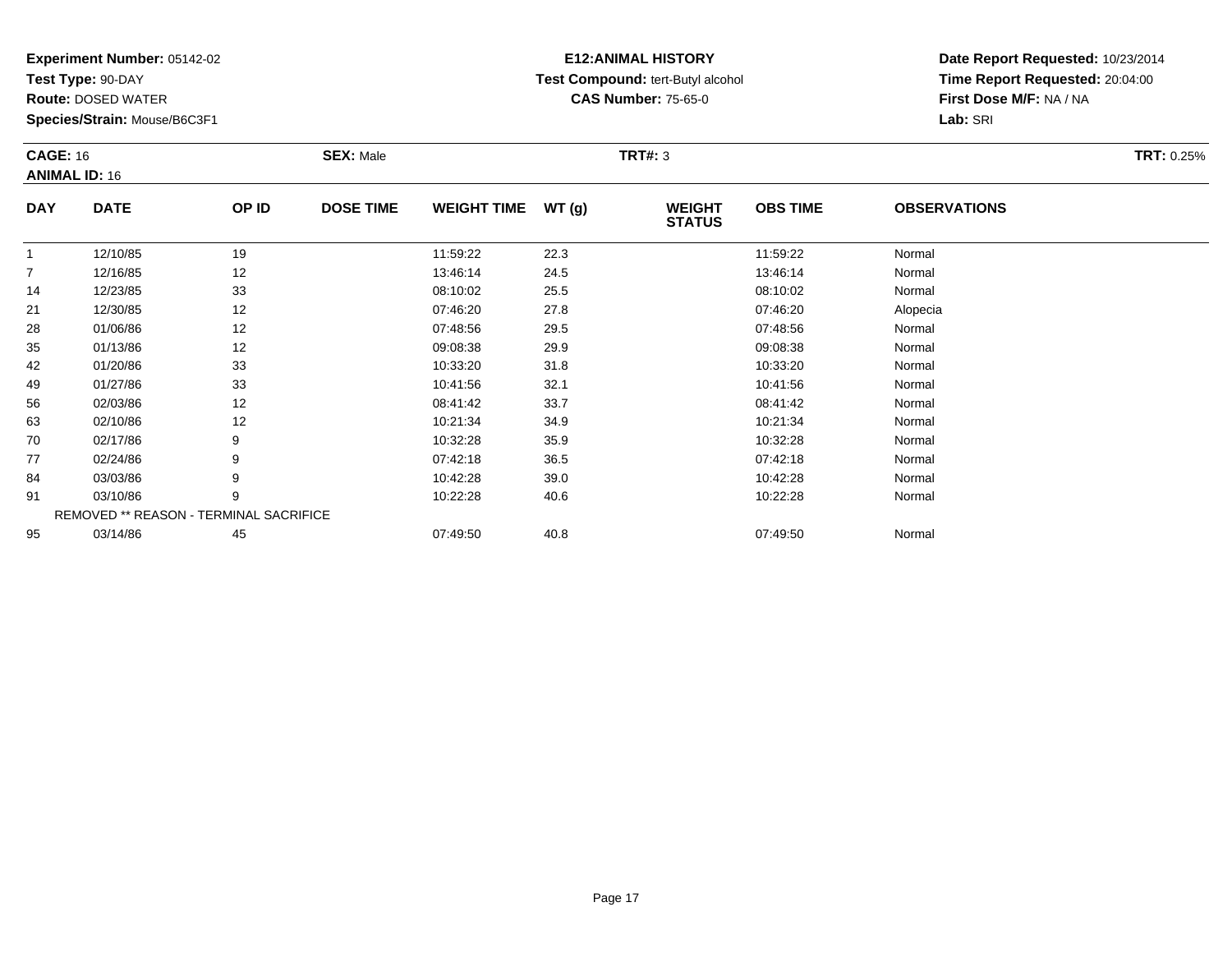**Experiment Number:** 05142-02
**Test Type:** 90-DAY
**Route:** DOSED WATER
**Species/Strain:** Mouse/B6C3F1

**E12:ANIMAL HISTORY**
**Test Compound:** tert-Butyl alcohol
**CAS Number:** 75-65-0

**Date Report Requested:** 10/23/2014
**Time Report Requested:** 20:04:00
**First Dose M/F:** NA / NA
**Lab:** SRI

**CAGE:** 16 **SEX:** Male **TRT#:** 3 **TRT:** 0.25%
**ANIMAL ID:** 16

| DAY | DATE | OP ID | DOSE TIME | WEIGHT TIME | WT (g) | WEIGHT STATUS | OBS TIME | OBSERVATIONS |
|---|---|---|---|---|---|---|---|---|
| 1 | 12/10/85 | 19 | | 11:59:22 | 22.3 | | 11:59:22 | Normal |
| 7 | 12/16/85 | 12 | | 13:46:14 | 24.5 | | 13:46:14 | Normal |
| 14 | 12/23/85 | 33 | | 08:10:02 | 25.5 | | 08:10:02 | Normal |
| 21 | 12/30/85 | 12 | | 07:46:20 | 27.8 | | 07:46:20 | Alopecia |
| 28 | 01/06/86 | 12 | | 07:48:56 | 29.5 | | 07:48:56 | Normal |
| 35 | 01/13/86 | 12 | | 09:08:38 | 29.9 | | 09:08:38 | Normal |
| 42 | 01/20/86 | 33 | | 10:33:20 | 31.8 | | 10:33:20 | Normal |
| 49 | 01/27/86 | 33 | | 10:41:56 | 32.1 | | 10:41:56 | Normal |
| 56 | 02/03/86 | 12 | | 08:41:42 | 33.7 | | 08:41:42 | Normal |
| 63 | 02/10/86 | 12 | | 10:21:34 | 34.9 | | 10:21:34 | Normal |
| 70 | 02/17/86 | 9 | | 10:32:28 | 35.9 | | 10:32:28 | Normal |
| 77 | 02/24/86 | 9 | | 07:42:18 | 36.5 | | 07:42:18 | Normal |
| 84 | 03/03/86 | 9 | | 10:42:28 | 39.0 | | 10:42:28 | Normal |
| 91 | 03/10/86 | 9 | | 10:22:28 | 40.6 | | 10:22:28 | Normal |
| | REMOVED ** REASON - TERMINAL SACRIFICE | | | | | | | |
| 95 | 03/14/86 | 45 | | 07:49:50 | 40.8 | | 07:49:50 | Normal |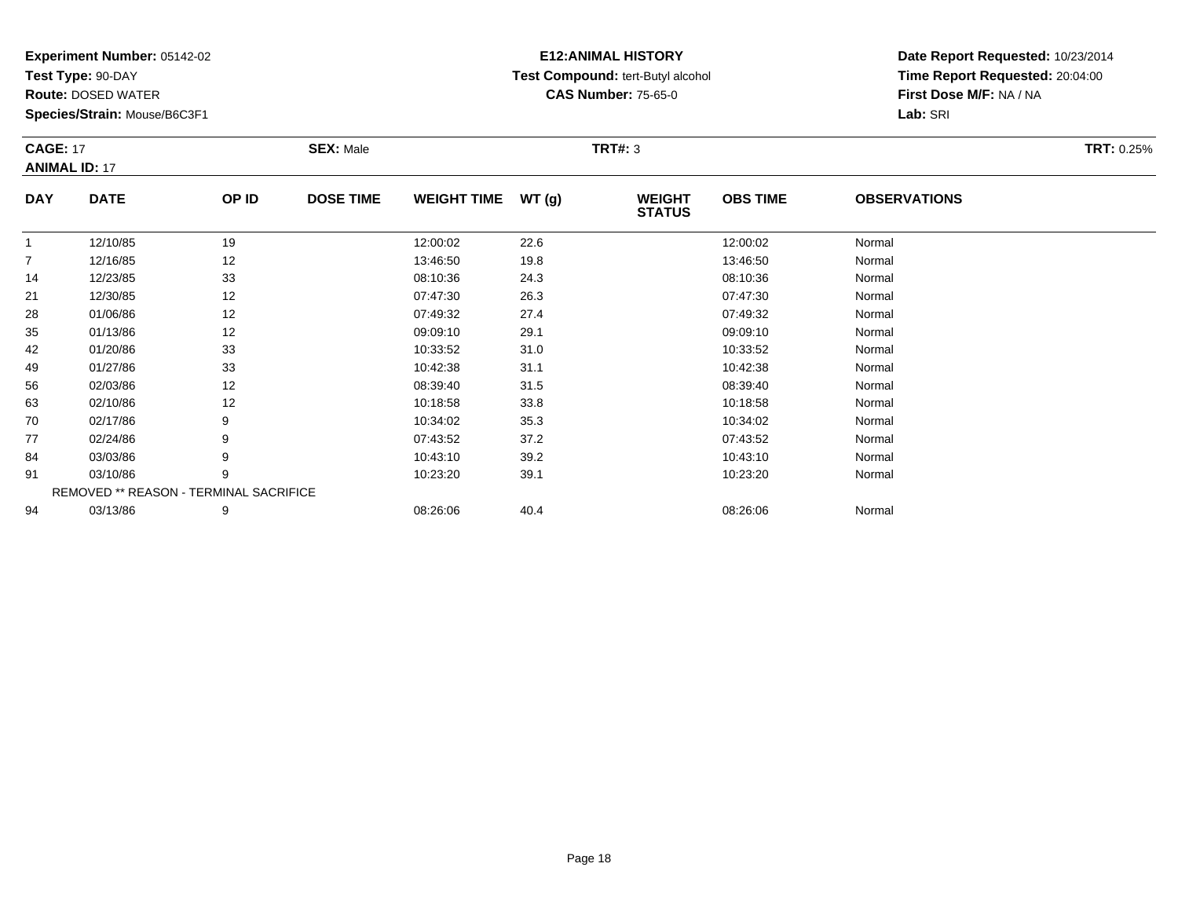**Experiment Number:** 05142-02
**Test Type:** 90-DAY
**Route:** DOSED WATER
**Species/Strain:** Mouse/B6C3F1

**E12:ANIMAL HISTORY**
**Test Compound:** tert-Butyl alcohol
**CAS Number:** 75-65-0

**Date Report Requested:** 10/23/2014
**Time Report Requested:** 20:04:00
**First Dose M/F:** NA / NA
**Lab:** SRI

**CAGE:** 17 **SEX:** Male **TRT#:** 3 **TRT:** 0.25%
**ANIMAL ID:** 17

| DAY | DATE | OP ID | DOSE TIME | WEIGHT TIME | WT (g) | WEIGHT STATUS | OBS TIME | OBSERVATIONS |
|---|---|---|---|---|---|---|---|---|
| 1 | 12/10/85 | 19 | | 12:00:02 | 22.6 | | 12:00:02 | Normal |
| 7 | 12/16/85 | 12 | | 13:46:50 | 19.8 | | 13:46:50 | Normal |
| 14 | 12/23/85 | 33 | | 08:10:36 | 24.3 | | 08:10:36 | Normal |
| 21 | 12/30/85 | 12 | | 07:47:30 | 26.3 | | 07:47:30 | Normal |
| 28 | 01/06/86 | 12 | | 07:49:32 | 27.4 | | 07:49:32 | Normal |
| 35 | 01/13/86 | 12 | | 09:09:10 | 29.1 | | 09:09:10 | Normal |
| 42 | 01/20/86 | 33 | | 10:33:52 | 31.0 | | 10:33:52 | Normal |
| 49 | 01/27/86 | 33 | | 10:42:38 | 31.1 | | 10:42:38 | Normal |
| 56 | 02/03/86 | 12 | | 08:39:40 | 31.5 | | 08:39:40 | Normal |
| 63 | 02/10/86 | 12 | | 10:18:58 | 33.8 | | 10:18:58 | Normal |
| 70 | 02/17/86 | 9 | | 10:34:02 | 35.3 | | 10:34:02 | Normal |
| 77 | 02/24/86 | 9 | | 07:43:52 | 37.2 | | 07:43:52 | Normal |
| 84 | 03/03/86 | 9 | | 10:43:10 | 39.2 | | 10:43:10 | Normal |
| 91 | 03/10/86 | 9 | | 10:23:20 | 39.1 | | 10:23:20 | Normal |
| REMOVED ** REASON - TERMINAL SACRIFICE | | | | | | | | |
| 94 | 03/13/86 | 9 | | 08:26:06 | 40.4 | | 08:26:06 | Normal |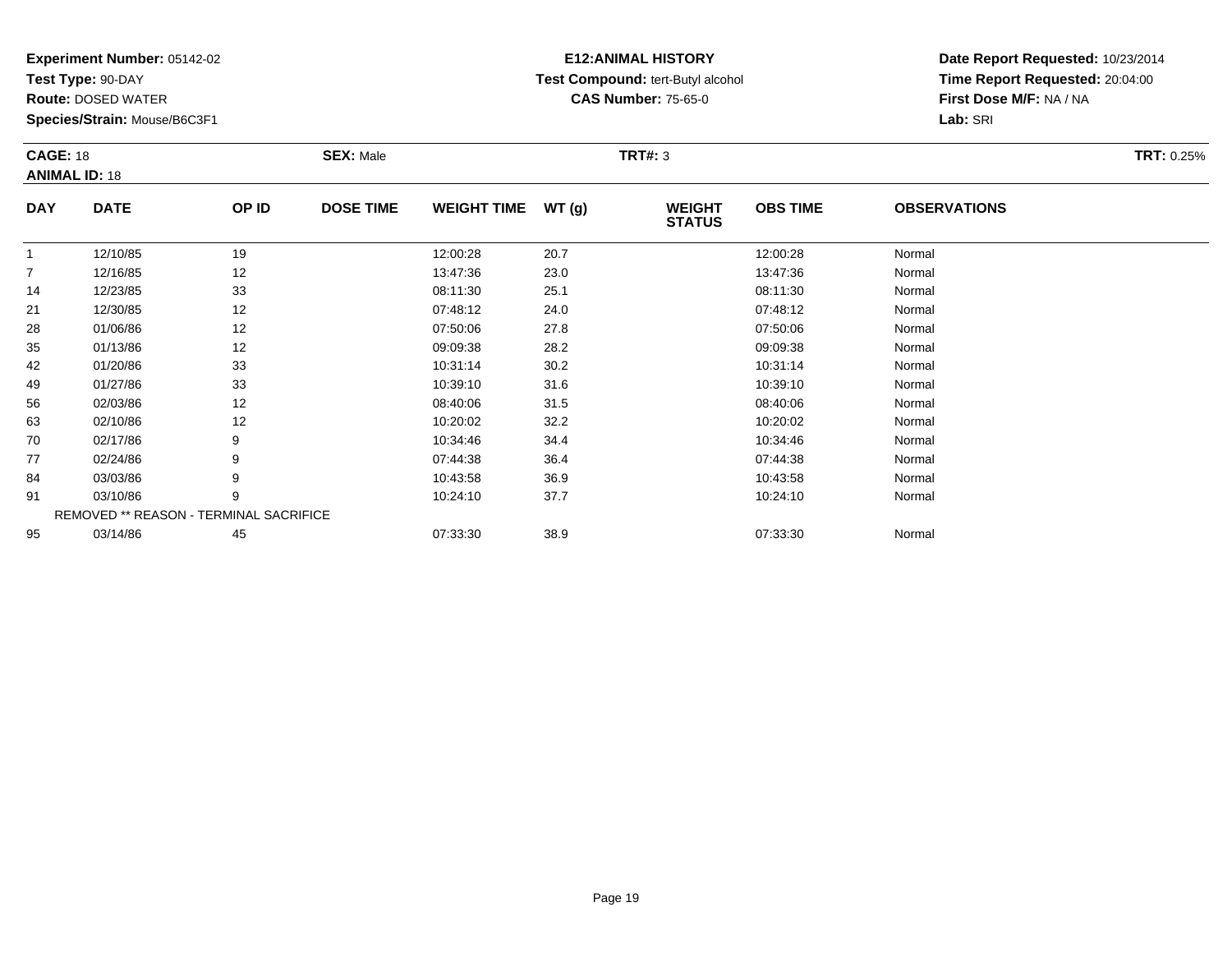**Experiment Number:** 05142-02
**Test Type:** 90-DAY
**Route:** DOSED WATER
**Species/Strain:** Mouse/B6C3F1

**E12:ANIMAL HISTORY**
**Test Compound:** tert-Butyl alcohol
**CAS Number:** 75-65-0

**Date Report Requested:** 10/23/2014
**Time Report Requested:** 20:04:00
**First Dose M/F:** NA / NA
**Lab:** SRI

**CAGE:** 18 **SEX:** Male **TRT#:** 3 **TRT:** 0.25%
**ANIMAL ID:** 18

| DAY | DATE | OP ID | DOSE TIME | WEIGHT TIME | WT (g) | WEIGHT STATUS | OBS TIME | OBSERVATIONS |
|---|---|---|---|---|---|---|---|---|
| 1 | 12/10/85 | 19 | | 12:00:28 | 20.7 | | 12:00:28 | Normal |
| 7 | 12/16/85 | 12 | | 13:47:36 | 23.0 | | 13:47:36 | Normal |
| 14 | 12/23/85 | 33 | | 08:11:30 | 25.1 | | 08:11:30 | Normal |
| 21 | 12/30/85 | 12 | | 07:48:12 | 24.0 | | 07:48:12 | Normal |
| 28 | 01/06/86 | 12 | | 07:50:06 | 27.8 | | 07:50:06 | Normal |
| 35 | 01/13/86 | 12 | | 09:09:38 | 28.2 | | 09:09:38 | Normal |
| 42 | 01/20/86 | 33 | | 10:31:14 | 30.2 | | 10:31:14 | Normal |
| 49 | 01/27/86 | 33 | | 10:39:10 | 31.6 | | 10:39:10 | Normal |
| 56 | 02/03/86 | 12 | | 08:40:06 | 31.5 | | 08:40:06 | Normal |
| 63 | 02/10/86 | 12 | | 10:20:02 | 32.2 | | 10:20:02 | Normal |
| 70 | 02/17/86 | 9 | | 10:34:46 | 34.4 | | 10:34:46 | Normal |
| 77 | 02/24/86 | 9 | | 07:44:38 | 36.4 | | 07:44:38 | Normal |
| 84 | 03/03/86 | 9 | | 10:43:58 | 36.9 | | 10:43:58 | Normal |
| 91 | 03/10/86 | 9 | | 10:24:10 | 37.7 | | 10:24:10 | Normal |
| REMOVED ** REASON - TERMINAL SACRIFICE | | | | | | | | |
| 95 | 03/14/86 | 45 | | 07:33:30 | 38.9 | | 07:33:30 | Normal |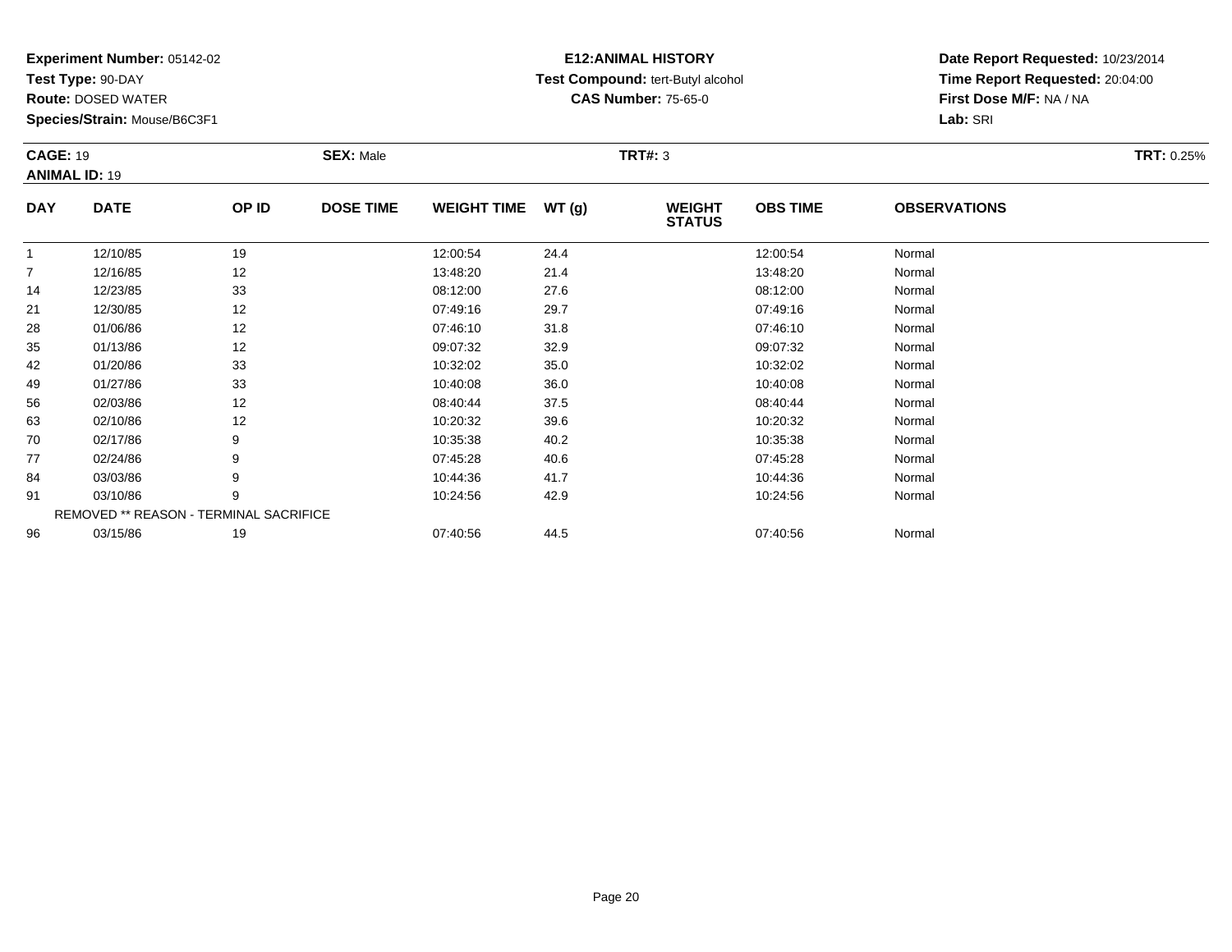**Experiment Number:** 05142-02
**Test Type:** 90-DAY
**Route:** DOSED WATER
**Species/Strain:** Mouse/B6C3F1

**E12:ANIMAL HISTORY**
**Test Compound:** tert-Butyl alcohol
**CAS Number:** 75-65-0

**Date Report Requested:** 10/23/2014
**Time Report Requested:** 20:04:00
**First Dose M/F:** NA / NA
**Lab:** SRI

**CAGE:** 19 **SEX:** Male **TRT#:** 3 **TRT:** 0.25%
**ANIMAL ID:** 19

| DAY | DATE | OP ID | DOSE TIME | WEIGHT TIME | WT (g) | WEIGHT STATUS | OBS TIME | OBSERVATIONS |
|---|---|---|---|---|---|---|---|---|
| 1 | 12/10/85 | 19 | | 12:00:54 | 24.4 | | 12:00:54 | Normal |
| 7 | 12/16/85 | 12 | | 13:48:20 | 21.4 | | 13:48:20 | Normal |
| 14 | 12/23/85 | 33 | | 08:12:00 | 27.6 | | 08:12:00 | Normal |
| 21 | 12/30/85 | 12 | | 07:49:16 | 29.7 | | 07:49:16 | Normal |
| 28 | 01/06/86 | 12 | | 07:46:10 | 31.8 | | 07:46:10 | Normal |
| 35 | 01/13/86 | 12 | | 09:07:32 | 32.9 | | 09:07:32 | Normal |
| 42 | 01/20/86 | 33 | | 10:32:02 | 35.0 | | 10:32:02 | Normal |
| 49 | 01/27/86 | 33 | | 10:40:08 | 36.0 | | 10:40:08 | Normal |
| 56 | 02/03/86 | 12 | | 08:40:44 | 37.5 | | 08:40:44 | Normal |
| 63 | 02/10/86 | 12 | | 10:20:32 | 39.6 | | 10:20:32 | Normal |
| 70 | 02/17/86 | 9 | | 10:35:38 | 40.2 | | 10:35:38 | Normal |
| 77 | 02/24/86 | 9 | | 07:45:28 | 40.6 | | 07:45:28 | Normal |
| 84 | 03/03/86 | 9 | | 10:44:36 | 41.7 | | 10:44:36 | Normal |
| 91 | 03/10/86 | 9 | | 10:24:56 | 42.9 | | 10:24:56 | Normal |
| REMOVED ** REASON - TERMINAL SACRIFICE | | | | | | | | |
| 96 | 03/15/86 | 19 | | 07:40:56 | 44.5 | | 07:40:56 | Normal |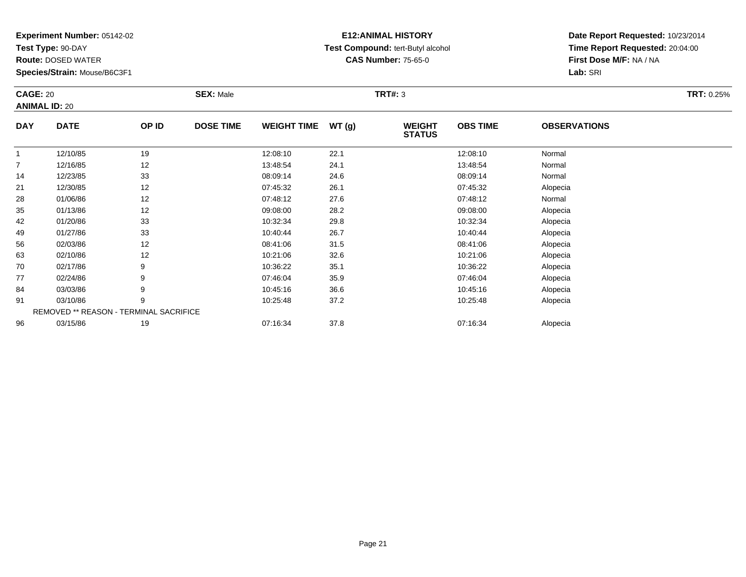**Experiment Number:** 05142-02
**Test Type:** 90-DAY
**Route:** DOSED WATER
**Species/Strain:** Mouse/B6C3F1

**E12:ANIMAL HISTORY**
**Test Compound:** tert-Butyl alcohol
**CAS Number:** 75-65-0

**Date Report Requested:** 10/23/2014
**Time Report Requested:** 20:04:00
**First Dose M/F:** NA / NA
**Lab:** SRI

**CAGE:** 20
**ANIMAL ID:** 20
**SEX:** Male
**TRT#:** 3
**TRT:** 0.25%

| DAY | DATE | OP ID | DOSE TIME | WEIGHT TIME | WT (g) | WEIGHT STATUS | OBS TIME | OBSERVATIONS |
|---|---|---|---|---|---|---|---|---|
| 1 | 12/10/85 | 19 | | 12:08:10 | 22.1 | | 12:08:10 | Normal |
| 7 | 12/16/85 | 12 | | 13:48:54 | 24.1 | | 13:48:54 | Normal |
| 14 | 12/23/85 | 33 | | 08:09:14 | 24.6 | | 08:09:14 | Normal |
| 21 | 12/30/85 | 12 | | 07:45:32 | 26.1 | | 07:45:32 | Alopecia |
| 28 | 01/06/86 | 12 | | 07:48:12 | 27.6 | | 07:48:12 | Normal |
| 35 | 01/13/86 | 12 | | 09:08:00 | 28.2 | | 09:08:00 | Alopecia |
| 42 | 01/20/86 | 33 | | 10:32:34 | 29.8 | | 10:32:34 | Alopecia |
| 49 | 01/27/86 | 33 | | 10:40:44 | 26.7 | | 10:40:44 | Alopecia |
| 56 | 02/03/86 | 12 | | 08:41:06 | 31.5 | | 08:41:06 | Alopecia |
| 63 | 02/10/86 | 12 | | 10:21:06 | 32.6 | | 10:21:06 | Alopecia |
| 70 | 02/17/86 | 9 | | 10:36:22 | 35.1 | | 10:36:22 | Alopecia |
| 77 | 02/24/86 | 9 | | 07:46:04 | 35.9 | | 07:46:04 | Alopecia |
| 84 | 03/03/86 | 9 | | 10:45:16 | 36.6 | | 10:45:16 | Alopecia |
| 91 | 03/10/86 | 9 | | 10:25:48 | 37.2 | | 10:25:48 | Alopecia |
| REMOVED ** REASON - TERMINAL SACRIFICE | | | | | | | | |
| 96 | 03/15/86 | 19 | | 07:16:34 | 37.8 | | 07:16:34 | Alopecia |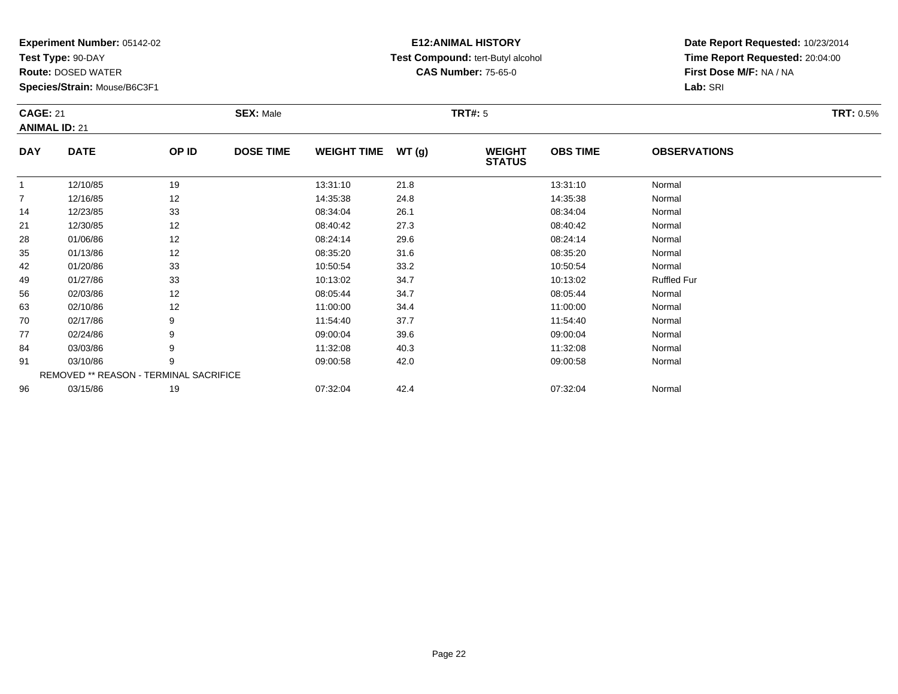**Experiment Number:** 05142-02
**Test Type:** 90-DAY
**Route:** DOSED WATER
**Species/Strain:** Mouse/B6C3F1

**E12:ANIMAL HISTORY**
**Test Compound:** tert-Butyl alcohol
**CAS Number:** 75-65-0

**Date Report Requested:** 10/23/2014
**Time Report Requested:** 20:04:00
**First Dose M/F:** NA / NA
**Lab:** SRI

**CAGE:** 21 **SEX:** Male **TRT#:** 5 **TRT:** 0.5%
**ANIMAL ID:** 21

| DAY | DATE | OP ID | DOSE TIME | WEIGHT TIME | WT (g) | WEIGHT STATUS | OBS TIME | OBSERVATIONS |
|---|---|---|---|---|---|---|---|---|
| 1 | 12/10/85 | 19 | | 13:31:10 | 21.8 | | 13:31:10 | Normal |
| 7 | 12/16/85 | 12 | | 14:35:38 | 24.8 | | 14:35:38 | Normal |
| 14 | 12/23/85 | 33 | | 08:34:04 | 26.1 | | 08:34:04 | Normal |
| 21 | 12/30/85 | 12 | | 08:40:42 | 27.3 | | 08:40:42 | Normal |
| 28 | 01/06/86 | 12 | | 08:24:14 | 29.6 | | 08:24:14 | Normal |
| 35 | 01/13/86 | 12 | | 08:35:20 | 31.6 | | 08:35:20 | Normal |
| 42 | 01/20/86 | 33 | | 10:50:54 | 33.2 | | 10:50:54 | Normal |
| 49 | 01/27/86 | 33 | | 10:13:02 | 34.7 | | 10:13:02 | Ruffled Fur |
| 56 | 02/03/86 | 12 | | 08:05:44 | 34.7 | | 08:05:44 | Normal |
| 63 | 02/10/86 | 12 | | 11:00:00 | 34.4 | | 11:00:00 | Normal |
| 70 | 02/17/86 | 9 | | 11:54:40 | 37.7 | | 11:54:40 | Normal |
| 77 | 02/24/86 | 9 | | 09:00:04 | 39.6 | | 09:00:04 | Normal |
| 84 | 03/03/86 | 9 | | 11:32:08 | 40.3 | | 11:32:08 | Normal |
| 91 | 03/10/86 | 9 | | 09:00:58 | 42.0 | | 09:00:58 | Normal |
| REMOVED ** REASON - TERMINAL SACRIFICE | | | | | | | | |
| 96 | 03/15/86 | 19 | | 07:32:04 | 42.4 | | 07:32:04 | Normal |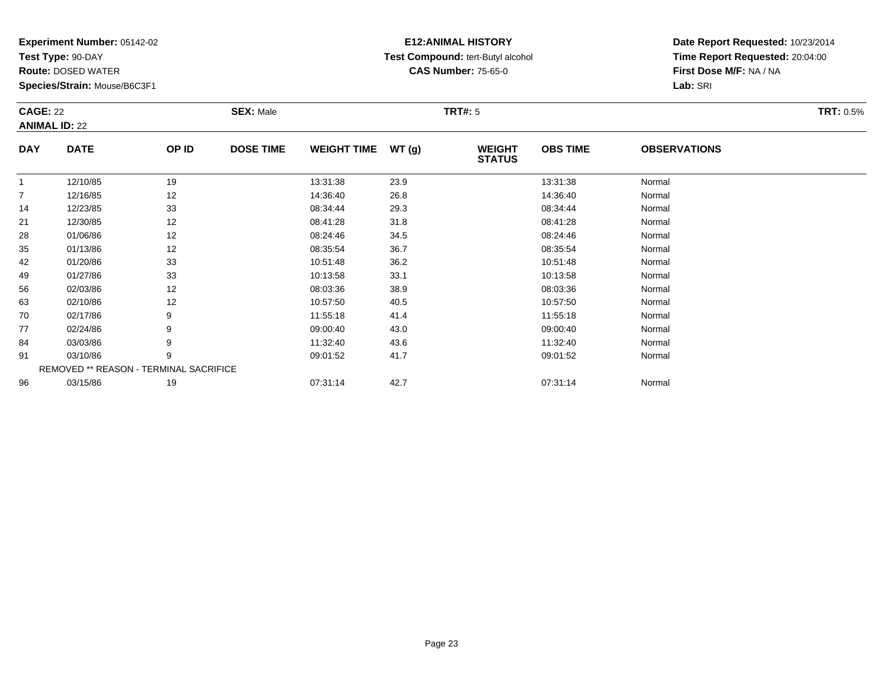**Experiment Number:** 05142-02
**Test Type:** 90-DAY
**Route:** DOSED WATER
**Species/Strain:** Mouse/B6C3F1

**E12:ANIMAL HISTORY**
**Test Compound:** tert-Butyl alcohol
**CAS Number:** 75-65-0

**Date Report Requested:** 10/23/2014
**Time Report Requested:** 20:04:00
**First Dose M/F:** NA / NA
**Lab:** SRI

**CAGE:** 22
**ANIMAL ID:** 22
**SEX:** Male
**TRT#:** 5
**TRT:** 0.5%

| DAY | DATE | OP ID | DOSE TIME | WEIGHT TIME | WT (g) | WEIGHT STATUS | OBS TIME | OBSERVATIONS |
|---|---|---|---|---|---|---|---|---|
| 1 | 12/10/85 | 19 | | 13:31:38 | 23.9 | | 13:31:38 | Normal |
| 7 | 12/16/85 | 12 | | 14:36:40 | 26.8 | | 14:36:40 | Normal |
| 14 | 12/23/85 | 33 | | 08:34:44 | 29.3 | | 08:34:44 | Normal |
| 21 | 12/30/85 | 12 | | 08:41:28 | 31.8 | | 08:41:28 | Normal |
| 28 | 01/06/86 | 12 | | 08:24:46 | 34.5 | | 08:24:46 | Normal |
| 35 | 01/13/86 | 12 | | 08:35:54 | 36.7 | | 08:35:54 | Normal |
| 42 | 01/20/86 | 33 | | 10:51:48 | 36.2 | | 10:51:48 | Normal |
| 49 | 01/27/86 | 33 | | 10:13:58 | 33.1 | | 10:13:58 | Normal |
| 56 | 02/03/86 | 12 | | 08:03:36 | 38.9 | | 08:03:36 | Normal |
| 63 | 02/10/86 | 12 | | 10:57:50 | 40.5 | | 10:57:50 | Normal |
| 70 | 02/17/86 | 9 | | 11:55:18 | 41.4 | | 11:55:18 | Normal |
| 77 | 02/24/86 | 9 | | 09:00:40 | 43.0 | | 09:00:40 | Normal |
| 84 | 03/03/86 | 9 | | 11:32:40 | 43.6 | | 11:32:40 | Normal |
| 91 | 03/10/86 | 9 | | 09:01:52 | 41.7 | | 09:01:52 | Normal |
| REMOVED ** REASON - TERMINAL SACRIFICE | | | | | | | | |
| 96 | 03/15/86 | 19 | | 07:31:14 | 42.7 | | 07:31:14 | Normal |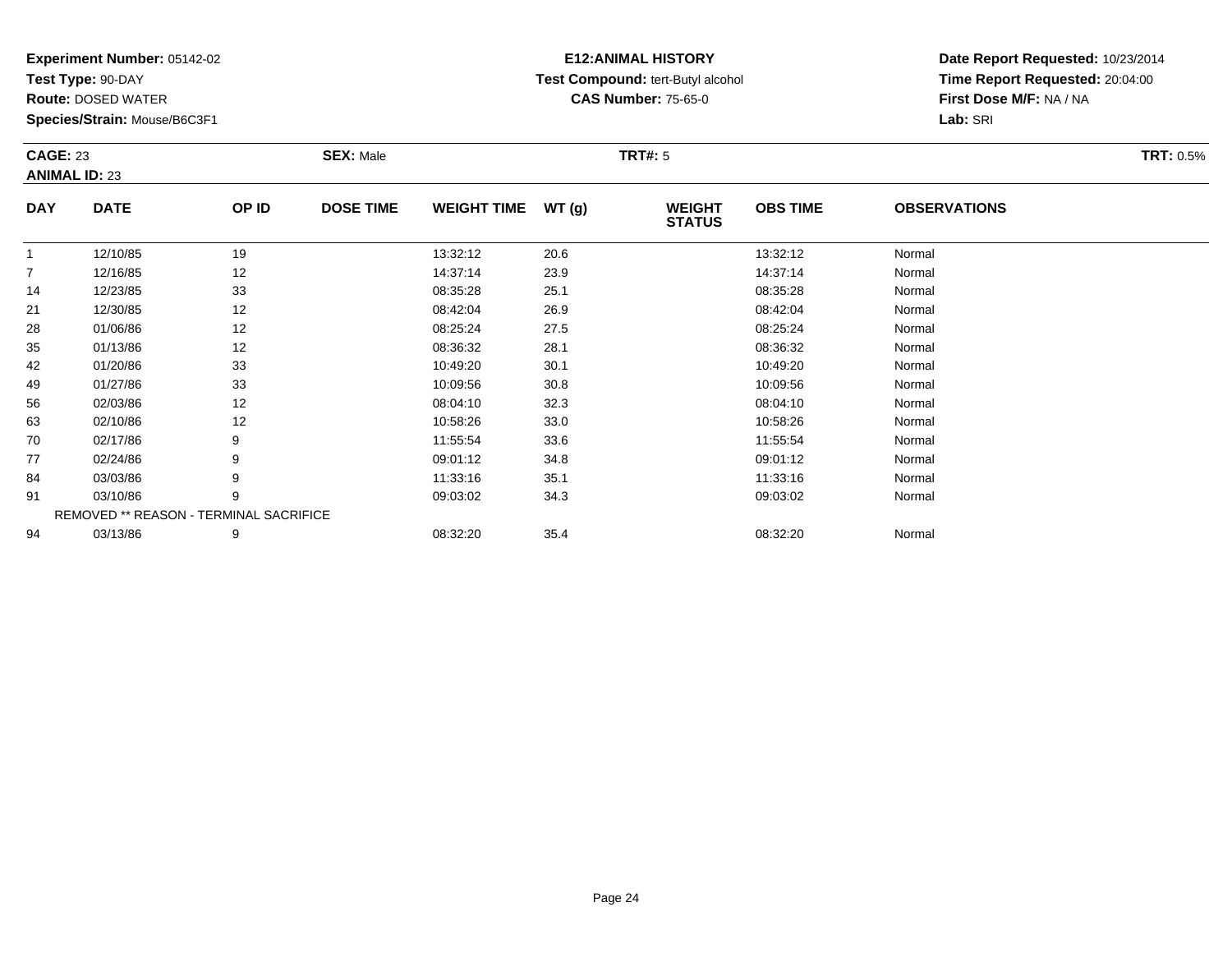**Experiment Number:** 05142-02
**Test Type:** 90-DAY
**Route:** DOSED WATER
**Species/Strain:** Mouse/B6C3F1

**E12:ANIMAL HISTORY**
**Test Compound:** tert-Butyl alcohol
**CAS Number:** 75-65-0

**Date Report Requested:** 10/23/2014
**Time Report Requested:** 20:04:00
**First Dose M/F:** NA / NA
**Lab:** SRI

**CAGE:** 23
**ANIMAL ID:** 23
**SEX:** Male
**TRT#:** 5
**TRT:** 0.5%

| DAY | DATE | OP ID | DOSE TIME | WEIGHT TIME | WT (g) | WEIGHT STATUS | OBS TIME | OBSERVATIONS |
|---|---|---|---|---|---|---|---|---|
| 1 | 12/10/85 | 19 | | 13:32:12 | 20.6 | | 13:32:12 | Normal |
| 7 | 12/16/85 | 12 | | 14:37:14 | 23.9 | | 14:37:14 | Normal |
| 14 | 12/23/85 | 33 | | 08:35:28 | 25.1 | | 08:35:28 | Normal |
| 21 | 12/30/85 | 12 | | 08:42:04 | 26.9 | | 08:42:04 | Normal |
| 28 | 01/06/86 | 12 | | 08:25:24 | 27.5 | | 08:25:24 | Normal |
| 35 | 01/13/86 | 12 | | 08:36:32 | 28.1 | | 08:36:32 | Normal |
| 42 | 01/20/86 | 33 | | 10:49:20 | 30.1 | | 10:49:20 | Normal |
| 49 | 01/27/86 | 33 | | 10:09:56 | 30.8 | | 10:09:56 | Normal |
| 56 | 02/03/86 | 12 | | 08:04:10 | 32.3 | | 08:04:10 | Normal |
| 63 | 02/10/86 | 12 | | 10:58:26 | 33.0 | | 10:58:26 | Normal |
| 70 | 02/17/86 | 9 | | 11:55:54 | 33.6 | | 11:55:54 | Normal |
| 77 | 02/24/86 | 9 | | 09:01:12 | 34.8 | | 09:01:12 | Normal |
| 84 | 03/03/86 | 9 | | 11:33:16 | 35.1 | | 11:33:16 | Normal |
| 91 | 03/10/86 | 9 | | 09:03:02 | 34.3 | | 09:03:02 | Normal |
| | REMOVED ** REASON - TERMINAL SACRIFICE | | | | | | | |
| 94 | 03/13/86 | 9 | | 08:32:20 | 35.4 | | 08:32:20 | Normal |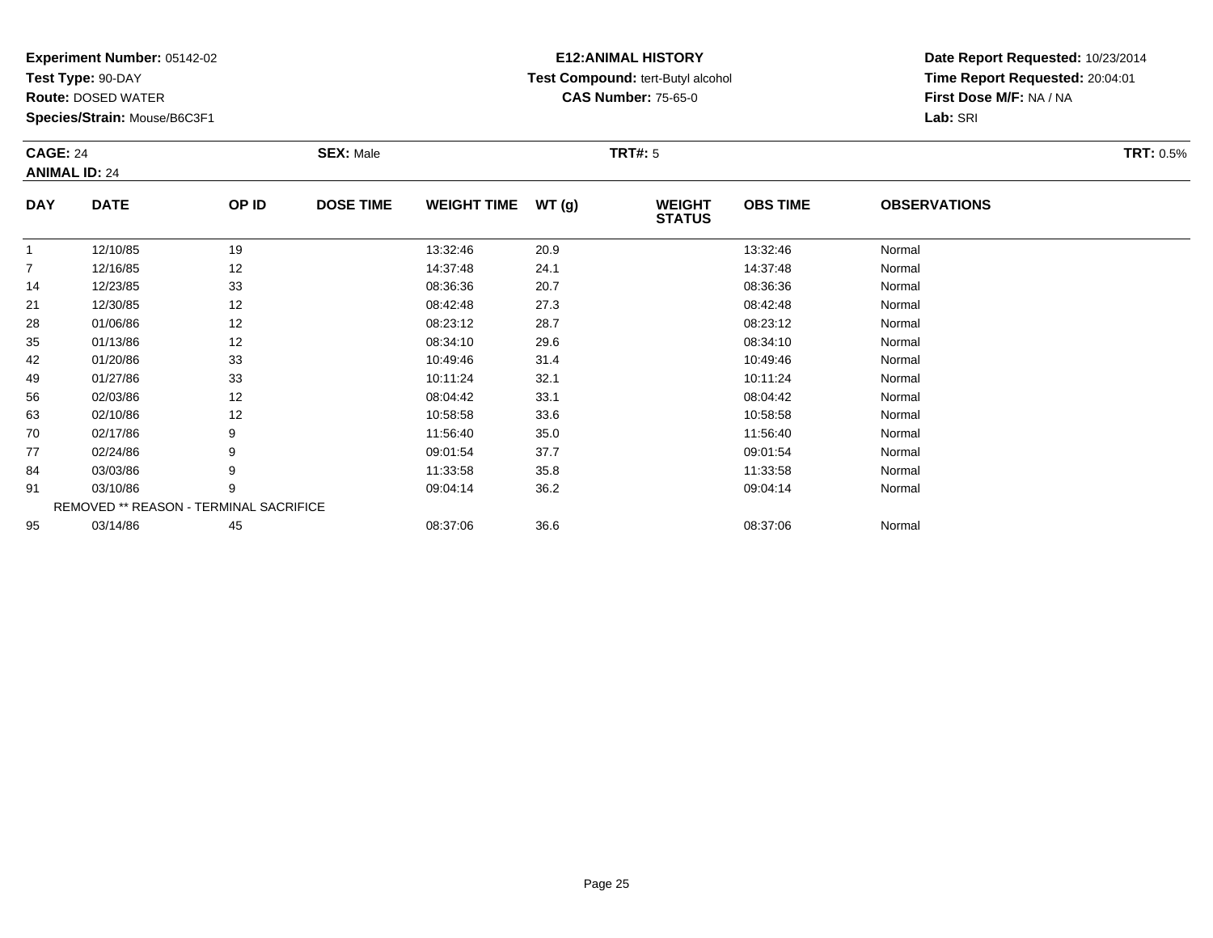**Experiment Number:** 05142-02
**Test Type:** 90-DAY
**Route:** DOSED WATER
**Species/Strain:** Mouse/B6C3F1

**E12:ANIMAL HISTORY**
**Test Compound:** tert-Butyl alcohol
**CAS Number:** 75-65-0

**Date Report Requested:** 10/23/2014
**Time Report Requested:** 20:04:01
**First Dose M/F:** NA / NA
**Lab:** SRI

**CAGE:** 24 **SEX:** Male **TRT#:** 5 **TRT:** 0.5%
**ANIMAL ID:** 24

| DAY | DATE | OP ID | DOSE TIME | WEIGHT TIME | WT (g) | WEIGHT STATUS | OBS TIME | OBSERVATIONS |
|---|---|---|---|---|---|---|---|---|
| 1 | 12/10/85 | 19 | | 13:32:46 | 20.9 | | 13:32:46 | Normal |
| 7 | 12/16/85 | 12 | | 14:37:48 | 24.1 | | 14:37:48 | Normal |
| 14 | 12/23/85 | 33 | | 08:36:36 | 20.7 | | 08:36:36 | Normal |
| 21 | 12/30/85 | 12 | | 08:42:48 | 27.3 | | 08:42:48 | Normal |
| 28 | 01/06/86 | 12 | | 08:23:12 | 28.7 | | 08:23:12 | Normal |
| 35 | 01/13/86 | 12 | | 08:34:10 | 29.6 | | 08:34:10 | Normal |
| 42 | 01/20/86 | 33 | | 10:49:46 | 31.4 | | 10:49:46 | Normal |
| 49 | 01/27/86 | 33 | | 10:11:24 | 32.1 | | 10:11:24 | Normal |
| 56 | 02/03/86 | 12 | | 08:04:42 | 33.1 | | 08:04:42 | Normal |
| 63 | 02/10/86 | 12 | | 10:58:58 | 33.6 | | 10:58:58 | Normal |
| 70 | 02/17/86 | 9 | | 11:56:40 | 35.0 | | 11:56:40 | Normal |
| 77 | 02/24/86 | 9 | | 09:01:54 | 37.7 | | 09:01:54 | Normal |
| 84 | 03/03/86 | 9 | | 11:33:58 | 35.8 | | 11:33:58 | Normal |
| 91 | 03/10/86 | 9 | | 09:04:14 | 36.2 | | 09:04:14 | Normal |
| REMOVED ** REASON - TERMINAL SACRIFICE | | | | | | | | |
| 95 | 03/14/86 | 45 | | 08:37:06 | 36.6 | | 08:37:06 | Normal |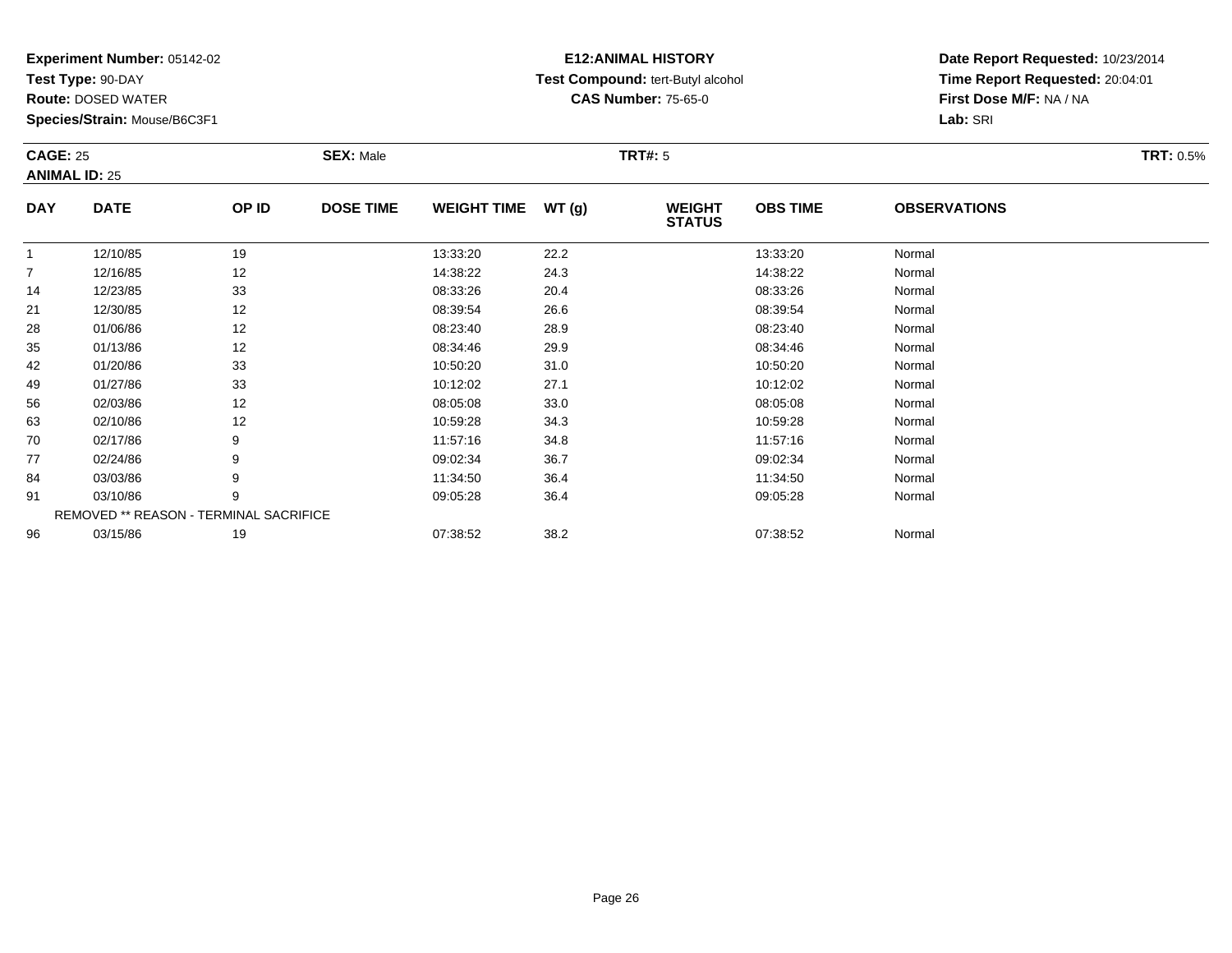**Experiment Number:** 05142-02
**Test Type:** 90-DAY
**Route:** DOSED WATER
**Species/Strain:** Mouse/B6C3F1

**E12:ANIMAL HISTORY**
**Test Compound:** tert-Butyl alcohol
**CAS Number:** 75-65-0

**Date Report Requested:** 10/23/2014
**Time Report Requested:** 20:04:01
**First Dose M/F:** NA / NA
**Lab:** SRI

**CAGE:** 25 **SEX:** Male **TRT#:** 5 **TRT:** 0.5%
**ANIMAL ID:** 25

| DAY | DATE | OP ID | DOSE TIME | WEIGHT TIME | WT (g) | WEIGHT STATUS | OBS TIME | OBSERVATIONS |
|---|---|---|---|---|---|---|---|---|
| 1 | 12/10/85 | 19 | | 13:33:20 | 22.2 | | 13:33:20 | Normal |
| 7 | 12/16/85 | 12 | | 14:38:22 | 24.3 | | 14:38:22 | Normal |
| 14 | 12/23/85 | 33 | | 08:33:26 | 20.4 | | 08:33:26 | Normal |
| 21 | 12/30/85 | 12 | | 08:39:54 | 26.6 | | 08:39:54 | Normal |
| 28 | 01/06/86 | 12 | | 08:23:40 | 28.9 | | 08:23:40 | Normal |
| 35 | 01/13/86 | 12 | | 08:34:46 | 29.9 | | 08:34:46 | Normal |
| 42 | 01/20/86 | 33 | | 10:50:20 | 31.0 | | 10:50:20 | Normal |
| 49 | 01/27/86 | 33 | | 10:12:02 | 27.1 | | 10:12:02 | Normal |
| 56 | 02/03/86 | 12 | | 08:05:08 | 33.0 | | 08:05:08 | Normal |
| 63 | 02/10/86 | 12 | | 10:59:28 | 34.3 | | 10:59:28 | Normal |
| 70 | 02/17/86 | 9 | | 11:57:16 | 34.8 | | 11:57:16 | Normal |
| 77 | 02/24/86 | 9 | | 09:02:34 | 36.7 | | 09:02:34 | Normal |
| 84 | 03/03/86 | 9 | | 11:34:50 | 36.4 | | 11:34:50 | Normal |
| 91 | 03/10/86 | 9 | | 09:05:28 | 36.4 | | 09:05:28 | Normal |
| REMOVED ** REASON - TERMINAL SACRIFICE | | | | | | | | |
| 96 | 03/15/86 | 19 | | 07:38:52 | 38.2 | | 07:38:52 | Normal |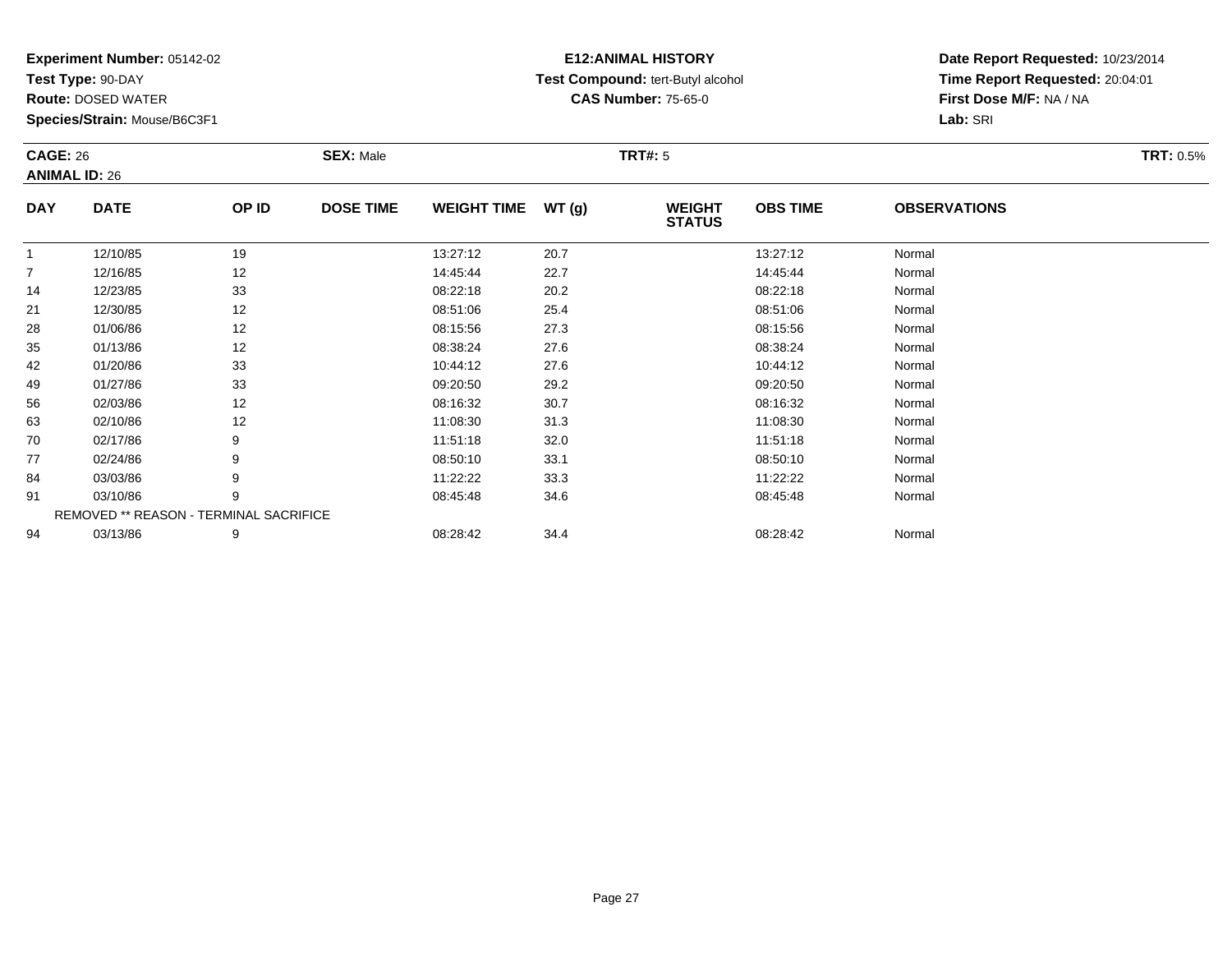**Experiment Number:** 05142-02
**Test Type:** 90-DAY
**Route:** DOSED WATER
**Species/Strain:** Mouse/B6C3F1

**E12:ANIMAL HISTORY**
**Test Compound:** tert-Butyl alcohol
**CAS Number:** 75-65-0

**Date Report Requested:** 10/23/2014
**Time Report Requested:** 20:04:01
**First Dose M/F:** NA / NA
**Lab:** SRI

**CAGE:** 26 **SEX:** Male **TRT#:** 5 **TRT:** 0.5%
**ANIMAL ID:** 26

| DAY | DATE | OP ID | DOSE TIME | WEIGHT TIME | WT (g) | WEIGHT STATUS | OBS TIME | OBSERVATIONS |
|---|---|---|---|---|---|---|---|---|
| 1 | 12/10/85 | 19 | | 13:27:12 | 20.7 | | 13:27:12 | Normal |
| 7 | 12/16/85 | 12 | | 14:45:44 | 22.7 | | 14:45:44 | Normal |
| 14 | 12/23/85 | 33 | | 08:22:18 | 20.2 | | 08:22:18 | Normal |
| 21 | 12/30/85 | 12 | | 08:51:06 | 25.4 | | 08:51:06 | Normal |
| 28 | 01/06/86 | 12 | | 08:15:56 | 27.3 | | 08:15:56 | Normal |
| 35 | 01/13/86 | 12 | | 08:38:24 | 27.6 | | 08:38:24 | Normal |
| 42 | 01/20/86 | 33 | | 10:44:12 | 27.6 | | 10:44:12 | Normal |
| 49 | 01/27/86 | 33 | | 09:20:50 | 29.2 | | 09:20:50 | Normal |
| 56 | 02/03/86 | 12 | | 08:16:32 | 30.7 | | 08:16:32 | Normal |
| 63 | 02/10/86 | 12 | | 11:08:30 | 31.3 | | 11:08:30 | Normal |
| 70 | 02/17/86 | 9 | | 11:51:18 | 32.0 | | 11:51:18 | Normal |
| 77 | 02/24/86 | 9 | | 08:50:10 | 33.1 | | 08:50:10 | Normal |
| 84 | 03/03/86 | 9 | | 11:22:22 | 33.3 | | 11:22:22 | Normal |
| 91 | 03/10/86 | 9 | | 08:45:48 | 34.6 | | 08:45:48 | Normal |
| REMOVED ** REASON - TERMINAL SACRIFICE | | | | | | | | |
| 94 | 03/13/86 | 9 | | 08:28:42 | 34.4 | | 08:28:42 | Normal |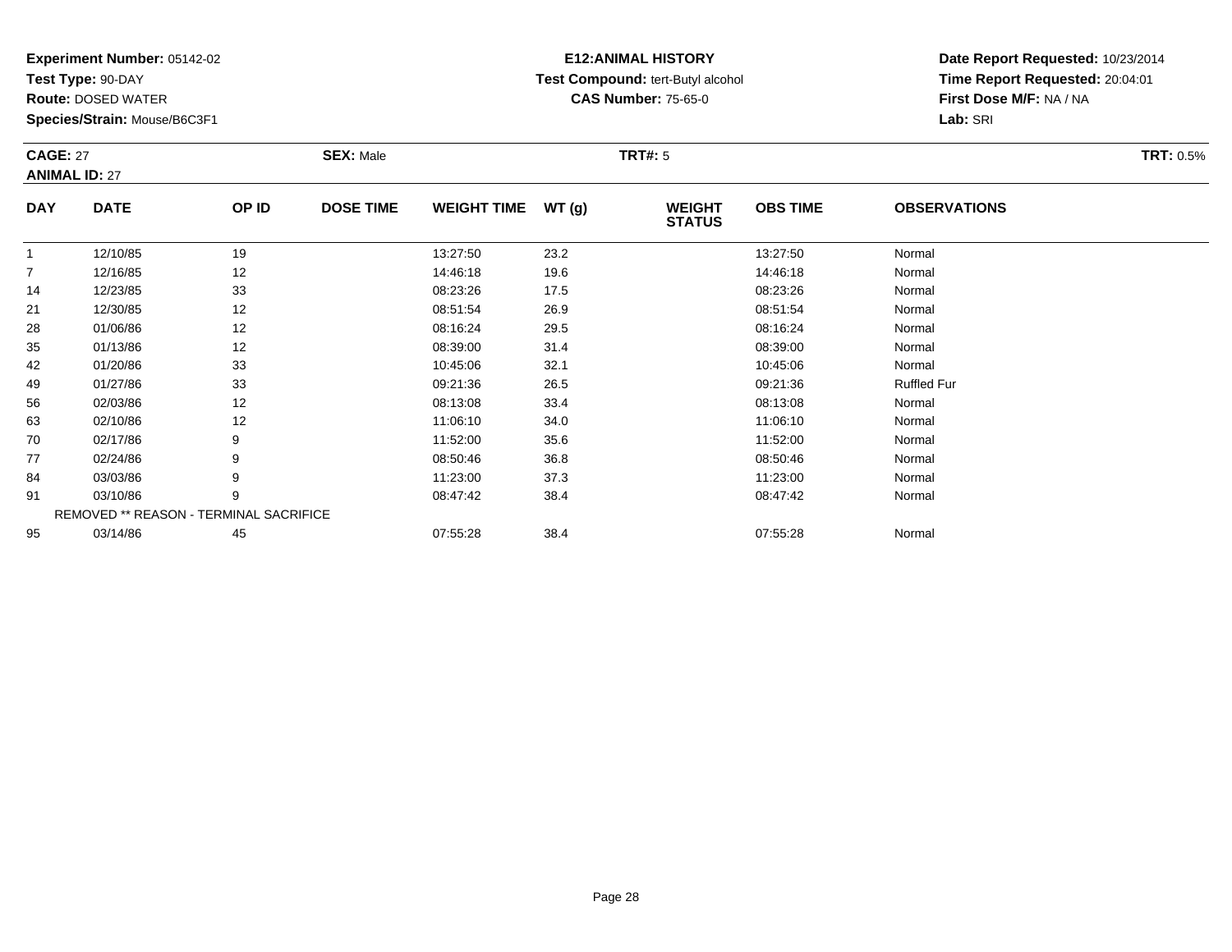**Experiment Number:** 05142-02
**Test Type:** 90-DAY
**Route:** DOSED WATER
**Species/Strain:** Mouse/B6C3F1

**E12:ANIMAL HISTORY**
**Test Compound:** tert-Butyl alcohol
**CAS Number:** 75-65-0

**Date Report Requested:** 10/23/2014
**Time Report Requested:** 20:04:01
**First Dose M/F:** NA / NA
**Lab:** SRI

**CAGE:** 27 **SEX:** Male **TRT#:** 5 **TRT:** 0.5%
**ANIMAL ID:** 27

| DAY | DATE | OP ID | DOSE TIME | WEIGHT TIME | WT (g) | WEIGHT STATUS | OBS TIME | OBSERVATIONS |
|---|---|---|---|---|---|---|---|---|
| 1 | 12/10/85 | 19 | | 13:27:50 | 23.2 | | 13:27:50 | Normal |
| 7 | 12/16/85 | 12 | | 14:46:18 | 19.6 | | 14:46:18 | Normal |
| 14 | 12/23/85 | 33 | | 08:23:26 | 17.5 | | 08:23:26 | Normal |
| 21 | 12/30/85 | 12 | | 08:51:54 | 26.9 | | 08:51:54 | Normal |
| 28 | 01/06/86 | 12 | | 08:16:24 | 29.5 | | 08:16:24 | Normal |
| 35 | 01/13/86 | 12 | | 08:39:00 | 31.4 | | 08:39:00 | Normal |
| 42 | 01/20/86 | 33 | | 10:45:06 | 32.1 | | 10:45:06 | Normal |
| 49 | 01/27/86 | 33 | | 09:21:36 | 26.5 | | 09:21:36 | Ruffled Fur |
| 56 | 02/03/86 | 12 | | 08:13:08 | 33.4 | | 08:13:08 | Normal |
| 63 | 02/10/86 | 12 | | 11:06:10 | 34.0 | | 11:06:10 | Normal |
| 70 | 02/17/86 | 9 | | 11:52:00 | 35.6 | | 11:52:00 | Normal |
| 77 | 02/24/86 | 9 | | 08:50:46 | 36.8 | | 08:50:46 | Normal |
| 84 | 03/03/86 | 9 | | 11:23:00 | 37.3 | | 11:23:00 | Normal |
| 91 | 03/10/86 | 9 | | 08:47:42 | 38.4 | | 08:47:42 | Normal |
| REMOVED ** REASON - TERMINAL SACRIFICE | | | | | | | | |
| 95 | 03/14/86 | 45 | | 07:55:28 | 38.4 | | 07:55:28 | Normal |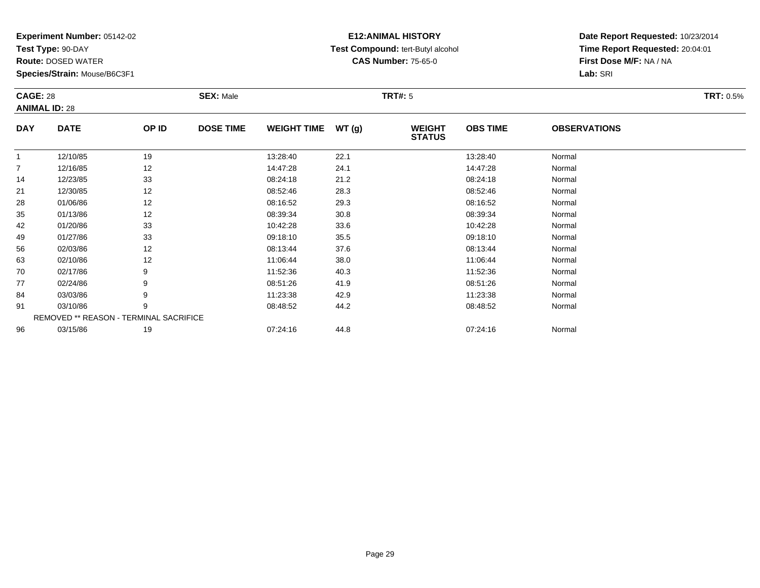**Experiment Number:** 05142-02
**Test Type:** 90-DAY
**Route:** DOSED WATER
**Species/Strain:** Mouse/B6C3F1

**E12:ANIMAL HISTORY**
**Test Compound:** tert-Butyl alcohol
**CAS Number:** 75-65-0

**Date Report Requested:** 10/23/2014
**Time Report Requested:** 20:04:01
**First Dose M/F:** NA / NA
**Lab:** SRI

**CAGE:** 28 **SEX:** Male **TRT#:** 5 **TRT:** 0.5%
**ANIMAL ID:** 28

| DAY | DATE | OP ID | DOSE TIME | WEIGHT TIME | WT (g) | WEIGHT STATUS | OBS TIME | OBSERVATIONS |
|---|---|---|---|---|---|---|---|---|
| 1 | 12/10/85 | 19 | | 13:28:40 | 22.1 | | 13:28:40 | Normal |
| 7 | 12/16/85 | 12 | | 14:47:28 | 24.1 | | 14:47:28 | Normal |
| 14 | 12/23/85 | 33 | | 08:24:18 | 21.2 | | 08:24:18 | Normal |
| 21 | 12/30/85 | 12 | | 08:52:46 | 28.3 | | 08:52:46 | Normal |
| 28 | 01/06/86 | 12 | | 08:16:52 | 29.3 | | 08:16:52 | Normal |
| 35 | 01/13/86 | 12 | | 08:39:34 | 30.8 | | 08:39:34 | Normal |
| 42 | 01/20/86 | 33 | | 10:42:28 | 33.6 | | 10:42:28 | Normal |
| 49 | 01/27/86 | 33 | | 09:18:10 | 35.5 | | 09:18:10 | Normal |
| 56 | 02/03/86 | 12 | | 08:13:44 | 37.6 | | 08:13:44 | Normal |
| 63 | 02/10/86 | 12 | | 11:06:44 | 38.0 | | 11:06:44 | Normal |
| 70 | 02/17/86 | 9 | | 11:52:36 | 40.3 | | 11:52:36 | Normal |
| 77 | 02/24/86 | 9 | | 08:51:26 | 41.9 | | 08:51:26 | Normal |
| 84 | 03/03/86 | 9 | | 11:23:38 | 42.9 | | 11:23:38 | Normal |
| 91 | 03/10/86 | 9 | | 08:48:52 | 44.2 | | 08:48:52 | Normal |
| REMOVED ** REASON - TERMINAL SACRIFICE | | | | | | | | |
| 96 | 03/15/86 | 19 | | 07:24:16 | 44.8 | | 07:24:16 | Normal |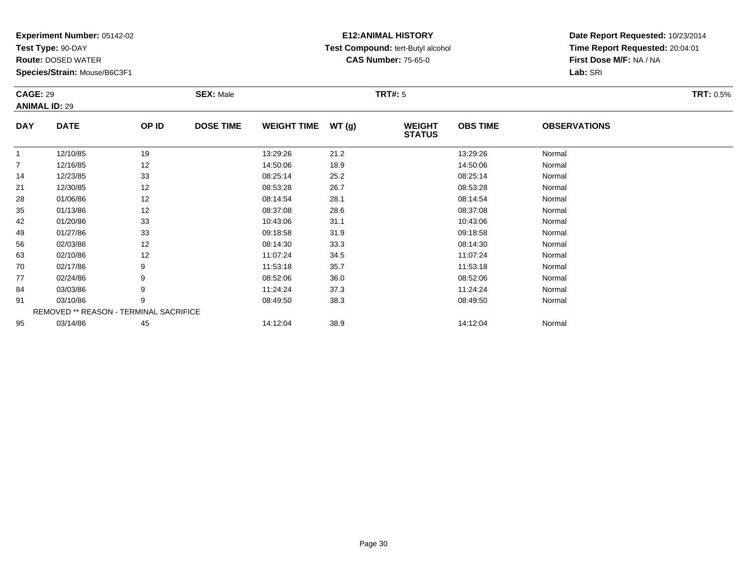**Experiment Number:** 05142-02
**Test Type:** 90-DAY
**Route:** DOSED WATER
**Species/Strain:** Mouse/B6C3F1

**E12:ANIMAL HISTORY**
**Test Compound:** tert-Butyl alcohol
**CAS Number:** 75-65-0

**Date Report Requested:** 10/23/2014
**Time Report Requested:** 20:04:01
**First Dose M/F:** NA / NA
**Lab:** SRI

**CAGE:** 29 **SEX:** Male **TRT#:** 5 **TRT:** 0.5%
**ANIMAL ID:** 29

| DAY | DATE | OP ID | DOSE TIME | WEIGHT TIME | WT (g) | WEIGHT STATUS | OBS TIME | OBSERVATIONS |
|---|---|---|---|---|---|---|---|---|
| 1 | 12/10/85 | 19 | | 13:29:26 | 21.2 | | 13:29:26 | Normal |
| 7 | 12/16/85 | 12 | | 14:50:06 | 18.9 | | 14:50:06 | Normal |
| 14 | 12/23/85 | 33 | | 08:25:14 | 25.2 | | 08:25:14 | Normal |
| 21 | 12/30/85 | 12 | | 08:53:28 | 26.7 | | 08:53:28 | Normal |
| 28 | 01/06/86 | 12 | | 08:14:54 | 28.1 | | 08:14:54 | Normal |
| 35 | 01/13/86 | 12 | | 08:37:08 | 28.6 | | 08:37:08 | Normal |
| 42 | 01/20/86 | 33 | | 10:43:06 | 31.1 | | 10:43:06 | Normal |
| 49 | 01/27/86 | 33 | | 09:18:58 | 31.9 | | 09:18:58 | Normal |
| 56 | 02/03/86 | 12 | | 08:14:30 | 33.3 | | 08:14:30 | Normal |
| 63 | 02/10/86 | 12 | | 11:07:24 | 34.5 | | 11:07:24 | Normal |
| 70 | 02/17/86 | 9 | | 11:53:18 | 35.7 | | 11:53:18 | Normal |
| 77 | 02/24/86 | 9 | | 08:52:06 | 36.0 | | 08:52:06 | Normal |
| 84 | 03/03/86 | 9 | | 11:24:24 | 37.3 | | 11:24:24 | Normal |
| 91 | 03/10/86 | 9 | | 08:49:50 | 38.3 | | 08:49:50 | Normal |
| REMOVED ** REASON - TERMINAL SACRIFICE | | | | | | | | |
| 95 | 03/14/86 | 45 | | 14:12:04 | 38.9 | | 14:12:04 | Normal |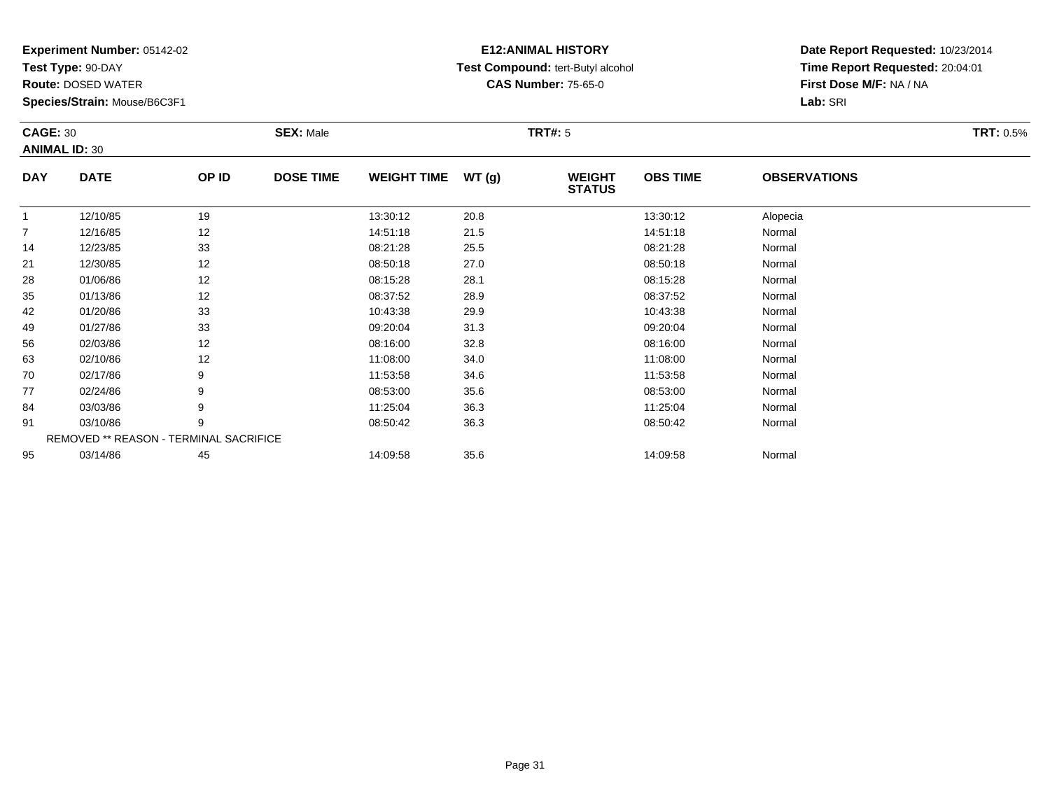**Experiment Number:** 05142-02
**Test Type:** 90-DAY
**Route:** DOSED WATER
**Species/Strain:** Mouse/B6C3F1

**E12:ANIMAL HISTORY**
**Test Compound:** tert-Butyl alcohol
**CAS Number:** 75-65-0

**Date Report Requested:** 10/23/2014
**Time Report Requested:** 20:04:01
**First Dose M/F:** NA / NA
**Lab:** SRI

**CAGE:** 30 **SEX:** Male **TRT#:** 5 **TRT:** 0.5%
**ANIMAL ID:** 30

| DAY | DATE | OP ID | DOSE TIME | WEIGHT TIME | WT (g) | WEIGHT STATUS | OBS TIME | OBSERVATIONS |
|---|---|---|---|---|---|---|---|---|
| 1 | 12/10/85 | 19 | | 13:30:12 | 20.8 | | 13:30:12 | Alopecia |
| 7 | 12/16/85 | 12 | | 14:51:18 | 21.5 | | 14:51:18 | Normal |
| 14 | 12/23/85 | 33 | | 08:21:28 | 25.5 | | 08:21:28 | Normal |
| 21 | 12/30/85 | 12 | | 08:50:18 | 27.0 | | 08:50:18 | Normal |
| 28 | 01/06/86 | 12 | | 08:15:28 | 28.1 | | 08:15:28 | Normal |
| 35 | 01/13/86 | 12 | | 08:37:52 | 28.9 | | 08:37:52 | Normal |
| 42 | 01/20/86 | 33 | | 10:43:38 | 29.9 | | 10:43:38 | Normal |
| 49 | 01/27/86 | 33 | | 09:20:04 | 31.3 | | 09:20:04 | Normal |
| 56 | 02/03/86 | 12 | | 08:16:00 | 32.8 | | 08:16:00 | Normal |
| 63 | 02/10/86 | 12 | | 11:08:00 | 34.0 | | 11:08:00 | Normal |
| 70 | 02/17/86 | 9 | | 11:53:58 | 34.6 | | 11:53:58 | Normal |
| 77 | 02/24/86 | 9 | | 08:53:00 | 35.6 | | 08:53:00 | Normal |
| 84 | 03/03/86 | 9 | | 11:25:04 | 36.3 | | 11:25:04 | Normal |
| 91 | 03/10/86 | 9 | | 08:50:42 | 36.3 | | 08:50:42 | Normal |
| REMOVED ** REASON - TERMINAL SACRIFICE | | | | | | | | |
| 95 | 03/14/86 | 45 | | 14:09:58 | 35.6 | | 14:09:58 | Normal |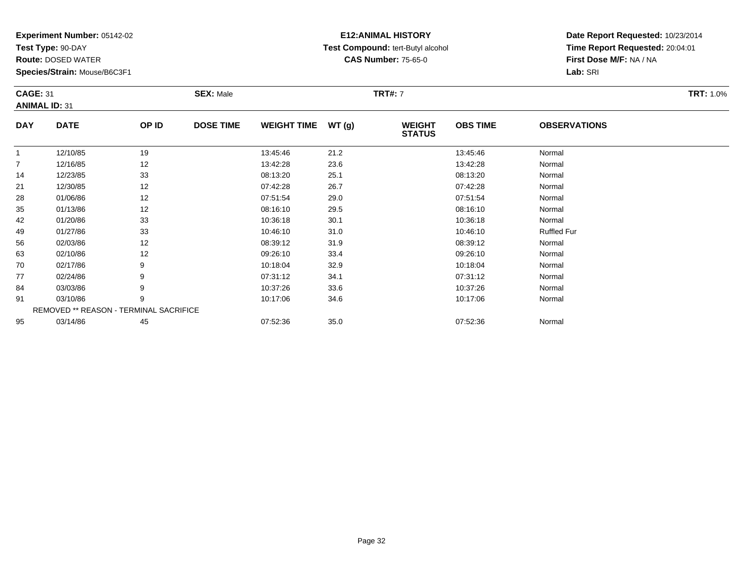**Experiment Number:** 05142-02
**Test Type:** 90-DAY
**Route:** DOSED WATER
**Species/Strain:** Mouse/B6C3F1

**E12:ANIMAL HISTORY**
**Test Compound:** tert-Butyl alcohol
**CAS Number:** 75-65-0

**Date Report Requested:** 10/23/2014
**Time Report Requested:** 20:04:01
**First Dose M/F:** NA / NA
**Lab:** SRI

**CAGE:** 31 **SEX:** Male **TRT#:** 7 **TRT:** 1.0%
**ANIMAL ID:** 31

| DAY | DATE | OP ID | DOSE TIME | WEIGHT TIME | WT (g) | WEIGHT STATUS | OBS TIME | OBSERVATIONS |
|---|---|---|---|---|---|---|---|---|
| 1 | 12/10/85 | 19 | | 13:45:46 | 21.2 | | 13:45:46 | Normal |
| 7 | 12/16/85 | 12 | | 13:42:28 | 23.6 | | 13:42:28 | Normal |
| 14 | 12/23/85 | 33 | | 08:13:20 | 25.1 | | 08:13:20 | Normal |
| 21 | 12/30/85 | 12 | | 07:42:28 | 26.7 | | 07:42:28 | Normal |
| 28 | 01/06/86 | 12 | | 07:51:54 | 29.0 | | 07:51:54 | Normal |
| 35 | 01/13/86 | 12 | | 08:16:10 | 29.5 | | 08:16:10 | Normal |
| 42 | 01/20/86 | 33 | | 10:36:18 | 30.1 | | 10:36:18 | Normal |
| 49 | 01/27/86 | 33 | | 10:46:10 | 31.0 | | 10:46:10 | Ruffled Fur |
| 56 | 02/03/86 | 12 | | 08:39:12 | 31.9 | | 08:39:12 | Normal |
| 63 | 02/10/86 | 12 | | 09:26:10 | 33.4 | | 09:26:10 | Normal |
| 70 | 02/17/86 | 9 | | 10:18:04 | 32.9 | | 10:18:04 | Normal |
| 77 | 02/24/86 | 9 | | 07:31:12 | 34.1 | | 07:31:12 | Normal |
| 84 | 03/03/86 | 9 | | 10:37:26 | 33.6 | | 10:37:26 | Normal |
| 91 | 03/10/86 | 9 | | 10:17:06 | 34.6 | | 10:17:06 | Normal |
| | REMOVED ** REASON - TERMINAL SACRIFICE | | | | | | | |
| 95 | 03/14/86 | 45 | | 07:52:36 | 35.0 | | 07:52:36 | Normal |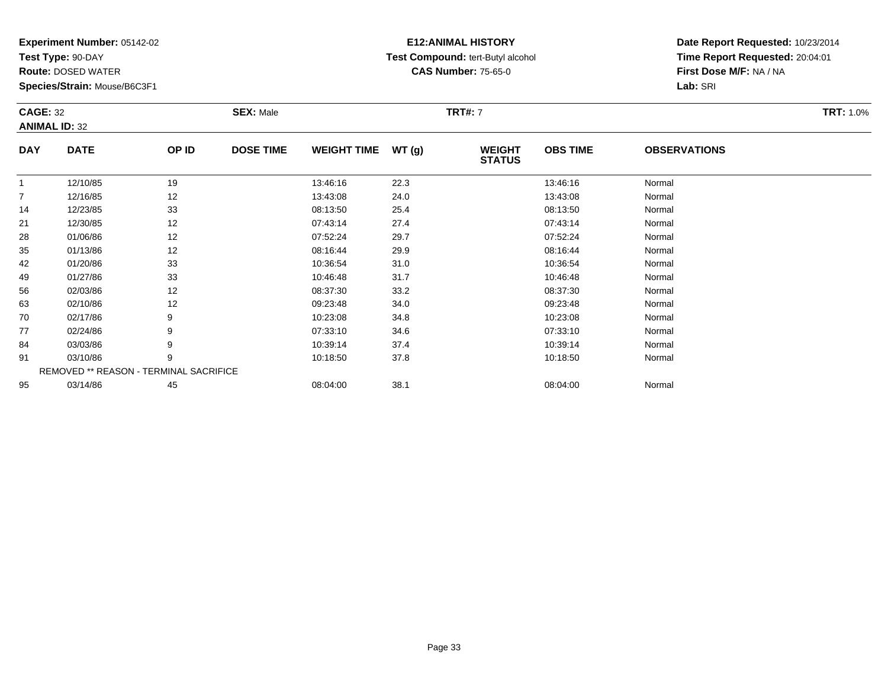**Experiment Number:** 05142-02
**Test Type:** 90-DAY
**Route:** DOSED WATER
**Species/Strain:** Mouse/B6C3F1

**E12:ANIMAL HISTORY**
**Test Compound:** tert-Butyl alcohol
**CAS Number:** 75-65-0

**Date Report Requested:** 10/23/2014
**Time Report Requested:** 20:04:01
**First Dose M/F:** NA / NA
**Lab:** SRI

**CAGE:** 32 **SEX:** Male **TRT#:** 7 **TRT:** 1.0%
**ANIMAL ID:** 32

| DAY | DATE | OP ID | DOSE TIME | WEIGHT TIME | WT (g) | WEIGHT STATUS | OBS TIME | OBSERVATIONS |
|---|---|---|---|---|---|---|---|---|
| 1 | 12/10/85 | 19 | | 13:46:16 | 22.3 | | 13:46:16 | Normal |
| 7 | 12/16/85 | 12 | | 13:43:08 | 24.0 | | 13:43:08 | Normal |
| 14 | 12/23/85 | 33 | | 08:13:50 | 25.4 | | 08:13:50 | Normal |
| 21 | 12/30/85 | 12 | | 07:43:14 | 27.4 | | 07:43:14 | Normal |
| 28 | 01/06/86 | 12 | | 07:52:24 | 29.7 | | 07:52:24 | Normal |
| 35 | 01/13/86 | 12 | | 08:16:44 | 29.9 | | 08:16:44 | Normal |
| 42 | 01/20/86 | 33 | | 10:36:54 | 31.0 | | 10:36:54 | Normal |
| 49 | 01/27/86 | 33 | | 10:46:48 | 31.7 | | 10:46:48 | Normal |
| 56 | 02/03/86 | 12 | | 08:37:30 | 33.2 | | 08:37:30 | Normal |
| 63 | 02/10/86 | 12 | | 09:23:48 | 34.0 | | 09:23:48 | Normal |
| 70 | 02/17/86 | 9 | | 10:23:08 | 34.8 | | 10:23:08 | Normal |
| 77 | 02/24/86 | 9 | | 07:33:10 | 34.6 | | 07:33:10 | Normal |
| 84 | 03/03/86 | 9 | | 10:39:14 | 37.4 | | 10:39:14 | Normal |
| 91 | 03/10/86 | 9 | | 10:18:50 | 37.8 | | 10:18:50 | Normal |
| REMOVED ** REASON - TERMINAL SACRIFICE | | | | | | | | |
| 95 | 03/14/86 | 45 | | 08:04:00 | 38.1 | | 08:04:00 | Normal |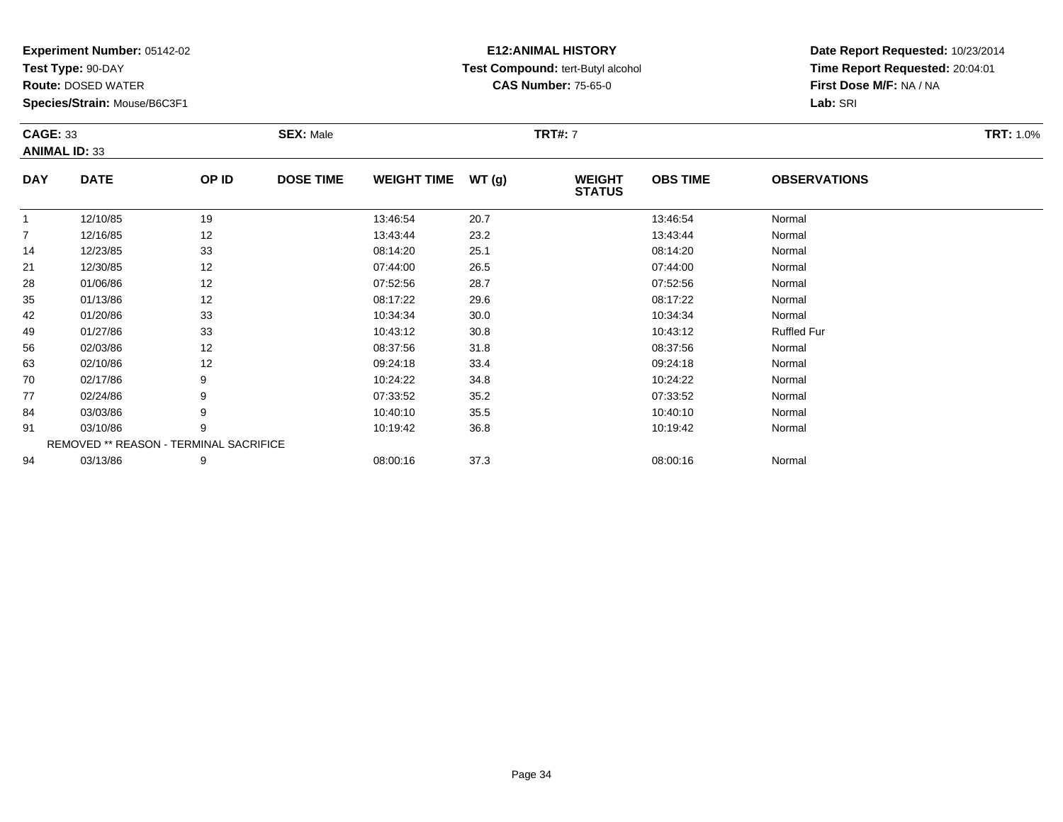**Experiment Number:** 05142-02
**Test Type:** 90-DAY
**Route:** DOSED WATER
**Species/Strain:** Mouse/B6C3F1

**E12:ANIMAL HISTORY**
**Test Compound:** tert-Butyl alcohol
**CAS Number:** 75-65-0

**Date Report Requested:** 10/23/2014
**Time Report Requested:** 20:04:01
**First Dose M/F:** NA / NA
**Lab:** SRI

**CAGE:** 33 **SEX:** Male **TRT#:** 7 **TRT:** 1.0%
**ANIMAL ID:** 33

| DAY | DATE | OP ID | DOSE TIME | WEIGHT TIME | WT (g) | WEIGHT STATUS | OBS TIME | OBSERVATIONS |
|---|---|---|---|---|---|---|---|---|
| 1 | 12/10/85 | 19 | | 13:46:54 | 20.7 | | 13:46:54 | Normal |
| 7 | 12/16/85 | 12 | | 13:43:44 | 23.2 | | 13:43:44 | Normal |
| 14 | 12/23/85 | 33 | | 08:14:20 | 25.1 | | 08:14:20 | Normal |
| 21 | 12/30/85 | 12 | | 07:44:00 | 26.5 | | 07:44:00 | Normal |
| 28 | 01/06/86 | 12 | | 07:52:56 | 28.7 | | 07:52:56 | Normal |
| 35 | 01/13/86 | 12 | | 08:17:22 | 29.6 | | 08:17:22 | Normal |
| 42 | 01/20/86 | 33 | | 10:34:34 | 30.0 | | 10:34:34 | Normal |
| 49 | 01/27/86 | 33 | | 10:43:12 | 30.8 | | 10:43:12 | Ruffled Fur |
| 56 | 02/03/86 | 12 | | 08:37:56 | 31.8 | | 08:37:56 | Normal |
| 63 | 02/10/86 | 12 | | 09:24:18 | 33.4 | | 09:24:18 | Normal |
| 70 | 02/17/86 | 9 | | 10:24:22 | 34.8 | | 10:24:22 | Normal |
| 77 | 02/24/86 | 9 | | 07:33:52 | 35.2 | | 07:33:52 | Normal |
| 84 | 03/03/86 | 9 | | 10:40:10 | 35.5 | | 10:40:10 | Normal |
| 91 | 03/10/86 | 9 | | 10:19:42 | 36.8 | | 10:19:42 | Normal |
| REMOVED ** REASON - TERMINAL SACRIFICE | | | | | | | | |
| 94 | 03/13/86 | 9 | | 08:00:16 | 37.3 | | 08:00:16 | Normal |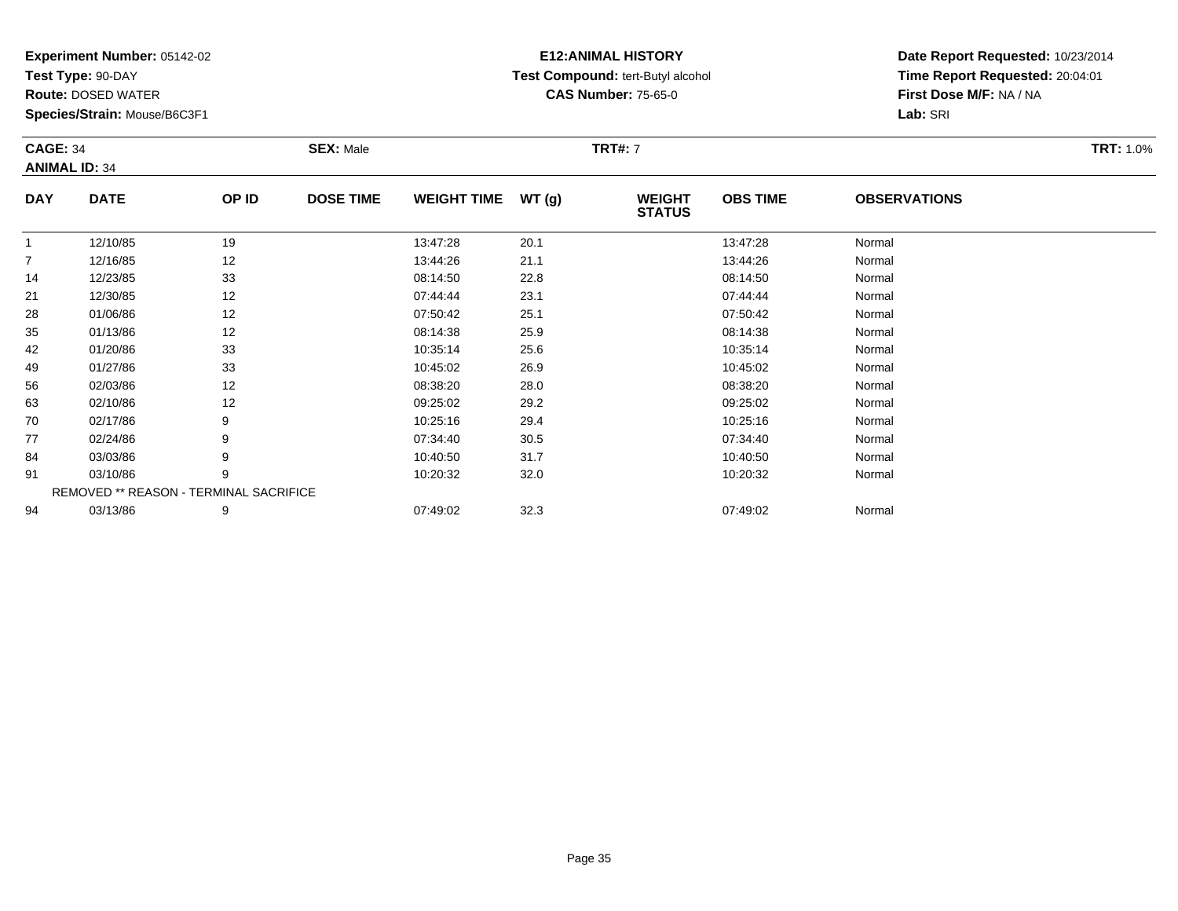**Experiment Number:** 05142-02
**Test Type:** 90-DAY
**Route:** DOSED WATER
**Species/Strain:** Mouse/B6C3F1

**E12:ANIMAL HISTORY**
**Test Compound:** tert-Butyl alcohol
**CAS Number:** 75-65-0

**Date Report Requested:** 10/23/2014
**Time Report Requested:** 20:04:01
**First Dose M/F:** NA / NA
**Lab:** SRI

**CAGE:** 34 **SEX:** Male **TRT#:** 7 **TRT:** 1.0%
**ANIMAL ID:** 34

| DAY | DATE | OP ID | DOSE TIME | WEIGHT TIME | WT (g) | WEIGHT STATUS | OBS TIME | OBSERVATIONS |
|---|---|---|---|---|---|---|---|---|
| 1 | 12/10/85 | 19 | | 13:47:28 | 20.1 | | 13:47:28 | Normal |
| 7 | 12/16/85 | 12 | | 13:44:26 | 21.1 | | 13:44:26 | Normal |
| 14 | 12/23/85 | 33 | | 08:14:50 | 22.8 | | 08:14:50 | Normal |
| 21 | 12/30/85 | 12 | | 07:44:44 | 23.1 | | 07:44:44 | Normal |
| 28 | 01/06/86 | 12 | | 07:50:42 | 25.1 | | 07:50:42 | Normal |
| 35 | 01/13/86 | 12 | | 08:14:38 | 25.9 | | 08:14:38 | Normal |
| 42 | 01/20/86 | 33 | | 10:35:14 | 25.6 | | 10:35:14 | Normal |
| 49 | 01/27/86 | 33 | | 10:45:02 | 26.9 | | 10:45:02 | Normal |
| 56 | 02/03/86 | 12 | | 08:38:20 | 28.0 | | 08:38:20 | Normal |
| 63 | 02/10/86 | 12 | | 09:25:02 | 29.2 | | 09:25:02 | Normal |
| 70 | 02/17/86 | 9 | | 10:25:16 | 29.4 | | 10:25:16 | Normal |
| 77 | 02/24/86 | 9 | | 07:34:40 | 30.5 | | 07:34:40 | Normal |
| 84 | 03/03/86 | 9 | | 10:40:50 | 31.7 | | 10:40:50 | Normal |
| 91 | 03/10/86 | 9 | | 10:20:32 | 32.0 | | 10:20:32 | Normal |
| REMOVED ** REASON - TERMINAL SACRIFICE | | | | | | | | |
| 94 | 03/13/86 | 9 | | 07:49:02 | 32.3 | | 07:49:02 | Normal |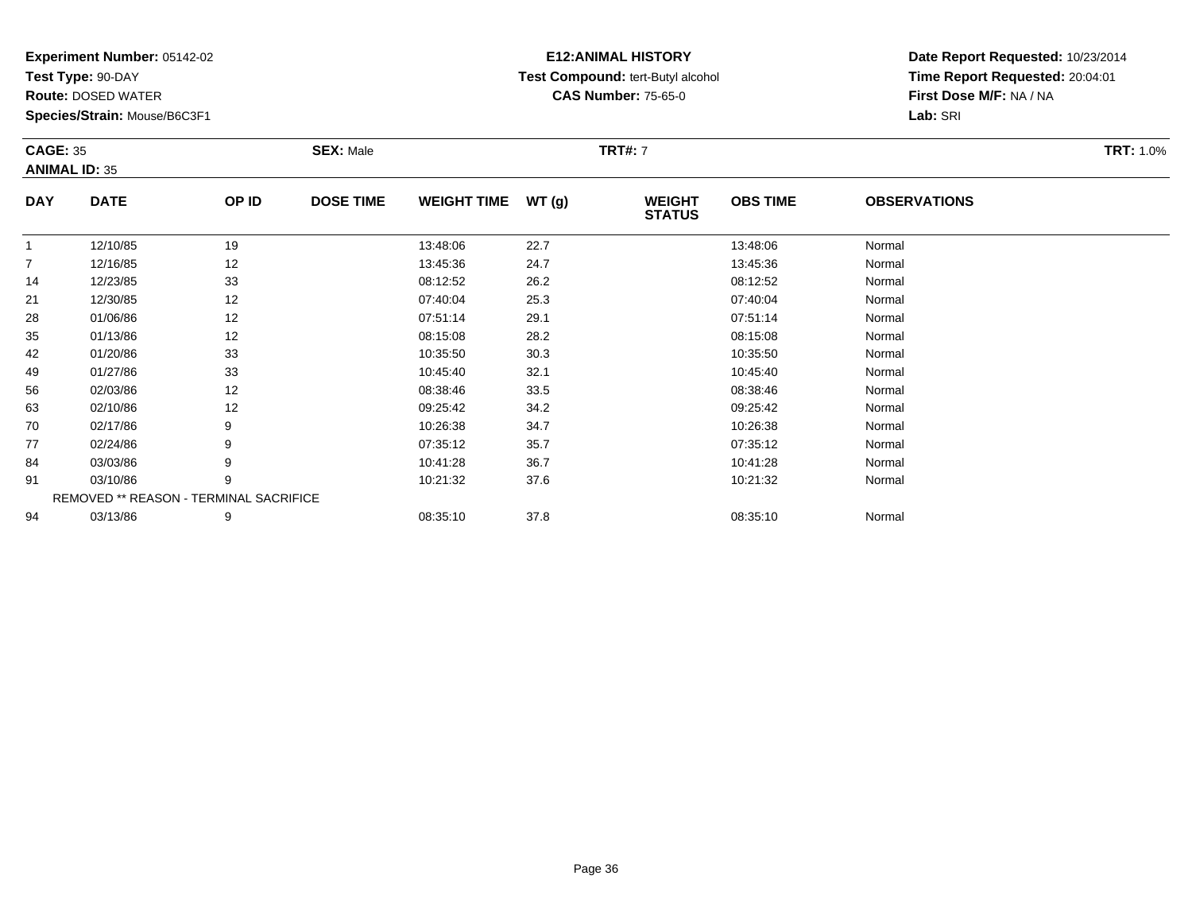**Experiment Number:** 05142-02
**Test Type:** 90-DAY
**Route:** DOSED WATER
**Species/Strain:** Mouse/B6C3F1

**E12:ANIMAL HISTORY**
**Test Compound:** tert-Butyl alcohol
**CAS Number:** 75-65-0

**Date Report Requested:** 10/23/2014
**Time Report Requested:** 20:04:01
**First Dose M/F:** NA / NA
**Lab:** SRI

**CAGE:** 35 **SEX:** Male **TRT#:** 7 **TRT:** 1.0%
**ANIMAL ID:** 35

| DAY | DATE | OP ID | DOSE TIME | WEIGHT TIME | WT (g) | WEIGHT STATUS | OBS TIME | OBSERVATIONS |
|---|---|---|---|---|---|---|---|---|
| 1 | 12/10/85 | 19 | | 13:48:06 | 22.7 | | 13:48:06 | Normal |
| 7 | 12/16/85 | 12 | | 13:45:36 | 24.7 | | 13:45:36 | Normal |
| 14 | 12/23/85 | 33 | | 08:12:52 | 26.2 | | 08:12:52 | Normal |
| 21 | 12/30/85 | 12 | | 07:40:04 | 25.3 | | 07:40:04 | Normal |
| 28 | 01/06/86 | 12 | | 07:51:14 | 29.1 | | 07:51:14 | Normal |
| 35 | 01/13/86 | 12 | | 08:15:08 | 28.2 | | 08:15:08 | Normal |
| 42 | 01/20/86 | 33 | | 10:35:50 | 30.3 | | 10:35:50 | Normal |
| 49 | 01/27/86 | 33 | | 10:45:40 | 32.1 | | 10:45:40 | Normal |
| 56 | 02/03/86 | 12 | | 08:38:46 | 33.5 | | 08:38:46 | Normal |
| 63 | 02/10/86 | 12 | | 09:25:42 | 34.2 | | 09:25:42 | Normal |
| 70 | 02/17/86 | 9 | | 10:26:38 | 34.7 | | 10:26:38 | Normal |
| 77 | 02/24/86 | 9 | | 07:35:12 | 35.7 | | 07:35:12 | Normal |
| 84 | 03/03/86 | 9 | | 10:41:28 | 36.7 | | 10:41:28 | Normal |
| 91 | 03/10/86 | 9 | | 10:21:32 | 37.6 | | 10:21:32 | Normal |
| REMOVED ** REASON - TERMINAL SACRIFICE | | | | | | | | |
| 94 | 03/13/86 | 9 | | 08:35:10 | 37.8 | | 08:35:10 | Normal |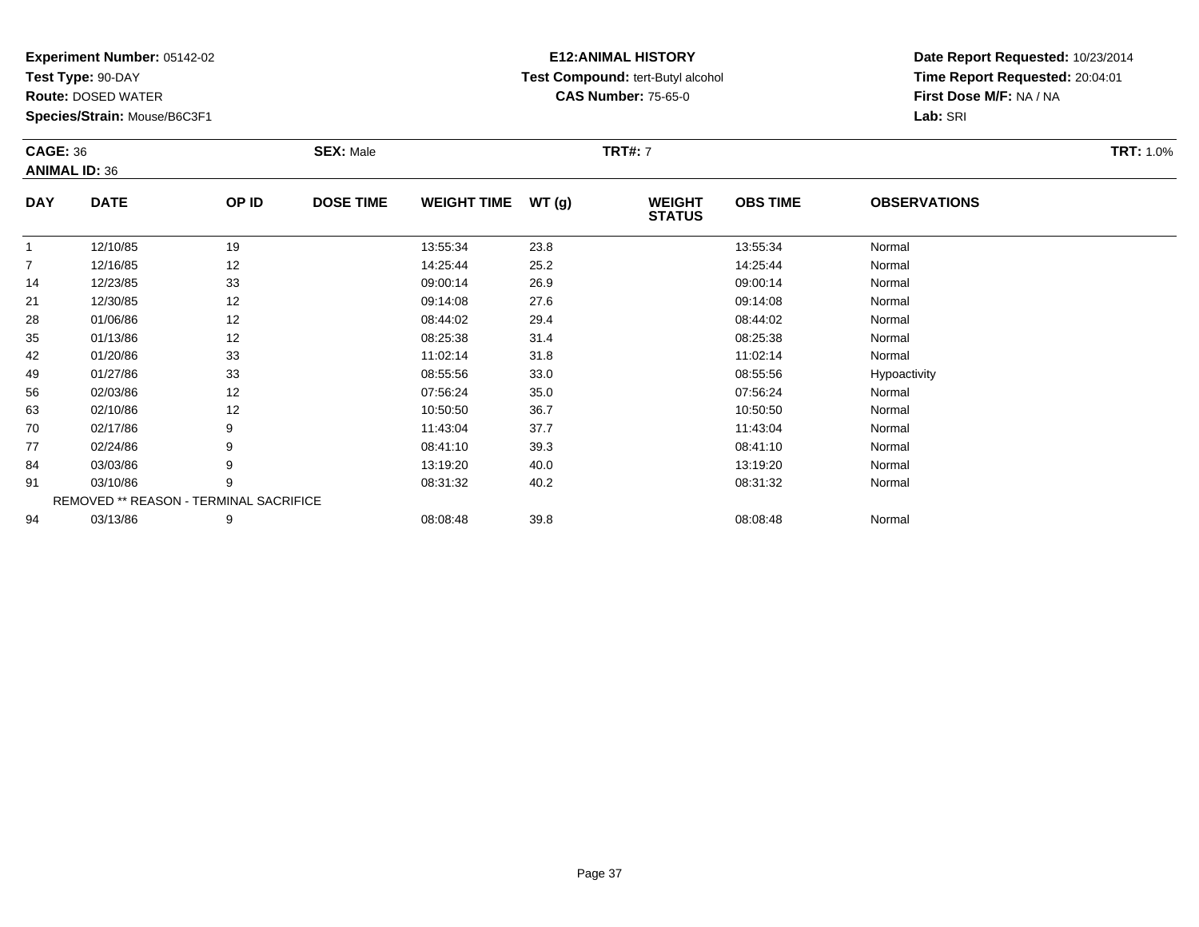**Experiment Number:** 05142-02
**Test Type:** 90-DAY
**Route:** DOSED WATER
**Species/Strain:** Mouse/B6C3F1

**E12:ANIMAL HISTORY**
**Test Compound:** tert-Butyl alcohol
**CAS Number:** 75-65-0

**Date Report Requested:** 10/23/2014
**Time Report Requested:** 20:04:01
**First Dose M/F:** NA / NA
**Lab:** SRI

**CAGE:** 36
**ANIMAL ID:** 36
**SEX:** Male
**TRT#:** 7
**TRT:** 1.0%

| DAY | DATE | OP ID | DOSE TIME | WEIGHT TIME | WT (g) | WEIGHT STATUS | OBS TIME | OBSERVATIONS |
|---|---|---|---|---|---|---|---|---|
| 1 | 12/10/85 | 19 | | 13:55:34 | 23.8 | | 13:55:34 | Normal |
| 7 | 12/16/85 | 12 | | 14:25:44 | 25.2 | | 14:25:44 | Normal |
| 14 | 12/23/85 | 33 | | 09:00:14 | 26.9 | | 09:00:14 | Normal |
| 21 | 12/30/85 | 12 | | 09:14:08 | 27.6 | | 09:14:08 | Normal |
| 28 | 01/06/86 | 12 | | 08:44:02 | 29.4 | | 08:44:02 | Normal |
| 35 | 01/13/86 | 12 | | 08:25:38 | 31.4 | | 08:25:38 | Normal |
| 42 | 01/20/86 | 33 | | 11:02:14 | 31.8 | | 11:02:14 | Normal |
| 49 | 01/27/86 | 33 | | 08:55:56 | 33.0 | | 08:55:56 | Hypoactivity |
| 56 | 02/03/86 | 12 | | 07:56:24 | 35.0 | | 07:56:24 | Normal |
| 63 | 02/10/86 | 12 | | 10:50:50 | 36.7 | | 10:50:50 | Normal |
| 70 | 02/17/86 | 9 | | 11:43:04 | 37.7 | | 11:43:04 | Normal |
| 77 | 02/24/86 | 9 | | 08:41:10 | 39.3 | | 08:41:10 | Normal |
| 84 | 03/03/86 | 9 | | 13:19:20 | 40.0 | | 13:19:20 | Normal |
| 91 | 03/10/86 | 9 | | 08:31:32 | 40.2 | | 08:31:32 | Normal |
| REMOVED ** REASON - TERMINAL SACRIFICE | | | | | | | | |
| 94 | 03/13/86 | 9 | | 08:08:48 | 39.8 | | 08:08:48 | Normal |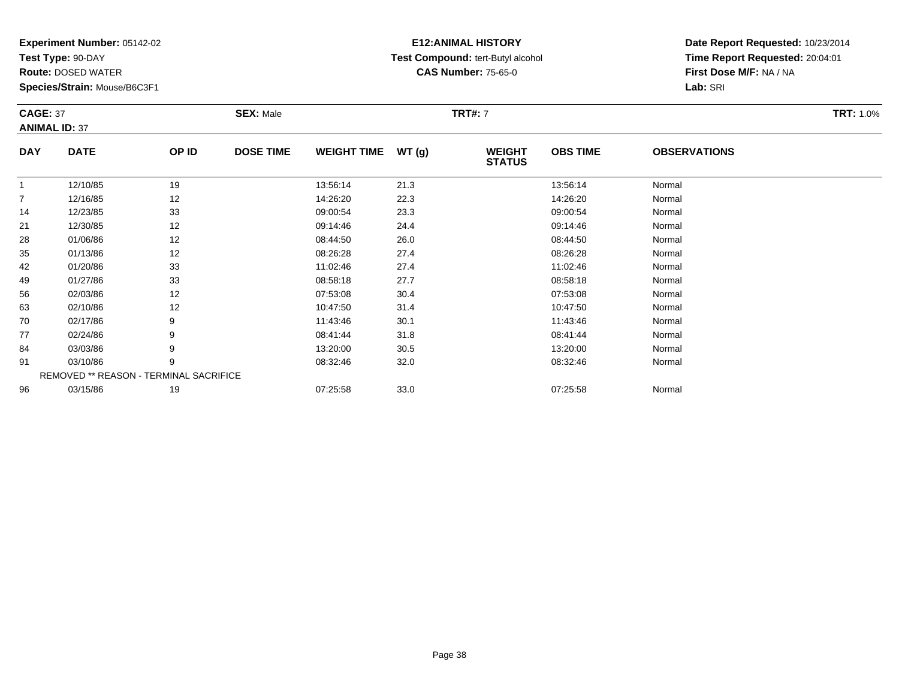**Experiment Number:** 05142-02
**Test Type:** 90-DAY
**Route:** DOSED WATER
**Species/Strain:** Mouse/B6C3F1

**E12:ANIMAL HISTORY**
**Test Compound:** tert-Butyl alcohol
**CAS Number:** 75-65-0

**Date Report Requested:** 10/23/2014
**Time Report Requested:** 20:04:01
**First Dose M/F:** NA / NA
**Lab:** SRI

**CAGE:** 37 **SEX:** Male **TRT#:** 7 **TRT:** 1.0%
**ANIMAL ID:** 37

| DAY | DATE | OP ID | DOSE TIME | WEIGHT TIME | WT (g) | WEIGHT STATUS | OBS TIME | OBSERVATIONS |
|---|---|---|---|---|---|---|---|---|
| 1 | 12/10/85 | 19 | | 13:56:14 | 21.3 | | 13:56:14 | Normal |
| 7 | 12/16/85 | 12 | | 14:26:20 | 22.3 | | 14:26:20 | Normal |
| 14 | 12/23/85 | 33 | | 09:00:54 | 23.3 | | 09:00:54 | Normal |
| 21 | 12/30/85 | 12 | | 09:14:46 | 24.4 | | 09:14:46 | Normal |
| 28 | 01/06/86 | 12 | | 08:44:50 | 26.0 | | 08:44:50 | Normal |
| 35 | 01/13/86 | 12 | | 08:26:28 | 27.4 | | 08:26:28 | Normal |
| 42 | 01/20/86 | 33 | | 11:02:46 | 27.4 | | 11:02:46 | Normal |
| 49 | 01/27/86 | 33 | | 08:58:18 | 27.7 | | 08:58:18 | Normal |
| 56 | 02/03/86 | 12 | | 07:53:08 | 30.4 | | 07:53:08 | Normal |
| 63 | 02/10/86 | 12 | | 10:47:50 | 31.4 | | 10:47:50 | Normal |
| 70 | 02/17/86 | 9 | | 11:43:46 | 30.1 | | 11:43:46 | Normal |
| 77 | 02/24/86 | 9 | | 08:41:44 | 31.8 | | 08:41:44 | Normal |
| 84 | 03/03/86 | 9 | | 13:20:00 | 30.5 | | 13:20:00 | Normal |
| 91 | 03/10/86 | 9 | | 08:32:46 | 32.0 | | 08:32:46 | Normal |
| REMOVED ** REASON - TERMINAL SACRIFICE | | | | | | | | |
| 96 | 03/15/86 | 19 | | 07:25:58 | 33.0 | | 07:25:58 | Normal |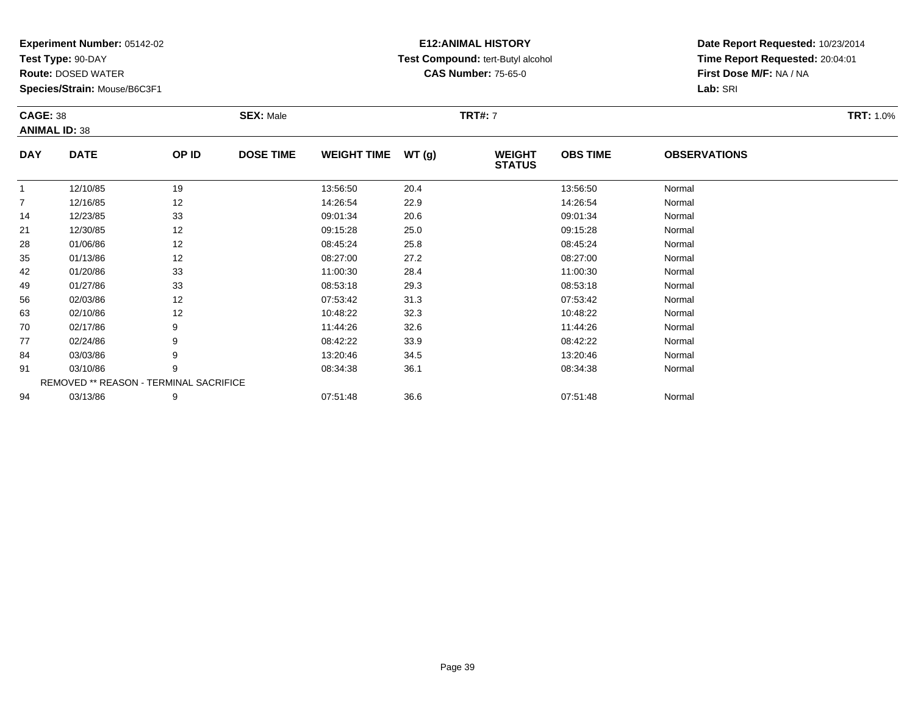**Experiment Number:** 05142-02
**Test Type:** 90-DAY
**Route:** DOSED WATER
**Species/Strain:** Mouse/B6C3F1

**E12:ANIMAL HISTORY**
**Test Compound:** tert-Butyl alcohol
**CAS Number:** 75-65-0

**Date Report Requested:** 10/23/2014
**Time Report Requested:** 20:04:01
**First Dose M/F:** NA / NA
**Lab:** SRI

**CAGE:** 38 **SEX:** Male **TRT#:** 7 **TRT:** 1.0%
**ANIMAL ID:** 38

| DAY | DATE | OP ID | DOSE TIME | WEIGHT TIME | WT (g) | WEIGHT STATUS | OBS TIME | OBSERVATIONS |
|---|---|---|---|---|---|---|---|---|
| 1 | 12/10/85 | 19 | | 13:56:50 | 20.4 | | 13:56:50 | Normal |
| 7 | 12/16/85 | 12 | | 14:26:54 | 22.9 | | 14:26:54 | Normal |
| 14 | 12/23/85 | 33 | | 09:01:34 | 20.6 | | 09:01:34 | Normal |
| 21 | 12/30/85 | 12 | | 09:15:28 | 25.0 | | 09:15:28 | Normal |
| 28 | 01/06/86 | 12 | | 08:45:24 | 25.8 | | 08:45:24 | Normal |
| 35 | 01/13/86 | 12 | | 08:27:00 | 27.2 | | 08:27:00 | Normal |
| 42 | 01/20/86 | 33 | | 11:00:30 | 28.4 | | 11:00:30 | Normal |
| 49 | 01/27/86 | 33 | | 08:53:18 | 29.3 | | 08:53:18 | Normal |
| 56 | 02/03/86 | 12 | | 07:53:42 | 31.3 | | 07:53:42 | Normal |
| 63 | 02/10/86 | 12 | | 10:48:22 | 32.3 | | 10:48:22 | Normal |
| 70 | 02/17/86 | 9 | | 11:44:26 | 32.6 | | 11:44:26 | Normal |
| 77 | 02/24/86 | 9 | | 08:42:22 | 33.9 | | 08:42:22 | Normal |
| 84 | 03/03/86 | 9 | | 13:20:46 | 34.5 | | 13:20:46 | Normal |
| 91 | 03/10/86 | 9 | | 08:34:38 | 36.1 | | 08:34:38 | Normal |
| REMOVED ** REASON - TERMINAL SACRIFICE | | | | | | | | |
| 94 | 03/13/86 | 9 | | 07:51:48 | 36.6 | | 07:51:48 | Normal |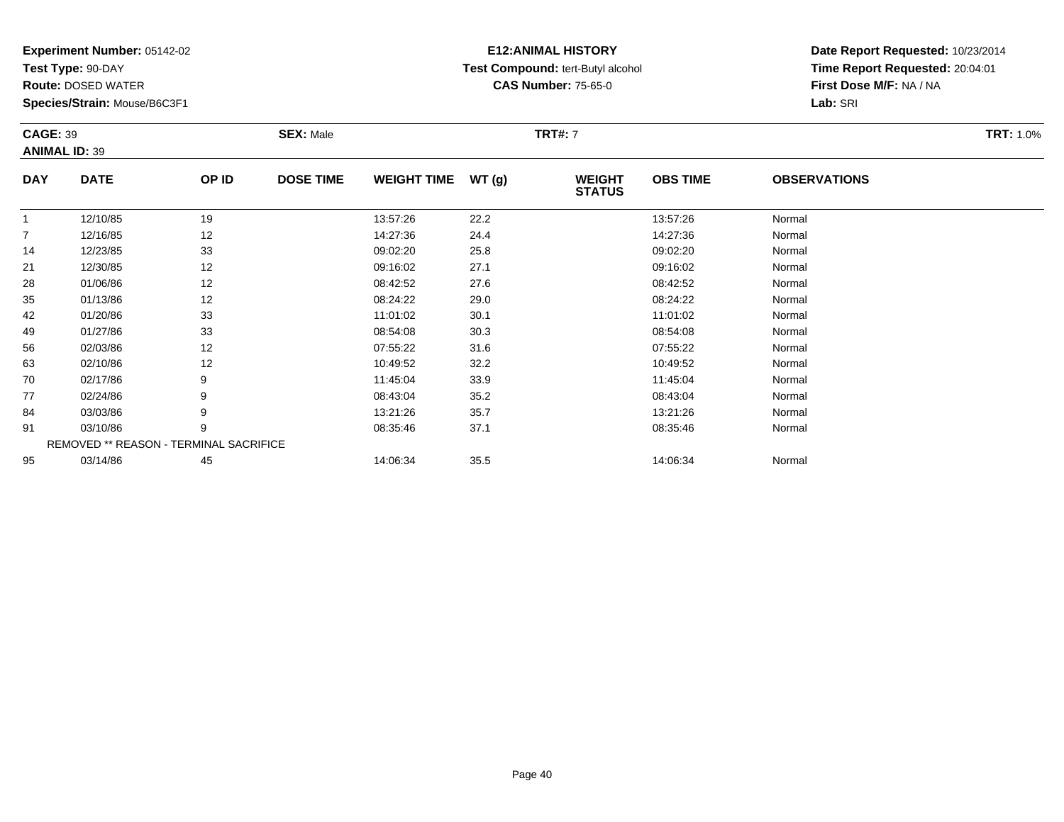**Experiment Number:** 05142-02
**Test Type:** 90-DAY
**Route:** DOSED WATER
**Species/Strain:** Mouse/B6C3F1

**E12:ANIMAL HISTORY**
**Test Compound:** tert-Butyl alcohol
**CAS Number:** 75-65-0

**Date Report Requested:** 10/23/2014
**Time Report Requested:** 20:04:01
**First Dose M/F:** NA / NA
**Lab:** SRI

**CAGE:** 39 **SEX:** Male **TRT#:** 7 **TRT:** 1.0%
**ANIMAL ID:** 39

| DAY | DATE | OP ID | DOSE TIME | WEIGHT TIME | WT (g) | WEIGHT STATUS | OBS TIME | OBSERVATIONS |
|---|---|---|---|---|---|---|---|---|
| 1 | 12/10/85 | 19 | | 13:57:26 | 22.2 | | 13:57:26 | Normal |
| 7 | 12/16/85 | 12 | | 14:27:36 | 24.4 | | 14:27:36 | Normal |
| 14 | 12/23/85 | 33 | | 09:02:20 | 25.8 | | 09:02:20 | Normal |
| 21 | 12/30/85 | 12 | | 09:16:02 | 27.1 | | 09:16:02 | Normal |
| 28 | 01/06/86 | 12 | | 08:42:52 | 27.6 | | 08:42:52 | Normal |
| 35 | 01/13/86 | 12 | | 08:24:22 | 29.0 | | 08:24:22 | Normal |
| 42 | 01/20/86 | 33 | | 11:01:02 | 30.1 | | 11:01:02 | Normal |
| 49 | 01/27/86 | 33 | | 08:54:08 | 30.3 | | 08:54:08 | Normal |
| 56 | 02/03/86 | 12 | | 07:55:22 | 31.6 | | 07:55:22 | Normal |
| 63 | 02/10/86 | 12 | | 10:49:52 | 32.2 | | 10:49:52 | Normal |
| 70 | 02/17/86 | 9 | | 11:45:04 | 33.9 | | 11:45:04 | Normal |
| 77 | 02/24/86 | 9 | | 08:43:04 | 35.2 | | 08:43:04 | Normal |
| 84 | 03/03/86 | 9 | | 13:21:26 | 35.7 | | 13:21:26 | Normal |
| 91 | 03/10/86 | 9 | | 08:35:46 | 37.1 | | 08:35:46 | Normal |
| REMOVED ** REASON - TERMINAL SACRIFICE | | | | | | | | |
| 95 | 03/14/86 | 45 | | 14:06:34 | 35.5 | | 14:06:34 | Normal |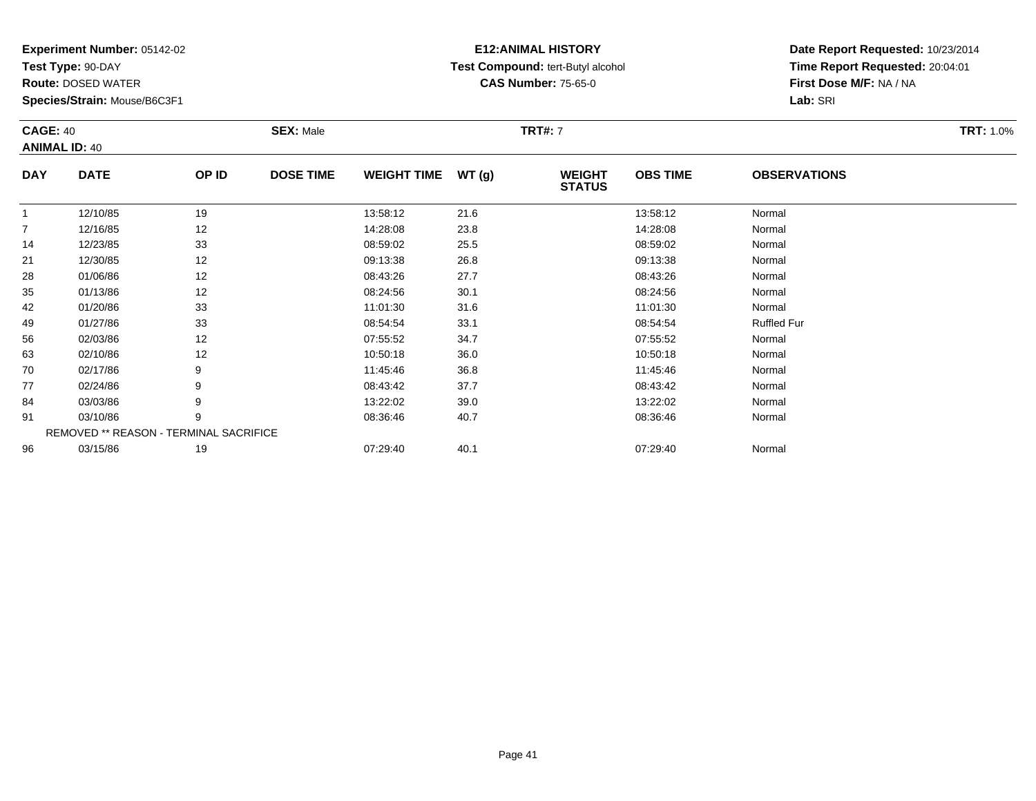**Experiment Number:** 05142-02
**Test Type:** 90-DAY
**Route:** DOSED WATER
**Species/Strain:** Mouse/B6C3F1

**E12:ANIMAL HISTORY**
**Test Compound:** tert-Butyl alcohol
**CAS Number:** 75-65-0

**Date Report Requested:** 10/23/2014
**Time Report Requested:** 20:04:01
**First Dose M/F:** NA / NA
**Lab:** SRI

**CAGE:** 40
**ANIMAL ID:** 40
**SEX:** Male
**TRT#:** 7
**TRT:** 1.0%

| DAY | DATE | OP ID | DOSE TIME | WEIGHT TIME | WT (g) | WEIGHT STATUS | OBS TIME | OBSERVATIONS |
|---|---|---|---|---|---|---|---|---|
| 1 | 12/10/85 | 19 | | 13:58:12 | 21.6 | | 13:58:12 | Normal |
| 7 | 12/16/85 | 12 | | 14:28:08 | 23.8 | | 14:28:08 | Normal |
| 14 | 12/23/85 | 33 | | 08:59:02 | 25.5 | | 08:59:02 | Normal |
| 21 | 12/30/85 | 12 | | 09:13:38 | 26.8 | | 09:13:38 | Normal |
| 28 | 01/06/86 | 12 | | 08:43:26 | 27.7 | | 08:43:26 | Normal |
| 35 | 01/13/86 | 12 | | 08:24:56 | 30.1 | | 08:24:56 | Normal |
| 42 | 01/20/86 | 33 | | 11:01:30 | 31.6 | | 11:01:30 | Normal |
| 49 | 01/27/86 | 33 | | 08:54:54 | 33.1 | | 08:54:54 | Ruffled Fur |
| 56 | 02/03/86 | 12 | | 07:55:52 | 34.7 | | 07:55:52 | Normal |
| 63 | 02/10/86 | 12 | | 10:50:18 | 36.0 | | 10:50:18 | Normal |
| 70 | 02/17/86 | 9 | | 11:45:46 | 36.8 | | 11:45:46 | Normal |
| 77 | 02/24/86 | 9 | | 08:43:42 | 37.7 | | 08:43:42 | Normal |
| 84 | 03/03/86 | 9 | | 13:22:02 | 39.0 | | 13:22:02 | Normal |
| 91 | 03/10/86 | 9 | | 08:36:46 | 40.7 | | 08:36:46 | Normal |
| REMOVED ** REASON - TERMINAL SACRIFICE | | | | | | | | |
| 96 | 03/15/86 | 19 | | 07:29:40 | 40.1 | | 07:29:40 | Normal |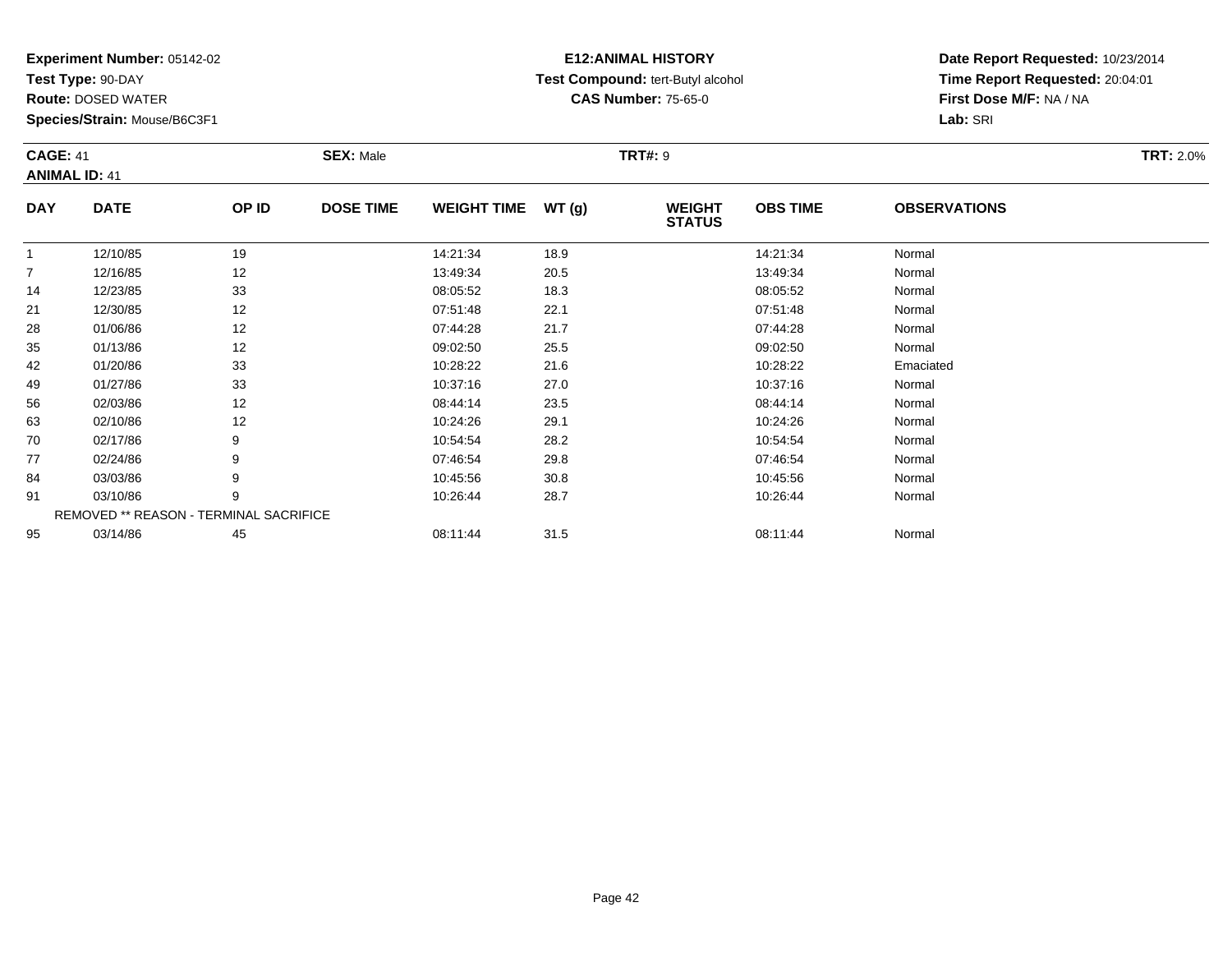**Experiment Number:** 05142-02
**Test Type:** 90-DAY
**Route:** DOSED WATER
**Species/Strain:** Mouse/B6C3F1

**E12:ANIMAL HISTORY**
**Test Compound:** tert-Butyl alcohol
**CAS Number:** 75-65-0

**Date Report Requested:** 10/23/2014
**Time Report Requested:** 20:04:01
**First Dose M/F:** NA / NA
**Lab:** SRI

**CAGE:** 41 **SEX:** Male **TRT#:** 9 **TRT:** 2.0%
**ANIMAL ID:** 41

| DAY | DATE | OP ID | DOSE TIME | WEIGHT TIME | WT (g) | WEIGHT STATUS | OBS TIME | OBSERVATIONS |
|---|---|---|---|---|---|---|---|---|
| 1 | 12/10/85 | 19 | | 14:21:34 | 18.9 | | 14:21:34 | Normal |
| 7 | 12/16/85 | 12 | | 13:49:34 | 20.5 | | 13:49:34 | Normal |
| 14 | 12/23/85 | 33 | | 08:05:52 | 18.3 | | 08:05:52 | Normal |
| 21 | 12/30/85 | 12 | | 07:51:48 | 22.1 | | 07:51:48 | Normal |
| 28 | 01/06/86 | 12 | | 07:44:28 | 21.7 | | 07:44:28 | Normal |
| 35 | 01/13/86 | 12 | | 09:02:50 | 25.5 | | 09:02:50 | Normal |
| 42 | 01/20/86 | 33 | | 10:28:22 | 21.6 | | 10:28:22 | Emaciated |
| 49 | 01/27/86 | 33 | | 10:37:16 | 27.0 | | 10:37:16 | Normal |
| 56 | 02/03/86 | 12 | | 08:44:14 | 23.5 | | 08:44:14 | Normal |
| 63 | 02/10/86 | 12 | | 10:24:26 | 29.1 | | 10:24:26 | Normal |
| 70 | 02/17/86 | 9 | | 10:54:54 | 28.2 | | 10:54:54 | Normal |
| 77 | 02/24/86 | 9 | | 07:46:54 | 29.8 | | 07:46:54 | Normal |
| 84 | 03/03/86 | 9 | | 10:45:56 | 30.8 | | 10:45:56 | Normal |
| 91 | 03/10/86 | 9 | | 10:26:44 | 28.7 | | 10:26:44 | Normal |
| REMOVED ** REASON - TERMINAL SACRIFICE | | | | | | | | |
| 95 | 03/14/86 | 45 | | 08:11:44 | 31.5 | | 08:11:44 | Normal |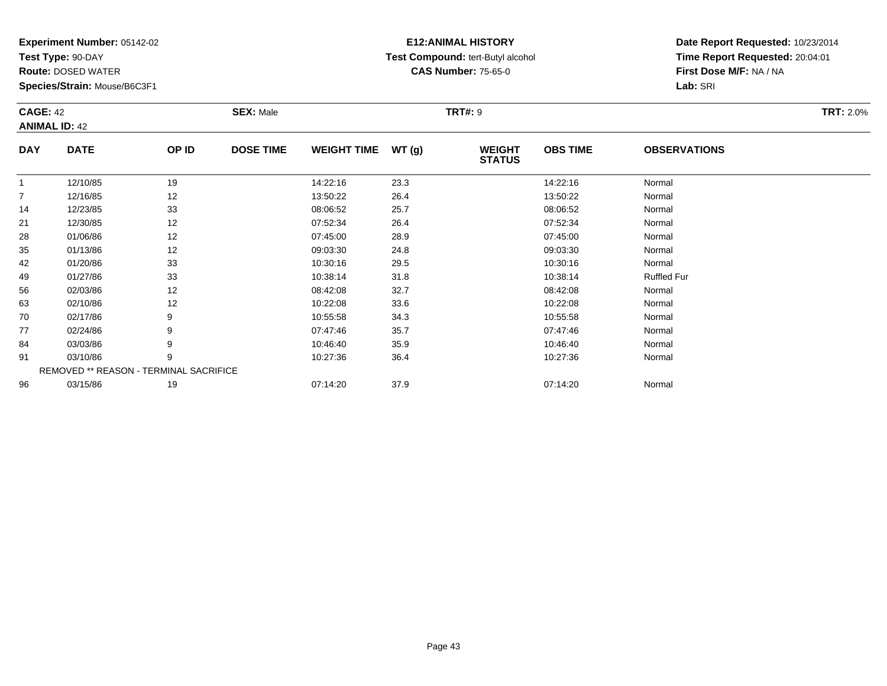**Experiment Number:** 05142-02
**Test Type:** 90-DAY
**Route:** DOSED WATER
**Species/Strain:** Mouse/B6C3F1

**E12:ANIMAL HISTORY**
**Test Compound:** tert-Butyl alcohol
**CAS Number:** 75-65-0

**Date Report Requested:** 10/23/2014
**Time Report Requested:** 20:04:01
**First Dose M/F:** NA / NA
**Lab:** SRI

**CAGE:** 42 **SEX:** Male **TRT#:** 9 **TRT:** 2.0%
**ANIMAL ID:** 42

| DAY | DATE | OP ID | DOSE TIME | WEIGHT TIME | WT (g) | WEIGHT STATUS | OBS TIME | OBSERVATIONS |
|---|---|---|---|---|---|---|---|---|
| 1 | 12/10/85 | 19 | | 14:22:16 | 23.3 | | 14:22:16 | Normal |
| 7 | 12/16/85 | 12 | | 13:50:22 | 26.4 | | 13:50:22 | Normal |
| 14 | 12/23/85 | 33 | | 08:06:52 | 25.7 | | 08:06:52 | Normal |
| 21 | 12/30/85 | 12 | | 07:52:34 | 26.4 | | 07:52:34 | Normal |
| 28 | 01/06/86 | 12 | | 07:45:00 | 28.9 | | 07:45:00 | Normal |
| 35 | 01/13/86 | 12 | | 09:03:30 | 24.8 | | 09:03:30 | Normal |
| 42 | 01/20/86 | 33 | | 10:30:16 | 29.5 | | 10:30:16 | Normal |
| 49 | 01/27/86 | 33 | | 10:38:14 | 31.8 | | 10:38:14 | Ruffled Fur |
| 56 | 02/03/86 | 12 | | 08:42:08 | 32.7 | | 08:42:08 | Normal |
| 63 | 02/10/86 | 12 | | 10:22:08 | 33.6 | | 10:22:08 | Normal |
| 70 | 02/17/86 | 9 | | 10:55:58 | 34.3 | | 10:55:58 | Normal |
| 77 | 02/24/86 | 9 | | 07:47:46 | 35.7 | | 07:47:46 | Normal |
| 84 | 03/03/86 | 9 | | 10:46:40 | 35.9 | | 10:46:40 | Normal |
| 91 | 03/10/86 | 9 | | 10:27:36 | 36.4 | | 10:27:36 | Normal |
| REMOVED ** REASON - TERMINAL SACRIFICE | | | | | | | | |
| 96 | 03/15/86 | 19 | | 07:14:20 | 37.9 | | 07:14:20 | Normal |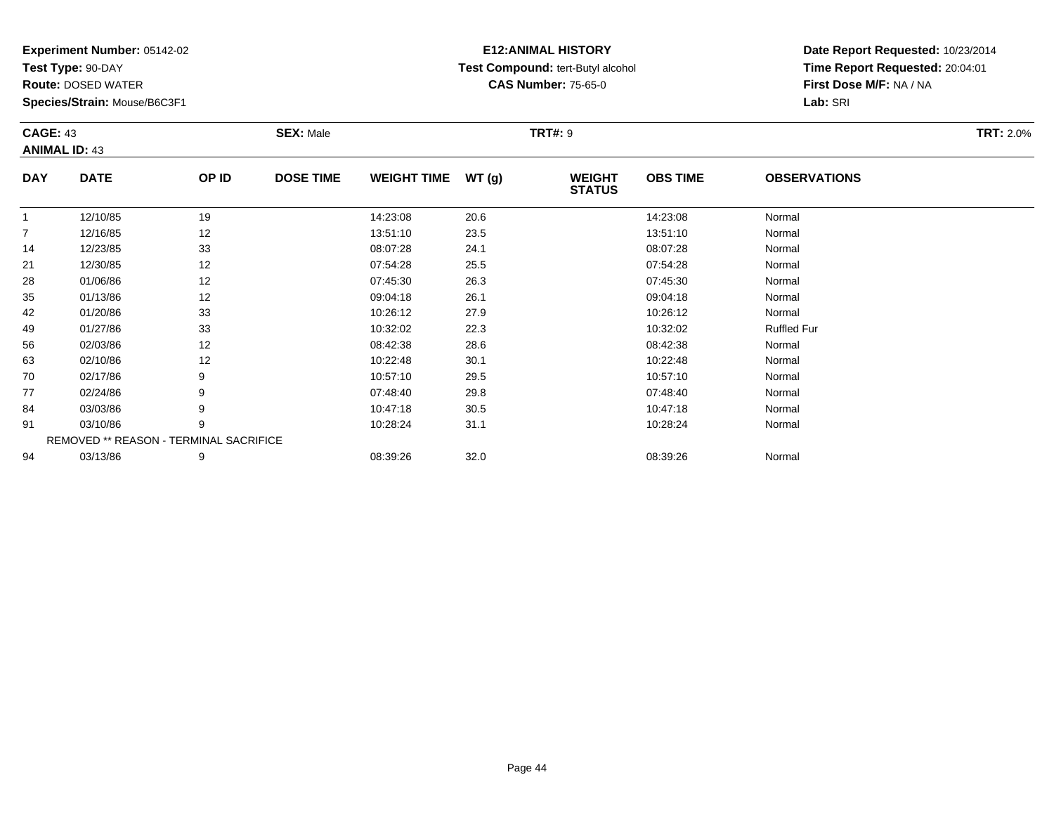**Experiment Number:** 05142-02
**Test Type:** 90-DAY
**Route:** DOSED WATER
**Species/Strain:** Mouse/B6C3F1

**E12:ANIMAL HISTORY**
**Test Compound:** tert-Butyl alcohol
**CAS Number:** 75-65-0

**Date Report Requested:** 10/23/2014
**Time Report Requested:** 20:04:01
**First Dose M/F:** NA / NA
**Lab:** SRI

**CAGE:** 43
**ANIMAL ID:** 43
**SEX:** Male
**TRT#:** 9
**TRT:** 2.0%

| DAY | DATE | OP ID | DOSE TIME | WEIGHT TIME | WT (g) | WEIGHT STATUS | OBS TIME | OBSERVATIONS |
|---|---|---|---|---|---|---|---|---|
| 1 | 12/10/85 | 19 | | 14:23:08 | 20.6 | | 14:23:08 | Normal |
| 7 | 12/16/85 | 12 | | 13:51:10 | 23.5 | | 13:51:10 | Normal |
| 14 | 12/23/85 | 33 | | 08:07:28 | 24.1 | | 08:07:28 | Normal |
| 21 | 12/30/85 | 12 | | 07:54:28 | 25.5 | | 07:54:28 | Normal |
| 28 | 01/06/86 | 12 | | 07:45:30 | 26.3 | | 07:45:30 | Normal |
| 35 | 01/13/86 | 12 | | 09:04:18 | 26.1 | | 09:04:18 | Normal |
| 42 | 01/20/86 | 33 | | 10:26:12 | 27.9 | | 10:26:12 | Normal |
| 49 | 01/27/86 | 33 | | 10:32:02 | 22.3 | | 10:32:02 | Ruffled Fur |
| 56 | 02/03/86 | 12 | | 08:42:38 | 28.6 | | 08:42:38 | Normal |
| 63 | 02/10/86 | 12 | | 10:22:48 | 30.1 | | 10:22:48 | Normal |
| 70 | 02/17/86 | 9 | | 10:57:10 | 29.5 | | 10:57:10 | Normal |
| 77 | 02/24/86 | 9 | | 07:48:40 | 29.8 | | 07:48:40 | Normal |
| 84 | 03/03/86 | 9 | | 10:47:18 | 30.5 | | 10:47:18 | Normal |
| 91 | 03/10/86 | 9 | | 10:28:24 | 31.1 | | 10:28:24 | Normal |
| REMOVED ** REASON - TERMINAL SACRIFICE | | | | | | | | |
| 94 | 03/13/86 | 9 | | 08:39:26 | 32.0 | | 08:39:26 | Normal |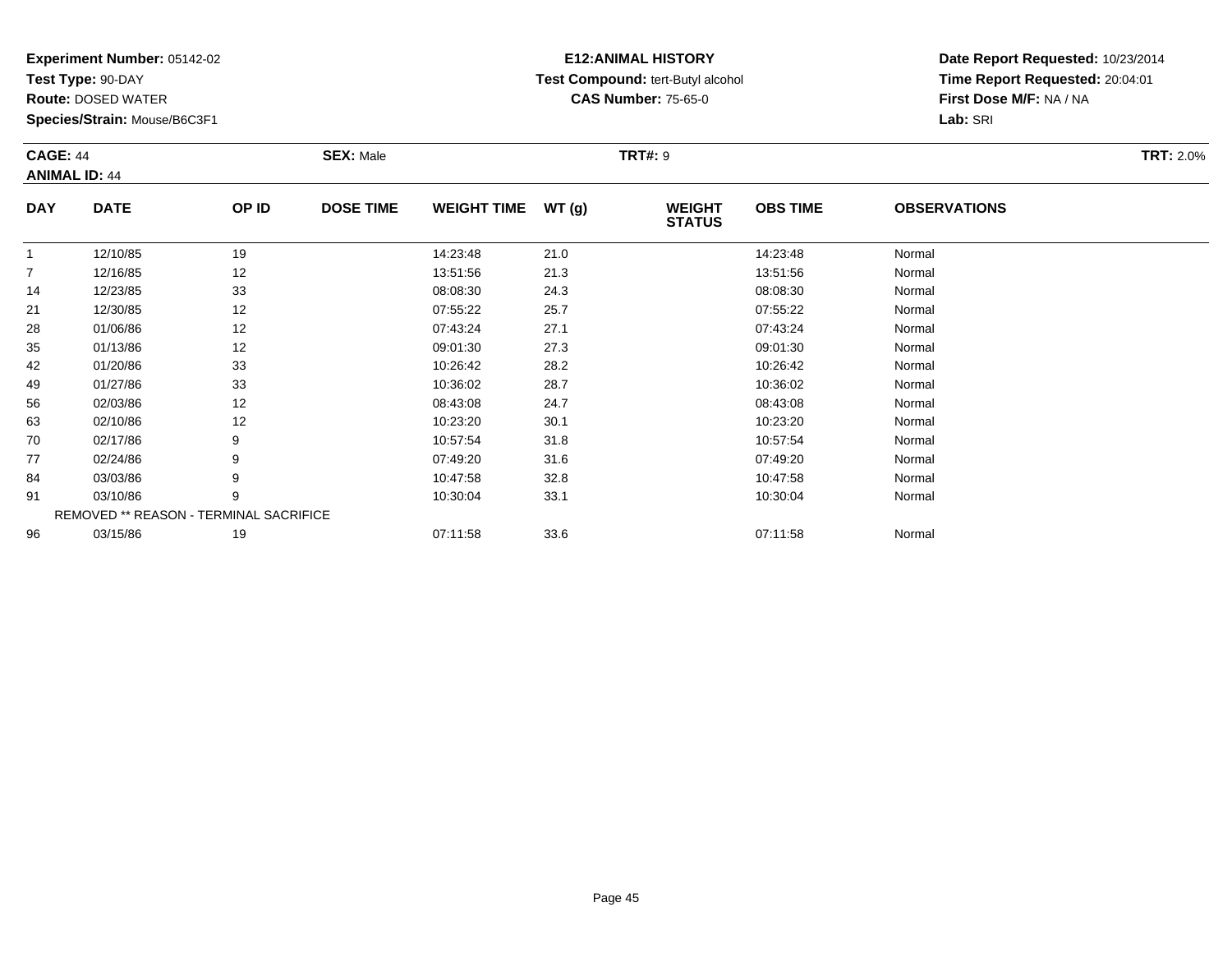**Experiment Number:** 05142-02
**Test Type:** 90-DAY
**Route:** DOSED WATER
**Species/Strain:** Mouse/B6C3F1

**E12:ANIMAL HISTORY**
**Test Compound:** tert-Butyl alcohol
**CAS Number:** 75-65-0

**Date Report Requested:** 10/23/2014
**Time Report Requested:** 20:04:01
**First Dose M/F:** NA / NA
**Lab:** SRI

**CAGE:** 44 **SEX:** Male **TRT#:** 9 **TRT:** 2.0%
**ANIMAL ID:** 44

| DAY | DATE | OP ID | DOSE TIME | WEIGHT TIME | WT (g) | WEIGHT STATUS | OBS TIME | OBSERVATIONS |
|---|---|---|---|---|---|---|---|---|
| 1 | 12/10/85 | 19 | | 14:23:48 | 21.0 | | 14:23:48 | Normal |
| 7 | 12/16/85 | 12 | | 13:51:56 | 21.3 | | 13:51:56 | Normal |
| 14 | 12/23/85 | 33 | | 08:08:30 | 24.3 | | 08:08:30 | Normal |
| 21 | 12/30/85 | 12 | | 07:55:22 | 25.7 | | 07:55:22 | Normal |
| 28 | 01/06/86 | 12 | | 07:43:24 | 27.1 | | 07:43:24 | Normal |
| 35 | 01/13/86 | 12 | | 09:01:30 | 27.3 | | 09:01:30 | Normal |
| 42 | 01/20/86 | 33 | | 10:26:42 | 28.2 | | 10:26:42 | Normal |
| 49 | 01/27/86 | 33 | | 10:36:02 | 28.7 | | 10:36:02 | Normal |
| 56 | 02/03/86 | 12 | | 08:43:08 | 24.7 | | 08:43:08 | Normal |
| 63 | 02/10/86 | 12 | | 10:23:20 | 30.1 | | 10:23:20 | Normal |
| 70 | 02/17/86 | 9 | | 10:57:54 | 31.8 | | 10:57:54 | Normal |
| 77 | 02/24/86 | 9 | | 07:49:20 | 31.6 | | 07:49:20 | Normal |
| 84 | 03/03/86 | 9 | | 10:47:58 | 32.8 | | 10:47:58 | Normal |
| 91 | 03/10/86 | 9 | | 10:30:04 | 33.1 | | 10:30:04 | Normal |
| REMOVED ** REASON - TERMINAL SACRIFICE | | | | | | | | |
| 96 | 03/15/86 | 19 | | 07:11:58 | 33.6 | | 07:11:58 | Normal |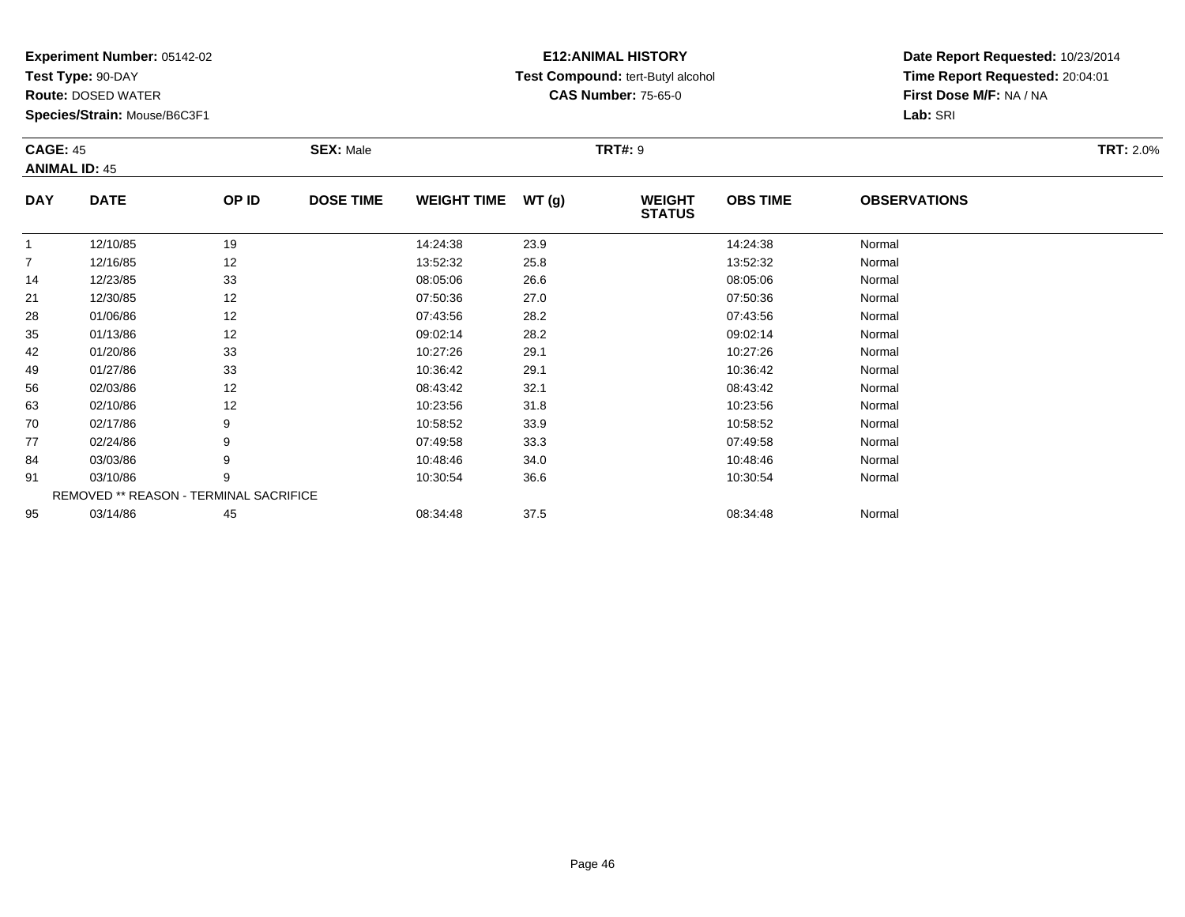**Experiment Number:** 05142-02
**Test Type:** 90-DAY
**Route:** DOSED WATER
**Species/Strain:** Mouse/B6C3F1

**E12:ANIMAL HISTORY**
**Test Compound:** tert-Butyl alcohol
**CAS Number:** 75-65-0

**Date Report Requested:** 10/23/2014
**Time Report Requested:** 20:04:01
**First Dose M/F:** NA / NA
**Lab:** SRI

**CAGE:** 45 **SEX:** Male **TRT#:** 9 **TRT:** 2.0%
**ANIMAL ID:** 45

| DAY | DATE | OP ID | DOSE TIME | WEIGHT TIME | WT (g) | WEIGHT STATUS | OBS TIME | OBSERVATIONS |
|---|---|---|---|---|---|---|---|---|
| 1 | 12/10/85 | 19 | | 14:24:38 | 23.9 | | 14:24:38 | Normal |
| 7 | 12/16/85 | 12 | | 13:52:32 | 25.8 | | 13:52:32 | Normal |
| 14 | 12/23/85 | 33 | | 08:05:06 | 26.6 | | 08:05:06 | Normal |
| 21 | 12/30/85 | 12 | | 07:50:36 | 27.0 | | 07:50:36 | Normal |
| 28 | 01/06/86 | 12 | | 07:43:56 | 28.2 | | 07:43:56 | Normal |
| 35 | 01/13/86 | 12 | | 09:02:14 | 28.2 | | 09:02:14 | Normal |
| 42 | 01/20/86 | 33 | | 10:27:26 | 29.1 | | 10:27:26 | Normal |
| 49 | 01/27/86 | 33 | | 10:36:42 | 29.1 | | 10:36:42 | Normal |
| 56 | 02/03/86 | 12 | | 08:43:42 | 32.1 | | 08:43:42 | Normal |
| 63 | 02/10/86 | 12 | | 10:23:56 | 31.8 | | 10:23:56 | Normal |
| 70 | 02/17/86 | 9 | | 10:58:52 | 33.9 | | 10:58:52 | Normal |
| 77 | 02/24/86 | 9 | | 07:49:58 | 33.3 | | 07:49:58 | Normal |
| 84 | 03/03/86 | 9 | | 10:48:46 | 34.0 | | 10:48:46 | Normal |
| 91 | 03/10/86 | 9 | | 10:30:54 | 36.6 | | 10:30:54 | Normal |
| REMOVED ** REASON - TERMINAL SACRIFICE | | | | | | | | |
| 95 | 03/14/86 | 45 | | 08:34:48 | 37.5 | | 08:34:48 | Normal |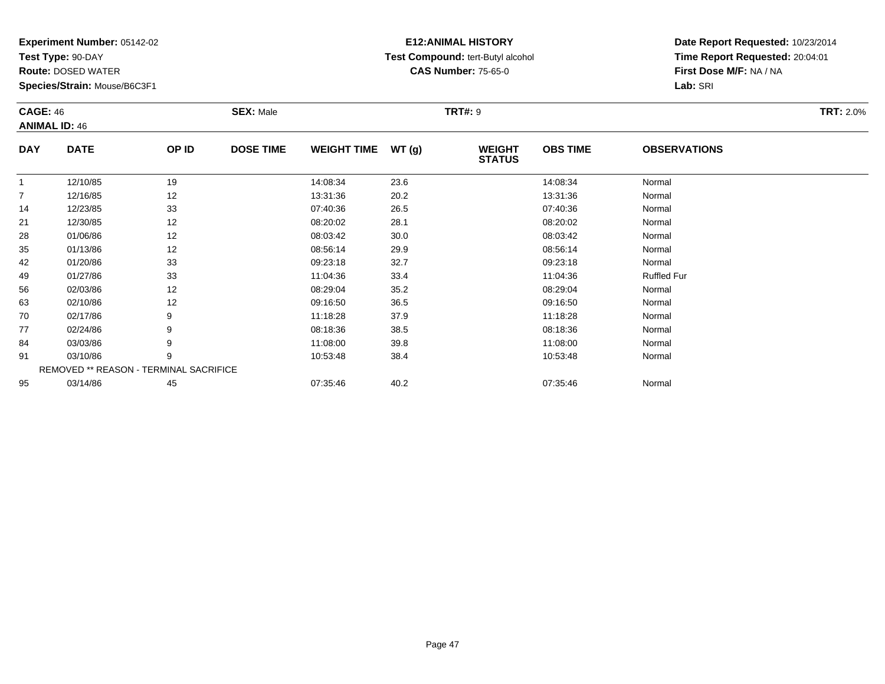**Experiment Number:** 05142-02
**Test Type:** 90-DAY
**Route:** DOSED WATER
**Species/Strain:** Mouse/B6C3F1

**E12:ANIMAL HISTORY**
**Test Compound:** tert-Butyl alcohol
**CAS Number:** 75-65-0

**Date Report Requested:** 10/23/2014
**Time Report Requested:** 20:04:01
**First Dose M/F:** NA / NA
**Lab:** SRI

**CAGE:** 46 **SEX:** Male **TRT#:** 9 **TRT:** 2.0%
**ANIMAL ID:** 46

| DAY | DATE | OP ID | DOSE TIME | WEIGHT TIME | WT (g) | WEIGHT STATUS | OBS TIME | OBSERVATIONS |
|---|---|---|---|---|---|---|---|---|
| 1 | 12/10/85 | 19 | | 14:08:34 | 23.6 | | 14:08:34 | Normal |
| 7 | 12/16/85 | 12 | | 13:31:36 | 20.2 | | 13:31:36 | Normal |
| 14 | 12/23/85 | 33 | | 07:40:36 | 26.5 | | 07:40:36 | Normal |
| 21 | 12/30/85 | 12 | | 08:20:02 | 28.1 | | 08:20:02 | Normal |
| 28 | 01/06/86 | 12 | | 08:03:42 | 30.0 | | 08:03:42 | Normal |
| 35 | 01/13/86 | 12 | | 08:56:14 | 29.9 | | 08:56:14 | Normal |
| 42 | 01/20/86 | 33 | | 09:23:18 | 32.7 | | 09:23:18 | Normal |
| 49 | 01/27/86 | 33 | | 11:04:36 | 33.4 | | 11:04:36 | Ruffled Fur |
| 56 | 02/03/86 | 12 | | 08:29:04 | 35.2 | | 08:29:04 | Normal |
| 63 | 02/10/86 | 12 | | 09:16:50 | 36.5 | | 09:16:50 | Normal |
| 70 | 02/17/86 | 9 | | 11:18:28 | 37.9 | | 11:18:28 | Normal |
| 77 | 02/24/86 | 9 | | 08:18:36 | 38.5 | | 08:18:36 | Normal |
| 84 | 03/03/86 | 9 | | 11:08:00 | 39.8 | | 11:08:00 | Normal |
| 91 | 03/10/86 | 9 | | 10:53:48 | 38.4 | | 10:53:48 | Normal |
| REMOVED ** REASON - TERMINAL SACRIFICE | | | | | | | | |
| 95 | 03/14/86 | 45 | | 07:35:46 | 40.2 | | 07:35:46 | Normal |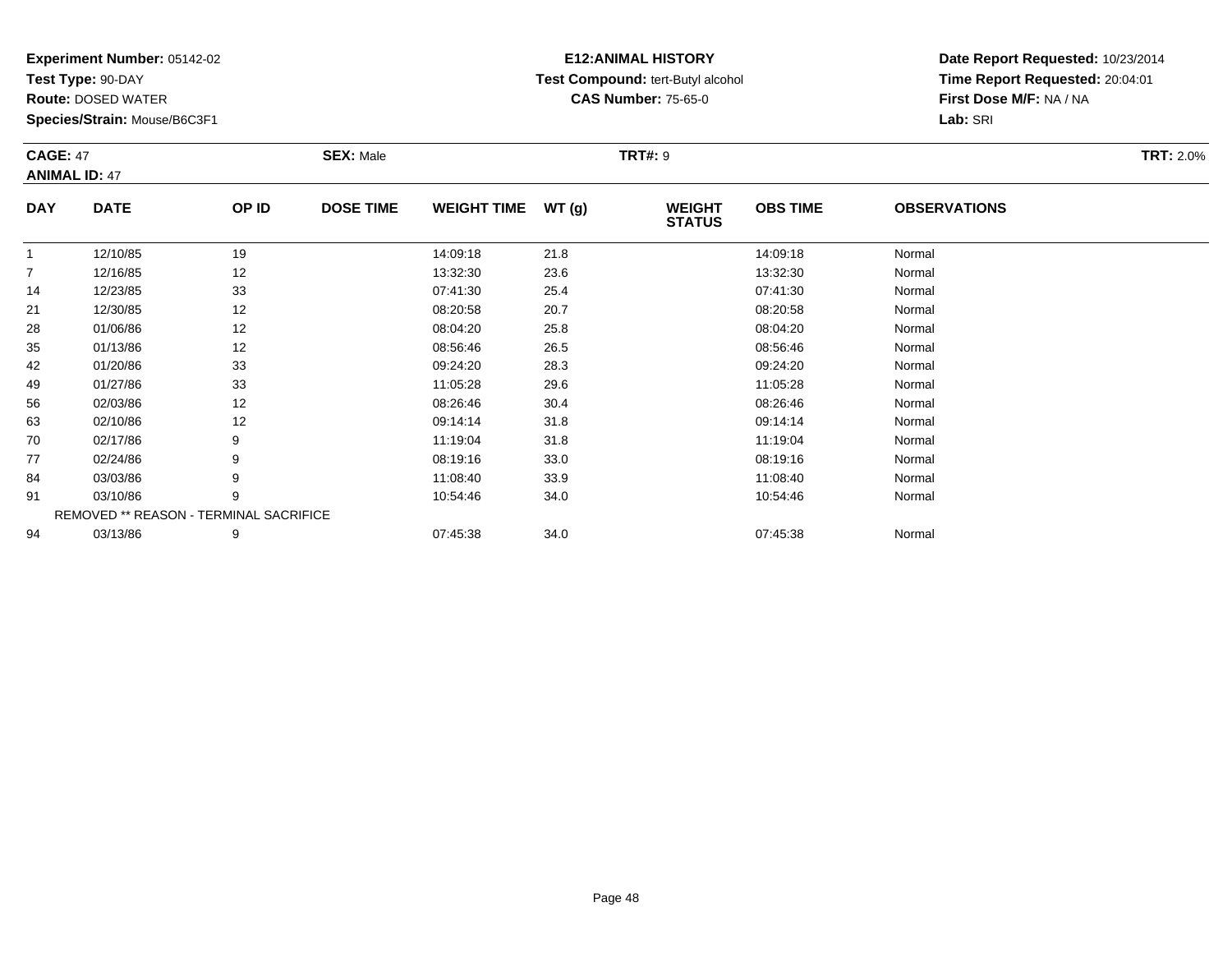**Experiment Number:** 05142-02
**Test Type:** 90-DAY
**Route:** DOSED WATER
**Species/Strain:** Mouse/B6C3F1

**E12:ANIMAL HISTORY**
**Test Compound:** tert-Butyl alcohol
**CAS Number:** 75-65-0

**Date Report Requested:** 10/23/2014
**Time Report Requested:** 20:04:01
**First Dose M/F:** NA / NA
**Lab:** SRI

**CAGE:** 47 **SEX:** Male **TRT#:** 9 **TRT:** 2.0%
**ANIMAL ID:** 47

| DAY | DATE | OP ID | DOSE TIME | WEIGHT TIME | WT (g) | WEIGHT STATUS | OBS TIME | OBSERVATIONS |
|---|---|---|---|---|---|---|---|---|
| 1 | 12/10/85 | 19 | | 14:09:18 | 21.8 | | 14:09:18 | Normal |
| 7 | 12/16/85 | 12 | | 13:32:30 | 23.6 | | 13:32:30 | Normal |
| 14 | 12/23/85 | 33 | | 07:41:30 | 25.4 | | 07:41:30 | Normal |
| 21 | 12/30/85 | 12 | | 08:20:58 | 20.7 | | 08:20:58 | Normal |
| 28 | 01/06/86 | 12 | | 08:04:20 | 25.8 | | 08:04:20 | Normal |
| 35 | 01/13/86 | 12 | | 08:56:46 | 26.5 | | 08:56:46 | Normal |
| 42 | 01/20/86 | 33 | | 09:24:20 | 28.3 | | 09:24:20 | Normal |
| 49 | 01/27/86 | 33 | | 11:05:28 | 29.6 | | 11:05:28 | Normal |
| 56 | 02/03/86 | 12 | | 08:26:46 | 30.4 | | 08:26:46 | Normal |
| 63 | 02/10/86 | 12 | | 09:14:14 | 31.8 | | 09:14:14 | Normal |
| 70 | 02/17/86 | 9 | | 11:19:04 | 31.8 | | 11:19:04 | Normal |
| 77 | 02/24/86 | 9 | | 08:19:16 | 33.0 | | 08:19:16 | Normal |
| 84 | 03/03/86 | 9 | | 11:08:40 | 33.9 | | 11:08:40 | Normal |
| 91 | 03/10/86 | 9 | | 10:54:46 | 34.0 | | 10:54:46 | Normal |
| REMOVED ** REASON - TERMINAL SACRIFICE | | | | | | | | |
| 94 | 03/13/86 | 9 | | 07:45:38 | 34.0 | | 07:45:38 | Normal |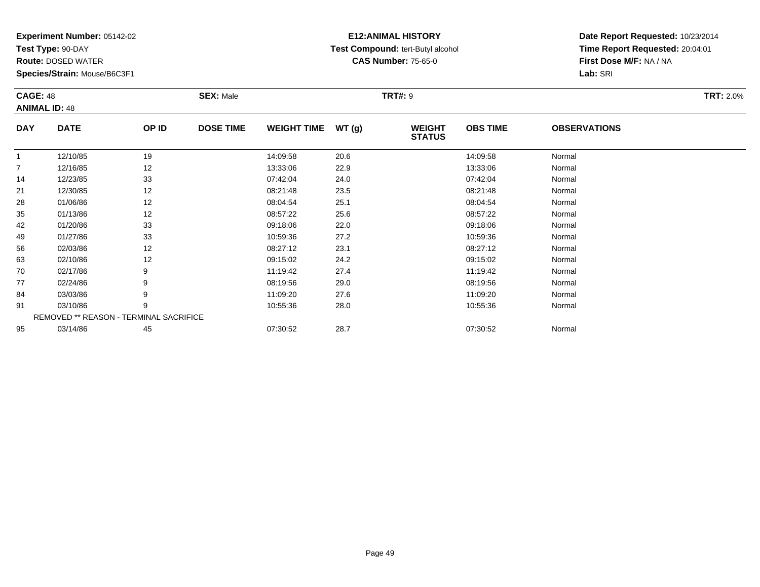**Experiment Number:** 05142-02
**Test Type:** 90-DAY
**Route:** DOSED WATER
**Species/Strain:** Mouse/B6C3F1

**E12:ANIMAL HISTORY**
**Test Compound:** tert-Butyl alcohol
**CAS Number:** 75-65-0

**Date Report Requested:** 10/23/2014
**Time Report Requested:** 20:04:01
**First Dose M/F:** NA / NA
**Lab:** SRI

**CAGE:** 48 **SEX:** Male **TRT#:** 9 **TRT:** 2.0%
**ANIMAL ID:** 48

| DAY | DATE | OP ID | DOSE TIME | WEIGHT TIME | WT (g) | WEIGHT STATUS | OBS TIME | OBSERVATIONS |
|---|---|---|---|---|---|---|---|---|
| 1 | 12/10/85 | 19 | | 14:09:58 | 20.6 | | 14:09:58 | Normal |
| 7 | 12/16/85 | 12 | | 13:33:06 | 22.9 | | 13:33:06 | Normal |
| 14 | 12/23/85 | 33 | | 07:42:04 | 24.0 | | 07:42:04 | Normal |
| 21 | 12/30/85 | 12 | | 08:21:48 | 23.5 | | 08:21:48 | Normal |
| 28 | 01/06/86 | 12 | | 08:04:54 | 25.1 | | 08:04:54 | Normal |
| 35 | 01/13/86 | 12 | | 08:57:22 | 25.6 | | 08:57:22 | Normal |
| 42 | 01/20/86 | 33 | | 09:18:06 | 22.0 | | 09:18:06 | Normal |
| 49 | 01/27/86 | 33 | | 10:59:36 | 27.2 | | 10:59:36 | Normal |
| 56 | 02/03/86 | 12 | | 08:27:12 | 23.1 | | 08:27:12 | Normal |
| 63 | 02/10/86 | 12 | | 09:15:02 | 24.2 | | 09:15:02 | Normal |
| 70 | 02/17/86 | 9 | | 11:19:42 | 27.4 | | 11:19:42 | Normal |
| 77 | 02/24/86 | 9 | | 08:19:56 | 29.0 | | 08:19:56 | Normal |
| 84 | 03/03/86 | 9 | | 11:09:20 | 27.6 | | 11:09:20 | Normal |
| 91 | 03/10/86 | 9 | | 10:55:36 | 28.0 | | 10:55:36 | Normal |
| REMOVED ** REASON - TERMINAL SACRIFICE | | | | | | | | |
| 95 | 03/14/86 | 45 | | 07:30:52 | 28.7 | | 07:30:52 | Normal |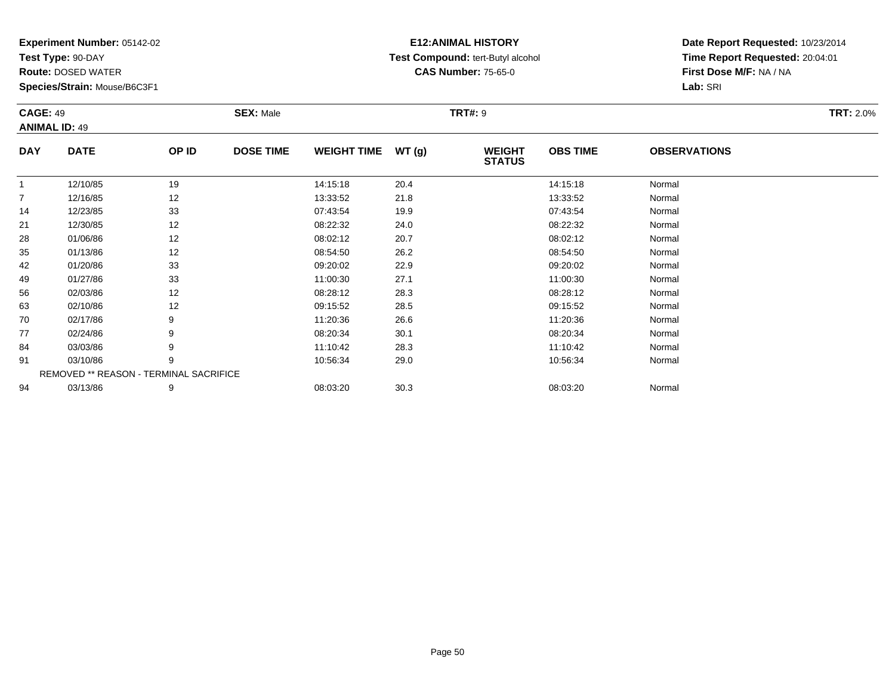**Experiment Number:** 05142-02
**Test Type:** 90-DAY
**Route:** DOSED WATER
**Species/Strain:** Mouse/B6C3F1

**E12:ANIMAL HISTORY**
**Test Compound:** tert-Butyl alcohol
**CAS Number:** 75-65-0

**Date Report Requested:** 10/23/2014
**Time Report Requested:** 20:04:01
**First Dose M/F:** NA / NA
**Lab:** SRI

**CAGE:** 49 **SEX:** Male **TRT#:** 9 **TRT:** 2.0%
**ANIMAL ID:** 49

| DAY | DATE | OP ID | DOSE TIME | WEIGHT TIME | WT (g) | WEIGHT STATUS | OBS TIME | OBSERVATIONS |
|---|---|---|---|---|---|---|---|---|
| 1 | 12/10/85 | 19 | | 14:15:18 | 20.4 | | 14:15:18 | Normal |
| 7 | 12/16/85 | 12 | | 13:33:52 | 21.8 | | 13:33:52 | Normal |
| 14 | 12/23/85 | 33 | | 07:43:54 | 19.9 | | 07:43:54 | Normal |
| 21 | 12/30/85 | 12 | | 08:22:32 | 24.0 | | 08:22:32 | Normal |
| 28 | 01/06/86 | 12 | | 08:02:12 | 20.7 | | 08:02:12 | Normal |
| 35 | 01/13/86 | 12 | | 08:54:50 | 26.2 | | 08:54:50 | Normal |
| 42 | 01/20/86 | 33 | | 09:20:02 | 22.9 | | 09:20:02 | Normal |
| 49 | 01/27/86 | 33 | | 11:00:30 | 27.1 | | 11:00:30 | Normal |
| 56 | 02/03/86 | 12 | | 08:28:12 | 28.3 | | 08:28:12 | Normal |
| 63 | 02/10/86 | 12 | | 09:15:52 | 28.5 | | 09:15:52 | Normal |
| 70 | 02/17/86 | 9 | | 11:20:36 | 26.6 | | 11:20:36 | Normal |
| 77 | 02/24/86 | 9 | | 08:20:34 | 30.1 | | 08:20:34 | Normal |
| 84 | 03/03/86 | 9 | | 11:10:42 | 28.3 | | 11:10:42 | Normal |
| 91 | 03/10/86 | 9 | | 10:56:34 | 29.0 | | 10:56:34 | Normal |
| REMOVED ** REASON - TERMINAL SACRIFICE | | | | | | | | |
| 94 | 03/13/86 | 9 | | 08:03:20 | 30.3 | | 08:03:20 | Normal |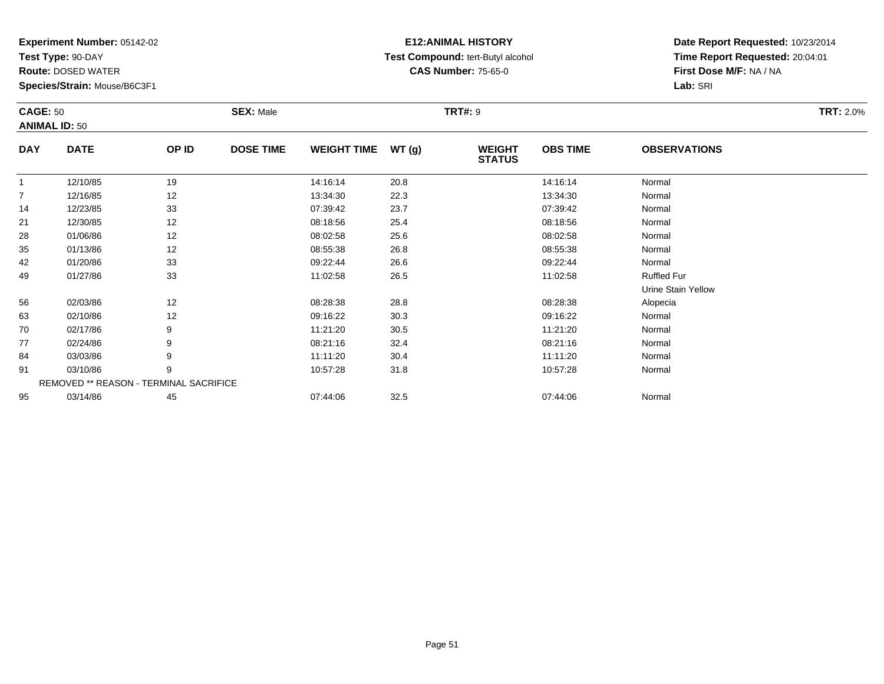**Experiment Number:** 05142-02
**Test Type:** 90-DAY
**Route:** DOSED WATER
**Species/Strain:** Mouse/B6C3F1

**E12:ANIMAL HISTORY**
**Test Compound:** tert-Butyl alcohol
**CAS Number:** 75-65-0

**Date Report Requested:** 10/23/2014
**Time Report Requested:** 20:04:01
**First Dose M/F:** NA / NA
**Lab:** SRI

**CAGE:** 50 **SEX:** Male **TRT#:** 9 **TRT:** 2.0%
**ANIMAL ID:** 50

| DAY | DATE | OP ID | DOSE TIME | WEIGHT TIME | WT (g) | WEIGHT STATUS | OBS TIME | OBSERVATIONS |
|---|---|---|---|---|---|---|---|---|
| 1 | 12/10/85 | 19 | | 14:16:14 | 20.8 | | 14:16:14 | Normal |
| 7 | 12/16/85 | 12 | | 13:34:30 | 22.3 | | 13:34:30 | Normal |
| 14 | 12/23/85 | 33 | | 07:39:42 | 23.7 | | 07:39:42 | Normal |
| 21 | 12/30/85 | 12 | | 08:18:56 | 25.4 | | 08:18:56 | Normal |
| 28 | 01/06/86 | 12 | | 08:02:58 | 25.6 | | 08:02:58 | Normal |
| 35 | 01/13/86 | 12 | | 08:55:38 | 26.8 | | 08:55:38 | Normal |
| 42 | 01/20/86 | 33 | | 09:22:44 | 26.6 | | 09:22:44 | Normal |
| 49 | 01/27/86 | 33 | | 11:02:58 | 26.5 | | 11:02:58 | Ruffled Fur |
| | | | | | | | | Urine Stain Yellow |
| 56 | 02/03/86 | 12 | | 08:28:38 | 28.8 | | 08:28:38 | Alopecia |
| 63 | 02/10/86 | 12 | | 09:16:22 | 30.3 | | 09:16:22 | Normal |
| 70 | 02/17/86 | 9 | | 11:21:20 | 30.5 | | 11:21:20 | Normal |
| 77 | 02/24/86 | 9 | | 08:21:16 | 32.4 | | 08:21:16 | Normal |
| 84 | 03/03/86 | 9 | | 11:11:20 | 30.4 | | 11:11:20 | Normal |
| 91 | 03/10/86 | 9 | | 10:57:28 | 31.8 | | 10:57:28 | Normal |
| | REMOVED ** REASON - TERMINAL SACRIFICE | | | | | | | |
| 95 | 03/14/86 | 45 | | 07:44:06 | 32.5 | | 07:44:06 | Normal |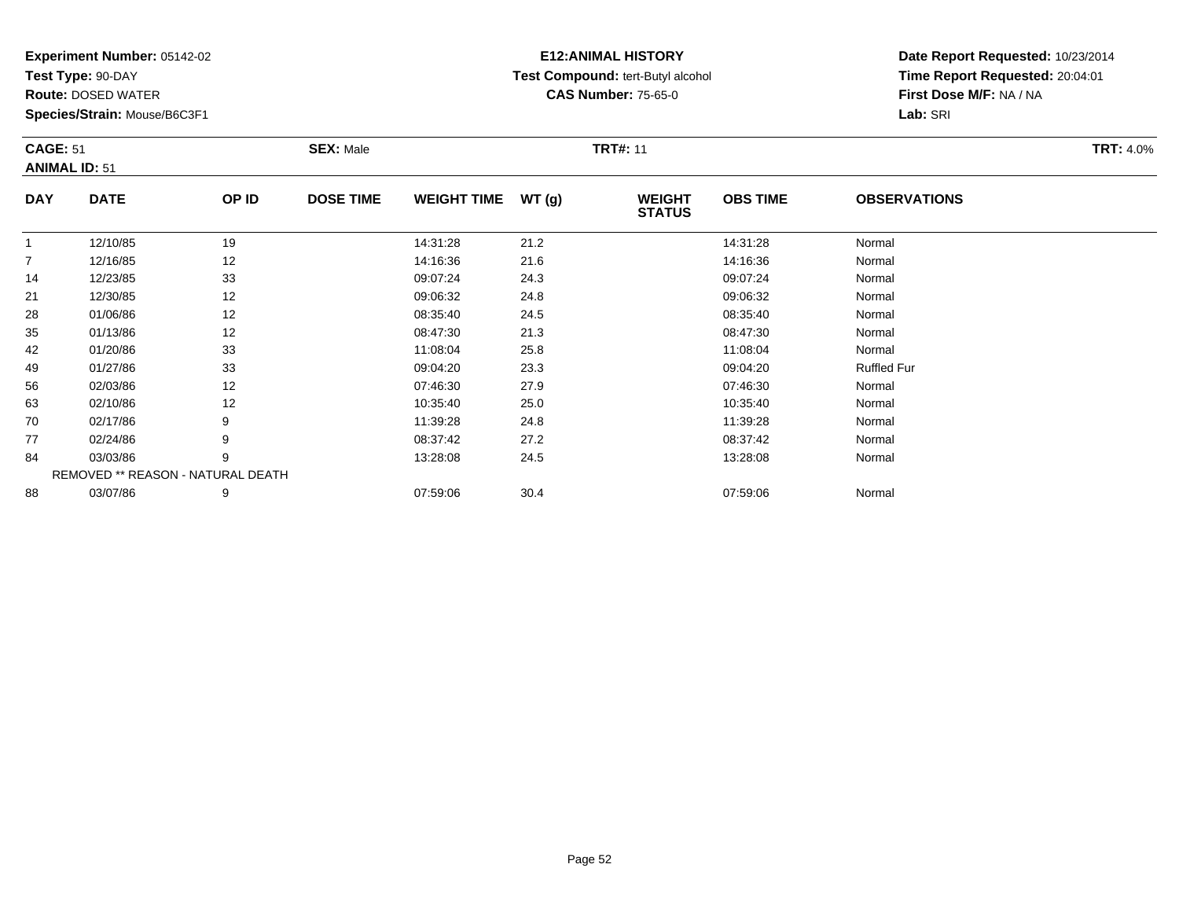**Experiment Number:** 05142-02
**Test Type:** 90-DAY
**Route:** DOSED WATER
**Species/Strain:** Mouse/B6C3F1

**E12:ANIMAL HISTORY**
**Test Compound:** tert-Butyl alcohol
**CAS Number:** 75-65-0

**Date Report Requested:** 10/23/2014
**Time Report Requested:** 20:04:01
**First Dose M/F:** NA / NA
**Lab:** SRI

**CAGE:** 51 **SEX:** Male **TRT#:** 11 **TRT:** 4.0%
**ANIMAL ID:** 51

| DAY | DATE | OP ID | DOSE TIME | WEIGHT TIME | WT (g) | WEIGHT STATUS | OBS TIME | OBSERVATIONS |
|---|---|---|---|---|---|---|---|---|
| 1 | 12/10/85 | 19 | | 14:31:28 | 21.2 | | 14:31:28 | Normal |
| 7 | 12/16/85 | 12 | | 14:16:36 | 21.6 | | 14:16:36 | Normal |
| 14 | 12/23/85 | 33 | | 09:07:24 | 24.3 | | 09:07:24 | Normal |
| 21 | 12/30/85 | 12 | | 09:06:32 | 24.8 | | 09:06:32 | Normal |
| 28 | 01/06/86 | 12 | | 08:35:40 | 24.5 | | 08:35:40 | Normal |
| 35 | 01/13/86 | 12 | | 08:47:30 | 21.3 | | 08:47:30 | Normal |
| 42 | 01/20/86 | 33 | | 11:08:04 | 25.8 | | 11:08:04 | Normal |
| 49 | 01/27/86 | 33 | | 09:04:20 | 23.3 | | 09:04:20 | Ruffled Fur |
| 56 | 02/03/86 | 12 | | 07:46:30 | 27.9 | | 07:46:30 | Normal |
| 63 | 02/10/86 | 12 | | 10:35:40 | 25.0 | | 10:35:40 | Normal |
| 70 | 02/17/86 | 9 | | 11:39:28 | 24.8 | | 11:39:28 | Normal |
| 77 | 02/24/86 | 9 | | 08:37:42 | 27.2 | | 08:37:42 | Normal |
| 84 | 03/03/86 | 9 | | 13:28:08 | 24.5 | | 13:28:08 | Normal |
| | REMOVED ** REASON - NATURAL DEATH | | | | | | | |
| 88 | 03/07/86 | 9 | | 07:59:06 | 30.4 | | 07:59:06 | Normal |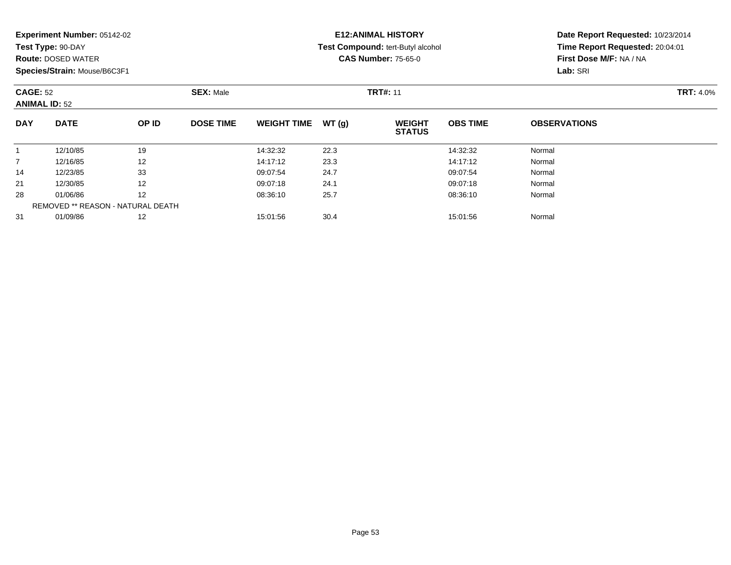**Experiment Number:** 05142-02
**Test Type:** 90-DAY
**Route:** DOSED WATER
**Species/Strain:** Mouse/B6C3F1

**E12:ANIMAL HISTORY**
**Test Compound:** tert-Butyl alcohol
**CAS Number:** 75-65-0

**Date Report Requested:** 10/23/2014
**Time Report Requested:** 20:04:01
**First Dose M/F:** NA / NA
**Lab:** SRI

**CAGE:** 52 **SEX:** Male **TRT#:** 11 **TRT:** 4.0%
**ANIMAL ID:** 52

| DAY | DATE | OP ID | DOSE TIME | WEIGHT TIME | WT (g) | WEIGHT STATUS | OBS TIME | OBSERVATIONS |
|---|---|---|---|---|---|---|---|---|
| 1 | 12/10/85 | 19 | | 14:32:32 | 22.3 | | 14:32:32 | Normal |
| 7 | 12/16/85 | 12 | | 14:17:12 | 23.3 | | 14:17:12 | Normal |
| 14 | 12/23/85 | 33 | | 09:07:54 | 24.7 | | 09:07:54 | Normal |
| 21 | 12/30/85 | 12 | | 09:07:18 | 24.1 | | 09:07:18 | Normal |
| 28 | 01/06/86 | 12 | | 08:36:10 | 25.7 | | 08:36:10 | Normal |
| REMOVED ** REASON - NATURAL DEATH | | | | | | | | |
| 31 | 01/09/86 | 12 | | 15:01:56 | 30.4 | | 15:01:56 | Normal |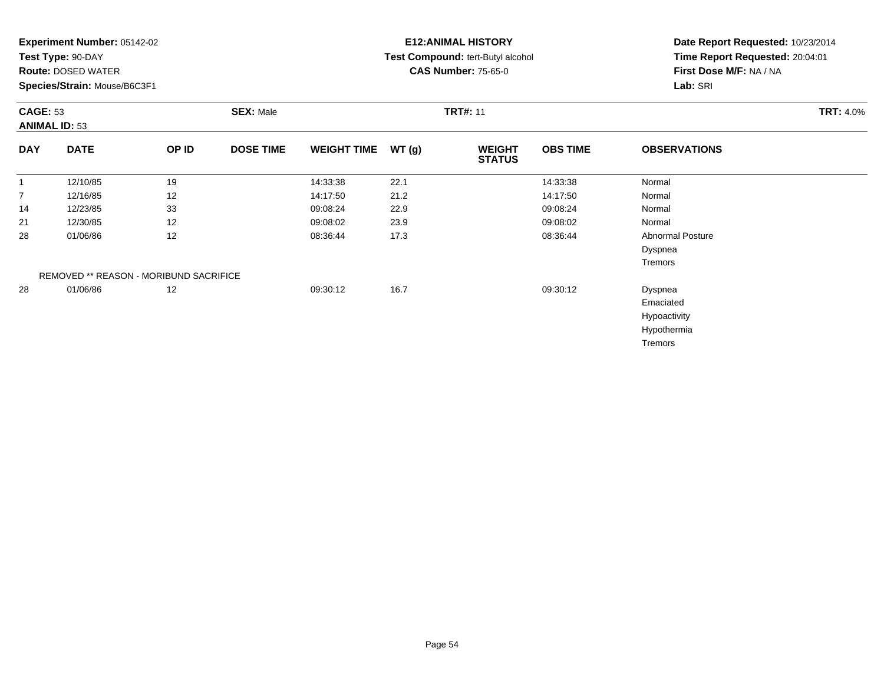**Experiment Number:** 05142-02
**Test Type:** 90-DAY
**Route:** DOSED WATER
**Species/Strain:** Mouse/B6C3F1

**E12:ANIMAL HISTORY**
**Test Compound:** tert-Butyl alcohol
**CAS Number:** 75-65-0

**Date Report Requested:** 10/23/2014
**Time Report Requested:** 20:04:01
**First Dose M/F:** NA / NA
**Lab:** SRI

**CAGE:** 53 **SEX:** Male **TRT#:** 11 **TRT:** 4.0%
**ANIMAL ID:** 53

| DAY | DATE | OP ID | DOSE TIME | WEIGHT TIME | WT (g) | WEIGHT STATUS | OBS TIME | OBSERVATIONS |
|---|---|---|---|---|---|---|---|---|
| 1 | 12/10/85 | 19 | | 14:33:38 | 22.1 | | 14:33:38 | Normal |
| 7 | 12/16/85 | 12 | | 14:17:50 | 21.2 | | 14:17:50 | Normal |
| 14 | 12/23/85 | 33 | | 09:08:24 | 22.9 | | 09:08:24 | Normal |
| 21 | 12/30/85 | 12 | | 09:08:02 | 23.9 | | 09:08:02 | Normal |
| 28 | 01/06/86 | 12 | | 08:36:44 | 17.3 | | 08:36:44 | Abnormal Posture |
| | | | | | | | | Dyspnea |
| | | | | | | | | Tremors |
| | REMOVED ** REASON - MORIBUND SACRIFICE | | | | | | | |
| 28 | 01/06/86 | 12 | | 09:30:12 | 16.7 | | 09:30:12 | Dyspnea |
| | | | | | | | | Emaciated |
| | | | | | | | | Hypoactivity |
| | | | | | | | | Hypothermia |
| | | | | | | | | Tremors |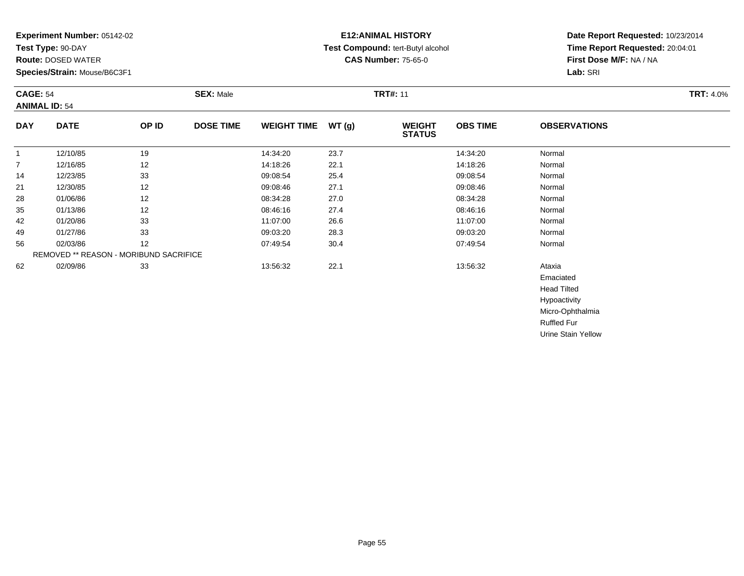**Experiment Number:** 05142-02
**Test Type:** 90-DAY
**Route:** DOSED WATER
**Species/Strain:** Mouse/B6C3F1

**E12:ANIMAL HISTORY**
**Test Compound:** tert-Butyl alcohol
**CAS Number:** 75-65-0

**Date Report Requested:** 10/23/2014
**Time Report Requested:** 20:04:01
**First Dose M/F:** NA / NA
**Lab:** SRI

**CAGE:** 54
**ANIMAL ID:** 54
**SEX:** Male
**TRT#:** 11
**TRT:** 4.0%

| DAY | DATE | OP ID | DOSE TIME | WEIGHT TIME | WT (g) | WEIGHT STATUS | OBS TIME | OBSERVATIONS |
|---|---|---|---|---|---|---|---|---|
| 1 | 12/10/85 | 19 | | 14:34:20 | 23.7 | | 14:34:20 | Normal |
| 7 | 12/16/85 | 12 | | 14:18:26 | 22.1 | | 14:18:26 | Normal |
| 14 | 12/23/85 | 33 | | 09:08:54 | 25.4 | | 09:08:54 | Normal |
| 21 | 12/30/85 | 12 | | 09:08:46 | 27.1 | | 09:08:46 | Normal |
| 28 | 01/06/86 | 12 | | 08:34:28 | 27.0 | | 08:34:28 | Normal |
| 35 | 01/13/86 | 12 | | 08:46:16 | 27.4 | | 08:46:16 | Normal |
| 42 | 01/20/86 | 33 | | 11:07:00 | 26.6 | | 11:07:00 | Normal |
| 49 | 01/27/86 | 33 | | 09:03:20 | 28.3 | | 09:03:20 | Normal |
| 56 | 02/03/86 | 12 | | 07:49:54 | 30.4 | | 07:49:54 | Normal |
| | REMOVED ** REASON - MORIBUND SACRIFICE | | | | | | | |
| 62 | 02/09/86 | 33 | | 13:56:32 | 22.1 | | 13:56:32 | Ataxia |
| | | | | | | | | Emaciated |
| | | | | | | | | Head Tilted |
| | | | | | | | | Hypoactivity |
| | | | | | | | | Micro-Ophthalmia |
| | | | | | | | | Ruffled Fur |
| | | | | | | | | Urine Stain Yellow |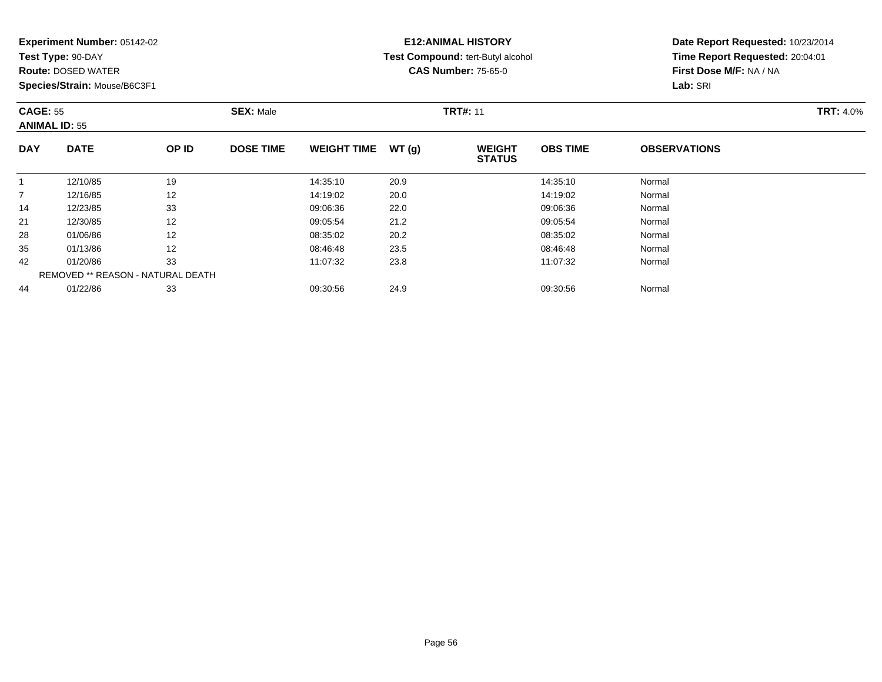**Experiment Number:** 05142-02
**Test Type:** 90-DAY
**Route:** DOSED WATER
**Species/Strain:** Mouse/B6C3F1

**E12:ANIMAL HISTORY**
**Test Compound:** tert-Butyl alcohol
**CAS Number:** 75-65-0

**Date Report Requested:** 10/23/2014
**Time Report Requested:** 20:04:01
**First Dose M/F:** NA / NA
**Lab:** SRI

**CAGE:** 55 **SEX:** Male **TRT#:** 11 **TRT:** 4.0%
**ANIMAL ID:** 55

| DAY | DATE | OP ID | DOSE TIME | WEIGHT TIME | WT (g) | WEIGHT STATUS | OBS TIME | OBSERVATIONS |
|---|---|---|---|---|---|---|---|---|
| 1 | 12/10/85 | 19 | | 14:35:10 | 20.9 | | 14:35:10 | Normal |
| 7 | 12/16/85 | 12 | | 14:19:02 | 20.0 | | 14:19:02 | Normal |
| 14 | 12/23/85 | 33 | | 09:06:36 | 22.0 | | 09:06:36 | Normal |
| 21 | 12/30/85 | 12 | | 09:05:54 | 21.2 | | 09:05:54 | Normal |
| 28 | 01/06/86 | 12 | | 08:35:02 | 20.2 | | 08:35:02 | Normal |
| 35 | 01/13/86 | 12 | | 08:46:48 | 23.5 | | 08:46:48 | Normal |
| 42 | 01/20/86 | 33 | | 11:07:32 | 23.8 | | 11:07:32 | Normal |
| | REMOVED ** REASON - NATURAL DEATH | | | | | | | |
| 44 | 01/22/86 | 33 | | 09:30:56 | 24.9 | | 09:30:56 | Normal |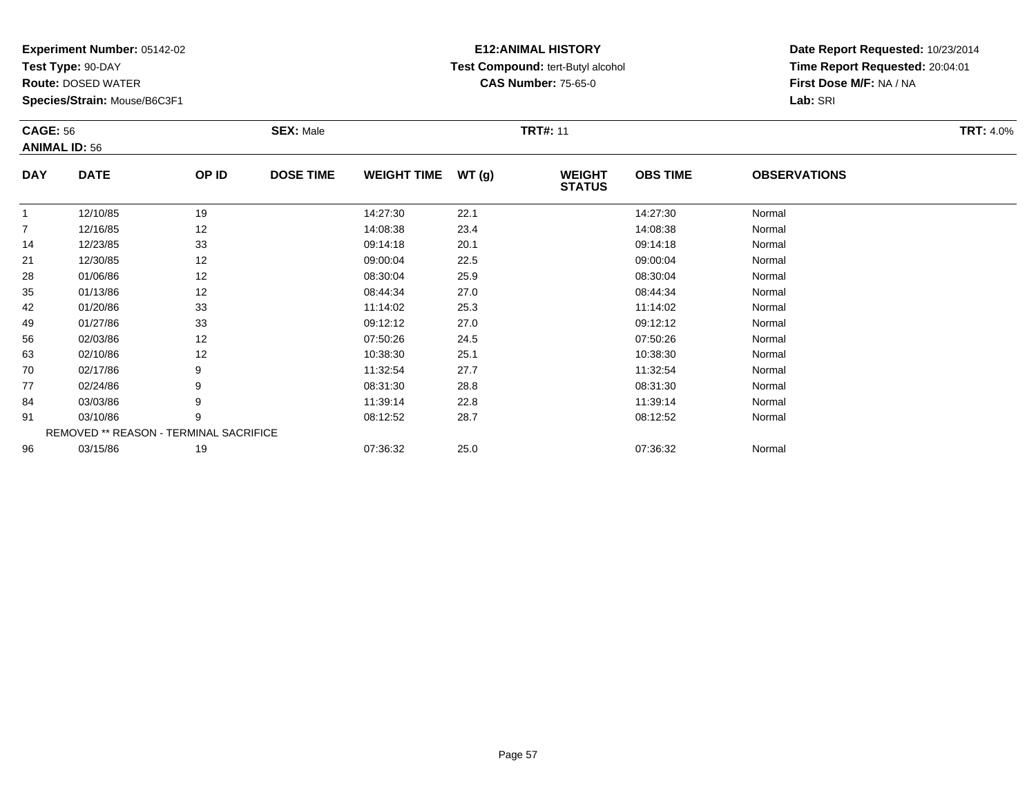**Experiment Number:** 05142-02
**Test Type:** 90-DAY
**Route:** DOSED WATER
**Species/Strain:** Mouse/B6C3F1

**E12:ANIMAL HISTORY**
**Test Compound:** tert-Butyl alcohol
**CAS Number:** 75-65-0

**Date Report Requested:** 10/23/2014
**Time Report Requested:** 20:04:01
**First Dose M/F:** NA / NA
**Lab:** SRI

**CAGE:** 56 **SEX:** Male **TRT#:** 11 **TRT:** 4.0%
**ANIMAL ID:** 56

| DAY | DATE | OP ID | DOSE TIME | WEIGHT TIME | WT (g) | WEIGHT STATUS | OBS TIME | OBSERVATIONS |
|---|---|---|---|---|---|---|---|---|
| 1 | 12/10/85 | 19 | | 14:27:30 | 22.1 | | 14:27:30 | Normal |
| 7 | 12/16/85 | 12 | | 14:08:38 | 23.4 | | 14:08:38 | Normal |
| 14 | 12/23/85 | 33 | | 09:14:18 | 20.1 | | 09:14:18 | Normal |
| 21 | 12/30/85 | 12 | | 09:00:04 | 22.5 | | 09:00:04 | Normal |
| 28 | 01/06/86 | 12 | | 08:30:04 | 25.9 | | 08:30:04 | Normal |
| 35 | 01/13/86 | 12 | | 08:44:34 | 27.0 | | 08:44:34 | Normal |
| 42 | 01/20/86 | 33 | | 11:14:02 | 25.3 | | 11:14:02 | Normal |
| 49 | 01/27/86 | 33 | | 09:12:12 | 27.0 | | 09:12:12 | Normal |
| 56 | 02/03/86 | 12 | | 07:50:26 | 24.5 | | 07:50:26 | Normal |
| 63 | 02/10/86 | 12 | | 10:38:30 | 25.1 | | 10:38:30 | Normal |
| 70 | 02/17/86 | 9 | | 11:32:54 | 27.7 | | 11:32:54 | Normal |
| 77 | 02/24/86 | 9 | | 08:31:30 | 28.8 | | 08:31:30 | Normal |
| 84 | 03/03/86 | 9 | | 11:39:14 | 22.8 | | 11:39:14 | Normal |
| 91 | 03/10/86 | 9 | | 08:12:52 | 28.7 | | 08:12:52 | Normal |
| REMOVED ** REASON - TERMINAL SACRIFICE | | | | | | | | |
| 96 | 03/15/86 | 19 | | 07:36:32 | 25.0 | | 07:36:32 | Normal |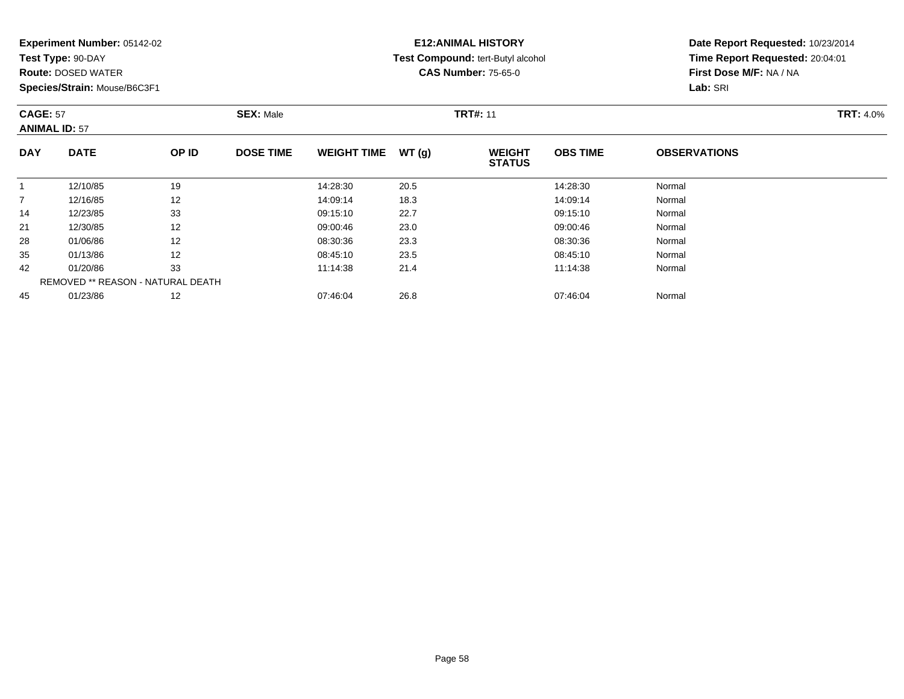**Experiment Number:** 05142-02
**Test Type:** 90-DAY
**Route:** DOSED WATER
**Species/Strain:** Mouse/B6C3F1

**E12:ANIMAL HISTORY**
**Test Compound:** tert-Butyl alcohol
**CAS Number:** 75-65-0

**Date Report Requested:** 10/23/2014
**Time Report Requested:** 20:04:01
**First Dose M/F:** NA / NA
**Lab:** SRI

**CAGE:** 57
**ANIMAL ID:** 57
**SEX:** Male
**TRT#:** 11
**TRT:** 4.0%

| DAY | DATE | OP ID | DOSE TIME | WEIGHT TIME | WT (g) | WEIGHT STATUS | OBS TIME | OBSERVATIONS |
|---|---|---|---|---|---|---|---|---|
| 1 | 12/10/85 | 19 | | 14:28:30 | 20.5 | | 14:28:30 | Normal |
| 7 | 12/16/85 | 12 | | 14:09:14 | 18.3 | | 14:09:14 | Normal |
| 14 | 12/23/85 | 33 | | 09:15:10 | 22.7 | | 09:15:10 | Normal |
| 21 | 12/30/85 | 12 | | 09:00:46 | 23.0 | | 09:00:46 | Normal |
| 28 | 01/06/86 | 12 | | 08:30:36 | 23.3 | | 08:30:36 | Normal |
| 35 | 01/13/86 | 12 | | 08:45:10 | 23.5 | | 08:45:10 | Normal |
| 42 | 01/20/86 | 33 | | 11:14:38 | 21.4 | | 11:14:38 | Normal |
| | REMOVED ** REASON - NATURAL DEATH | | | | | | | |
| 45 | 01/23/86 | 12 | | 07:46:04 | 26.8 | | 07:46:04 | Normal |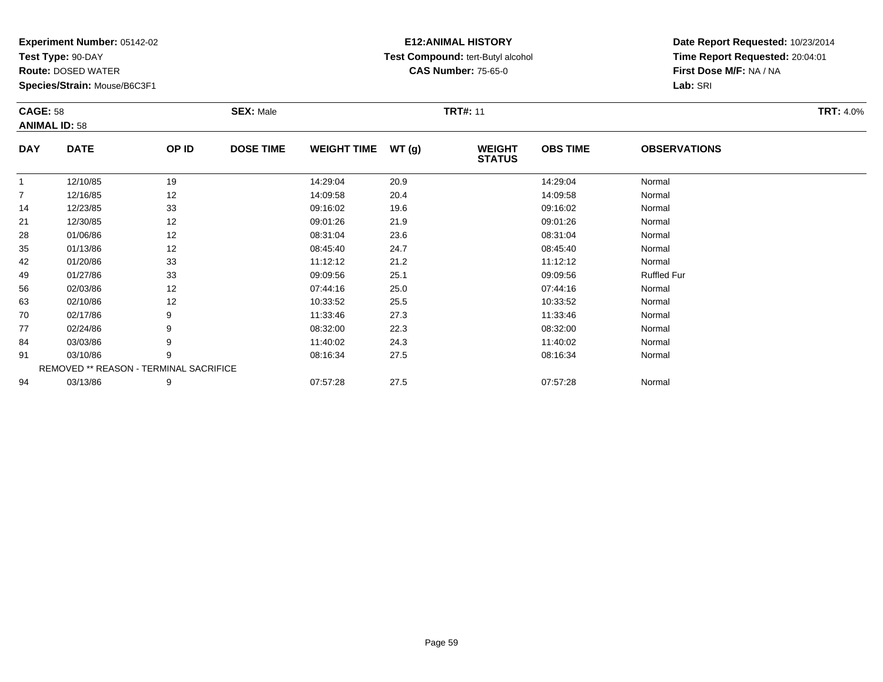**Experiment Number:** 05142-02
**Test Type:** 90-DAY
**Route:** DOSED WATER
**Species/Strain:** Mouse/B6C3F1

**E12:ANIMAL HISTORY**
**Test Compound:** tert-Butyl alcohol
**CAS Number:** 75-65-0

**Date Report Requested:** 10/23/2014
**Time Report Requested:** 20:04:01
**First Dose M/F:** NA / NA
**Lab:** SRI

**CAGE:** 58 **SEX:** Male **TRT#:** 11 **TRT:** 4.0%
**ANIMAL ID:** 58

| DAY | DATE | OP ID | DOSE TIME | WEIGHT TIME | WT (g) | WEIGHT STATUS | OBS TIME | OBSERVATIONS |
|---|---|---|---|---|---|---|---|---|
| 1 | 12/10/85 | 19 | | 14:29:04 | 20.9 | | 14:29:04 | Normal |
| 7 | 12/16/85 | 12 | | 14:09:58 | 20.4 | | 14:09:58 | Normal |
| 14 | 12/23/85 | 33 | | 09:16:02 | 19.6 | | 09:16:02 | Normal |
| 21 | 12/30/85 | 12 | | 09:01:26 | 21.9 | | 09:01:26 | Normal |
| 28 | 01/06/86 | 12 | | 08:31:04 | 23.6 | | 08:31:04 | Normal |
| 35 | 01/13/86 | 12 | | 08:45:40 | 24.7 | | 08:45:40 | Normal |
| 42 | 01/20/86 | 33 | | 11:12:12 | 21.2 | | 11:12:12 | Normal |
| 49 | 01/27/86 | 33 | | 09:09:56 | 25.1 | | 09:09:56 | Ruffled Fur |
| 56 | 02/03/86 | 12 | | 07:44:16 | 25.0 | | 07:44:16 | Normal |
| 63 | 02/10/86 | 12 | | 10:33:52 | 25.5 | | 10:33:52 | Normal |
| 70 | 02/17/86 | 9 | | 11:33:46 | 27.3 | | 11:33:46 | Normal |
| 77 | 02/24/86 | 9 | | 08:32:00 | 22.3 | | 08:32:00 | Normal |
| 84 | 03/03/86 | 9 | | 11:40:02 | 24.3 | | 11:40:02 | Normal |
| 91 | 03/10/86 | 9 | | 08:16:34 | 27.5 | | 08:16:34 | Normal |
| REMOVED ** REASON - TERMINAL SACRIFICE | | | | | | | | |
| 94 | 03/13/86 | 9 | | 07:57:28 | 27.5 | | 07:57:28 | Normal |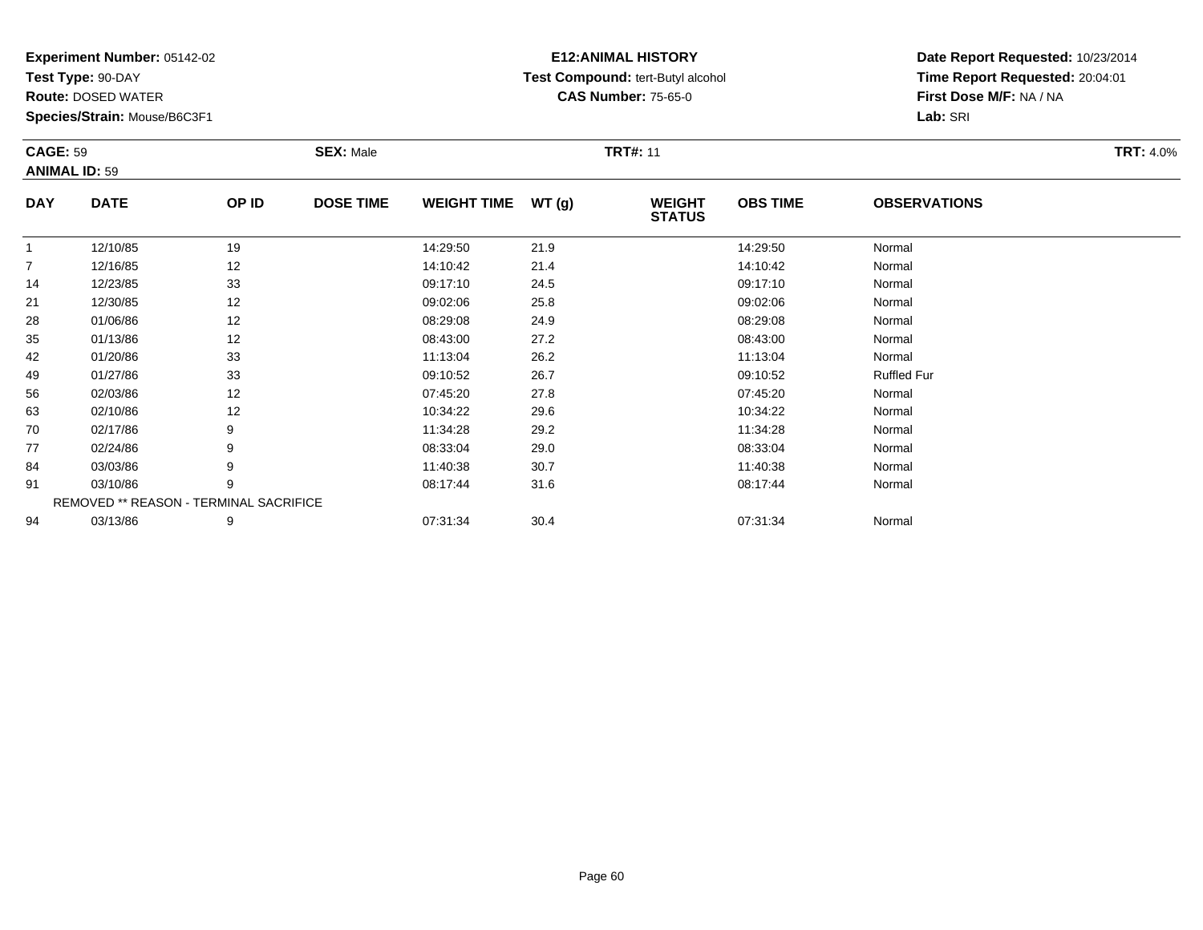**Experiment Number:** 05142-02
**Test Type:** 90-DAY
**Route:** DOSED WATER
**Species/Strain:** Mouse/B6C3F1

**E12:ANIMAL HISTORY**
**Test Compound:** tert-Butyl alcohol
**CAS Number:** 75-65-0

**Date Report Requested:** 10/23/2014
**Time Report Requested:** 20:04:01
**First Dose M/F:** NA / NA
**Lab:** SRI

**CAGE:** 59 **SEX:** Male **TRT#:** 11 **TRT:** 4.0%
**ANIMAL ID:** 59

| DAY | DATE | OP ID | DOSE TIME | WEIGHT TIME | WT (g) | WEIGHT STATUS | OBS TIME | OBSERVATIONS |
|---|---|---|---|---|---|---|---|---|
| 1 | 12/10/85 | 19 | | 14:29:50 | 21.9 | | 14:29:50 | Normal |
| 7 | 12/16/85 | 12 | | 14:10:42 | 21.4 | | 14:10:42 | Normal |
| 14 | 12/23/85 | 33 | | 09:17:10 | 24.5 | | 09:17:10 | Normal |
| 21 | 12/30/85 | 12 | | 09:02:06 | 25.8 | | 09:02:06 | Normal |
| 28 | 01/06/86 | 12 | | 08:29:08 | 24.9 | | 08:29:08 | Normal |
| 35 | 01/13/86 | 12 | | 08:43:00 | 27.2 | | 08:43:00 | Normal |
| 42 | 01/20/86 | 33 | | 11:13:04 | 26.2 | | 11:13:04 | Normal |
| 49 | 01/27/86 | 33 | | 09:10:52 | 26.7 | | 09:10:52 | Ruffled Fur |
| 56 | 02/03/86 | 12 | | 07:45:20 | 27.8 | | 07:45:20 | Normal |
| 63 | 02/10/86 | 12 | | 10:34:22 | 29.6 | | 10:34:22 | Normal |
| 70 | 02/17/86 | 9 | | 11:34:28 | 29.2 | | 11:34:28 | Normal |
| 77 | 02/24/86 | 9 | | 08:33:04 | 29.0 | | 08:33:04 | Normal |
| 84 | 03/03/86 | 9 | | 11:40:38 | 30.7 | | 11:40:38 | Normal |
| 91 | 03/10/86 | 9 | | 08:17:44 | 31.6 | | 08:17:44 | Normal |
| REMOVED ** REASON - TERMINAL SACRIFICE | | | | | | | | |
| 94 | 03/13/86 | 9 | | 07:31:34 | 30.4 | | 07:31:34 | Normal |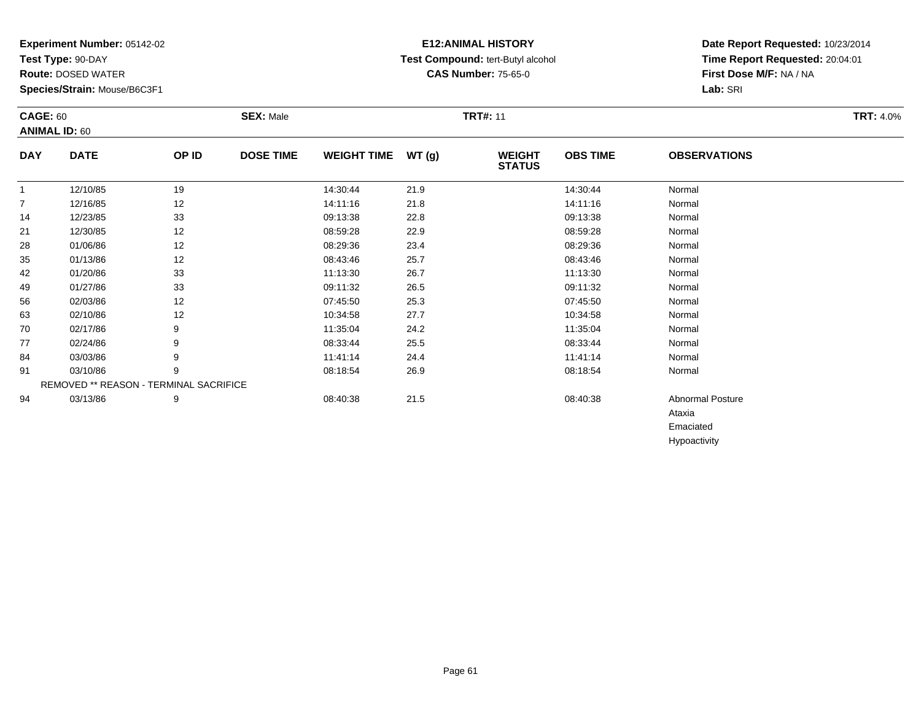**Experiment Number:** 05142-02
**Test Type:** 90-DAY
**Route:** DOSED WATER
**Species/Strain:** Mouse/B6C3F1

**E12:ANIMAL HISTORY**
**Test Compound:** tert-Butyl alcohol
**CAS Number:** 75-65-0

**Date Report Requested:** 10/23/2014
**Time Report Requested:** 20:04:01
**First Dose M/F:** NA / NA
**Lab:** SRI

**CAGE:** 60 **SEX:** Male **TRT#:** 11 **TRT:** 4.0%
**ANIMAL ID:** 60

| DAY | DATE | OP ID | DOSE TIME | WEIGHT TIME | WT (g) | WEIGHT STATUS | OBS TIME | OBSERVATIONS |
|---|---|---|---|---|---|---|---|---|
| 1 | 12/10/85 | 19 | | 14:30:44 | 21.9 | | 14:30:44 | Normal |
| 7 | 12/16/85 | 12 | | 14:11:16 | 21.8 | | 14:11:16 | Normal |
| 14 | 12/23/85 | 33 | | 09:13:38 | 22.8 | | 09:13:38 | Normal |
| 21 | 12/30/85 | 12 | | 08:59:28 | 22.9 | | 08:59:28 | Normal |
| 28 | 01/06/86 | 12 | | 08:29:36 | 23.4 | | 08:29:36 | Normal |
| 35 | 01/13/86 | 12 | | 08:43:46 | 25.7 | | 08:43:46 | Normal |
| 42 | 01/20/86 | 33 | | 11:13:30 | 26.7 | | 11:13:30 | Normal |
| 49 | 01/27/86 | 33 | | 09:11:32 | 26.5 | | 09:11:32 | Normal |
| 56 | 02/03/86 | 12 | | 07:45:50 | 25.3 | | 07:45:50 | Normal |
| 63 | 02/10/86 | 12 | | 10:34:58 | 27.7 | | 10:34:58 | Normal |
| 70 | 02/17/86 | 9 | | 11:35:04 | 24.2 | | 11:35:04 | Normal |
| 77 | 02/24/86 | 9 | | 08:33:44 | 25.5 | | 08:33:44 | Normal |
| 84 | 03/03/86 | 9 | | 11:41:14 | 24.4 | | 11:41:14 | Normal |
| 91 | 03/10/86 | 9 | | 08:18:54 | 26.9 | | 08:18:54 | Normal |
| REMOVED ** REASON - TERMINAL SACRIFICE | | | | | | | | |
| 94 | 03/13/86 | 9 | | 08:40:38 | 21.5 | | 08:40:38 | Abnormal Posture |
| | | | | | | | | Ataxia |
| | | | | | | | | Emaciated |
| | | | | | | | | Hypoactivity |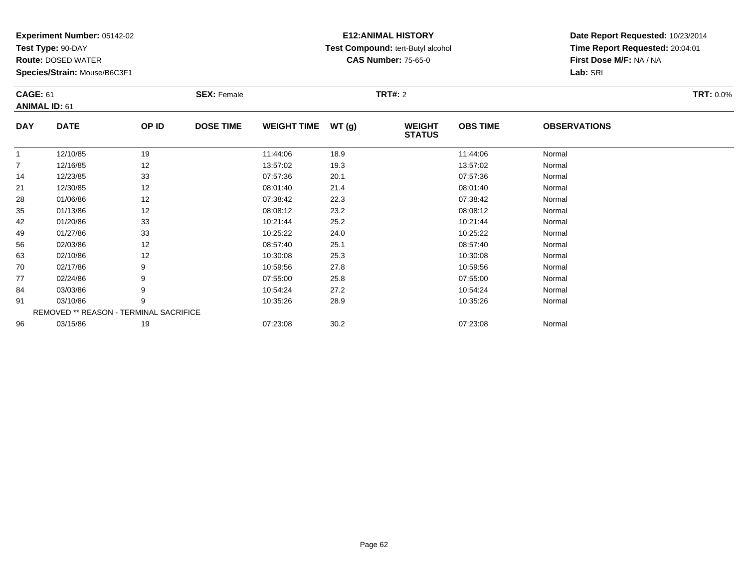**Experiment Number:** 05142-02
**Test Type:** 90-DAY
**Route:** DOSED WATER
**Species/Strain:** Mouse/B6C3F1

**E12:ANIMAL HISTORY**
**Test Compound:** tert-Butyl alcohol
**CAS Number:** 75-65-0

**Date Report Requested:** 10/23/2014
**Time Report Requested:** 20:04:01
**First Dose M/F:** NA / NA
**Lab:** SRI

**CAGE:** 61 **SEX:** Female **TRT#:** 2 **TRT:** 0.0%
**ANIMAL ID:** 61

| DAY | DATE | OP ID | DOSE TIME | WEIGHT TIME | WT (g) | WEIGHT STATUS | OBS TIME | OBSERVATIONS |
|---|---|---|---|---|---|---|---|---|
| 1 | 12/10/85 | 19 | | 11:44:06 | 18.9 | | 11:44:06 | Normal |
| 7 | 12/16/85 | 12 | | 13:57:02 | 19.3 | | 13:57:02 | Normal |
| 14 | 12/23/85 | 33 | | 07:57:36 | 20.1 | | 07:57:36 | Normal |
| 21 | 12/30/85 | 12 | | 08:01:40 | 21.4 | | 08:01:40 | Normal |
| 28 | 01/06/86 | 12 | | 07:38:42 | 22.3 | | 07:38:42 | Normal |
| 35 | 01/13/86 | 12 | | 08:08:12 | 23.2 | | 08:08:12 | Normal |
| 42 | 01/20/86 | 33 | | 10:21:44 | 25.2 | | 10:21:44 | Normal |
| 49 | 01/27/86 | 33 | | 10:25:22 | 24.0 | | 10:25:22 | Normal |
| 56 | 02/03/86 | 12 | | 08:57:40 | 25.1 | | 08:57:40 | Normal |
| 63 | 02/10/86 | 12 | | 10:30:08 | 25.3 | | 10:30:08 | Normal |
| 70 | 02/17/86 | 9 | | 10:59:56 | 27.8 | | 10:59:56 | Normal |
| 77 | 02/24/86 | 9 | | 07:55:00 | 25.8 | | 07:55:00 | Normal |
| 84 | 03/03/86 | 9 | | 10:54:24 | 27.2 | | 10:54:24 | Normal |
| 91 | 03/10/86 | 9 | | 10:35:26 | 28.9 | | 10:35:26 | Normal |
| REMOVED ** REASON - TERMINAL SACRIFICE | | | | | | | | |
| 96 | 03/15/86 | 19 | | 07:23:08 | 30.2 | | 07:23:08 | Normal |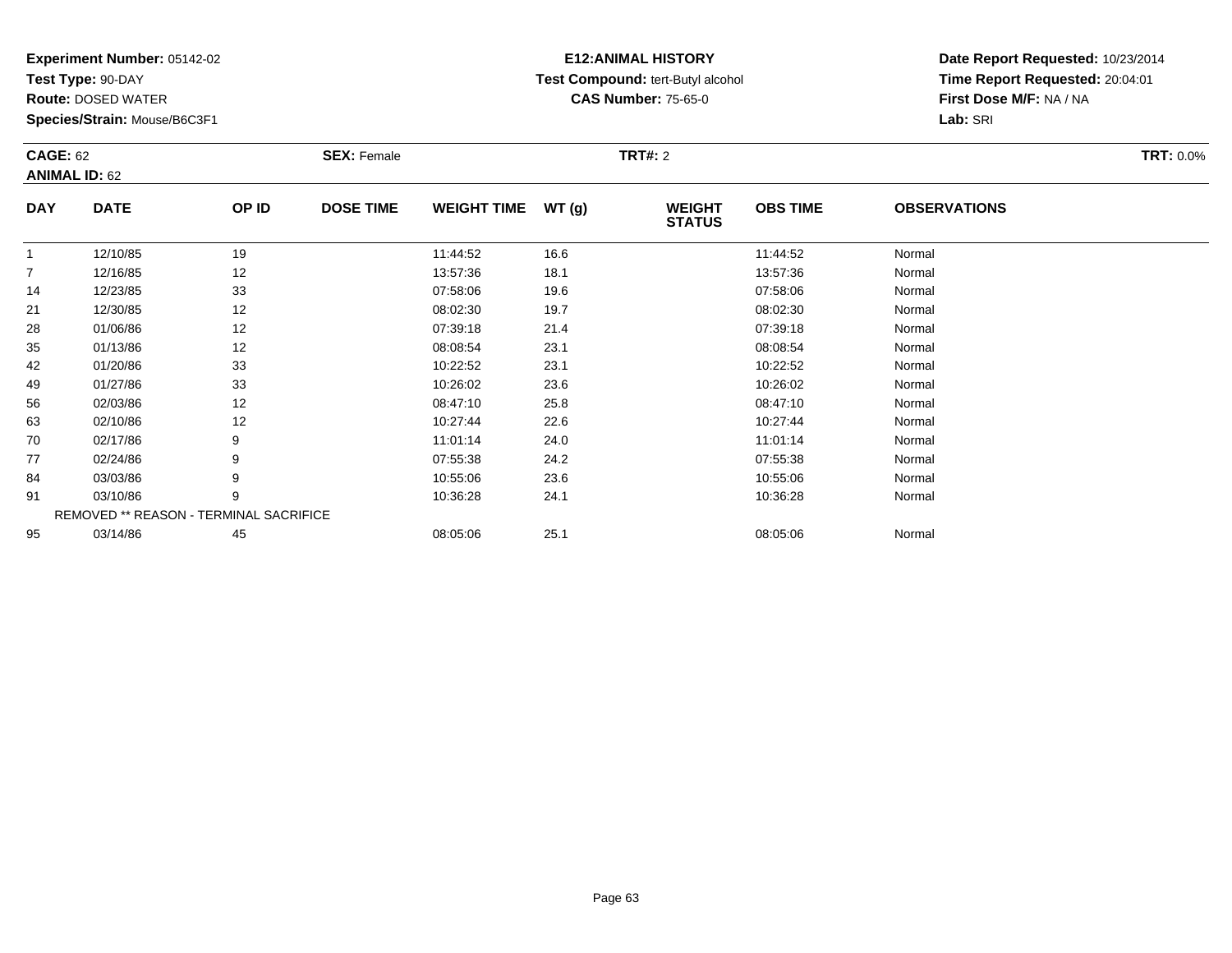**Experiment Number:** 05142-02
**Test Type:** 90-DAY
**Route:** DOSED WATER
**Species/Strain:** Mouse/B6C3F1

**E12:ANIMAL HISTORY**
**Test Compound:** tert-Butyl alcohol
**CAS Number:** 75-65-0

**Date Report Requested:** 10/23/2014
**Time Report Requested:** 20:04:01
**First Dose M/F:** NA / NA
**Lab:** SRI

**CAGE:** 62 **SEX:** Female **TRT#:** 2 **TRT:** 0.0%
**ANIMAL ID:** 62

| DAY | DATE | OP ID | DOSE TIME | WEIGHT TIME | WT (g) | WEIGHT STATUS | OBS TIME | OBSERVATIONS |
|---|---|---|---|---|---|---|---|---|
| 1 | 12/10/85 | 19 | | 11:44:52 | 16.6 | | 11:44:52 | Normal |
| 7 | 12/16/85 | 12 | | 13:57:36 | 18.1 | | 13:57:36 | Normal |
| 14 | 12/23/85 | 33 | | 07:58:06 | 19.6 | | 07:58:06 | Normal |
| 21 | 12/30/85 | 12 | | 08:02:30 | 19.7 | | 08:02:30 | Normal |
| 28 | 01/06/86 | 12 | | 07:39:18 | 21.4 | | 07:39:18 | Normal |
| 35 | 01/13/86 | 12 | | 08:08:54 | 23.1 | | 08:08:54 | Normal |
| 42 | 01/20/86 | 33 | | 10:22:52 | 23.1 | | 10:22:52 | Normal |
| 49 | 01/27/86 | 33 | | 10:26:02 | 23.6 | | 10:26:02 | Normal |
| 56 | 02/03/86 | 12 | | 08:47:10 | 25.8 | | 08:47:10 | Normal |
| 63 | 02/10/86 | 12 | | 10:27:44 | 22.6 | | 10:27:44 | Normal |
| 70 | 02/17/86 | 9 | | 11:01:14 | 24.0 | | 11:01:14 | Normal |
| 77 | 02/24/86 | 9 | | 07:55:38 | 24.2 | | 07:55:38 | Normal |
| 84 | 03/03/86 | 9 | | 10:55:06 | 23.6 | | 10:55:06 | Normal |
| 91 | 03/10/86 | 9 | | 10:36:28 | 24.1 | | 10:36:28 | Normal |
| REMOVED ** REASON - TERMINAL SACRIFICE | | | | | | | | |
| 95 | 03/14/86 | 45 | | 08:05:06 | 25.1 | | 08:05:06 | Normal |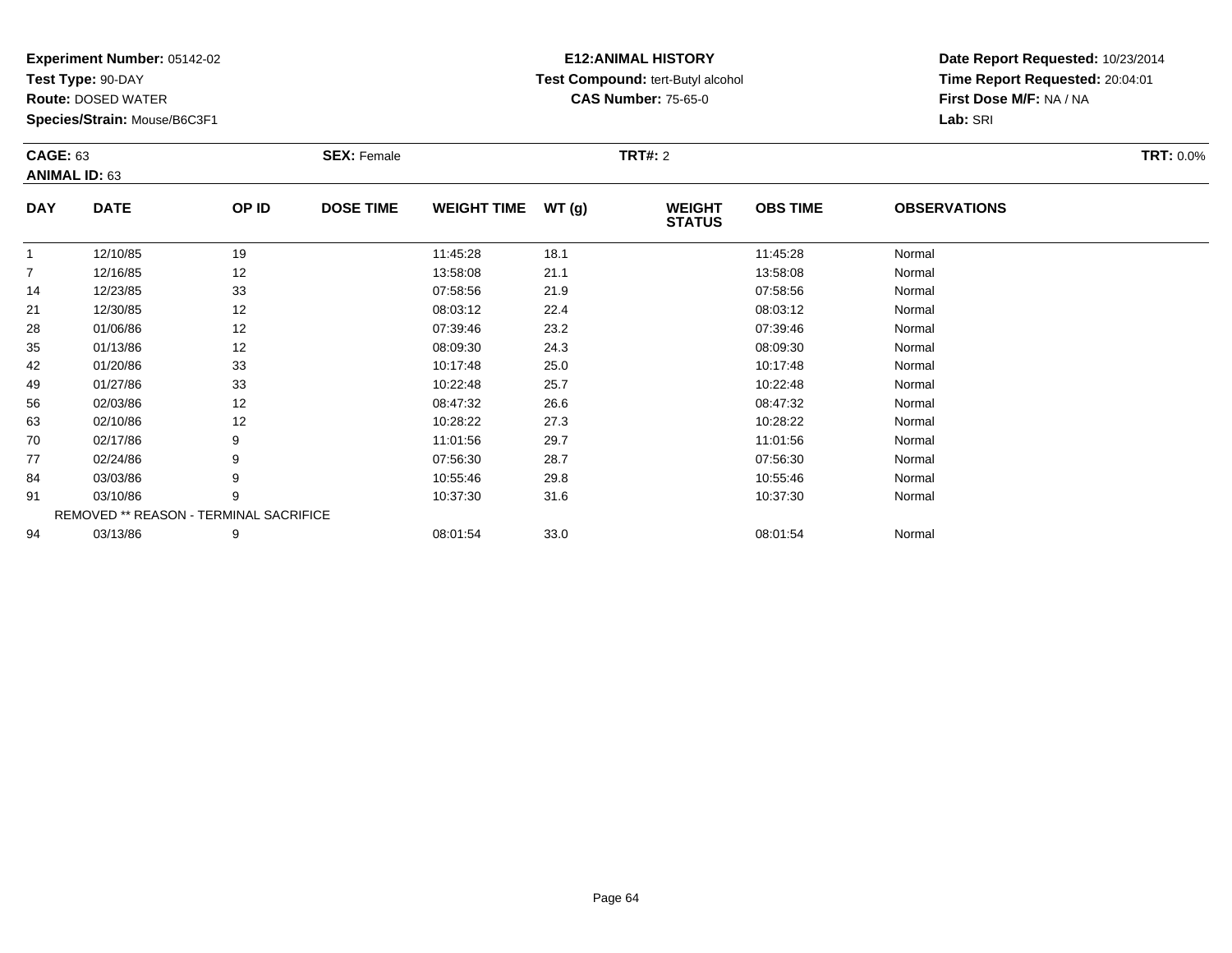**Experiment Number:** 05142-02
**Test Type:** 90-DAY
**Route:** DOSED WATER
**Species/Strain:** Mouse/B6C3F1

**E12:ANIMAL HISTORY**
**Test Compound:** tert-Butyl alcohol
**CAS Number:** 75-65-0

**Date Report Requested:** 10/23/2014
**Time Report Requested:** 20:04:01
**First Dose M/F:** NA / NA
**Lab:** SRI

**CAGE:** 63 **SEX:** Female **TRT#:** 2 **TRT:** 0.0%
**ANIMAL ID:** 63

| DAY | DATE | OP ID | DOSE TIME | WEIGHT TIME | WT (g) | WEIGHT STATUS | OBS TIME | OBSERVATIONS |
|---|---|---|---|---|---|---|---|---|
| 1 | 12/10/85 | 19 | | 11:45:28 | 18.1 | | 11:45:28 | Normal |
| 7 | 12/16/85 | 12 | | 13:58:08 | 21.1 | | 13:58:08 | Normal |
| 14 | 12/23/85 | 33 | | 07:58:56 | 21.9 | | 07:58:56 | Normal |
| 21 | 12/30/85 | 12 | | 08:03:12 | 22.4 | | 08:03:12 | Normal |
| 28 | 01/06/86 | 12 | | 07:39:46 | 23.2 | | 07:39:46 | Normal |
| 35 | 01/13/86 | 12 | | 08:09:30 | 24.3 | | 08:09:30 | Normal |
| 42 | 01/20/86 | 33 | | 10:17:48 | 25.0 | | 10:17:48 | Normal |
| 49 | 01/27/86 | 33 | | 10:22:48 | 25.7 | | 10:22:48 | Normal |
| 56 | 02/03/86 | 12 | | 08:47:32 | 26.6 | | 08:47:32 | Normal |
| 63 | 02/10/86 | 12 | | 10:28:22 | 27.3 | | 10:28:22 | Normal |
| 70 | 02/17/86 | 9 | | 11:01:56 | 29.7 | | 11:01:56 | Normal |
| 77 | 02/24/86 | 9 | | 07:56:30 | 28.7 | | 07:56:30 | Normal |
| 84 | 03/03/86 | 9 | | 10:55:46 | 29.8 | | 10:55:46 | Normal |
| 91 | 03/10/86 | 9 | | 10:37:30 | 31.6 | | 10:37:30 | Normal |
| REMOVED ** REASON - TERMINAL SACRIFICE | | | | | | | | |
| 94 | 03/13/86 | 9 | | 08:01:54 | 33.0 | | 08:01:54 | Normal |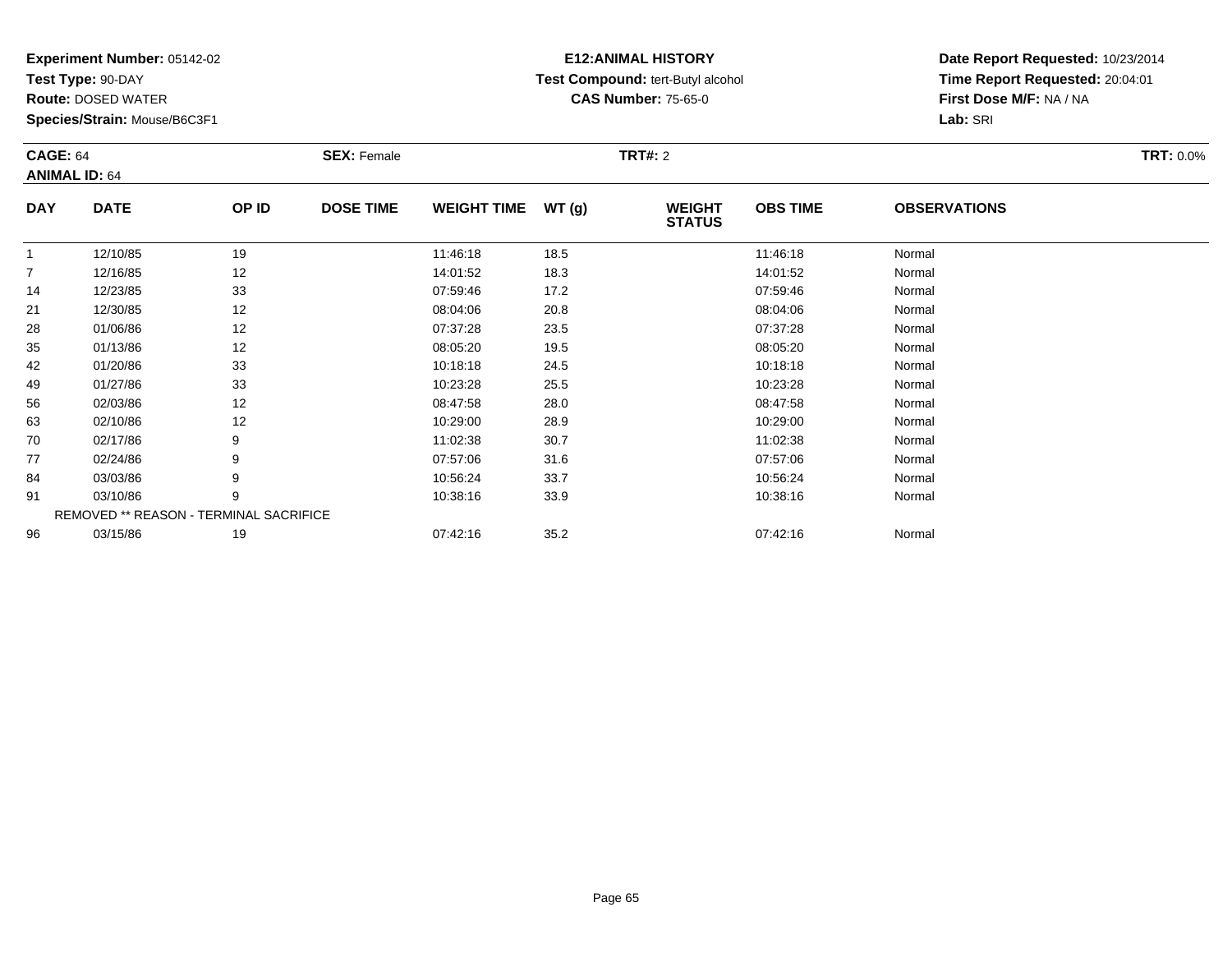**Experiment Number:** 05142-02
**Test Type:** 90-DAY
**Route:** DOSED WATER
**Species/Strain:** Mouse/B6C3F1

**E12:ANIMAL HISTORY**
**Test Compound:** tert-Butyl alcohol
**CAS Number:** 75-65-0

**Date Report Requested:** 10/23/2014
**Time Report Requested:** 20:04:01
**First Dose M/F:** NA / NA
**Lab:** SRI

**CAGE:** 64 **SEX:** Female **TRT#:** 2 **TRT:** 0.0%
**ANIMAL ID:** 64

| DAY | DATE | OP ID | DOSE TIME | WEIGHT TIME | WT (g) | WEIGHT STATUS | OBS TIME | OBSERVATIONS |
|---|---|---|---|---|---|---|---|---|
| 1 | 12/10/85 | 19 | | 11:46:18 | 18.5 | | 11:46:18 | Normal |
| 7 | 12/16/85 | 12 | | 14:01:52 | 18.3 | | 14:01:52 | Normal |
| 14 | 12/23/85 | 33 | | 07:59:46 | 17.2 | | 07:59:46 | Normal |
| 21 | 12/30/85 | 12 | | 08:04:06 | 20.8 | | 08:04:06 | Normal |
| 28 | 01/06/86 | 12 | | 07:37:28 | 23.5 | | 07:37:28 | Normal |
| 35 | 01/13/86 | 12 | | 08:05:20 | 19.5 | | 08:05:20 | Normal |
| 42 | 01/20/86 | 33 | | 10:18:18 | 24.5 | | 10:18:18 | Normal |
| 49 | 01/27/86 | 33 | | 10:23:28 | 25.5 | | 10:23:28 | Normal |
| 56 | 02/03/86 | 12 | | 08:47:58 | 28.0 | | 08:47:58 | Normal |
| 63 | 02/10/86 | 12 | | 10:29:00 | 28.9 | | 10:29:00 | Normal |
| 70 | 02/17/86 | 9 | | 11:02:38 | 30.7 | | 11:02:38 | Normal |
| 77 | 02/24/86 | 9 | | 07:57:06 | 31.6 | | 07:57:06 | Normal |
| 84 | 03/03/86 | 9 | | 10:56:24 | 33.7 | | 10:56:24 | Normal |
| 91 | 03/10/86 | 9 | | 10:38:16 | 33.9 | | 10:38:16 | Normal |
| REMOVED ** REASON - TERMINAL SACRIFICE | | | | | | | | |
| 96 | 03/15/86 | 19 | | 07:42:16 | 35.2 | | 07:42:16 | Normal |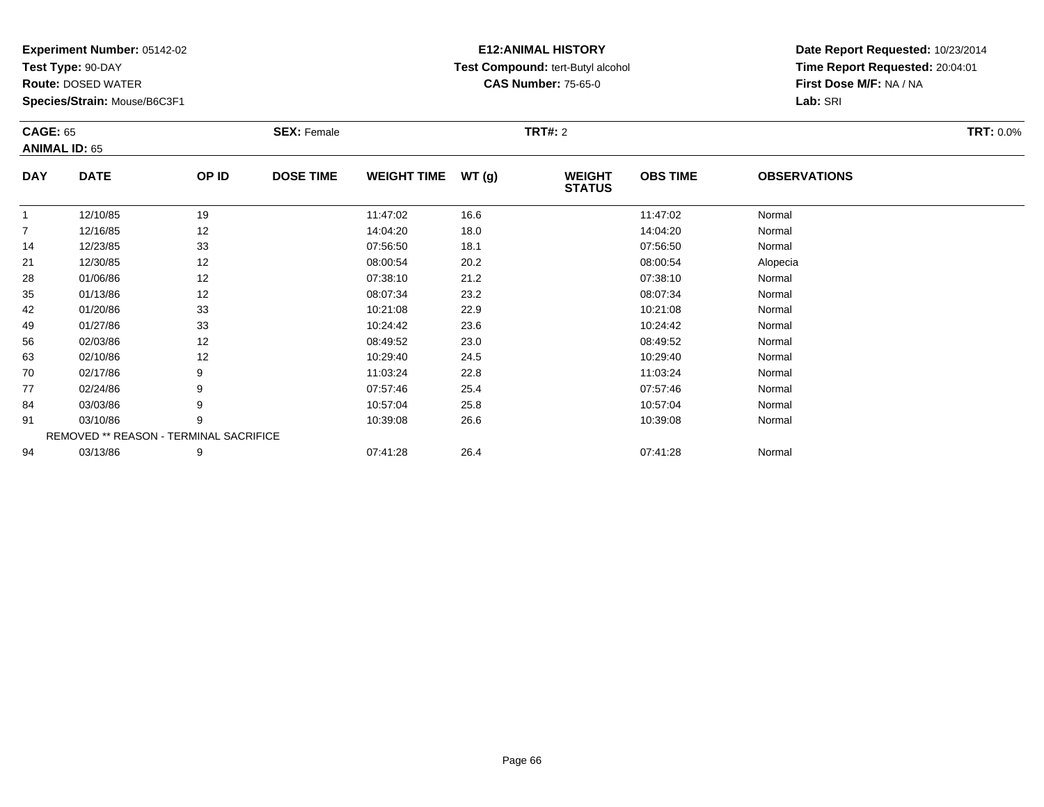**Experiment Number:** 05142-02
**Test Type:** 90-DAY
**Route:** DOSED WATER
**Species/Strain:** Mouse/B6C3F1

**E12:ANIMAL HISTORY**
**Test Compound:** tert-Butyl alcohol
**CAS Number:** 75-65-0

**Date Report Requested:** 10/23/2014
**Time Report Requested:** 20:04:01
**First Dose M/F:** NA / NA
**Lab:** SRI

**CAGE:** 65 **SEX:** Female **TRT#:** 2 **TRT:** 0.0%
**ANIMAL ID:** 65

| DAY | DATE | OP ID | DOSE TIME | WEIGHT TIME | WT (g) | WEIGHT STATUS | OBS TIME | OBSERVATIONS |
|---|---|---|---|---|---|---|---|---|
| 1 | 12/10/85 | 19 | | 11:47:02 | 16.6 | | 11:47:02 | Normal |
| 7 | 12/16/85 | 12 | | 14:04:20 | 18.0 | | 14:04:20 | Normal |
| 14 | 12/23/85 | 33 | | 07:56:50 | 18.1 | | 07:56:50 | Normal |
| 21 | 12/30/85 | 12 | | 08:00:54 | 20.2 | | 08:00:54 | Alopecia |
| 28 | 01/06/86 | 12 | | 07:38:10 | 21.2 | | 07:38:10 | Normal |
| 35 | 01/13/86 | 12 | | 08:07:34 | 23.2 | | 08:07:34 | Normal |
| 42 | 01/20/86 | 33 | | 10:21:08 | 22.9 | | 10:21:08 | Normal |
| 49 | 01/27/86 | 33 | | 10:24:42 | 23.6 | | 10:24:42 | Normal |
| 56 | 02/03/86 | 12 | | 08:49:52 | 23.0 | | 08:49:52 | Normal |
| 63 | 02/10/86 | 12 | | 10:29:40 | 24.5 | | 10:29:40 | Normal |
| 70 | 02/17/86 | 9 | | 11:03:24 | 22.8 | | 11:03:24 | Normal |
| 77 | 02/24/86 | 9 | | 07:57:46 | 25.4 | | 07:57:46 | Normal |
| 84 | 03/03/86 | 9 | | 10:57:04 | 25.8 | | 10:57:04 | Normal |
| 91 | 03/10/86 | 9 | | 10:39:08 | 26.6 | | 10:39:08 | Normal |
| REMOVED ** REASON - TERMINAL SACRIFICE | | | | | | | | |
| 94 | 03/13/86 | 9 | | 07:41:28 | 26.4 | | 07:41:28 | Normal |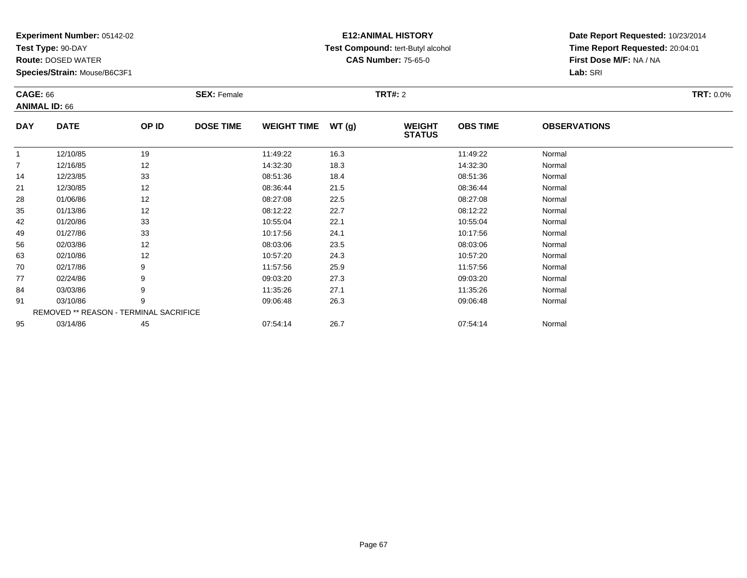**Experiment Number:** 05142-02
**Test Type:** 90-DAY
**Route:** DOSED WATER
**Species/Strain:** Mouse/B6C3F1

**E12:ANIMAL HISTORY**
**Test Compound:** tert-Butyl alcohol
**CAS Number:** 75-65-0

**Date Report Requested:** 10/23/2014
**Time Report Requested:** 20:04:01
**First Dose M/F:** NA / NA
**Lab:** SRI

**CAGE:** 66
**ANIMAL ID:** 66
**SEX:** Female
**TRT#:** 2
**TRT:** 0.0%

| DAY | DATE | OP ID | DOSE TIME | WEIGHT TIME | WT (g) | WEIGHT STATUS | OBS TIME | OBSERVATIONS |
|---|---|---|---|---|---|---|---|---|
| 1 | 12/10/85 | 19 | | 11:49:22 | 16.3 | | 11:49:22 | Normal |
| 7 | 12/16/85 | 12 | | 14:32:30 | 18.3 | | 14:32:30 | Normal |
| 14 | 12/23/85 | 33 | | 08:51:36 | 18.4 | | 08:51:36 | Normal |
| 21 | 12/30/85 | 12 | | 08:36:44 | 21.5 | | 08:36:44 | Normal |
| 28 | 01/06/86 | 12 | | 08:27:08 | 22.5 | | 08:27:08 | Normal |
| 35 | 01/13/86 | 12 | | 08:12:22 | 22.7 | | 08:12:22 | Normal |
| 42 | 01/20/86 | 33 | | 10:55:04 | 22.1 | | 10:55:04 | Normal |
| 49 | 01/27/86 | 33 | | 10:17:56 | 24.1 | | 10:17:56 | Normal |
| 56 | 02/03/86 | 12 | | 08:03:06 | 23.5 | | 08:03:06 | Normal |
| 63 | 02/10/86 | 12 | | 10:57:20 | 24.3 | | 10:57:20 | Normal |
| 70 | 02/17/86 | 9 | | 11:57:56 | 25.9 | | 11:57:56 | Normal |
| 77 | 02/24/86 | 9 | | 09:03:20 | 27.3 | | 09:03:20 | Normal |
| 84 | 03/03/86 | 9 | | 11:35:26 | 27.1 | | 11:35:26 | Normal |
| 91 | 03/10/86 | 9 | | 09:06:48 | 26.3 | | 09:06:48 | Normal |
| | REMOVED ** REASON - TERMINAL SACRIFICE | | | | | | | |
| 95 | 03/14/86 | 45 | | 07:54:14 | 26.7 | | 07:54:14 | Normal |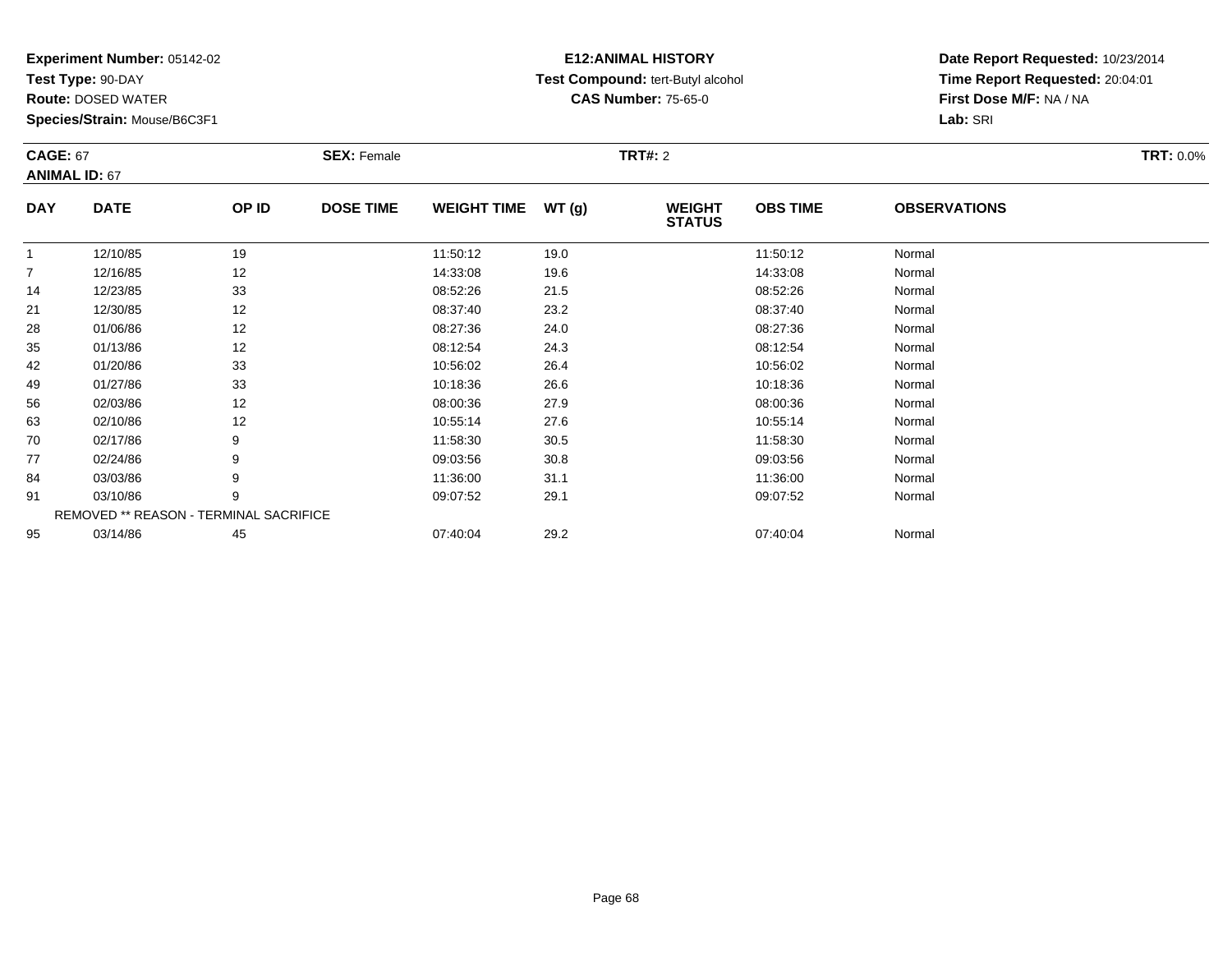**Experiment Number:** 05142-02
**Test Type:** 90-DAY
**Route:** DOSED WATER
**Species/Strain:** Mouse/B6C3F1

**E12:ANIMAL HISTORY**
**Test Compound:** tert-Butyl alcohol
**CAS Number:** 75-65-0

**Date Report Requested:** 10/23/2014
**Time Report Requested:** 20:04:01
**First Dose M/F:** NA / NA
**Lab:** SRI

**CAGE:** 67 **SEX:** Female **TRT#:** 2 **TRT:** 0.0%
**ANIMAL ID:** 67

| DAY | DATE | OP ID | DOSE TIME | WEIGHT TIME | WT (g) | WEIGHT STATUS | OBS TIME | OBSERVATIONS |
|---|---|---|---|---|---|---|---|---|
| 1 | 12/10/85 | 19 | | 11:50:12 | 19.0 | | 11:50:12 | Normal |
| 7 | 12/16/85 | 12 | | 14:33:08 | 19.6 | | 14:33:08 | Normal |
| 14 | 12/23/85 | 33 | | 08:52:26 | 21.5 | | 08:52:26 | Normal |
| 21 | 12/30/85 | 12 | | 08:37:40 | 23.2 | | 08:37:40 | Normal |
| 28 | 01/06/86 | 12 | | 08:27:36 | 24.0 | | 08:27:36 | Normal |
| 35 | 01/13/86 | 12 | | 08:12:54 | 24.3 | | 08:12:54 | Normal |
| 42 | 01/20/86 | 33 | | 10:56:02 | 26.4 | | 10:56:02 | Normal |
| 49 | 01/27/86 | 33 | | 10:18:36 | 26.6 | | 10:18:36 | Normal |
| 56 | 02/03/86 | 12 | | 08:00:36 | 27.9 | | 08:00:36 | Normal |
| 63 | 02/10/86 | 12 | | 10:55:14 | 27.6 | | 10:55:14 | Normal |
| 70 | 02/17/86 | 9 | | 11:58:30 | 30.5 | | 11:58:30 | Normal |
| 77 | 02/24/86 | 9 | | 09:03:56 | 30.8 | | 09:03:56 | Normal |
| 84 | 03/03/86 | 9 | | 11:36:00 | 31.1 | | 11:36:00 | Normal |
| 91 | 03/10/86 | 9 | | 09:07:52 | 29.1 | | 09:07:52 | Normal |
| | REMOVED ** REASON - TERMINAL SACRIFICE | | | | | | | |
| 95 | 03/14/86 | 45 | | 07:40:04 | 29.2 | | 07:40:04 | Normal |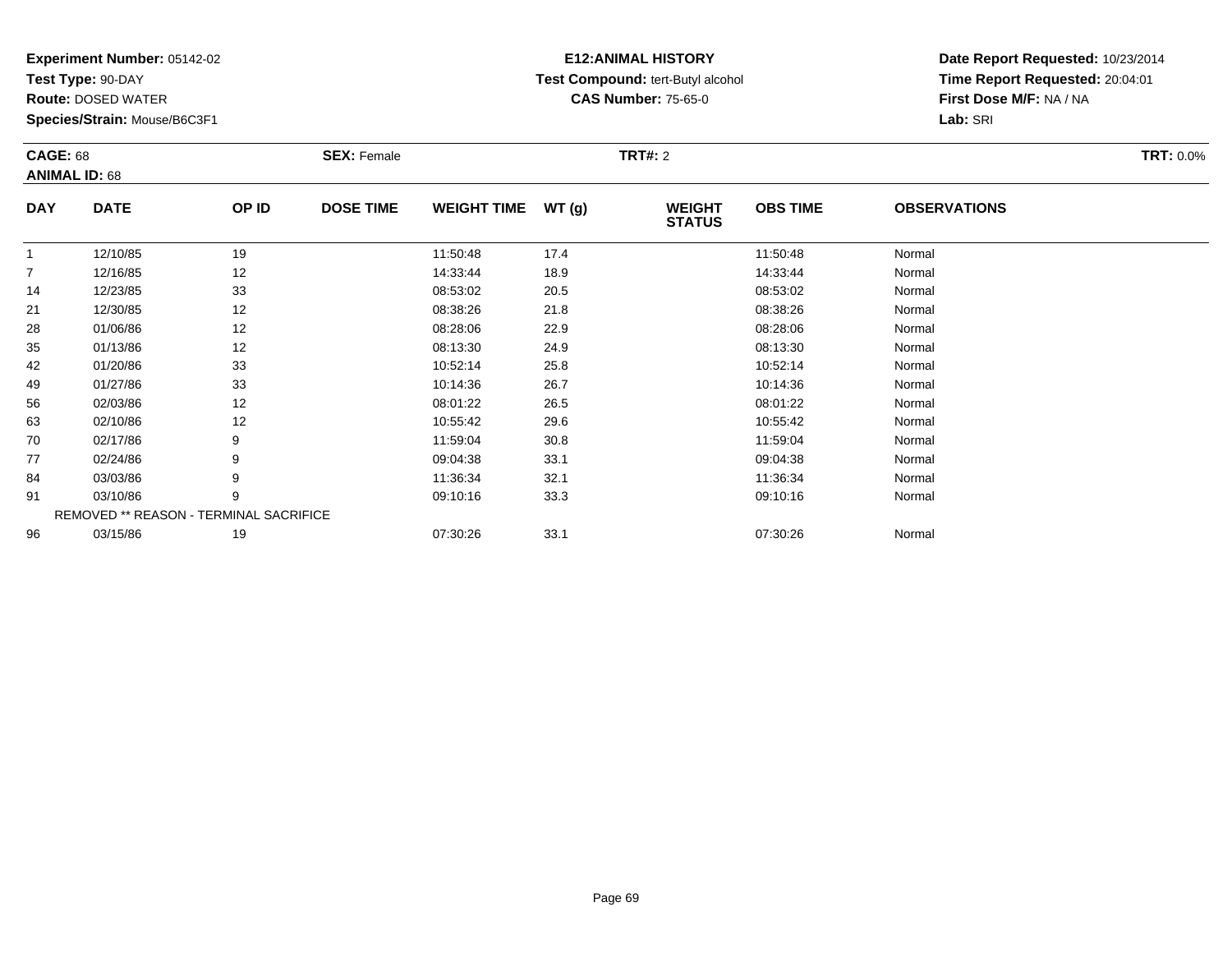**Experiment Number:** 05142-02
**Test Type:** 90-DAY
**Route:** DOSED WATER
**Species/Strain:** Mouse/B6C3F1

**E12:ANIMAL HISTORY**
**Test Compound:** tert-Butyl alcohol
**CAS Number:** 75-65-0

**Date Report Requested:** 10/23/2014
**Time Report Requested:** 20:04:01
**First Dose M/F:** NA / NA
**Lab:** SRI

**CAGE:** 68 **SEX:** Female **TRT#:** 2 **TRT:** 0.0%
**ANIMAL ID:** 68

| DAY | DATE | OP ID | DOSE TIME | WEIGHT TIME | WT (g) | WEIGHT STATUS | OBS TIME | OBSERVATIONS |
|---|---|---|---|---|---|---|---|---|
| 1 | 12/10/85 | 19 | | 11:50:48 | 17.4 | | 11:50:48 | Normal |
| 7 | 12/16/85 | 12 | | 14:33:44 | 18.9 | | 14:33:44 | Normal |
| 14 | 12/23/85 | 33 | | 08:53:02 | 20.5 | | 08:53:02 | Normal |
| 21 | 12/30/85 | 12 | | 08:38:26 | 21.8 | | 08:38:26 | Normal |
| 28 | 01/06/86 | 12 | | 08:28:06 | 22.9 | | 08:28:06 | Normal |
| 35 | 01/13/86 | 12 | | 08:13:30 | 24.9 | | 08:13:30 | Normal |
| 42 | 01/20/86 | 33 | | 10:52:14 | 25.8 | | 10:52:14 | Normal |
| 49 | 01/27/86 | 33 | | 10:14:36 | 26.7 | | 10:14:36 | Normal |
| 56 | 02/03/86 | 12 | | 08:01:22 | 26.5 | | 08:01:22 | Normal |
| 63 | 02/10/86 | 12 | | 10:55:42 | 29.6 | | 10:55:42 | Normal |
| 70 | 02/17/86 | 9 | | 11:59:04 | 30.8 | | 11:59:04 | Normal |
| 77 | 02/24/86 | 9 | | 09:04:38 | 33.1 | | 09:04:38 | Normal |
| 84 | 03/03/86 | 9 | | 11:36:34 | 32.1 | | 11:36:34 | Normal |
| 91 | 03/10/86 | 9 | | 09:10:16 | 33.3 | | 09:10:16 | Normal |
| REMOVED ** REASON - TERMINAL SACRIFICE | | | | | | | | |
| 96 | 03/15/86 | 19 | | 07:30:26 | 33.1 | | 07:30:26 | Normal |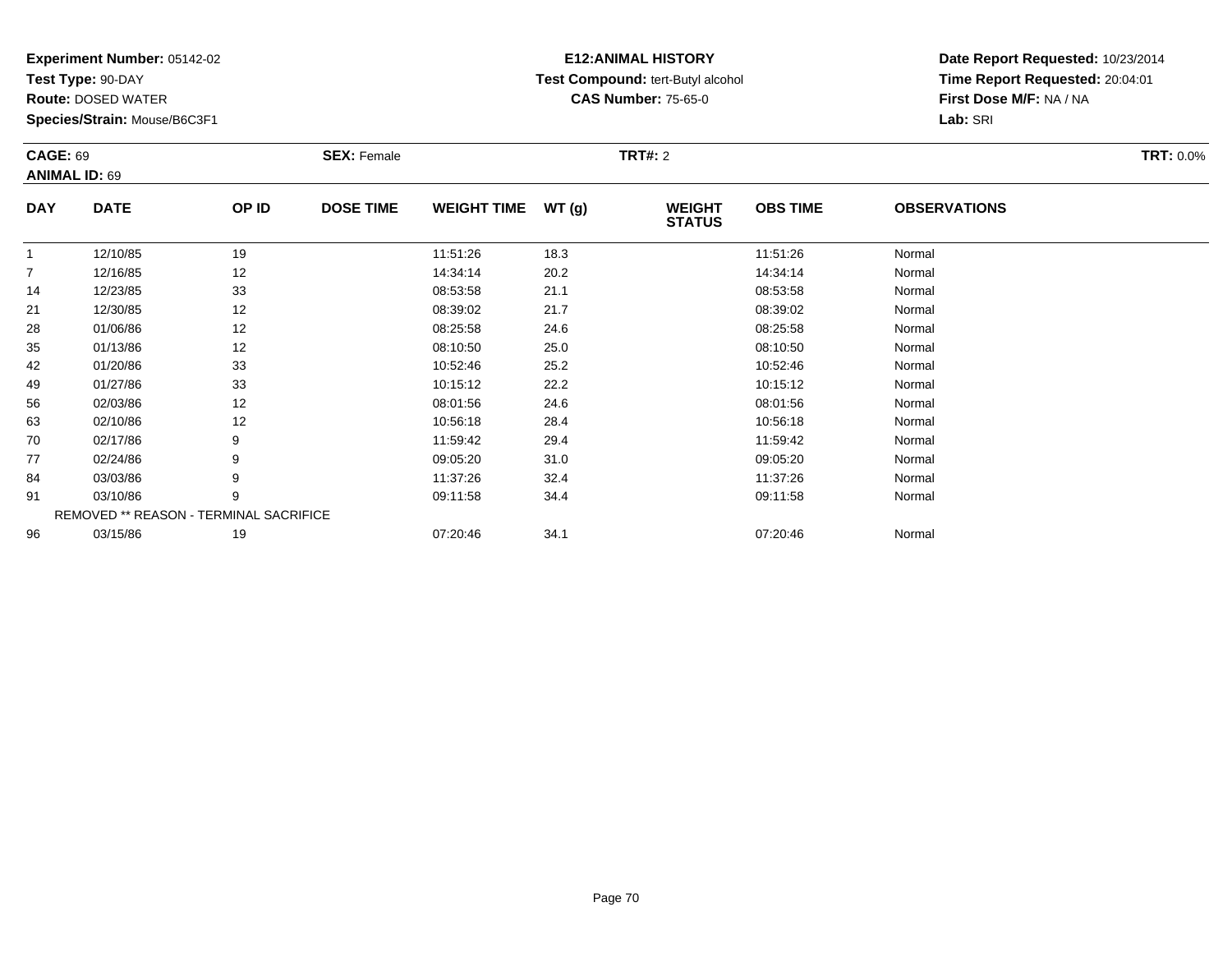**Experiment Number:** 05142-02
**Test Type:** 90-DAY
**Route:** DOSED WATER
**Species/Strain:** Mouse/B6C3F1

**E12:ANIMAL HISTORY**
**Test Compound:** tert-Butyl alcohol
**CAS Number:** 75-65-0

**Date Report Requested:** 10/23/2014
**Time Report Requested:** 20:04:01
**First Dose M/F:** NA / NA
**Lab:** SRI

**CAGE:** 69 **SEX:** Female **TRT#:** 2 **TRT:** 0.0%
**ANIMAL ID:** 69

| DAY | DATE | OP ID | DOSE TIME | WEIGHT TIME | WT (g) | WEIGHT STATUS | OBS TIME | OBSERVATIONS |
|---|---|---|---|---|---|---|---|---|
| 1 | 12/10/85 | 19 | | 11:51:26 | 18.3 | | 11:51:26 | Normal |
| 7 | 12/16/85 | 12 | | 14:34:14 | 20.2 | | 14:34:14 | Normal |
| 14 | 12/23/85 | 33 | | 08:53:58 | 21.1 | | 08:53:58 | Normal |
| 21 | 12/30/85 | 12 | | 08:39:02 | 21.7 | | 08:39:02 | Normal |
| 28 | 01/06/86 | 12 | | 08:25:58 | 24.6 | | 08:25:58 | Normal |
| 35 | 01/13/86 | 12 | | 08:10:50 | 25.0 | | 08:10:50 | Normal |
| 42 | 01/20/86 | 33 | | 10:52:46 | 25.2 | | 10:52:46 | Normal |
| 49 | 01/27/86 | 33 | | 10:15:12 | 22.2 | | 10:15:12 | Normal |
| 56 | 02/03/86 | 12 | | 08:01:56 | 24.6 | | 08:01:56 | Normal |
| 63 | 02/10/86 | 12 | | 10:56:18 | 28.4 | | 10:56:18 | Normal |
| 70 | 02/17/86 | 9 | | 11:59:42 | 29.4 | | 11:59:42 | Normal |
| 77 | 02/24/86 | 9 | | 09:05:20 | 31.0 | | 09:05:20 | Normal |
| 84 | 03/03/86 | 9 | | 11:37:26 | 32.4 | | 11:37:26 | Normal |
| 91 | 03/10/86 | 9 | | 09:11:58 | 34.4 | | 09:11:58 | Normal |
| | REMOVED ** REASON - TERMINAL SACRIFICE | | | | | | | |
| 96 | 03/15/86 | 19 | | 07:20:46 | 34.1 | | 07:20:46 | Normal |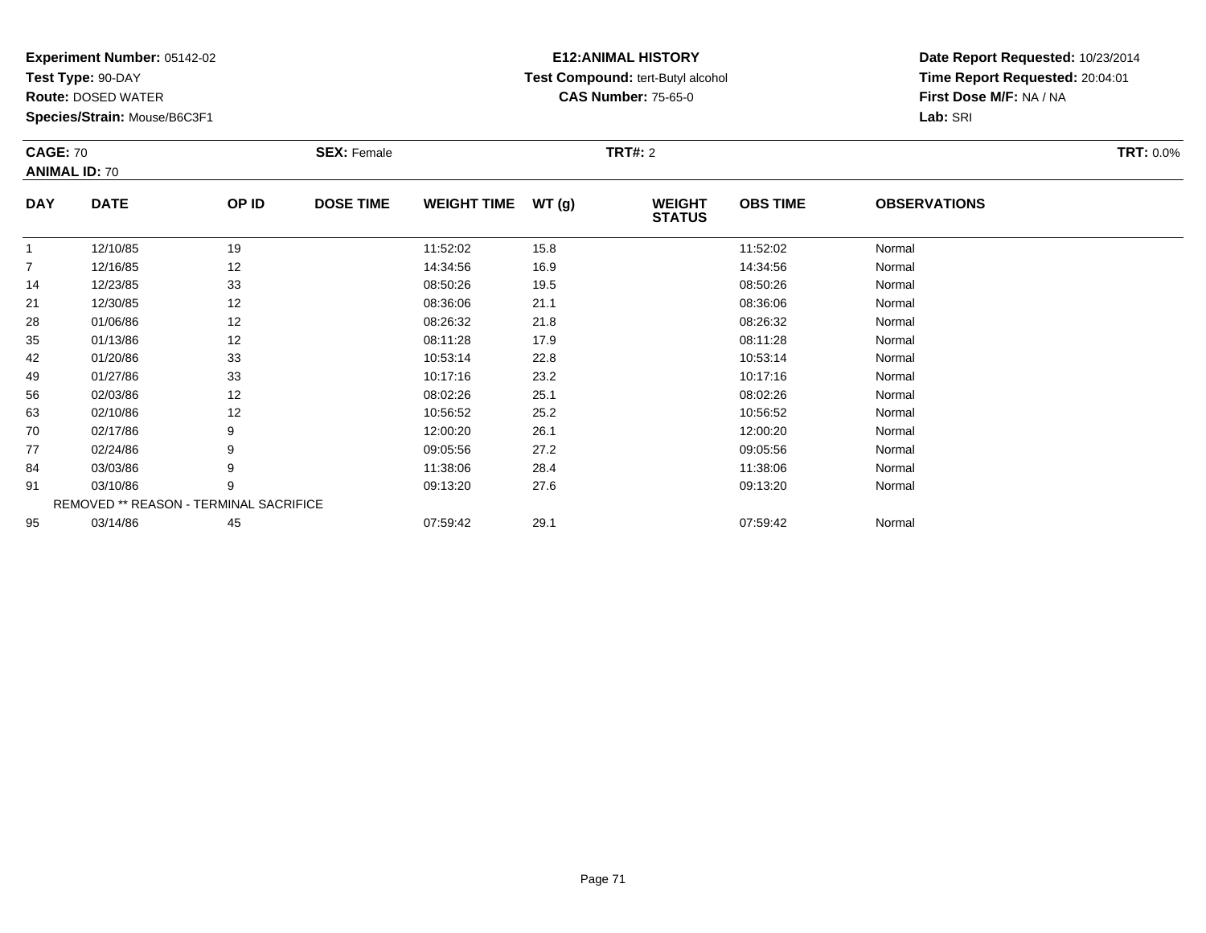**Experiment Number:** 05142-02
**Test Type:** 90-DAY
**Route:** DOSED WATER
**Species/Strain:** Mouse/B6C3F1

**E12:ANIMAL HISTORY**
**Test Compound:** tert-Butyl alcohol
**CAS Number:** 75-65-0

**Date Report Requested:** 10/23/2014
**Time Report Requested:** 20:04:01
**First Dose M/F:** NA / NA
**Lab:** SRI

**CAGE:** 70 **SEX:** Female **TRT#:** 2 **TRT:** 0.0%
**ANIMAL ID:** 70

| DAY | DATE | OP ID | DOSE TIME | WEIGHT TIME | WT (g) | WEIGHT STATUS | OBS TIME | OBSERVATIONS |
|---|---|---|---|---|---|---|---|---|
| 1 | 12/10/85 | 19 | | 11:52:02 | 15.8 | | 11:52:02 | Normal |
| 7 | 12/16/85 | 12 | | 14:34:56 | 16.9 | | 14:34:56 | Normal |
| 14 | 12/23/85 | 33 | | 08:50:26 | 19.5 | | 08:50:26 | Normal |
| 21 | 12/30/85 | 12 | | 08:36:06 | 21.1 | | 08:36:06 | Normal |
| 28 | 01/06/86 | 12 | | 08:26:32 | 21.8 | | 08:26:32 | Normal |
| 35 | 01/13/86 | 12 | | 08:11:28 | 17.9 | | 08:11:28 | Normal |
| 42 | 01/20/86 | 33 | | 10:53:14 | 22.8 | | 10:53:14 | Normal |
| 49 | 01/27/86 | 33 | | 10:17:16 | 23.2 | | 10:17:16 | Normal |
| 56 | 02/03/86 | 12 | | 08:02:26 | 25.1 | | 08:02:26 | Normal |
| 63 | 02/10/86 | 12 | | 10:56:52 | 25.2 | | 10:56:52 | Normal |
| 70 | 02/17/86 | 9 | | 12:00:20 | 26.1 | | 12:00:20 | Normal |
| 77 | 02/24/86 | 9 | | 09:05:56 | 27.2 | | 09:05:56 | Normal |
| 84 | 03/03/86 | 9 | | 11:38:06 | 28.4 | | 11:38:06 | Normal |
| 91 | 03/10/86 | 9 | | 09:13:20 | 27.6 | | 09:13:20 | Normal |
| | REMOVED ** REASON - TERMINAL SACRIFICE | | | | | | | |
| 95 | 03/14/86 | 45 | | 07:59:42 | 29.1 | | 07:59:42 | Normal |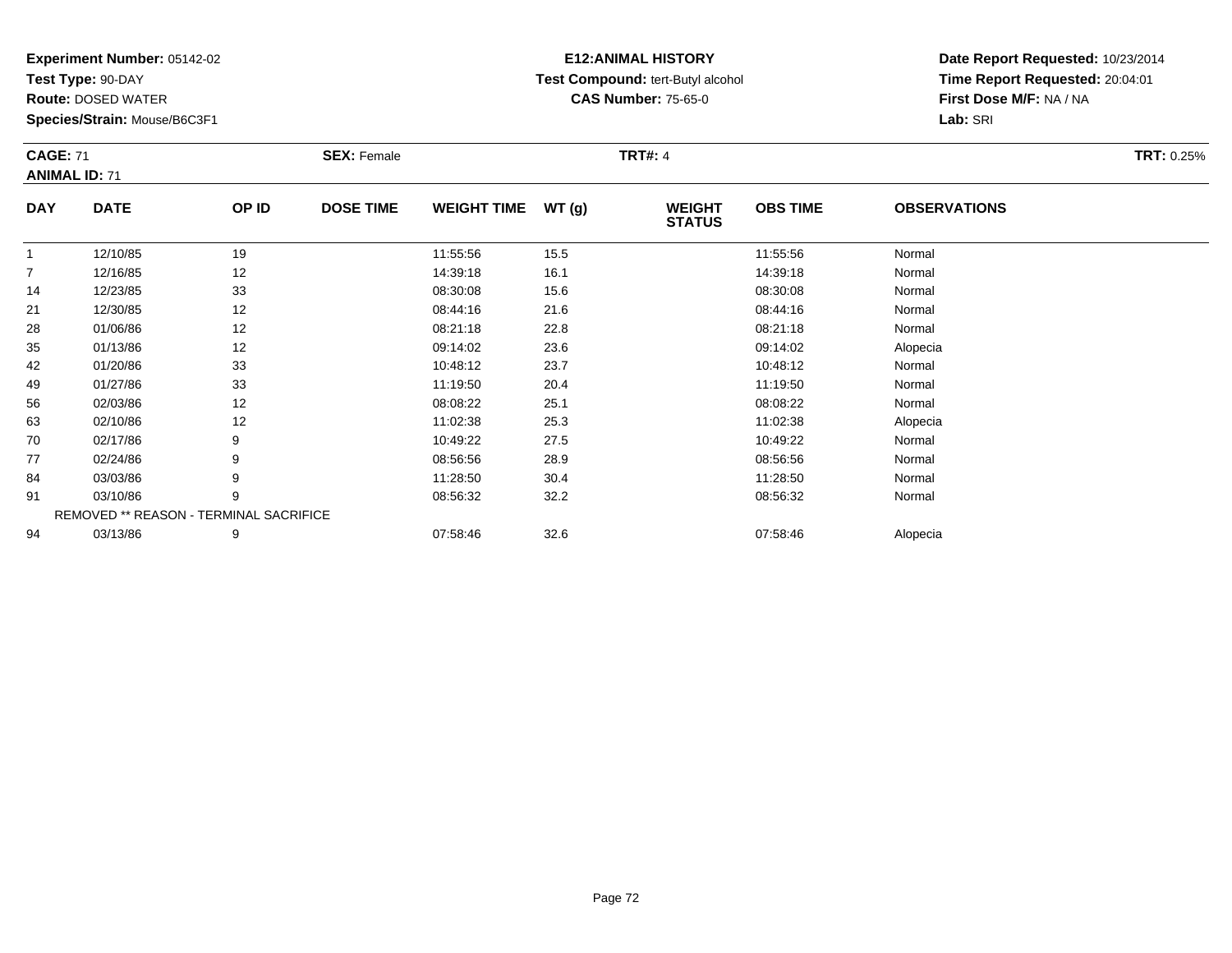**Experiment Number:** 05142-02
**Test Type:** 90-DAY
**Route:** DOSED WATER
**Species/Strain:** Mouse/B6C3F1

**E12:ANIMAL HISTORY**
**Test Compound:** tert-Butyl alcohol
**CAS Number:** 75-65-0

**Date Report Requested:** 10/23/2014
**Time Report Requested:** 20:04:01
**First Dose M/F:** NA / NA
**Lab:** SRI

**CAGE:** 71 **SEX:** Female **TRT#:** 4 **TRT:** 0.25%
**ANIMAL ID:** 71

| DAY | DATE | OP ID | DOSE TIME | WEIGHT TIME | WT (g) | WEIGHT STATUS | OBS TIME | OBSERVATIONS |
|---|---|---|---|---|---|---|---|---|
| 1 | 12/10/85 | 19 | | 11:55:56 | 15.5 | | 11:55:56 | Normal |
| 7 | 12/16/85 | 12 | | 14:39:18 | 16.1 | | 14:39:18 | Normal |
| 14 | 12/23/85 | 33 | | 08:30:08 | 15.6 | | 08:30:08 | Normal |
| 21 | 12/30/85 | 12 | | 08:44:16 | 21.6 | | 08:44:16 | Normal |
| 28 | 01/06/86 | 12 | | 08:21:18 | 22.8 | | 08:21:18 | Normal |
| 35 | 01/13/86 | 12 | | 09:14:02 | 23.6 | | 09:14:02 | Alopecia |
| 42 | 01/20/86 | 33 | | 10:48:12 | 23.7 | | 10:48:12 | Normal |
| 49 | 01/27/86 | 33 | | 11:19:50 | 20.4 | | 11:19:50 | Normal |
| 56 | 02/03/86 | 12 | | 08:08:22 | 25.1 | | 08:08:22 | Normal |
| 63 | 02/10/86 | 12 | | 11:02:38 | 25.3 | | 11:02:38 | Alopecia |
| 70 | 02/17/86 | 9 | | 10:49:22 | 27.5 | | 10:49:22 | Normal |
| 77 | 02/24/86 | 9 | | 08:56:56 | 28.9 | | 08:56:56 | Normal |
| 84 | 03/03/86 | 9 | | 11:28:50 | 30.4 | | 11:28:50 | Normal |
| 91 | 03/10/86 | 9 | | 08:56:32 | 32.2 | | 08:56:32 | Normal |
| | REMOVED ** REASON - TERMINAL SACRIFICE | | | | | | | |
| 94 | 03/13/86 | 9 | | 07:58:46 | 32.6 | | 07:58:46 | Alopecia |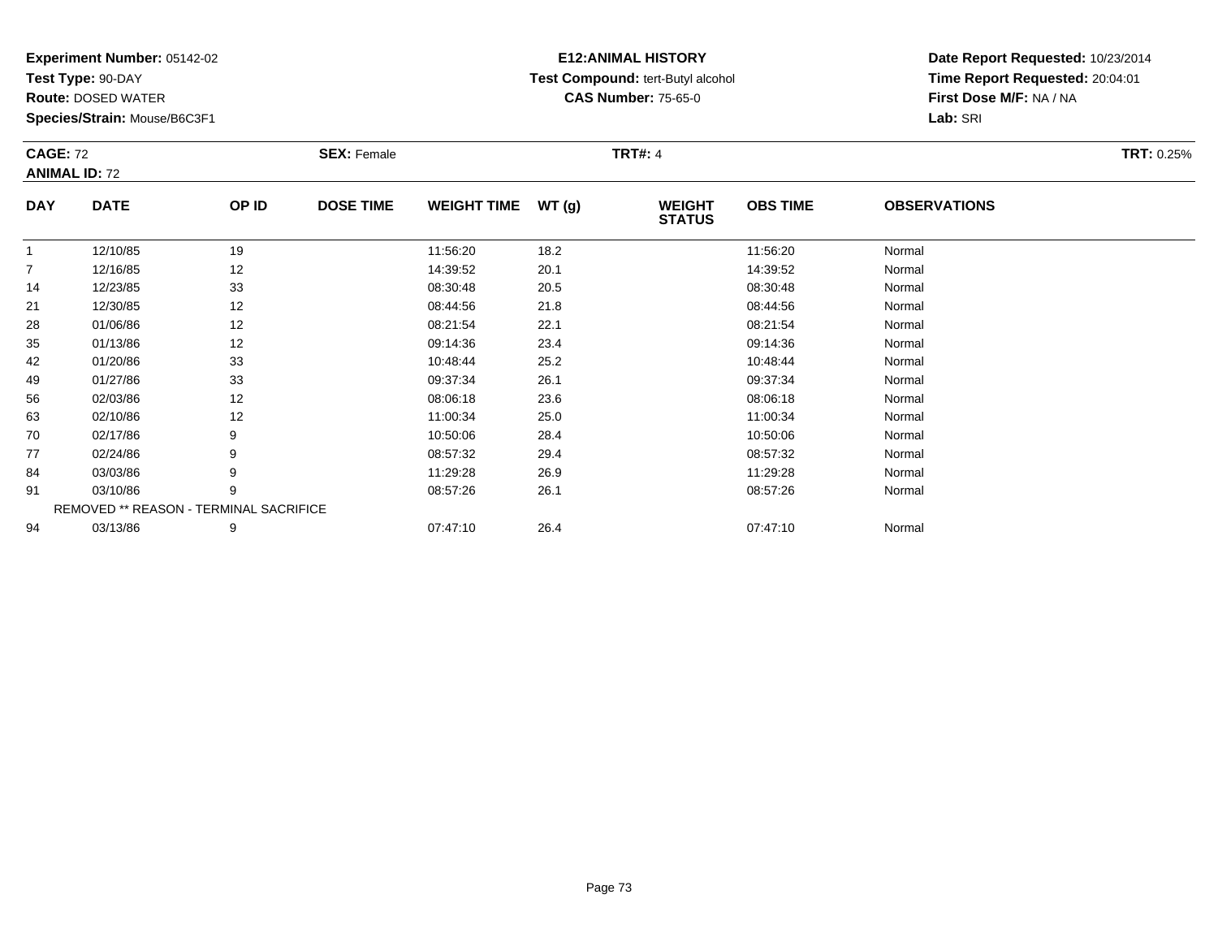**Experiment Number:** 05142-02
**Test Type:** 90-DAY
**Route:** DOSED WATER
**Species/Strain:** Mouse/B6C3F1

**E12:ANIMAL HISTORY**
**Test Compound:** tert-Butyl alcohol
**CAS Number:** 75-65-0

**Date Report Requested:** 10/23/2014
**Time Report Requested:** 20:04:01
**First Dose M/F:** NA / NA
**Lab:** SRI

**CAGE:** 72 **SEX:** Female **TRT#:** 4 **TRT:** 0.25%
**ANIMAL ID:** 72

| DAY | DATE | OP ID | DOSE TIME | WEIGHT TIME | WT (g) | WEIGHT STATUS | OBS TIME | OBSERVATIONS |
|---|---|---|---|---|---|---|---|---|
| 1 | 12/10/85 | 19 | | 11:56:20 | 18.2 | | 11:56:20 | Normal |
| 7 | 12/16/85 | 12 | | 14:39:52 | 20.1 | | 14:39:52 | Normal |
| 14 | 12/23/85 | 33 | | 08:30:48 | 20.5 | | 08:30:48 | Normal |
| 21 | 12/30/85 | 12 | | 08:44:56 | 21.8 | | 08:44:56 | Normal |
| 28 | 01/06/86 | 12 | | 08:21:54 | 22.1 | | 08:21:54 | Normal |
| 35 | 01/13/86 | 12 | | 09:14:36 | 23.4 | | 09:14:36 | Normal |
| 42 | 01/20/86 | 33 | | 10:48:44 | 25.2 | | 10:48:44 | Normal |
| 49 | 01/27/86 | 33 | | 09:37:34 | 26.1 | | 09:37:34 | Normal |
| 56 | 02/03/86 | 12 | | 08:06:18 | 23.6 | | 08:06:18 | Normal |
| 63 | 02/10/86 | 12 | | 11:00:34 | 25.0 | | 11:00:34 | Normal |
| 70 | 02/17/86 | 9 | | 10:50:06 | 28.4 | | 10:50:06 | Normal |
| 77 | 02/24/86 | 9 | | 08:57:32 | 29.4 | | 08:57:32 | Normal |
| 84 | 03/03/86 | 9 | | 11:29:28 | 26.9 | | 11:29:28 | Normal |
| 91 | 03/10/86 | 9 | | 08:57:26 | 26.1 | | 08:57:26 | Normal |
| REMOVED ** REASON - TERMINAL SACRIFICE | | | | | | | | |
| 94 | 03/13/86 | 9 | | 07:47:10 | 26.4 | | 07:47:10 | Normal |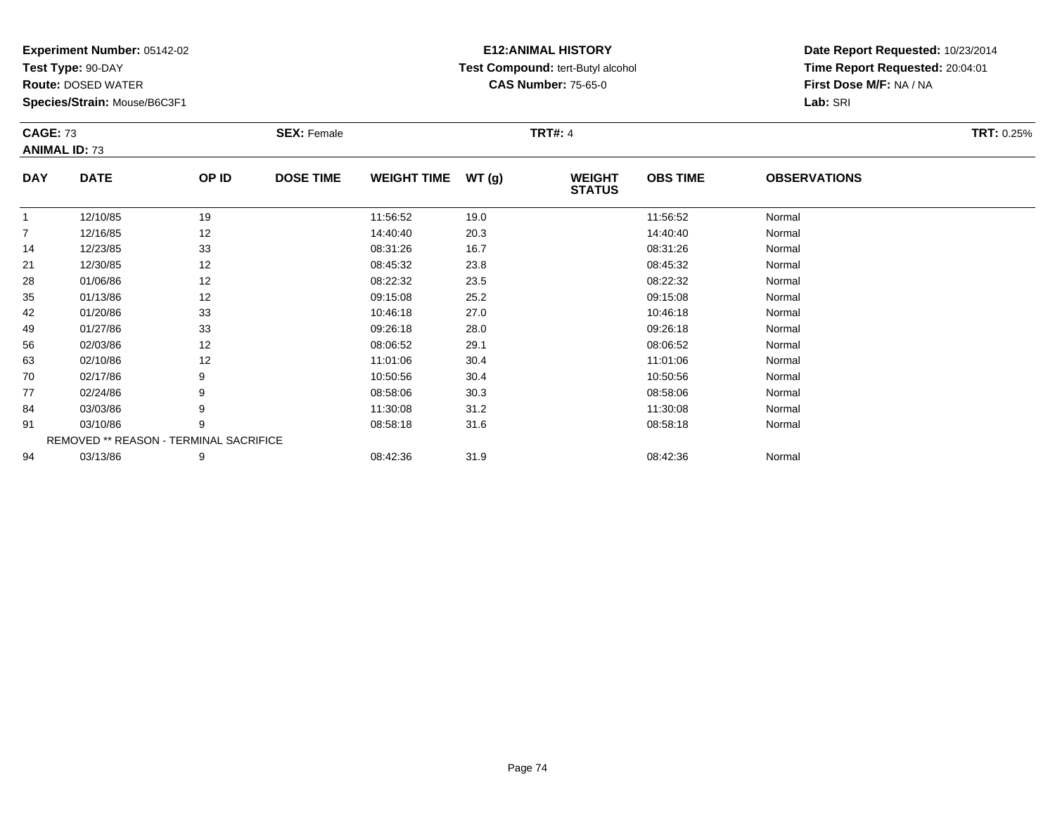**Experiment Number:** 05142-02
**Test Type:** 90-DAY
**Route:** DOSED WATER
**Species/Strain:** Mouse/B6C3F1

**E12:ANIMAL HISTORY**
**Test Compound:** tert-Butyl alcohol
**CAS Number:** 75-65-0

**Date Report Requested:** 10/23/2014
**Time Report Requested:** 20:04:01
**First Dose M/F:** NA / NA
**Lab:** SRI

**CAGE:** 73 **SEX:** Female **TRT#:** 4 **TRT:** 0.25%
**ANIMAL ID:** 73

| DAY | DATE | OP ID | DOSE TIME | WEIGHT TIME | WT (g) | WEIGHT STATUS | OBS TIME | OBSERVATIONS |
|---|---|---|---|---|---|---|---|---|
| 1 | 12/10/85 | 19 | | 11:56:52 | 19.0 | | 11:56:52 | Normal |
| 7 | 12/16/85 | 12 | | 14:40:40 | 20.3 | | 14:40:40 | Normal |
| 14 | 12/23/85 | 33 | | 08:31:26 | 16.7 | | 08:31:26 | Normal |
| 21 | 12/30/85 | 12 | | 08:45:32 | 23.8 | | 08:45:32 | Normal |
| 28 | 01/06/86 | 12 | | 08:22:32 | 23.5 | | 08:22:32 | Normal |
| 35 | 01/13/86 | 12 | | 09:15:08 | 25.2 | | 09:15:08 | Normal |
| 42 | 01/20/86 | 33 | | 10:46:18 | 27.0 | | 10:46:18 | Normal |
| 49 | 01/27/86 | 33 | | 09:26:18 | 28.0 | | 09:26:18 | Normal |
| 56 | 02/03/86 | 12 | | 08:06:52 | 29.1 | | 08:06:52 | Normal |
| 63 | 02/10/86 | 12 | | 11:01:06 | 30.4 | | 11:01:06 | Normal |
| 70 | 02/17/86 | 9 | | 10:50:56 | 30.4 | | 10:50:56 | Normal |
| 77 | 02/24/86 | 9 | | 08:58:06 | 30.3 | | 08:58:06 | Normal |
| 84 | 03/03/86 | 9 | | 11:30:08 | 31.2 | | 11:30:08 | Normal |
| 91 | 03/10/86 | 9 | | 08:58:18 | 31.6 | | 08:58:18 | Normal |
| REMOVED ** REASON - TERMINAL SACRIFICE | | | | | | | | |
| 94 | 03/13/86 | 9 | | 08:42:36 | 31.9 | | 08:42:36 | Normal |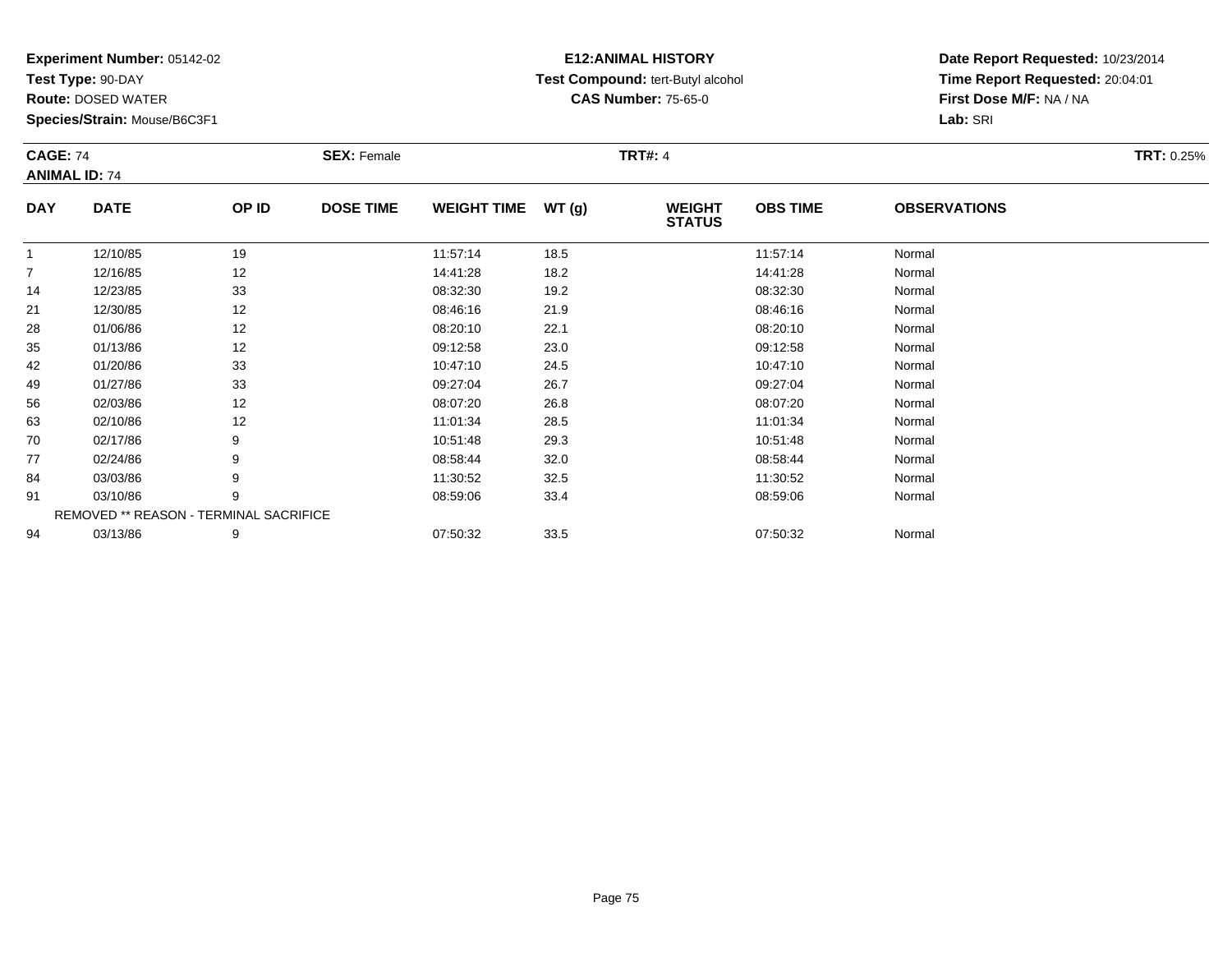**Experiment Number:** 05142-02
**Test Type:** 90-DAY
**Route:** DOSED WATER
**Species/Strain:** Mouse/B6C3F1

**E12:ANIMAL HISTORY**
**Test Compound:** tert-Butyl alcohol
**CAS Number:** 75-65-0

**Date Report Requested:** 10/23/2014
**Time Report Requested:** 20:04:01
**First Dose M/F:** NA / NA
**Lab:** SRI

**CAGE:** 74 **SEX:** Female **TRT#:** 4 **TRT:** 0.25%
**ANIMAL ID:** 74

| DAY | DATE | OP ID | DOSE TIME | WEIGHT TIME | WT (g) | WEIGHT STATUS | OBS TIME | OBSERVATIONS |
|---|---|---|---|---|---|---|---|---|
| 1 | 12/10/85 | 19 | | 11:57:14 | 18.5 | | 11:57:14 | Normal |
| 7 | 12/16/85 | 12 | | 14:41:28 | 18.2 | | 14:41:28 | Normal |
| 14 | 12/23/85 | 33 | | 08:32:30 | 19.2 | | 08:32:30 | Normal |
| 21 | 12/30/85 | 12 | | 08:46:16 | 21.9 | | 08:46:16 | Normal |
| 28 | 01/06/86 | 12 | | 08:20:10 | 22.1 | | 08:20:10 | Normal |
| 35 | 01/13/86 | 12 | | 09:12:58 | 23.0 | | 09:12:58 | Normal |
| 42 | 01/20/86 | 33 | | 10:47:10 | 24.5 | | 10:47:10 | Normal |
| 49 | 01/27/86 | 33 | | 09:27:04 | 26.7 | | 09:27:04 | Normal |
| 56 | 02/03/86 | 12 | | 08:07:20 | 26.8 | | 08:07:20 | Normal |
| 63 | 02/10/86 | 12 | | 11:01:34 | 28.5 | | 11:01:34 | Normal |
| 70 | 02/17/86 | 9 | | 10:51:48 | 29.3 | | 10:51:48 | Normal |
| 77 | 02/24/86 | 9 | | 08:58:44 | 32.0 | | 08:58:44 | Normal |
| 84 | 03/03/86 | 9 | | 11:30:52 | 32.5 | | 11:30:52 | Normal |
| 91 | 03/10/86 | 9 | | 08:59:06 | 33.4 | | 08:59:06 | Normal |
| REMOVED ** REASON - TERMINAL SACRIFICE | | | | | | | | |
| 94 | 03/13/86 | 9 | | 07:50:32 | 33.5 | | 07:50:32 | Normal |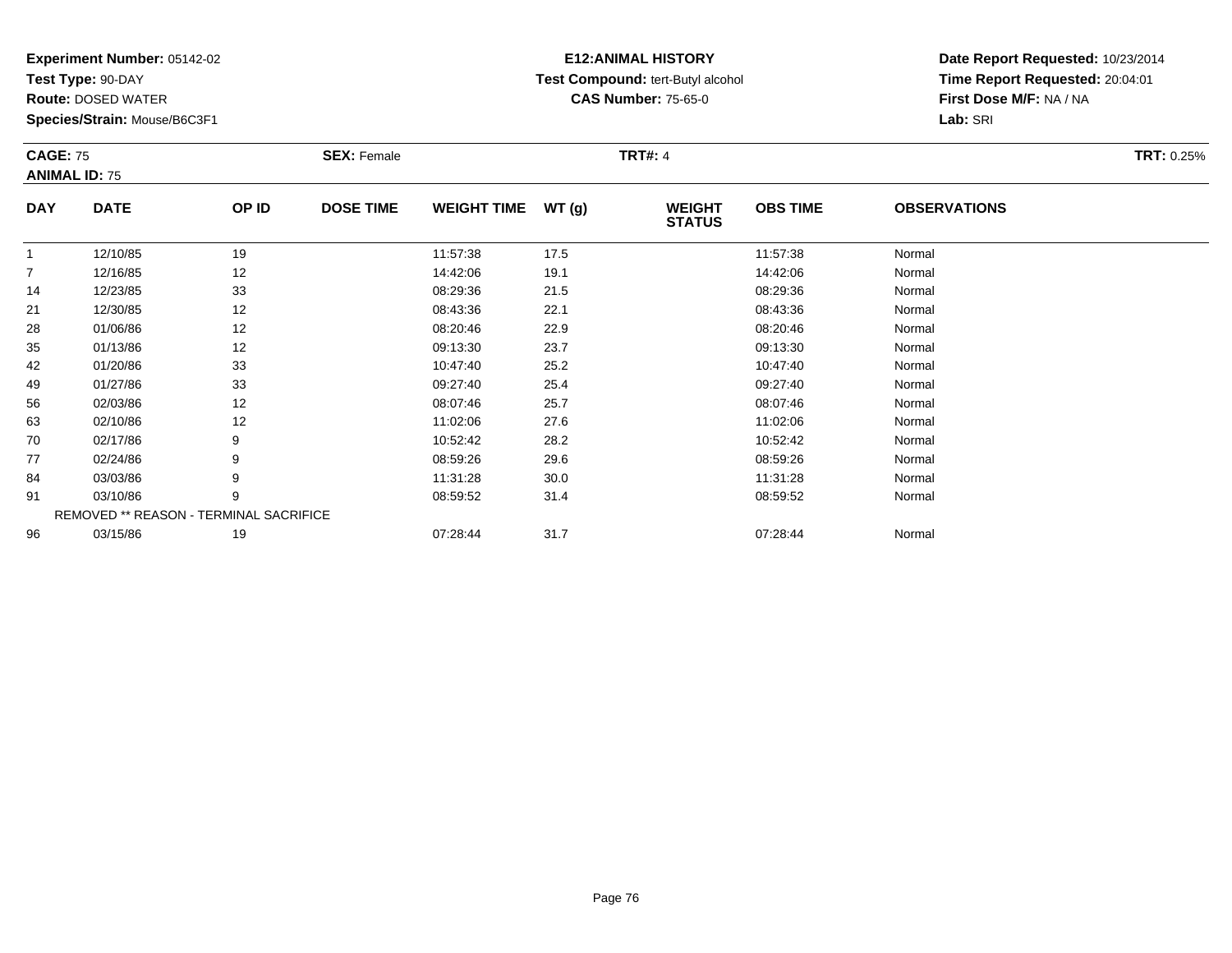**Experiment Number:** 05142-02
**Test Type:** 90-DAY
**Route:** DOSED WATER
**Species/Strain:** Mouse/B6C3F1

**E12:ANIMAL HISTORY**
**Test Compound:** tert-Butyl alcohol
**CAS Number:** 75-65-0

**Date Report Requested:** 10/23/2014
**Time Report Requested:** 20:04:01
**First Dose M/F:** NA / NA
**Lab:** SRI

**CAGE:** 75 **SEX:** Female **TRT#:** 4 **TRT:** 0.25%
**ANIMAL ID:** 75

| DAY | DATE | OP ID | DOSE TIME | WEIGHT TIME | WT (g) | WEIGHT STATUS | OBS TIME | OBSERVATIONS |
|---|---|---|---|---|---|---|---|---|
| 1 | 12/10/85 | 19 | | 11:57:38 | 17.5 | | 11:57:38 | Normal |
| 7 | 12/16/85 | 12 | | 14:42:06 | 19.1 | | 14:42:06 | Normal |
| 14 | 12/23/85 | 33 | | 08:29:36 | 21.5 | | 08:29:36 | Normal |
| 21 | 12/30/85 | 12 | | 08:43:36 | 22.1 | | 08:43:36 | Normal |
| 28 | 01/06/86 | 12 | | 08:20:46 | 22.9 | | 08:20:46 | Normal |
| 35 | 01/13/86 | 12 | | 09:13:30 | 23.7 | | 09:13:30 | Normal |
| 42 | 01/20/86 | 33 | | 10:47:40 | 25.2 | | 10:47:40 | Normal |
| 49 | 01/27/86 | 33 | | 09:27:40 | 25.4 | | 09:27:40 | Normal |
| 56 | 02/03/86 | 12 | | 08:07:46 | 25.7 | | 08:07:46 | Normal |
| 63 | 02/10/86 | 12 | | 11:02:06 | 27.6 | | 11:02:06 | Normal |
| 70 | 02/17/86 | 9 | | 10:52:42 | 28.2 | | 10:52:42 | Normal |
| 77 | 02/24/86 | 9 | | 08:59:26 | 29.6 | | 08:59:26 | Normal |
| 84 | 03/03/86 | 9 | | 11:31:28 | 30.0 | | 11:31:28 | Normal |
| 91 | 03/10/86 | 9 | | 08:59:52 | 31.4 | | 08:59:52 | Normal |
| REMOVED ** REASON - TERMINAL SACRIFICE | | | | | | | | |
| 96 | 03/15/86 | 19 | | 07:28:44 | 31.7 | | 07:28:44 | Normal |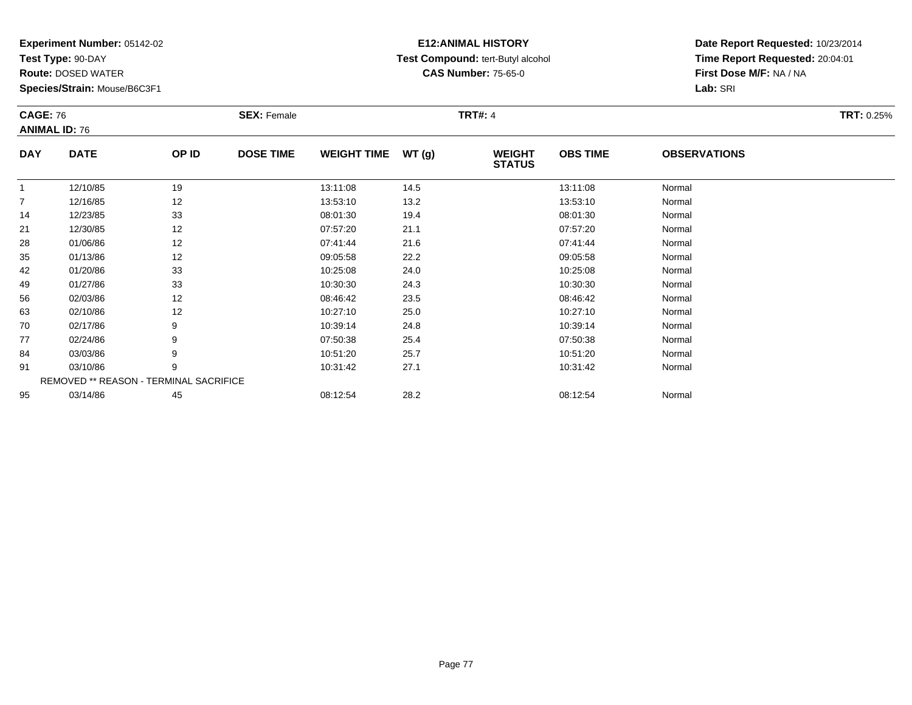**Experiment Number:** 05142-02
**Test Type:** 90-DAY
**Route:** DOSED WATER
**Species/Strain:** Mouse/B6C3F1

**E12:ANIMAL HISTORY**
**Test Compound:** tert-Butyl alcohol
**CAS Number:** 75-65-0

**Date Report Requested:** 10/23/2014
**Time Report Requested:** 20:04:01
**First Dose M/F:** NA / NA
**Lab:** SRI

**CAGE:** 76 **SEX:** Female **TRT#:** 4 **TRT:** 0.25%
**ANIMAL ID:** 76

| DAY | DATE | OP ID | DOSE TIME | WEIGHT TIME | WT (g) | WEIGHT STATUS | OBS TIME | OBSERVATIONS |
|---|---|---|---|---|---|---|---|---|
| 1 | 12/10/85 | 19 | | 13:11:08 | 14.5 | | 13:11:08 | Normal |
| 7 | 12/16/85 | 12 | | 13:53:10 | 13.2 | | 13:53:10 | Normal |
| 14 | 12/23/85 | 33 | | 08:01:30 | 19.4 | | 08:01:30 | Normal |
| 21 | 12/30/85 | 12 | | 07:57:20 | 21.1 | | 07:57:20 | Normal |
| 28 | 01/06/86 | 12 | | 07:41:44 | 21.6 | | 07:41:44 | Normal |
| 35 | 01/13/86 | 12 | | 09:05:58 | 22.2 | | 09:05:58 | Normal |
| 42 | 01/20/86 | 33 | | 10:25:08 | 24.0 | | 10:25:08 | Normal |
| 49 | 01/27/86 | 33 | | 10:30:30 | 24.3 | | 10:30:30 | Normal |
| 56 | 02/03/86 | 12 | | 08:46:42 | 23.5 | | 08:46:42 | Normal |
| 63 | 02/10/86 | 12 | | 10:27:10 | 25.0 | | 10:27:10 | Normal |
| 70 | 02/17/86 | 9 | | 10:39:14 | 24.8 | | 10:39:14 | Normal |
| 77 | 02/24/86 | 9 | | 07:50:38 | 25.4 | | 07:50:38 | Normal |
| 84 | 03/03/86 | 9 | | 10:51:20 | 25.7 | | 10:51:20 | Normal |
| 91 | 03/10/86 | 9 | | 10:31:42 | 27.1 | | 10:31:42 | Normal |
| | REMOVED ** REASON - TERMINAL SACRIFICE | | | | | | | |
| 95 | 03/14/86 | 45 | | 08:12:54 | 28.2 | | 08:12:54 | Normal |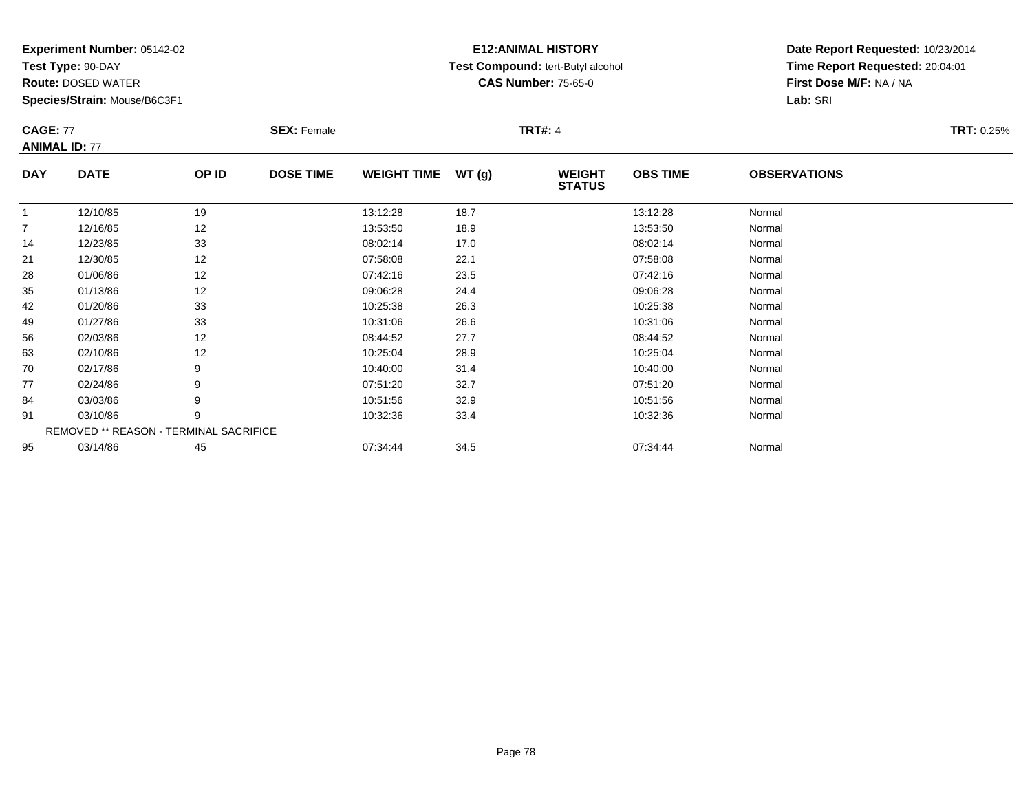**Experiment Number:** 05142-02
**Test Type:** 90-DAY
**Route:** DOSED WATER
**Species/Strain:** Mouse/B6C3F1

**E12:ANIMAL HISTORY**
**Test Compound:** tert-Butyl alcohol
**CAS Number:** 75-65-0

**Date Report Requested:** 10/23/2014
**Time Report Requested:** 20:04:01
**First Dose M/F:** NA / NA
**Lab:** SRI

**CAGE:** 77
**ANIMAL ID:** 77
**SEX:** Female
**TRT#:** 4
**TRT:** 0.25%

| DAY | DATE | OP ID | DOSE TIME | WEIGHT TIME | WT (g) | WEIGHT STATUS | OBS TIME | OBSERVATIONS |
|---|---|---|---|---|---|---|---|---|
| 1 | 12/10/85 | 19 | | 13:12:28 | 18.7 | | 13:12:28 | Normal |
| 7 | 12/16/85 | 12 | | 13:53:50 | 18.9 | | 13:53:50 | Normal |
| 14 | 12/23/85 | 33 | | 08:02:14 | 17.0 | | 08:02:14 | Normal |
| 21 | 12/30/85 | 12 | | 07:58:08 | 22.1 | | 07:58:08 | Normal |
| 28 | 01/06/86 | 12 | | 07:42:16 | 23.5 | | 07:42:16 | Normal |
| 35 | 01/13/86 | 12 | | 09:06:28 | 24.4 | | 09:06:28 | Normal |
| 42 | 01/20/86 | 33 | | 10:25:38 | 26.3 | | 10:25:38 | Normal |
| 49 | 01/27/86 | 33 | | 10:31:06 | 26.6 | | 10:31:06 | Normal |
| 56 | 02/03/86 | 12 | | 08:44:52 | 27.7 | | 08:44:52 | Normal |
| 63 | 02/10/86 | 12 | | 10:25:04 | 28.9 | | 10:25:04 | Normal |
| 70 | 02/17/86 | 9 | | 10:40:00 | 31.4 | | 10:40:00 | Normal |
| 77 | 02/24/86 | 9 | | 07:51:20 | 32.7 | | 07:51:20 | Normal |
| 84 | 03/03/86 | 9 | | 10:51:56 | 32.9 | | 10:51:56 | Normal |
| 91 | 03/10/86 | 9 | | 10:32:36 | 33.4 | | 10:32:36 | Normal |
| | REMOVED ** REASON - TERMINAL SACRIFICE | | | | | | | |
| 95 | 03/14/86 | 45 | | 07:34:44 | 34.5 | | 07:34:44 | Normal |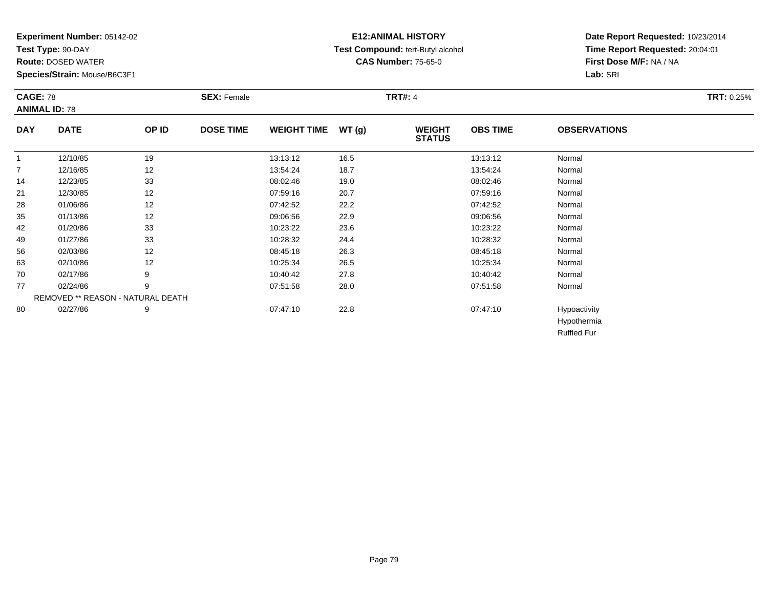**Experiment Number:** 05142-02
**Test Type:** 90-DAY
**Route:** DOSED WATER
**Species/Strain:** Mouse/B6C3F1

**E12:ANIMAL HISTORY**
**Test Compound:** tert-Butyl alcohol
**CAS Number:** 75-65-0

**Date Report Requested:** 10/23/2014
**Time Report Requested:** 20:04:01
**First Dose M/F:** NA / NA
**Lab:** SRI

**CAGE:** 78 **SEX:** Female **TRT#:** 4 **TRT:** 0.25%
**ANIMAL ID:** 78

| DAY | DATE | OP ID | DOSE TIME | WEIGHT TIME | WT (g) | WEIGHT STATUS | OBS TIME | OBSERVATIONS |
|---|---|---|---|---|---|---|---|---|
| 1 | 12/10/85 | 19 | | 13:13:12 | 16.5 | | 13:13:12 | Normal |
| 7 | 12/16/85 | 12 | | 13:54:24 | 18.7 | | 13:54:24 | Normal |
| 14 | 12/23/85 | 33 | | 08:02:46 | 19.0 | | 08:02:46 | Normal |
| 21 | 12/30/85 | 12 | | 07:59:16 | 20.7 | | 07:59:16 | Normal |
| 28 | 01/06/86 | 12 | | 07:42:52 | 22.2 | | 07:42:52 | Normal |
| 35 | 01/13/86 | 12 | | 09:06:56 | 22.9 | | 09:06:56 | Normal |
| 42 | 01/20/86 | 33 | | 10:23:22 | 23.6 | | 10:23:22 | Normal |
| 49 | 01/27/86 | 33 | | 10:28:32 | 24.4 | | 10:28:32 | Normal |
| 56 | 02/03/86 | 12 | | 08:45:18 | 26.3 | | 08:45:18 | Normal |
| 63 | 02/10/86 | 12 | | 10:25:34 | 26.5 | | 10:25:34 | Normal |
| 70 | 02/17/86 | 9 | | 10:40:42 | 27.8 | | 10:40:42 | Normal |
| 77 | 02/24/86 | 9 | | 07:51:58 | 28.0 | | 07:51:58 | Normal |
| | REMOVED ** REASON - NATURAL DEATH | | | | | | | |
| 80 | 02/27/86 | 9 | | 07:47:10 | 22.8 | | 07:47:10 | Hypoactivity |
| | | | | | | | | Hypothermia |
| | | | | | | | | Ruffled Fur |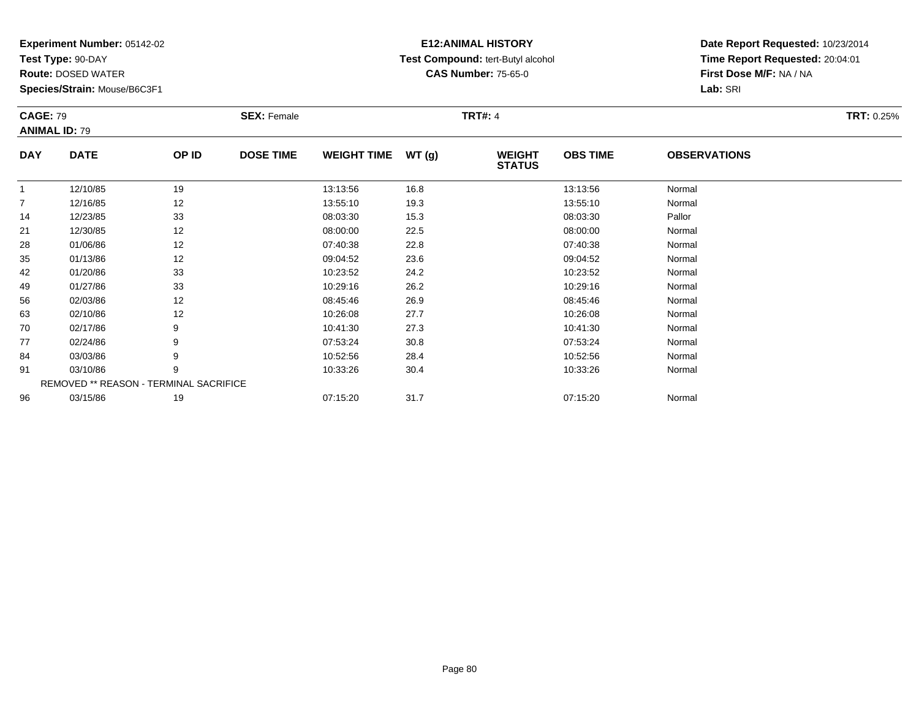**Experiment Number:** 05142-02
**Test Type:** 90-DAY
**Route:** DOSED WATER
**Species/Strain:** Mouse/B6C3F1

**E12:ANIMAL HISTORY**
**Test Compound:** tert-Butyl alcohol
**CAS Number:** 75-65-0

**Date Report Requested:** 10/23/2014
**Time Report Requested:** 20:04:01
**First Dose M/F:** NA / NA
**Lab:** SRI

**CAGE:** 79 **SEX:** Female **TRT#:** 4 **TRT:** 0.25%
**ANIMAL ID:** 79

| DAY | DATE | OP ID | DOSE TIME | WEIGHT TIME | WT (g) | WEIGHT STATUS | OBS TIME | OBSERVATIONS |
|---|---|---|---|---|---|---|---|---|
| 1 | 12/10/85 | 19 | | 13:13:56 | 16.8 | | 13:13:56 | Normal |
| 7 | 12/16/85 | 12 | | 13:55:10 | 19.3 | | 13:55:10 | Normal |
| 14 | 12/23/85 | 33 | | 08:03:30 | 15.3 | | 08:03:30 | Pallor |
| 21 | 12/30/85 | 12 | | 08:00:00 | 22.5 | | 08:00:00 | Normal |
| 28 | 01/06/86 | 12 | | 07:40:38 | 22.8 | | 07:40:38 | Normal |
| 35 | 01/13/86 | 12 | | 09:04:52 | 23.6 | | 09:04:52 | Normal |
| 42 | 01/20/86 | 33 | | 10:23:52 | 24.2 | | 10:23:52 | Normal |
| 49 | 01/27/86 | 33 | | 10:29:16 | 26.2 | | 10:29:16 | Normal |
| 56 | 02/03/86 | 12 | | 08:45:46 | 26.9 | | 08:45:46 | Normal |
| 63 | 02/10/86 | 12 | | 10:26:08 | 27.7 | | 10:26:08 | Normal |
| 70 | 02/17/86 | 9 | | 10:41:30 | 27.3 | | 10:41:30 | Normal |
| 77 | 02/24/86 | 9 | | 07:53:24 | 30.8 | | 07:53:24 | Normal |
| 84 | 03/03/86 | 9 | | 10:52:56 | 28.4 | | 10:52:56 | Normal |
| 91 | 03/10/86 | 9 | | 10:33:26 | 30.4 | | 10:33:26 | Normal |
| REMOVED ** REASON - TERMINAL SACRIFICE | | | | | | | | |
| 96 | 03/15/86 | 19 | | 07:15:20 | 31.7 | | 07:15:20 | Normal |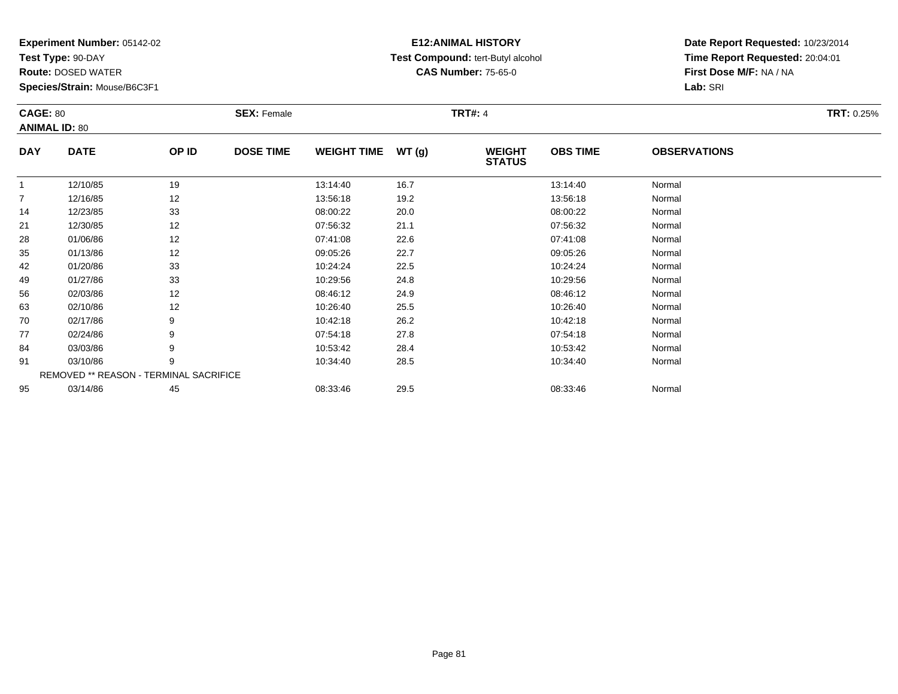**Experiment Number:** 05142-02
**Test Type:** 90-DAY
**Route:** DOSED WATER
**Species/Strain:** Mouse/B6C3F1

**E12:ANIMAL HISTORY**
**Test Compound:** tert-Butyl alcohol
**CAS Number:** 75-65-0

**Date Report Requested:** 10/23/2014
**Time Report Requested:** 20:04:01
**First Dose M/F:** NA / NA
**Lab:** SRI

**CAGE:** 80
**ANIMAL ID:** 80
**SEX:** Female
**TRT#:** 4
**TRT:** 0.25%

| DAY | DATE | OP ID | DOSE TIME | WEIGHT TIME | WT (g) | WEIGHT STATUS | OBS TIME | OBSERVATIONS |
|---|---|---|---|---|---|---|---|---|
| 1 | 12/10/85 | 19 | | 13:14:40 | 16.7 | | 13:14:40 | Normal |
| 7 | 12/16/85 | 12 | | 13:56:18 | 19.2 | | 13:56:18 | Normal |
| 14 | 12/23/85 | 33 | | 08:00:22 | 20.0 | | 08:00:22 | Normal |
| 21 | 12/30/85 | 12 | | 07:56:32 | 21.1 | | 07:56:32 | Normal |
| 28 | 01/06/86 | 12 | | 07:41:08 | 22.6 | | 07:41:08 | Normal |
| 35 | 01/13/86 | 12 | | 09:05:26 | 22.7 | | 09:05:26 | Normal |
| 42 | 01/20/86 | 33 | | 10:24:24 | 22.5 | | 10:24:24 | Normal |
| 49 | 01/27/86 | 33 | | 10:29:56 | 24.8 | | 10:29:56 | Normal |
| 56 | 02/03/86 | 12 | | 08:46:12 | 24.9 | | 08:46:12 | Normal |
| 63 | 02/10/86 | 12 | | 10:26:40 | 25.5 | | 10:26:40 | Normal |
| 70 | 02/17/86 | 9 | | 10:42:18 | 26.2 | | 10:42:18 | Normal |
| 77 | 02/24/86 | 9 | | 07:54:18 | 27.8 | | 07:54:18 | Normal |
| 84 | 03/03/86 | 9 | | 10:53:42 | 28.4 | | 10:53:42 | Normal |
| 91 | 03/10/86 | 9 | | 10:34:40 | 28.5 | | 10:34:40 | Normal |
| | REMOVED ** REASON - TERMINAL SACRIFICE | | | | | | | |
| 95 | 03/14/86 | 45 | | 08:33:46 | 29.5 | | 08:33:46 | Normal |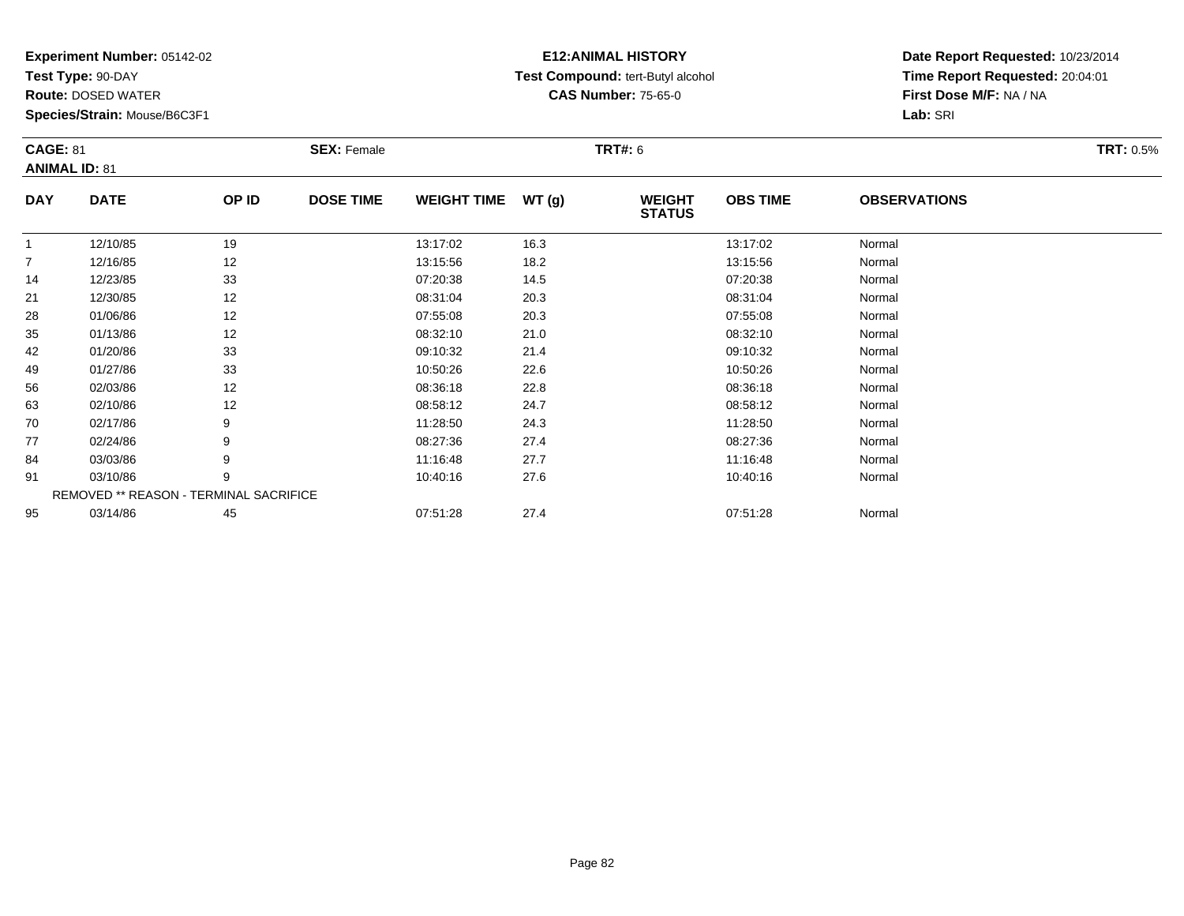**Experiment Number:** 05142-02
**Test Type:** 90-DAY
**Route:** DOSED WATER
**Species/Strain:** Mouse/B6C3F1

**E12:ANIMAL HISTORY**
**Test Compound:** tert-Butyl alcohol
**CAS Number:** 75-65-0

**Date Report Requested:** 10/23/2014
**Time Report Requested:** 20:04:01
**First Dose M/F:** NA / NA
**Lab:** SRI

**CAGE:** 81 **SEX:** Female **TRT#:** 6 **TRT:** 0.5%
**ANIMAL ID:** 81

| DAY | DATE | OP ID | DOSE TIME | WEIGHT TIME | WT (g) | WEIGHT STATUS | OBS TIME | OBSERVATIONS |
|---|---|---|---|---|---|---|---|---|
| 1 | 12/10/85 | 19 | | 13:17:02 | 16.3 | | 13:17:02 | Normal |
| 7 | 12/16/85 | 12 | | 13:15:56 | 18.2 | | 13:15:56 | Normal |
| 14 | 12/23/85 | 33 | | 07:20:38 | 14.5 | | 07:20:38 | Normal |
| 21 | 12/30/85 | 12 | | 08:31:04 | 20.3 | | 08:31:04 | Normal |
| 28 | 01/06/86 | 12 | | 07:55:08 | 20.3 | | 07:55:08 | Normal |
| 35 | 01/13/86 | 12 | | 08:32:10 | 21.0 | | 08:32:10 | Normal |
| 42 | 01/20/86 | 33 | | 09:10:32 | 21.4 | | 09:10:32 | Normal |
| 49 | 01/27/86 | 33 | | 10:50:26 | 22.6 | | 10:50:26 | Normal |
| 56 | 02/03/86 | 12 | | 08:36:18 | 22.8 | | 08:36:18 | Normal |
| 63 | 02/10/86 | 12 | | 08:58:12 | 24.7 | | 08:58:12 | Normal |
| 70 | 02/17/86 | 9 | | 11:28:50 | 24.3 | | 11:28:50 | Normal |
| 77 | 02/24/86 | 9 | | 08:27:36 | 27.4 | | 08:27:36 | Normal |
| 84 | 03/03/86 | 9 | | 11:16:48 | 27.7 | | 11:16:48 | Normal |
| 91 | 03/10/86 | 9 | | 10:40:16 | 27.6 | | 10:40:16 | Normal |
| REMOVED ** REASON - TERMINAL SACRIFICE | | | | | | | | |
| 95 | 03/14/86 | 45 | | 07:51:28 | 27.4 | | 07:51:28 | Normal |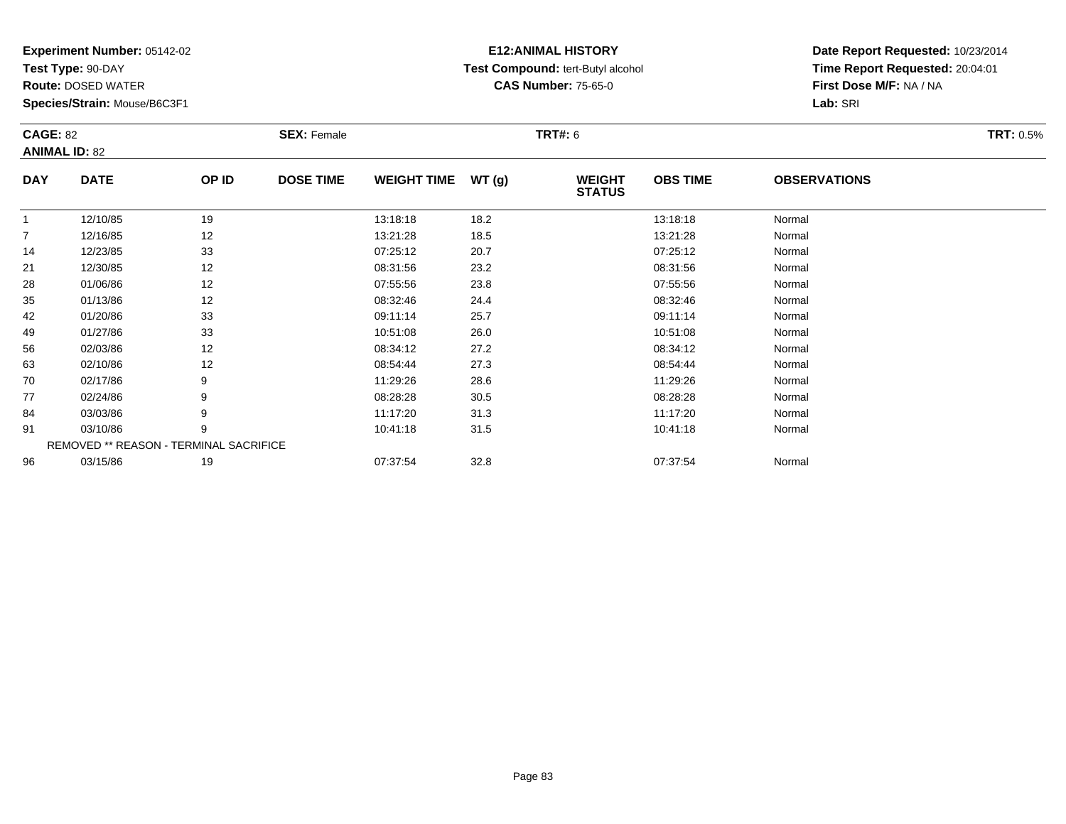**Experiment Number:** 05142-02
**Test Type:** 90-DAY
**Route:** DOSED WATER
**Species/Strain:** Mouse/B6C3F1

**E12:ANIMAL HISTORY**
**Test Compound:** tert-Butyl alcohol
**CAS Number:** 75-65-0

**Date Report Requested:** 10/23/2014
**Time Report Requested:** 20:04:01
**First Dose M/F:** NA / NA
**Lab:** SRI

**CAGE:** 82 **SEX:** Female **TRT#:** 6 **TRT:** 0.5%
**ANIMAL ID:** 82

| DAY | DATE | OP ID | DOSE TIME | WEIGHT TIME | WT (g) | WEIGHT STATUS | OBS TIME | OBSERVATIONS |
|---|---|---|---|---|---|---|---|---|
| 1 | 12/10/85 | 19 | | 13:18:18 | 18.2 | | 13:18:18 | Normal |
| 7 | 12/16/85 | 12 | | 13:21:28 | 18.5 | | 13:21:28 | Normal |
| 14 | 12/23/85 | 33 | | 07:25:12 | 20.7 | | 07:25:12 | Normal |
| 21 | 12/30/85 | 12 | | 08:31:56 | 23.2 | | 08:31:56 | Normal |
| 28 | 01/06/86 | 12 | | 07:55:56 | 23.8 | | 07:55:56 | Normal |
| 35 | 01/13/86 | 12 | | 08:32:46 | 24.4 | | 08:32:46 | Normal |
| 42 | 01/20/86 | 33 | | 09:11:14 | 25.7 | | 09:11:14 | Normal |
| 49 | 01/27/86 | 33 | | 10:51:08 | 26.0 | | 10:51:08 | Normal |
| 56 | 02/03/86 | 12 | | 08:34:12 | 27.2 | | 08:34:12 | Normal |
| 63 | 02/10/86 | 12 | | 08:54:44 | 27.3 | | 08:54:44 | Normal |
| 70 | 02/17/86 | 9 | | 11:29:26 | 28.6 | | 11:29:26 | Normal |
| 77 | 02/24/86 | 9 | | 08:28:28 | 30.5 | | 08:28:28 | Normal |
| 84 | 03/03/86 | 9 | | 11:17:20 | 31.3 | | 11:17:20 | Normal |
| 91 | 03/10/86 | 9 | | 10:41:18 | 31.5 | | 10:41:18 | Normal |
| REMOVED ** REASON - TERMINAL SACRIFICE | | | | | | | | |
| 96 | 03/15/86 | 19 | | 07:37:54 | 32.8 | | 07:37:54 | Normal |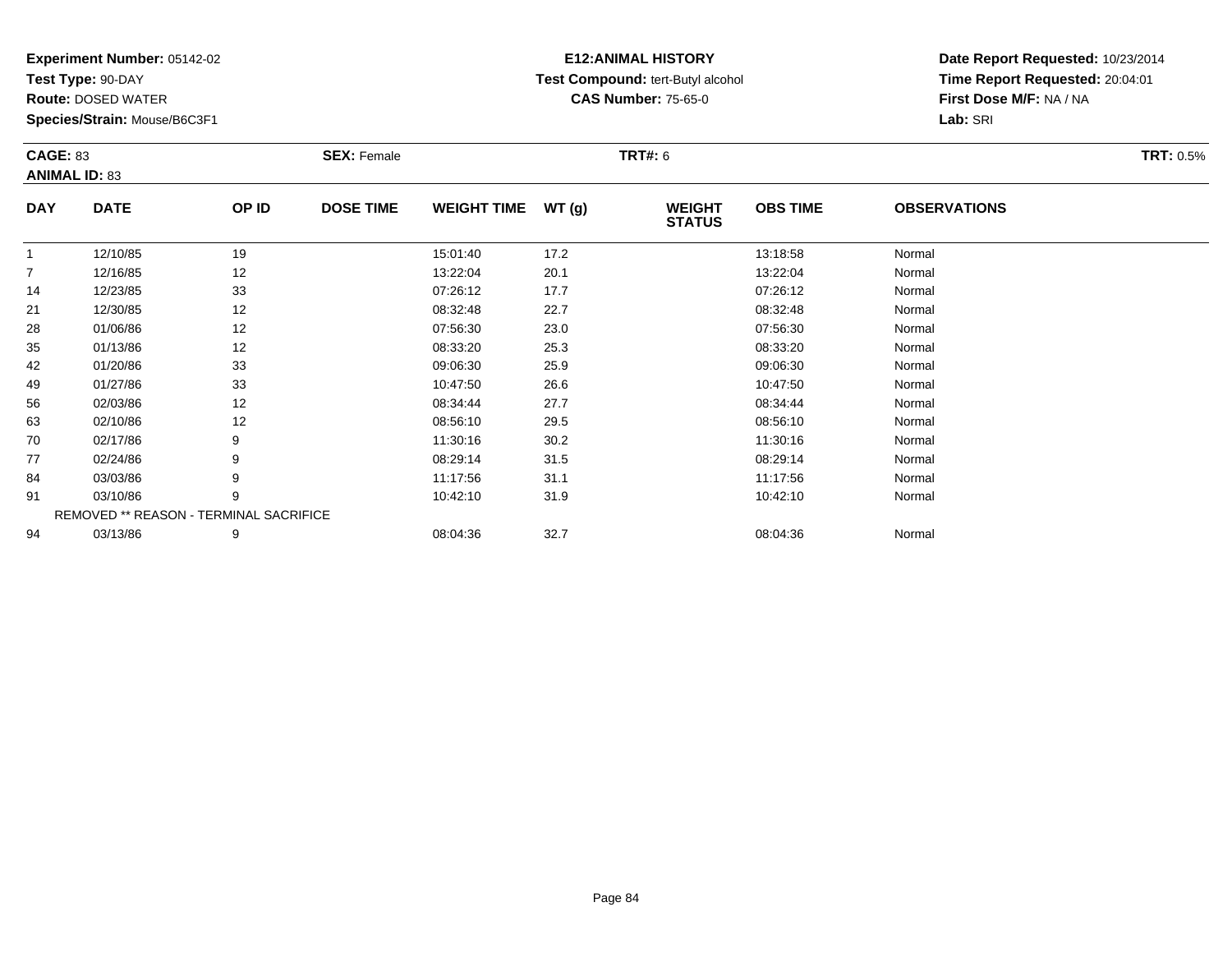**Experiment Number:** 05142-02
**Test Type:** 90-DAY
**Route:** DOSED WATER
**Species/Strain:** Mouse/B6C3F1

**E12:ANIMAL HISTORY**
**Test Compound:** tert-Butyl alcohol
**CAS Number:** 75-65-0

**Date Report Requested:** 10/23/2014
**Time Report Requested:** 20:04:01
**First Dose M/F:** NA / NA
**Lab:** SRI

**CAGE:** 83 **SEX:** Female **TRT#:** 6 **TRT:** 0.5%
**ANIMAL ID:** 83

| DAY | DATE | OP ID | DOSE TIME | WEIGHT TIME | WT (g) | WEIGHT STATUS | OBS TIME | OBSERVATIONS |
|---|---|---|---|---|---|---|---|---|
| 1 | 12/10/85 | 19 | | 15:01:40 | 17.2 | | 13:18:58 | Normal |
| 7 | 12/16/85 | 12 | | 13:22:04 | 20.1 | | 13:22:04 | Normal |
| 14 | 12/23/85 | 33 | | 07:26:12 | 17.7 | | 07:26:12 | Normal |
| 21 | 12/30/85 | 12 | | 08:32:48 | 22.7 | | 08:32:48 | Normal |
| 28 | 01/06/86 | 12 | | 07:56:30 | 23.0 | | 07:56:30 | Normal |
| 35 | 01/13/86 | 12 | | 08:33:20 | 25.3 | | 08:33:20 | Normal |
| 42 | 01/20/86 | 33 | | 09:06:30 | 25.9 | | 09:06:30 | Normal |
| 49 | 01/27/86 | 33 | | 10:47:50 | 26.6 | | 10:47:50 | Normal |
| 56 | 02/03/86 | 12 | | 08:34:44 | 27.7 | | 08:34:44 | Normal |
| 63 | 02/10/86 | 12 | | 08:56:10 | 29.5 | | 08:56:10 | Normal |
| 70 | 02/17/86 | 9 | | 11:30:16 | 30.2 | | 11:30:16 | Normal |
| 77 | 02/24/86 | 9 | | 08:29:14 | 31.5 | | 08:29:14 | Normal |
| 84 | 03/03/86 | 9 | | 11:17:56 | 31.1 | | 11:17:56 | Normal |
| 91 | 03/10/86 | 9 | | 10:42:10 | 31.9 | | 10:42:10 | Normal |
| REMOVED ** REASON - TERMINAL SACRIFICE | | | | | | | | |
| 94 | 03/13/86 | 9 | | 08:04:36 | 32.7 | | 08:04:36 | Normal |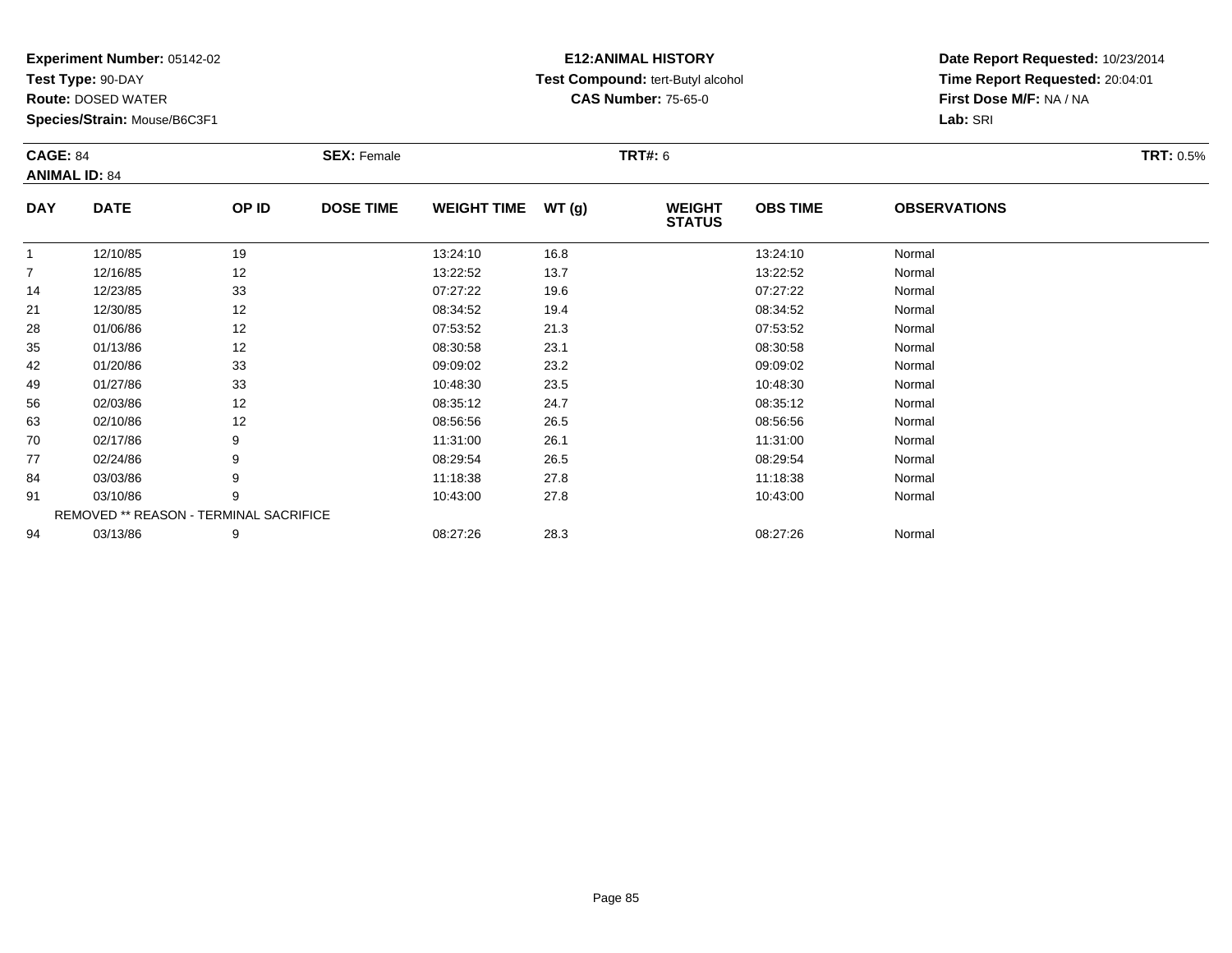**Experiment Number:** 05142-02
**Test Type:** 90-DAY
**Route:** DOSED WATER
**Species/Strain:** Mouse/B6C3F1

**E12:ANIMAL HISTORY**
**Test Compound:** tert-Butyl alcohol
**CAS Number:** 75-65-0

**Date Report Requested:** 10/23/2014
**Time Report Requested:** 20:04:01
**First Dose M/F:** NA / NA
**Lab:** SRI

**CAGE:** 84 **SEX:** Female **TRT#:** 6 **TRT:** 0.5%
**ANIMAL ID:** 84

| DAY | DATE | OP ID | DOSE TIME | WEIGHT TIME | WT (g) | WEIGHT STATUS | OBS TIME | OBSERVATIONS |
|---|---|---|---|---|---|---|---|---|
| 1 | 12/10/85 | 19 | | 13:24:10 | 16.8 | | 13:24:10 | Normal |
| 7 | 12/16/85 | 12 | | 13:22:52 | 13.7 | | 13:22:52 | Normal |
| 14 | 12/23/85 | 33 | | 07:27:22 | 19.6 | | 07:27:22 | Normal |
| 21 | 12/30/85 | 12 | | 08:34:52 | 19.4 | | 08:34:52 | Normal |
| 28 | 01/06/86 | 12 | | 07:53:52 | 21.3 | | 07:53:52 | Normal |
| 35 | 01/13/86 | 12 | | 08:30:58 | 23.1 | | 08:30:58 | Normal |
| 42 | 01/20/86 | 33 | | 09:09:02 | 23.2 | | 09:09:02 | Normal |
| 49 | 01/27/86 | 33 | | 10:48:30 | 23.5 | | 10:48:30 | Normal |
| 56 | 02/03/86 | 12 | | 08:35:12 | 24.7 | | 08:35:12 | Normal |
| 63 | 02/10/86 | 12 | | 08:56:56 | 26.5 | | 08:56:56 | Normal |
| 70 | 02/17/86 | 9 | | 11:31:00 | 26.1 | | 11:31:00 | Normal |
| 77 | 02/24/86 | 9 | | 08:29:54 | 26.5 | | 08:29:54 | Normal |
| 84 | 03/03/86 | 9 | | 11:18:38 | 27.8 | | 11:18:38 | Normal |
| 91 | 03/10/86 | 9 | | 10:43:00 | 27.8 | | 10:43:00 | Normal |
| REMOVED ** REASON - TERMINAL SACRIFICE | | | | | | | | |
| 94 | 03/13/86 | 9 | | 08:27:26 | 28.3 | | 08:27:26 | Normal |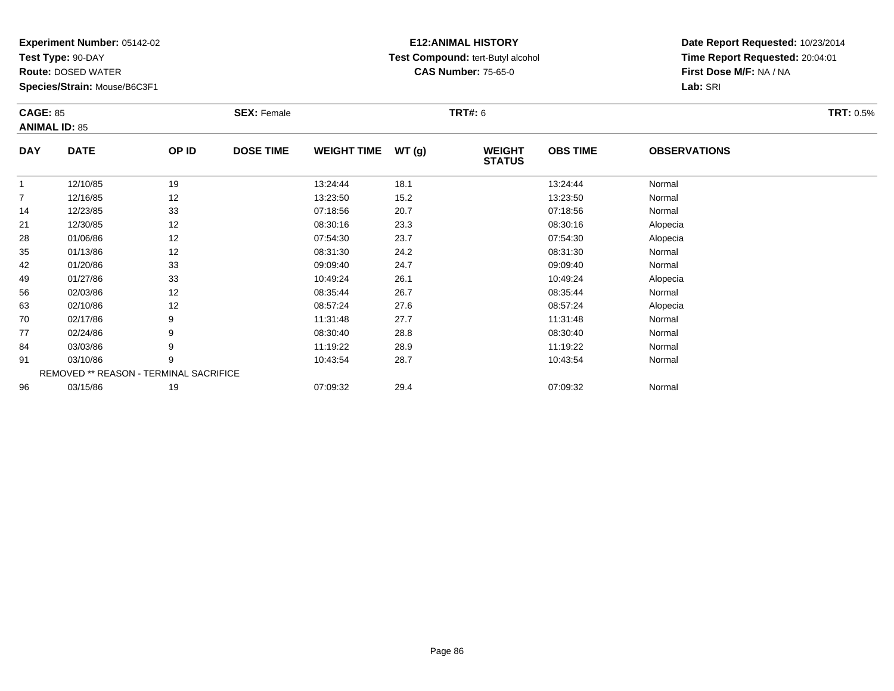**Experiment Number:** 05142-02
**Test Type:** 90-DAY
**Route:** DOSED WATER
**Species/Strain:** Mouse/B6C3F1

**E12:ANIMAL HISTORY**
**Test Compound:** tert-Butyl alcohol
**CAS Number:** 75-65-0

**Date Report Requested:** 10/23/2014
**Time Report Requested:** 20:04:01
**First Dose M/F:** NA / NA
**Lab:** SRI

**CAGE:** 85 **SEX:** Female **TRT#:** 6 **TRT:** 0.5%
**ANIMAL ID:** 85

| DAY | DATE | OP ID | DOSE TIME | WEIGHT TIME | WT (g) | WEIGHT STATUS | OBS TIME | OBSERVATIONS |
|---|---|---|---|---|---|---|---|---|
| 1 | 12/10/85 | 19 | | 13:24:44 | 18.1 | | 13:24:44 | Normal |
| 7 | 12/16/85 | 12 | | 13:23:50 | 15.2 | | 13:23:50 | Normal |
| 14 | 12/23/85 | 33 | | 07:18:56 | 20.7 | | 07:18:56 | Normal |
| 21 | 12/30/85 | 12 | | 08:30:16 | 23.3 | | 08:30:16 | Alopecia |
| 28 | 01/06/86 | 12 | | 07:54:30 | 23.7 | | 07:54:30 | Alopecia |
| 35 | 01/13/86 | 12 | | 08:31:30 | 24.2 | | 08:31:30 | Normal |
| 42 | 01/20/86 | 33 | | 09:09:40 | 24.7 | | 09:09:40 | Normal |
| 49 | 01/27/86 | 33 | | 10:49:24 | 26.1 | | 10:49:24 | Alopecia |
| 56 | 02/03/86 | 12 | | 08:35:44 | 26.7 | | 08:35:44 | Normal |
| 63 | 02/10/86 | 12 | | 08:57:24 | 27.6 | | 08:57:24 | Alopecia |
| 70 | 02/17/86 | 9 | | 11:31:48 | 27.7 | | 11:31:48 | Normal |
| 77 | 02/24/86 | 9 | | 08:30:40 | 28.8 | | 08:30:40 | Normal |
| 84 | 03/03/86 | 9 | | 11:19:22 | 28.9 | | 11:19:22 | Normal |
| 91 | 03/10/86 | 9 | | 10:43:54 | 28.7 | | 10:43:54 | Normal |
| REMOVED ** REASON - TERMINAL SACRIFICE | | | | | | | | |
| 96 | 03/15/86 | 19 | | 07:09:32 | 29.4 | | 07:09:32 | Normal |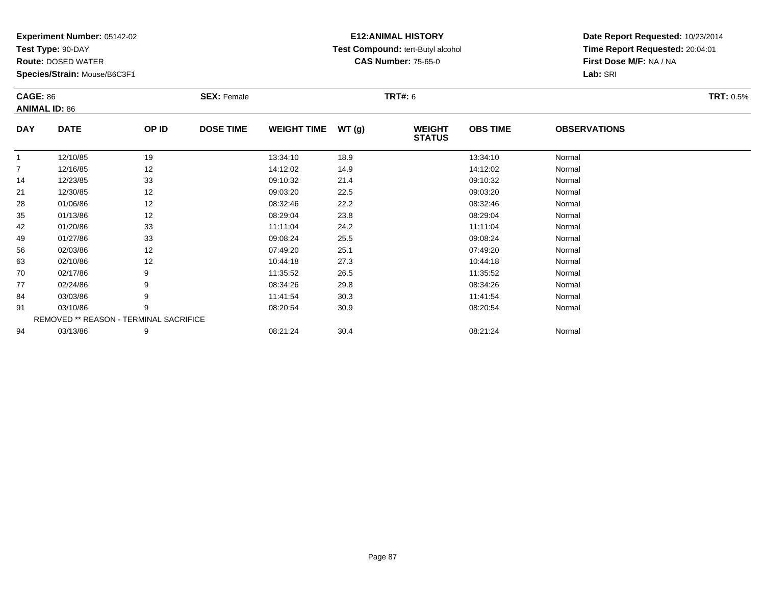**Experiment Number:** 05142-02
**Test Type:** 90-DAY
**Route:** DOSED WATER
**Species/Strain:** Mouse/B6C3F1

**E12:ANIMAL HISTORY**
**Test Compound:** tert-Butyl alcohol
**CAS Number:** 75-65-0

**Date Report Requested:** 10/23/2014
**Time Report Requested:** 20:04:01
**First Dose M/F:** NA / NA
**Lab:** SRI

**CAGE:** 86
**ANIMAL ID:** 86
**SEX:** Female
**TRT#:** 6
**TRT:** 0.5%

| DAY | DATE | OP ID | DOSE TIME | WEIGHT TIME | WT (g) | WEIGHT STATUS | OBS TIME | OBSERVATIONS |
|---|---|---|---|---|---|---|---|---|
| 1 | 12/10/85 | 19 | | 13:34:10 | 18.9 | | 13:34:10 | Normal |
| 7 | 12/16/85 | 12 | | 14:12:02 | 14.9 | | 14:12:02 | Normal |
| 14 | 12/23/85 | 33 | | 09:10:32 | 21.4 | | 09:10:32 | Normal |
| 21 | 12/30/85 | 12 | | 09:03:20 | 22.5 | | 09:03:20 | Normal |
| 28 | 01/06/86 | 12 | | 08:32:46 | 22.2 | | 08:32:46 | Normal |
| 35 | 01/13/86 | 12 | | 08:29:04 | 23.8 | | 08:29:04 | Normal |
| 42 | 01/20/86 | 33 | | 11:11:04 | 24.2 | | 11:11:04 | Normal |
| 49 | 01/27/86 | 33 | | 09:08:24 | 25.5 | | 09:08:24 | Normal |
| 56 | 02/03/86 | 12 | | 07:49:20 | 25.1 | | 07:49:20 | Normal |
| 63 | 02/10/86 | 12 | | 10:44:18 | 27.3 | | 10:44:18 | Normal |
| 70 | 02/17/86 | 9 | | 11:35:52 | 26.5 | | 11:35:52 | Normal |
| 77 | 02/24/86 | 9 | | 08:34:26 | 29.8 | | 08:34:26 | Normal |
| 84 | 03/03/86 | 9 | | 11:41:54 | 30.3 | | 11:41:54 | Normal |
| 91 | 03/10/86 | 9 | | 08:20:54 | 30.9 | | 08:20:54 | Normal |
| REMOVED ** REASON - TERMINAL SACRIFICE | | | | | | | | |
| 94 | 03/13/86 | 9 | | 08:21:24 | 30.4 | | 08:21:24 | Normal |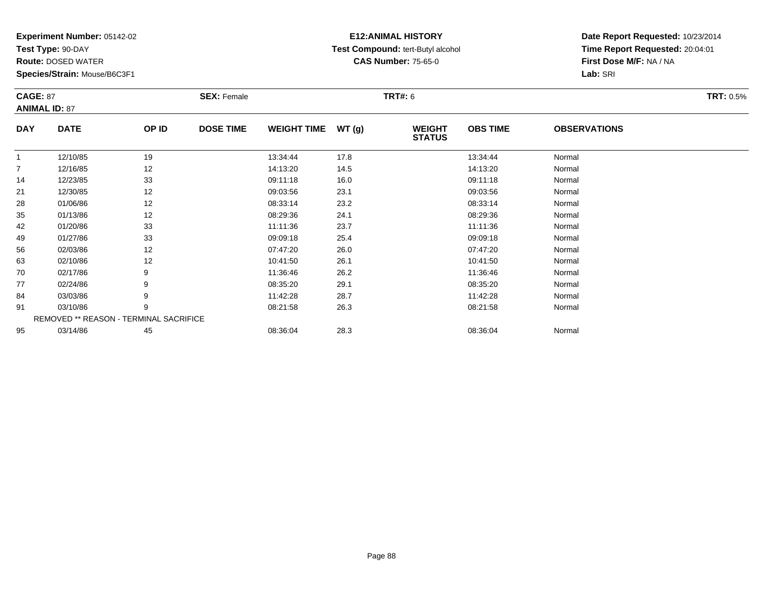**Experiment Number:** 05142-02
**Test Type:** 90-DAY
**Route:** DOSED WATER
**Species/Strain:** Mouse/B6C3F1

**E12:ANIMAL HISTORY**
**Test Compound:** tert-Butyl alcohol
**CAS Number:** 75-65-0

**Date Report Requested:** 10/23/2014
**Time Report Requested:** 20:04:01
**First Dose M/F:** NA / NA
**Lab:** SRI

**CAGE:** 87 **SEX:** Female **TRT#:** 6 **TRT:** 0.5%
**ANIMAL ID:** 87

| DAY | DATE | OP ID | DOSE TIME | WEIGHT TIME | WT (g) | WEIGHT STATUS | OBS TIME | OBSERVATIONS |
|---|---|---|---|---|---|---|---|---|
| 1 | 12/10/85 | 19 | | 13:34:44 | 17.8 | | 13:34:44 | Normal |
| 7 | 12/16/85 | 12 | | 14:13:20 | 14.5 | | 14:13:20 | Normal |
| 14 | 12/23/85 | 33 | | 09:11:18 | 16.0 | | 09:11:18 | Normal |
| 21 | 12/30/85 | 12 | | 09:03:56 | 23.1 | | 09:03:56 | Normal |
| 28 | 01/06/86 | 12 | | 08:33:14 | 23.2 | | 08:33:14 | Normal |
| 35 | 01/13/86 | 12 | | 08:29:36 | 24.1 | | 08:29:36 | Normal |
| 42 | 01/20/86 | 33 | | 11:11:36 | 23.7 | | 11:11:36 | Normal |
| 49 | 01/27/86 | 33 | | 09:09:18 | 25.4 | | 09:09:18 | Normal |
| 56 | 02/03/86 | 12 | | 07:47:20 | 26.0 | | 07:47:20 | Normal |
| 63 | 02/10/86 | 12 | | 10:41:50 | 26.1 | | 10:41:50 | Normal |
| 70 | 02/17/86 | 9 | | 11:36:46 | 26.2 | | 11:36:46 | Normal |
| 77 | 02/24/86 | 9 | | 08:35:20 | 29.1 | | 08:35:20 | Normal |
| 84 | 03/03/86 | 9 | | 11:42:28 | 28.7 | | 11:42:28 | Normal |
| 91 | 03/10/86 | 9 | | 08:21:58 | 26.3 | | 08:21:58 | Normal |
| | REMOVED ** REASON - TERMINAL SACRIFICE | | | | | | | |
| 95 | 03/14/86 | 45 | | 08:36:04 | 28.3 | | 08:36:04 | Normal |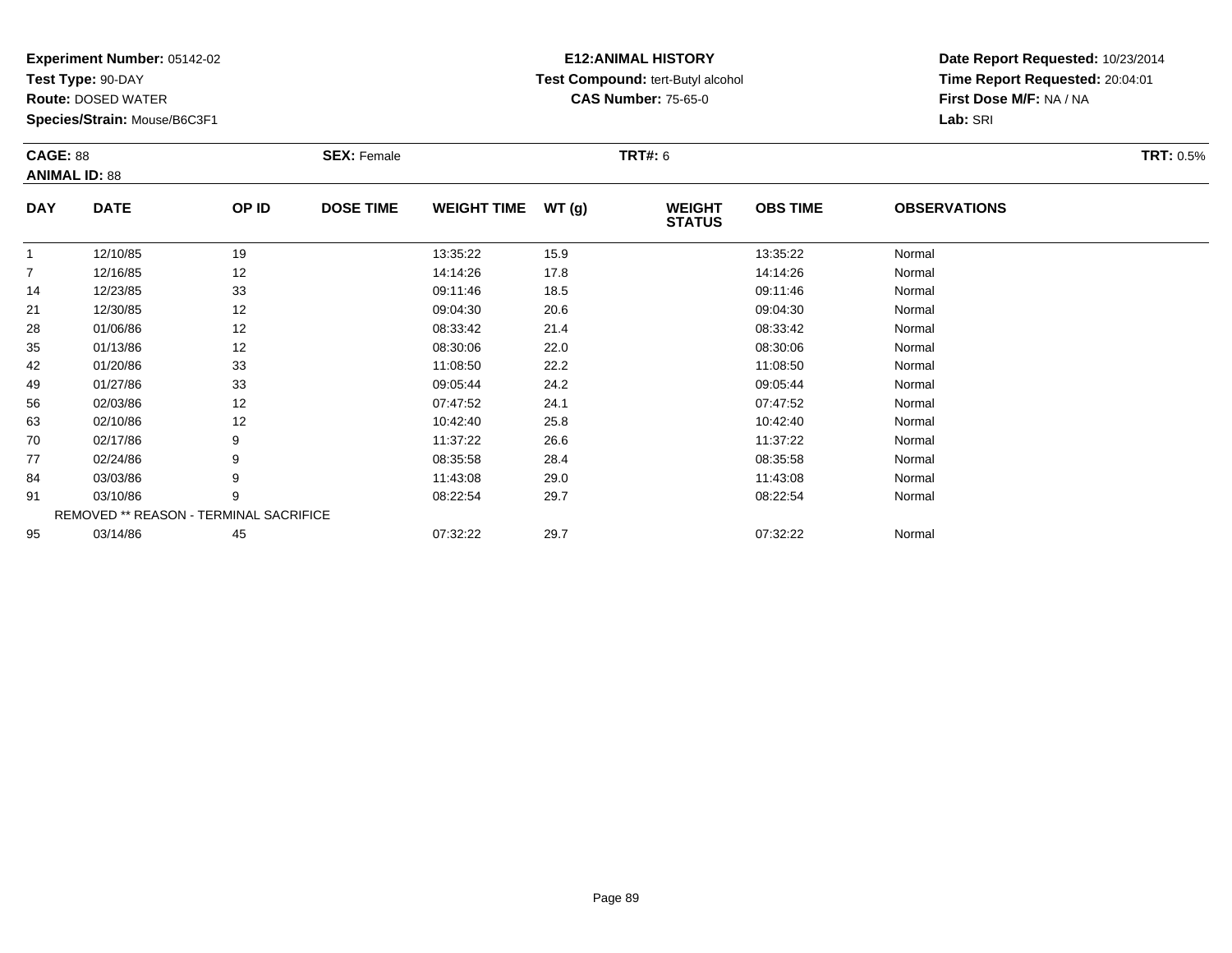**Experiment Number:** 05142-02
**Test Type:** 90-DAY
**Route:** DOSED WATER
**Species/Strain:** Mouse/B6C3F1

**E12:ANIMAL HISTORY**
**Test Compound:** tert-Butyl alcohol
**CAS Number:** 75-65-0

**Date Report Requested:** 10/23/2014
**Time Report Requested:** 20:04:01
**First Dose M/F:** NA / NA
**Lab:** SRI

**CAGE:** 88 **SEX:** Female **TRT#:** 6 **TRT:** 0.5%
**ANIMAL ID:** 88

| DAY | DATE | OP ID | DOSE TIME | WEIGHT TIME | WT (g) | WEIGHT STATUS | OBS TIME | OBSERVATIONS |
|---|---|---|---|---|---|---|---|---|
| 1 | 12/10/85 | 19 | | 13:35:22 | 15.9 | | 13:35:22 | Normal |
| 7 | 12/16/85 | 12 | | 14:14:26 | 17.8 | | 14:14:26 | Normal |
| 14 | 12/23/85 | 33 | | 09:11:46 | 18.5 | | 09:11:46 | Normal |
| 21 | 12/30/85 | 12 | | 09:04:30 | 20.6 | | 09:04:30 | Normal |
| 28 | 01/06/86 | 12 | | 08:33:42 | 21.4 | | 08:33:42 | Normal |
| 35 | 01/13/86 | 12 | | 08:30:06 | 22.0 | | 08:30:06 | Normal |
| 42 | 01/20/86 | 33 | | 11:08:50 | 22.2 | | 11:08:50 | Normal |
| 49 | 01/27/86 | 33 | | 09:05:44 | 24.2 | | 09:05:44 | Normal |
| 56 | 02/03/86 | 12 | | 07:47:52 | 24.1 | | 07:47:52 | Normal |
| 63 | 02/10/86 | 12 | | 10:42:40 | 25.8 | | 10:42:40 | Normal |
| 70 | 02/17/86 | 9 | | 11:37:22 | 26.6 | | 11:37:22 | Normal |
| 77 | 02/24/86 | 9 | | 08:35:58 | 28.4 | | 08:35:58 | Normal |
| 84 | 03/03/86 | 9 | | 11:43:08 | 29.0 | | 11:43:08 | Normal |
| 91 | 03/10/86 | 9 | | 08:22:54 | 29.7 | | 08:22:54 | Normal |
| | REMOVED ** REASON - TERMINAL SACRIFICE | | | | | | | |
| 95 | 03/14/86 | 45 | | 07:32:22 | 29.7 | | 07:32:22 | Normal |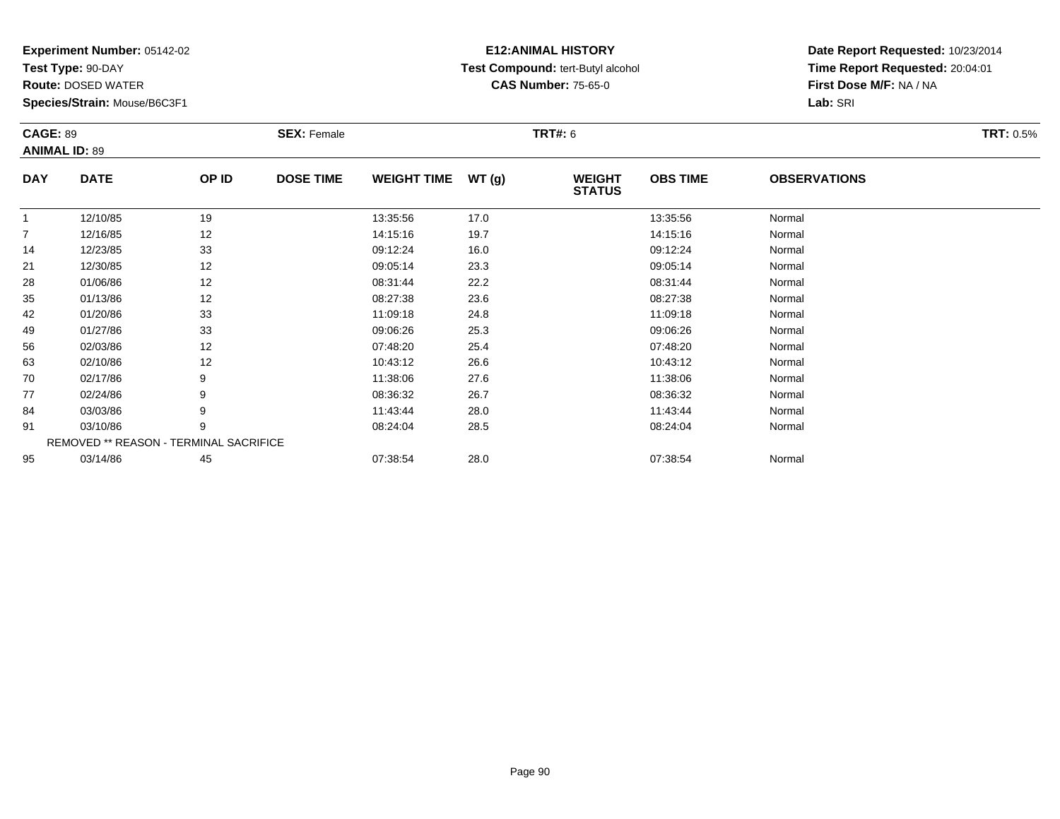**Experiment Number:** 05142-02
**Test Type:** 90-DAY
**Route:** DOSED WATER
**Species/Strain:** Mouse/B6C3F1

**E12:ANIMAL HISTORY**
**Test Compound:** tert-Butyl alcohol
**CAS Number:** 75-65-0

**Date Report Requested:** 10/23/2014
**Time Report Requested:** 20:04:01
**First Dose M/F:** NA / NA
**Lab:** SRI

**CAGE:** 89
**ANIMAL ID:** 89
**SEX:** Female
**TRT#:** 6
**TRT:** 0.5%

| DAY | DATE | OP ID | DOSE TIME | WEIGHT TIME | WT (g) | WEIGHT STATUS | OBS TIME | OBSERVATIONS |
|---|---|---|---|---|---|---|---|---|
| 1 | 12/10/85 | 19 | | 13:35:56 | 17.0 | | 13:35:56 | Normal |
| 7 | 12/16/85 | 12 | | 14:15:16 | 19.7 | | 14:15:16 | Normal |
| 14 | 12/23/85 | 33 | | 09:12:24 | 16.0 | | 09:12:24 | Normal |
| 21 | 12/30/85 | 12 | | 09:05:14 | 23.3 | | 09:05:14 | Normal |
| 28 | 01/06/86 | 12 | | 08:31:44 | 22.2 | | 08:31:44 | Normal |
| 35 | 01/13/86 | 12 | | 08:27:38 | 23.6 | | 08:27:38 | Normal |
| 42 | 01/20/86 | 33 | | 11:09:18 | 24.8 | | 11:09:18 | Normal |
| 49 | 01/27/86 | 33 | | 09:06:26 | 25.3 | | 09:06:26 | Normal |
| 56 | 02/03/86 | 12 | | 07:48:20 | 25.4 | | 07:48:20 | Normal |
| 63 | 02/10/86 | 12 | | 10:43:12 | 26.6 | | 10:43:12 | Normal |
| 70 | 02/17/86 | 9 | | 11:38:06 | 27.6 | | 11:38:06 | Normal |
| 77 | 02/24/86 | 9 | | 08:36:32 | 26.7 | | 08:36:32 | Normal |
| 84 | 03/03/86 | 9 | | 11:43:44 | 28.0 | | 11:43:44 | Normal |
| 91 | 03/10/86 | 9 | | 08:24:04 | 28.5 | | 08:24:04 | Normal |
| | REMOVED ** REASON - TERMINAL SACRIFICE | | | | | | | |
| 95 | 03/14/86 | 45 | | 07:38:54 | 28.0 | | 07:38:54 | Normal |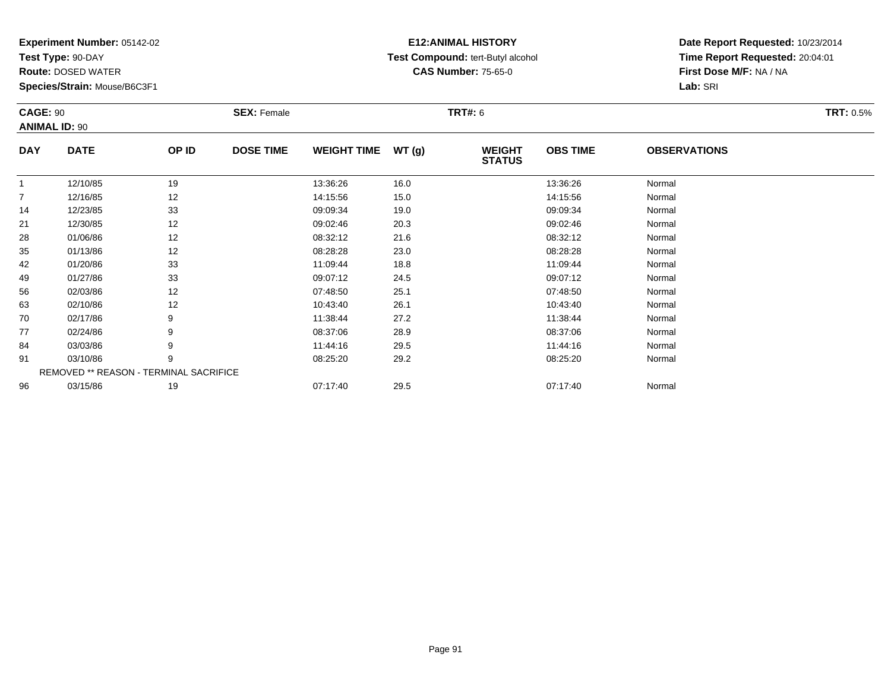**Experiment Number:** 05142-02
**Test Type:** 90-DAY
**Route:** DOSED WATER
**Species/Strain:** Mouse/B6C3F1

**E12:ANIMAL HISTORY**
**Test Compound:** tert-Butyl alcohol
**CAS Number:** 75-65-0

**Date Report Requested:** 10/23/2014
**Time Report Requested:** 20:04:01
**First Dose M/F:** NA / NA
**Lab:** SRI

**CAGE:** 90 **SEX:** Female **TRT#:** 6 **TRT:** 0.5%
**ANIMAL ID:** 90

| DAY | DATE | OP ID | DOSE TIME | WEIGHT TIME | WT (g) | WEIGHT STATUS | OBS TIME | OBSERVATIONS |
|---|---|---|---|---|---|---|---|---|
| 1 | 12/10/85 | 19 | | 13:36:26 | 16.0 | | 13:36:26 | Normal |
| 7 | 12/16/85 | 12 | | 14:15:56 | 15.0 | | 14:15:56 | Normal |
| 14 | 12/23/85 | 33 | | 09:09:34 | 19.0 | | 09:09:34 | Normal |
| 21 | 12/30/85 | 12 | | 09:02:46 | 20.3 | | 09:02:46 | Normal |
| 28 | 01/06/86 | 12 | | 08:32:12 | 21.6 | | 08:32:12 | Normal |
| 35 | 01/13/86 | 12 | | 08:28:28 | 23.0 | | 08:28:28 | Normal |
| 42 | 01/20/86 | 33 | | 11:09:44 | 18.8 | | 11:09:44 | Normal |
| 49 | 01/27/86 | 33 | | 09:07:12 | 24.5 | | 09:07:12 | Normal |
| 56 | 02/03/86 | 12 | | 07:48:50 | 25.1 | | 07:48:50 | Normal |
| 63 | 02/10/86 | 12 | | 10:43:40 | 26.1 | | 10:43:40 | Normal |
| 70 | 02/17/86 | 9 | | 11:38:44 | 27.2 | | 11:38:44 | Normal |
| 77 | 02/24/86 | 9 | | 08:37:06 | 28.9 | | 08:37:06 | Normal |
| 84 | 03/03/86 | 9 | | 11:44:16 | 29.5 | | 11:44:16 | Normal |
| 91 | 03/10/86 | 9 | | 08:25:20 | 29.2 | | 08:25:20 | Normal |
| REMOVED ** REASON - TERMINAL SACRIFICE | | | | | | | | |
| 96 | 03/15/86 | 19 | | 07:17:40 | 29.5 | | 07:17:40 | Normal |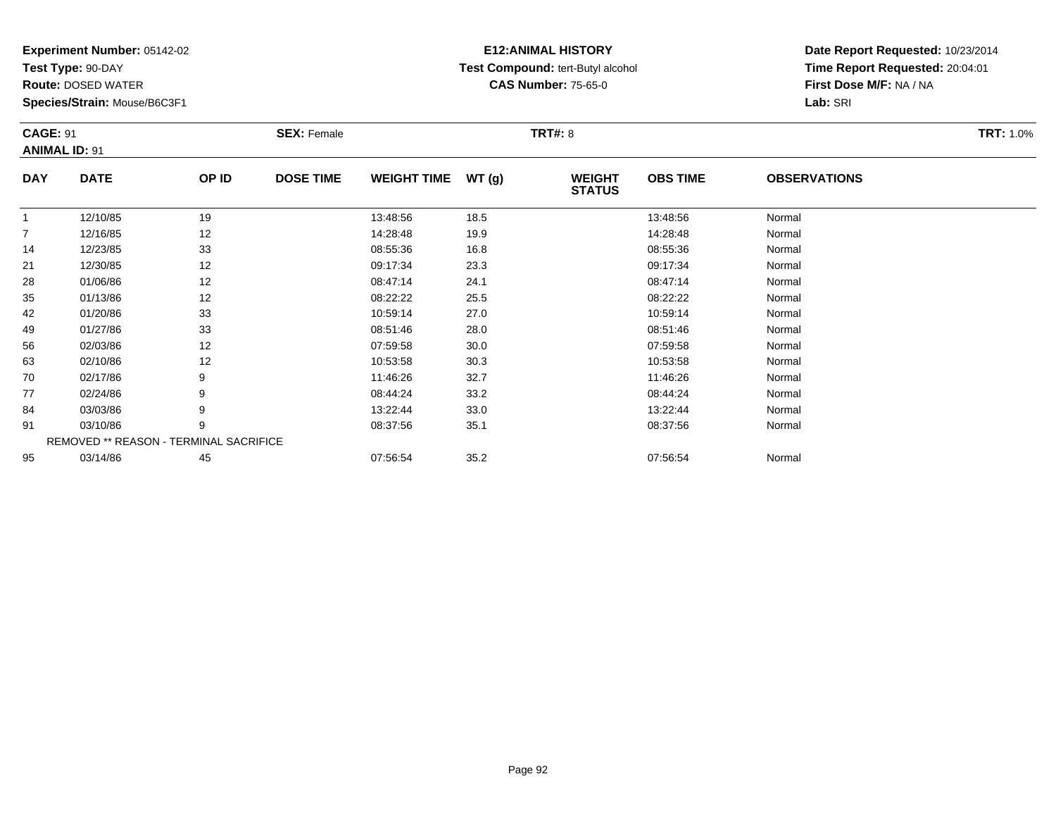**Experiment Number:** 05142-02
**Test Type:** 90-DAY
**Route:** DOSED WATER
**Species/Strain:** Mouse/B6C3F1

**E12:ANIMAL HISTORY**
**Test Compound:** tert-Butyl alcohol
**CAS Number:** 75-65-0

**Date Report Requested:** 10/23/2014
**Time Report Requested:** 20:04:01
**First Dose M/F:** NA / NA
**Lab:** SRI

**CAGE:** 91 **SEX:** Female **TRT#:** 8 **TRT:** 1.0%
**ANIMAL ID:** 91

| DAY | DATE | OP ID | DOSE TIME | WEIGHT TIME | WT (g) | WEIGHT STATUS | OBS TIME | OBSERVATIONS |
|---|---|---|---|---|---|---|---|---|
| 1 | 12/10/85 | 19 | | 13:48:56 | 18.5 | | 13:48:56 | Normal |
| 7 | 12/16/85 | 12 | | 14:28:48 | 19.9 | | 14:28:48 | Normal |
| 14 | 12/23/85 | 33 | | 08:55:36 | 16.8 | | 08:55:36 | Normal |
| 21 | 12/30/85 | 12 | | 09:17:34 | 23.3 | | 09:17:34 | Normal |
| 28 | 01/06/86 | 12 | | 08:47:14 | 24.1 | | 08:47:14 | Normal |
| 35 | 01/13/86 | 12 | | 08:22:22 | 25.5 | | 08:22:22 | Normal |
| 42 | 01/20/86 | 33 | | 10:59:14 | 27.0 | | 10:59:14 | Normal |
| 49 | 01/27/86 | 33 | | 08:51:46 | 28.0 | | 08:51:46 | Normal |
| 56 | 02/03/86 | 12 | | 07:59:58 | 30.0 | | 07:59:58 | Normal |
| 63 | 02/10/86 | 12 | | 10:53:58 | 30.3 | | 10:53:58 | Normal |
| 70 | 02/17/86 | 9 | | 11:46:26 | 32.7 | | 11:46:26 | Normal |
| 77 | 02/24/86 | 9 | | 08:44:24 | 33.2 | | 08:44:24 | Normal |
| 84 | 03/03/86 | 9 | | 13:22:44 | 33.0 | | 13:22:44 | Normal |
| 91 | 03/10/86 | 9 | | 08:37:56 | 35.1 | | 08:37:56 | Normal |
| REMOVED ** REASON - TERMINAL SACRIFICE | | | | | | | | |
| 95 | 03/14/86 | 45 | | 07:56:54 | 35.2 | | 07:56:54 | Normal |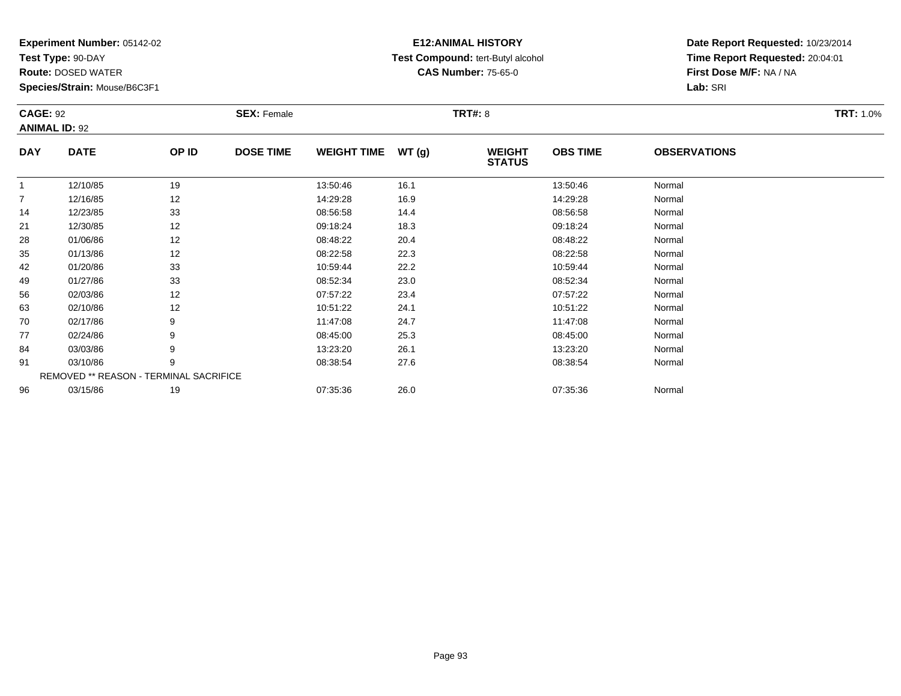**Experiment Number:** 05142-02
**Test Type:** 90-DAY
**Route:** DOSED WATER
**Species/Strain:** Mouse/B6C3F1

**E12:ANIMAL HISTORY**
**Test Compound:** tert-Butyl alcohol
**CAS Number:** 75-65-0

**Date Report Requested:** 10/23/2014
**Time Report Requested:** 20:04:01
**First Dose M/F:** NA / NA
**Lab:** SRI

**CAGE:** 92 **SEX:** Female **TRT#:** 8 **TRT:** 1.0%
**ANIMAL ID:** 92

| DAY | DATE | OP ID | DOSE TIME | WEIGHT TIME | WT (g) | WEIGHT STATUS | OBS TIME | OBSERVATIONS |
|---|---|---|---|---|---|---|---|---|
| 1 | 12/10/85 | 19 | | 13:50:46 | 16.1 | | 13:50:46 | Normal |
| 7 | 12/16/85 | 12 | | 14:29:28 | 16.9 | | 14:29:28 | Normal |
| 14 | 12/23/85 | 33 | | 08:56:58 | 14.4 | | 08:56:58 | Normal |
| 21 | 12/30/85 | 12 | | 09:18:24 | 18.3 | | 09:18:24 | Normal |
| 28 | 01/06/86 | 12 | | 08:48:22 | 20.4 | | 08:48:22 | Normal |
| 35 | 01/13/86 | 12 | | 08:22:58 | 22.3 | | 08:22:58 | Normal |
| 42 | 01/20/86 | 33 | | 10:59:44 | 22.2 | | 10:59:44 | Normal |
| 49 | 01/27/86 | 33 | | 08:52:34 | 23.0 | | 08:52:34 | Normal |
| 56 | 02/03/86 | 12 | | 07:57:22 | 23.4 | | 07:57:22 | Normal |
| 63 | 02/10/86 | 12 | | 10:51:22 | 24.1 | | 10:51:22 | Normal |
| 70 | 02/17/86 | 9 | | 11:47:08 | 24.7 | | 11:47:08 | Normal |
| 77 | 02/24/86 | 9 | | 08:45:00 | 25.3 | | 08:45:00 | Normal |
| 84 | 03/03/86 | 9 | | 13:23:20 | 26.1 | | 13:23:20 | Normal |
| 91 | 03/10/86 | 9 | | 08:38:54 | 27.6 | | 08:38:54 | Normal |
| REMOVED ** REASON - TERMINAL SACRIFICE | | | | | | | | |
| 96 | 03/15/86 | 19 | | 07:35:36 | 26.0 | | 07:35:36 | Normal |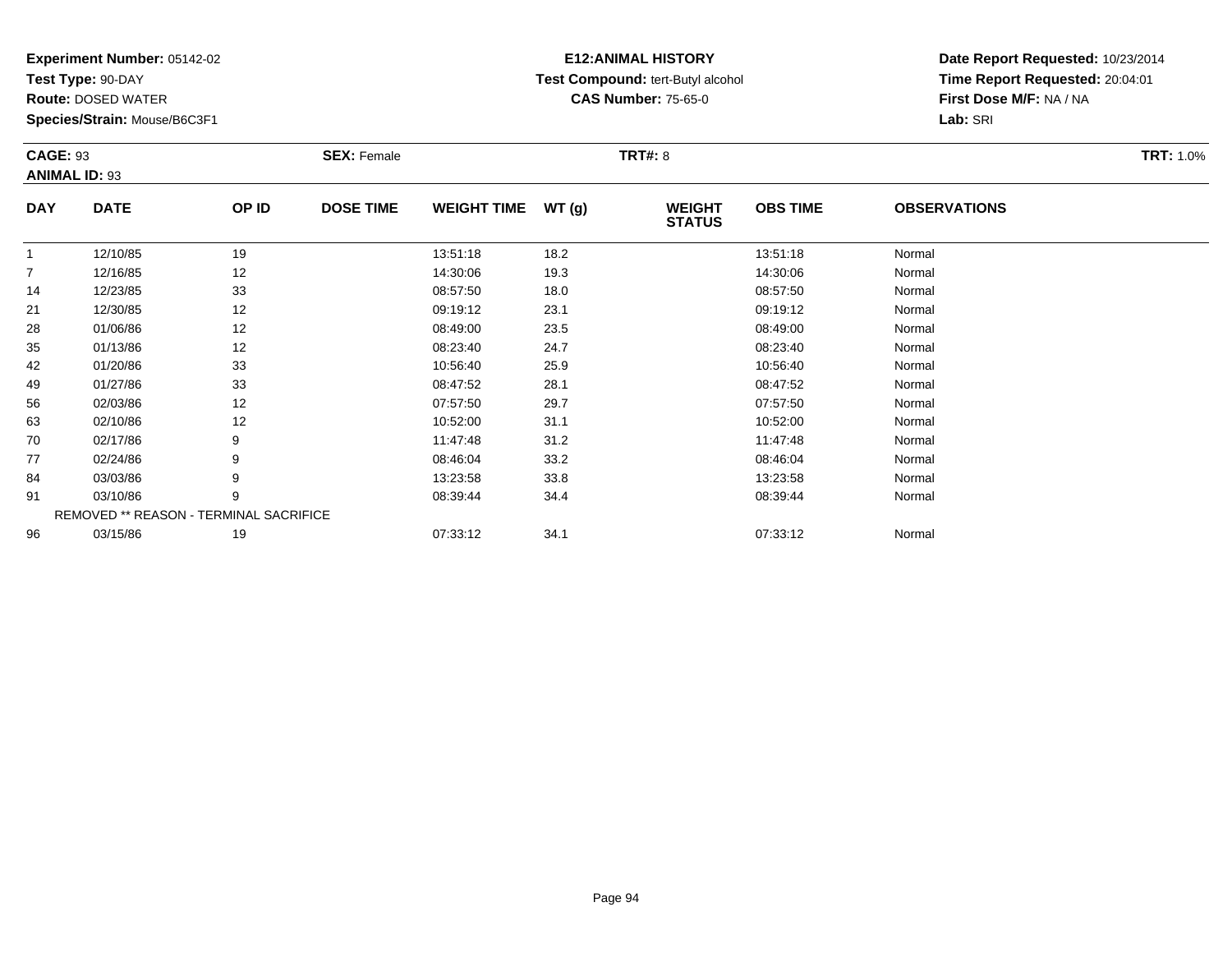**Experiment Number:** 05142-02
**Test Type:** 90-DAY
**Route:** DOSED WATER
**Species/Strain:** Mouse/B6C3F1

**E12:ANIMAL HISTORY**
**Test Compound:** tert-Butyl alcohol
**CAS Number:** 75-65-0

**Date Report Requested:** 10/23/2014
**Time Report Requested:** 20:04:01
**First Dose M/F:** NA / NA
**Lab:** SRI

**CAGE:** 93 **SEX:** Female **TRT#:** 8 **TRT:** 1.0%
**ANIMAL ID:** 93

| DAY | DATE | OP ID | DOSE TIME | WEIGHT TIME | WT (g) | WEIGHT STATUS | OBS TIME | OBSERVATIONS |
|---|---|---|---|---|---|---|---|---|
| 1 | 12/10/85 | 19 | | 13:51:18 | 18.2 | | 13:51:18 | Normal |
| 7 | 12/16/85 | 12 | | 14:30:06 | 19.3 | | 14:30:06 | Normal |
| 14 | 12/23/85 | 33 | | 08:57:50 | 18.0 | | 08:57:50 | Normal |
| 21 | 12/30/85 | 12 | | 09:19:12 | 23.1 | | 09:19:12 | Normal |
| 28 | 01/06/86 | 12 | | 08:49:00 | 23.5 | | 08:49:00 | Normal |
| 35 | 01/13/86 | 12 | | 08:23:40 | 24.7 | | 08:23:40 | Normal |
| 42 | 01/20/86 | 33 | | 10:56:40 | 25.9 | | 10:56:40 | Normal |
| 49 | 01/27/86 | 33 | | 08:47:52 | 28.1 | | 08:47:52 | Normal |
| 56 | 02/03/86 | 12 | | 07:57:50 | 29.7 | | 07:57:50 | Normal |
| 63 | 02/10/86 | 12 | | 10:52:00 | 31.1 | | 10:52:00 | Normal |
| 70 | 02/17/86 | 9 | | 11:47:48 | 31.2 | | 11:47:48 | Normal |
| 77 | 02/24/86 | 9 | | 08:46:04 | 33.2 | | 08:46:04 | Normal |
| 84 | 03/03/86 | 9 | | 13:23:58 | 33.8 | | 13:23:58 | Normal |
| 91 | 03/10/86 | 9 | | 08:39:44 | 34.4 | | 08:39:44 | Normal |
| REMOVED ** REASON - TERMINAL SACRIFICE | | | | | | | | |
| 96 | 03/15/86 | 19 | | 07:33:12 | 34.1 | | 07:33:12 | Normal |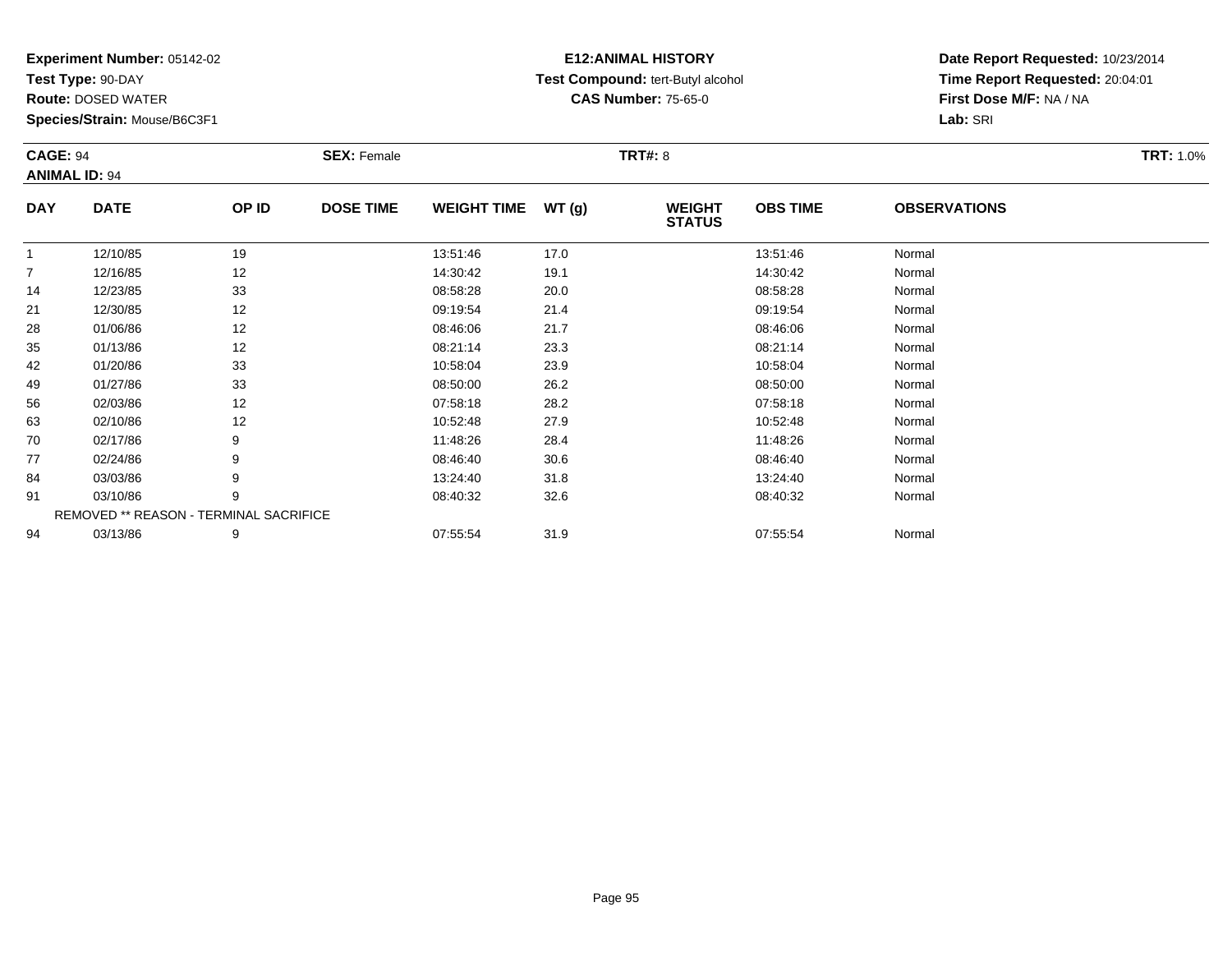**Experiment Number:** 05142-02
**Test Type:** 90-DAY
**Route:** DOSED WATER
**Species/Strain:** Mouse/B6C3F1

**E12:ANIMAL HISTORY**
**Test Compound:** tert-Butyl alcohol
**CAS Number:** 75-65-0

**Date Report Requested:** 10/23/2014
**Time Report Requested:** 20:04:01
**First Dose M/F:** NA / NA
**Lab:** SRI

**CAGE:** 94 **SEX:** Female **TRT#:** 8 **TRT:** 1.0%
**ANIMAL ID:** 94

| DAY | DATE | OP ID | DOSE TIME | WEIGHT TIME | WT (g) | WEIGHT STATUS | OBS TIME | OBSERVATIONS |
|---|---|---|---|---|---|---|---|---|
| 1 | 12/10/85 | 19 | | 13:51:46 | 17.0 | | 13:51:46 | Normal |
| 7 | 12/16/85 | 12 | | 14:30:42 | 19.1 | | 14:30:42 | Normal |
| 14 | 12/23/85 | 33 | | 08:58:28 | 20.0 | | 08:58:28 | Normal |
| 21 | 12/30/85 | 12 | | 09:19:54 | 21.4 | | 09:19:54 | Normal |
| 28 | 01/06/86 | 12 | | 08:46:06 | 21.7 | | 08:46:06 | Normal |
| 35 | 01/13/86 | 12 | | 08:21:14 | 23.3 | | 08:21:14 | Normal |
| 42 | 01/20/86 | 33 | | 10:58:04 | 23.9 | | 10:58:04 | Normal |
| 49 | 01/27/86 | 33 | | 08:50:00 | 26.2 | | 08:50:00 | Normal |
| 56 | 02/03/86 | 12 | | 07:58:18 | 28.2 | | 07:58:18 | Normal |
| 63 | 02/10/86 | 12 | | 10:52:48 | 27.9 | | 10:52:48 | Normal |
| 70 | 02/17/86 | 9 | | 11:48:26 | 28.4 | | 11:48:26 | Normal |
| 77 | 02/24/86 | 9 | | 08:46:40 | 30.6 | | 08:46:40 | Normal |
| 84 | 03/03/86 | 9 | | 13:24:40 | 31.8 | | 13:24:40 | Normal |
| 91 | 03/10/86 | 9 | | 08:40:32 | 32.6 | | 08:40:32 | Normal |
| REMOVED ** REASON - TERMINAL SACRIFICE | | | | | | | | |
| 94 | 03/13/86 | 9 | | 07:55:54 | 31.9 | | 07:55:54 | Normal |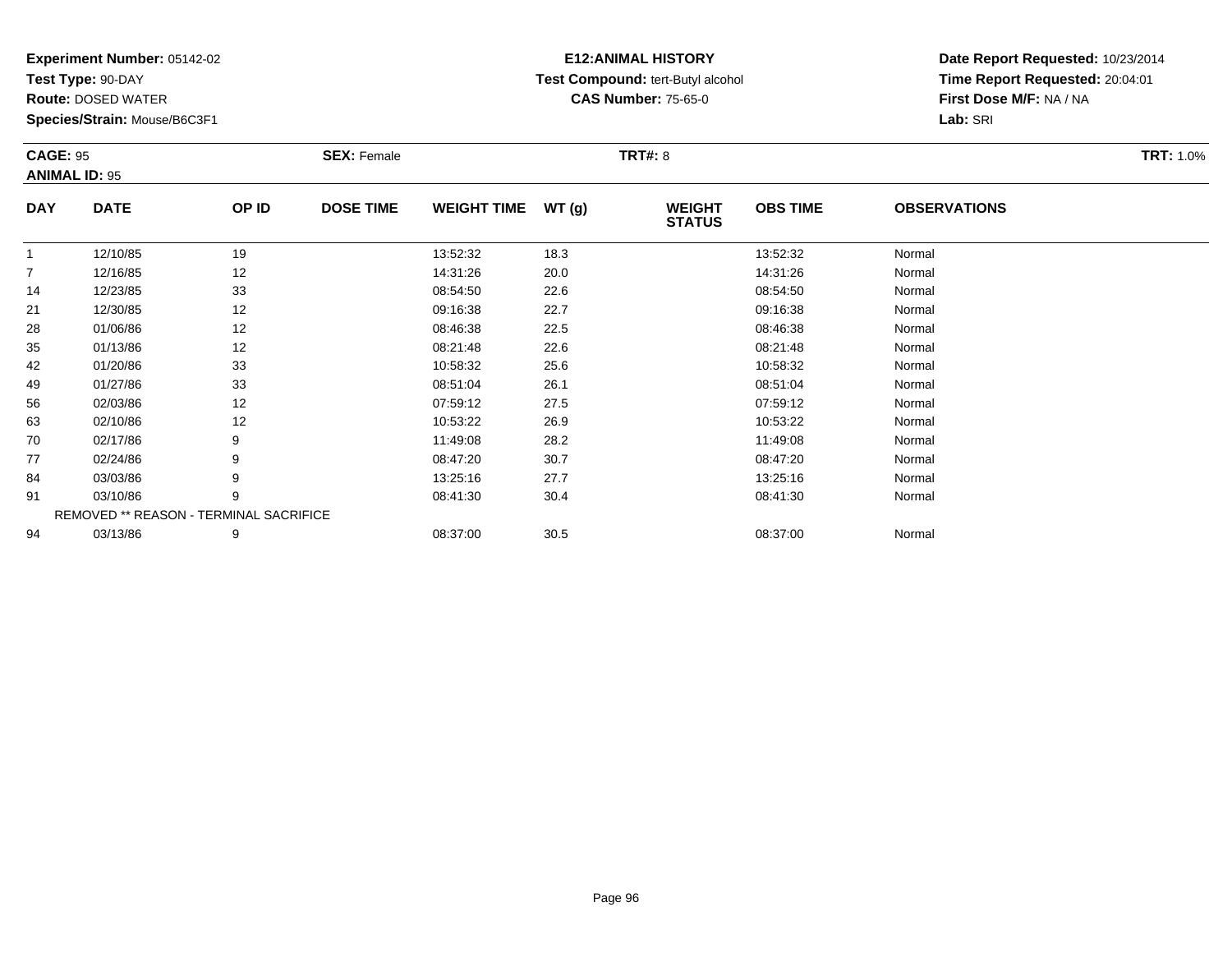**Experiment Number:** 05142-02
**Test Type:** 90-DAY
**Route:** DOSED WATER
**Species/Strain:** Mouse/B6C3F1

**E12:ANIMAL HISTORY**
**Test Compound:** tert-Butyl alcohol
**CAS Number:** 75-65-0

**Date Report Requested:** 10/23/2014
**Time Report Requested:** 20:04:01
**First Dose M/F:** NA / NA
**Lab:** SRI

**CAGE:** 95 **SEX:** Female **TRT#:** 8 **TRT:** 1.0%
**ANIMAL ID:** 95

| DAY | DATE | OP ID | DOSE TIME | WEIGHT TIME | WT (g) | WEIGHT STATUS | OBS TIME | OBSERVATIONS |
|---|---|---|---|---|---|---|---|---|
| 1 | 12/10/85 | 19 | | 13:52:32 | 18.3 | | 13:52:32 | Normal |
| 7 | 12/16/85 | 12 | | 14:31:26 | 20.0 | | 14:31:26 | Normal |
| 14 | 12/23/85 | 33 | | 08:54:50 | 22.6 | | 08:54:50 | Normal |
| 21 | 12/30/85 | 12 | | 09:16:38 | 22.7 | | 09:16:38 | Normal |
| 28 | 01/06/86 | 12 | | 08:46:38 | 22.5 | | 08:46:38 | Normal |
| 35 | 01/13/86 | 12 | | 08:21:48 | 22.6 | | 08:21:48 | Normal |
| 42 | 01/20/86 | 33 | | 10:58:32 | 25.6 | | 10:58:32 | Normal |
| 49 | 01/27/86 | 33 | | 08:51:04 | 26.1 | | 08:51:04 | Normal |
| 56 | 02/03/86 | 12 | | 07:59:12 | 27.5 | | 07:59:12 | Normal |
| 63 | 02/10/86 | 12 | | 10:53:22 | 26.9 | | 10:53:22 | Normal |
| 70 | 02/17/86 | 9 | | 11:49:08 | 28.2 | | 11:49:08 | Normal |
| 77 | 02/24/86 | 9 | | 08:47:20 | 30.7 | | 08:47:20 | Normal |
| 84 | 03/03/86 | 9 | | 13:25:16 | 27.7 | | 13:25:16 | Normal |
| 91 | 03/10/86 | 9 | | 08:41:30 | 30.4 | | 08:41:30 | Normal |
| REMOVED ** REASON - TERMINAL SACRIFICE | | | | | | | | |
| 94 | 03/13/86 | 9 | | 08:37:00 | 30.5 | | 08:37:00 | Normal |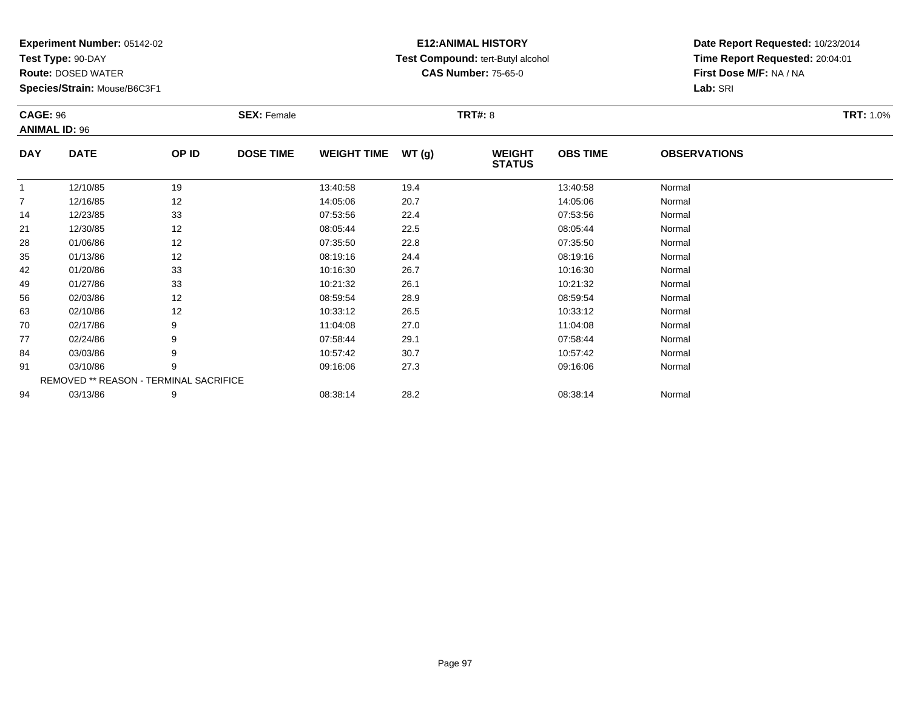**Experiment Number:** 05142-02
**Test Type:** 90-DAY
**Route:** DOSED WATER
**Species/Strain:** Mouse/B6C3F1

**E12:ANIMAL HISTORY**
**Test Compound:** tert-Butyl alcohol
**CAS Number:** 75-65-0

**Date Report Requested:** 10/23/2014
**Time Report Requested:** 20:04:01
**First Dose M/F:** NA / NA
**Lab:** SRI

**CAGE:** 96 **SEX:** Female **TRT#:** 8 **TRT:** 1.0%
**ANIMAL ID:** 96

| DAY | DATE | OP ID | DOSE TIME | WEIGHT TIME | WT (g) | WEIGHT STATUS | OBS TIME | OBSERVATIONS |
|---|---|---|---|---|---|---|---|---|
| 1 | 12/10/85 | 19 | | 13:40:58 | 19.4 | | 13:40:58 | Normal |
| 7 | 12/16/85 | 12 | | 14:05:06 | 20.7 | | 14:05:06 | Normal |
| 14 | 12/23/85 | 33 | | 07:53:56 | 22.4 | | 07:53:56 | Normal |
| 21 | 12/30/85 | 12 | | 08:05:44 | 22.5 | | 08:05:44 | Normal |
| 28 | 01/06/86 | 12 | | 07:35:50 | 22.8 | | 07:35:50 | Normal |
| 35 | 01/13/86 | 12 | | 08:19:16 | 24.4 | | 08:19:16 | Normal |
| 42 | 01/20/86 | 33 | | 10:16:30 | 26.7 | | 10:16:30 | Normal |
| 49 | 01/27/86 | 33 | | 10:21:32 | 26.1 | | 10:21:32 | Normal |
| 56 | 02/03/86 | 12 | | 08:59:54 | 28.9 | | 08:59:54 | Normal |
| 63 | 02/10/86 | 12 | | 10:33:12 | 26.5 | | 10:33:12 | Normal |
| 70 | 02/17/86 | 9 | | 11:04:08 | 27.0 | | 11:04:08 | Normal |
| 77 | 02/24/86 | 9 | | 07:58:44 | 29.1 | | 07:58:44 | Normal |
| 84 | 03/03/86 | 9 | | 10:57:42 | 30.7 | | 10:57:42 | Normal |
| 91 | 03/10/86 | 9 | | 09:16:06 | 27.3 | | 09:16:06 | Normal |
| REMOVED ** REASON - TERMINAL SACRIFICE | | | | | | | | |
| 94 | 03/13/86 | 9 | | 08:38:14 | 28.2 | | 08:38:14 | Normal |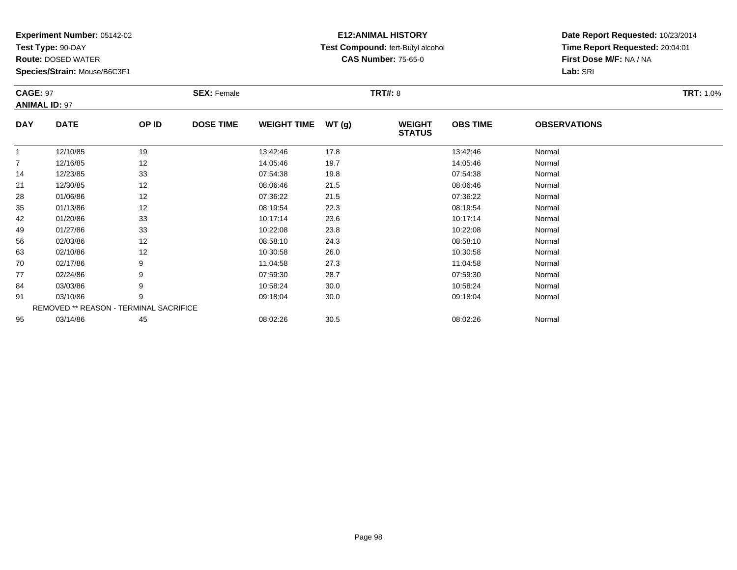**Experiment Number:** 05142-02
**Test Type:** 90-DAY
**Route:** DOSED WATER
**Species/Strain:** Mouse/B6C3F1

**E12:ANIMAL HISTORY**
**Test Compound:** tert-Butyl alcohol
**CAS Number:** 75-65-0

**Date Report Requested:** 10/23/2014
**Time Report Requested:** 20:04:01
**First Dose M/F:** NA / NA
**Lab:** SRI

**CAGE:** 97 **SEX:** Female **TRT#:** 8 **TRT:** 1.0%
**ANIMAL ID:** 97

| DAY | DATE | OP ID | DOSE TIME | WEIGHT TIME | WT (g) | WEIGHT STATUS | OBS TIME | OBSERVATIONS |
|---|---|---|---|---|---|---|---|---|
| 1 | 12/10/85 | 19 | | 13:42:46 | 17.8 | | 13:42:46 | Normal |
| 7 | 12/16/85 | 12 | | 14:05:46 | 19.7 | | 14:05:46 | Normal |
| 14 | 12/23/85 | 33 | | 07:54:38 | 19.8 | | 07:54:38 | Normal |
| 21 | 12/30/85 | 12 | | 08:06:46 | 21.5 | | 08:06:46 | Normal |
| 28 | 01/06/86 | 12 | | 07:36:22 | 21.5 | | 07:36:22 | Normal |
| 35 | 01/13/86 | 12 | | 08:19:54 | 22.3 | | 08:19:54 | Normal |
| 42 | 01/20/86 | 33 | | 10:17:14 | 23.6 | | 10:17:14 | Normal |
| 49 | 01/27/86 | 33 | | 10:22:08 | 23.8 | | 10:22:08 | Normal |
| 56 | 02/03/86 | 12 | | 08:58:10 | 24.3 | | 08:58:10 | Normal |
| 63 | 02/10/86 | 12 | | 10:30:58 | 26.0 | | 10:30:58 | Normal |
| 70 | 02/17/86 | 9 | | 11:04:58 | 27.3 | | 11:04:58 | Normal |
| 77 | 02/24/86 | 9 | | 07:59:30 | 28.7 | | 07:59:30 | Normal |
| 84 | 03/03/86 | 9 | | 10:58:24 | 30.0 | | 10:58:24 | Normal |
| 91 | 03/10/86 | 9 | | 09:18:04 | 30.0 | | 09:18:04 | Normal |
| REMOVED ** REASON - TERMINAL SACRIFICE | | | | | | | | |
| 95 | 03/14/86 | 45 | | 08:02:26 | 30.5 | | 08:02:26 | Normal |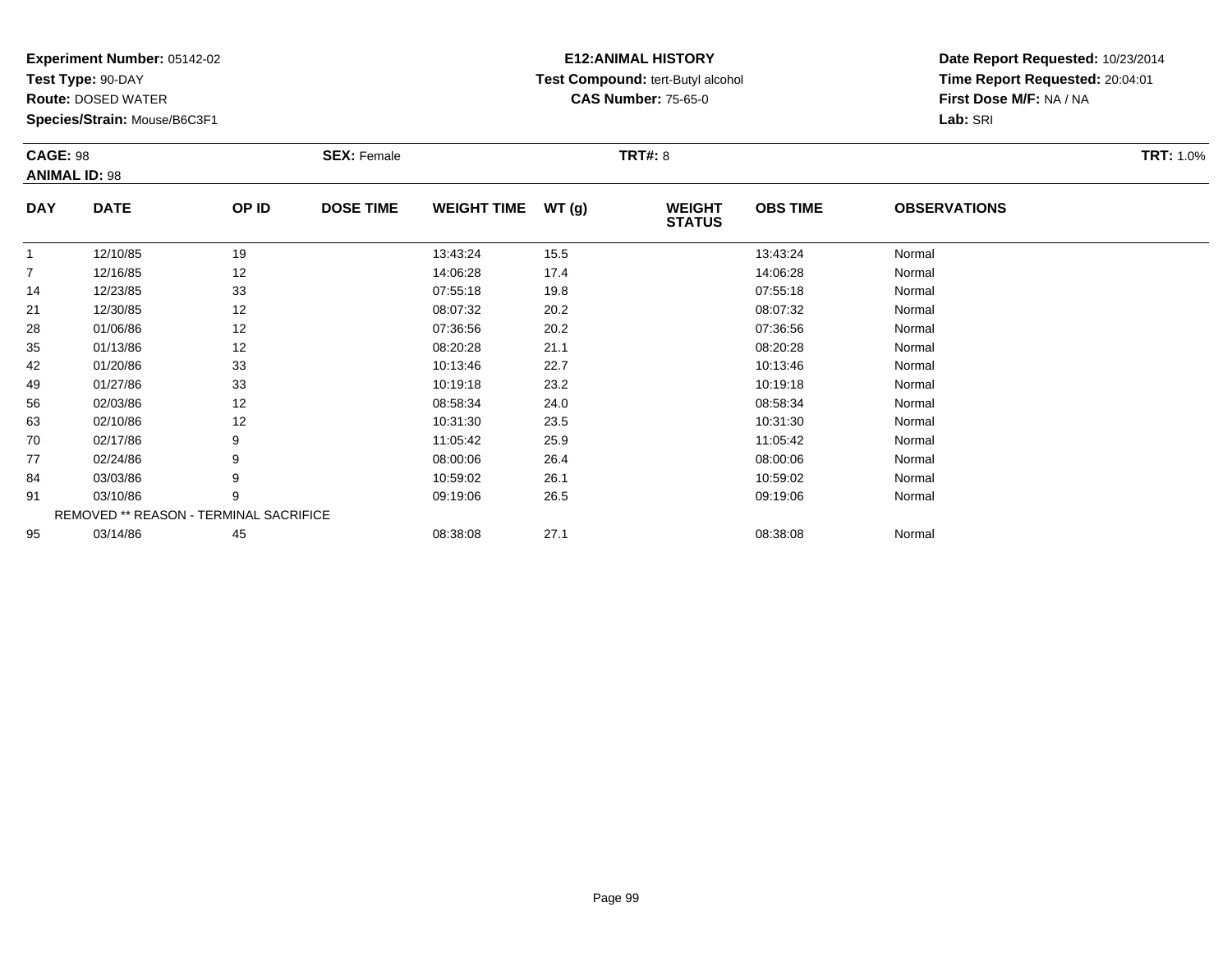**Experiment Number:** 05142-02
**Test Type:** 90-DAY
**Route:** DOSED WATER
**Species/Strain:** Mouse/B6C3F1

**E12:ANIMAL HISTORY**
**Test Compound:** tert-Butyl alcohol
**CAS Number:** 75-65-0

**Date Report Requested:** 10/23/2014
**Time Report Requested:** 20:04:01
**First Dose M/F:** NA / NA
**Lab:** SRI

**CAGE:** 98 **SEX:** Female **TRT#:** 8 **TRT:** 1.0%
**ANIMAL ID:** 98

| DAY | DATE | OP ID | DOSE TIME | WEIGHT TIME | WT (g) | WEIGHT STATUS | OBS TIME | OBSERVATIONS |
|---|---|---|---|---|---|---|---|---|
| 1 | 12/10/85 | 19 | | 13:43:24 | 15.5 | | 13:43:24 | Normal |
| 7 | 12/16/85 | 12 | | 14:06:28 | 17.4 | | 14:06:28 | Normal |
| 14 | 12/23/85 | 33 | | 07:55:18 | 19.8 | | 07:55:18 | Normal |
| 21 | 12/30/85 | 12 | | 08:07:32 | 20.2 | | 08:07:32 | Normal |
| 28 | 01/06/86 | 12 | | 07:36:56 | 20.2 | | 07:36:56 | Normal |
| 35 | 01/13/86 | 12 | | 08:20:28 | 21.1 | | 08:20:28 | Normal |
| 42 | 01/20/86 | 33 | | 10:13:46 | 22.7 | | 10:13:46 | Normal |
| 49 | 01/27/86 | 33 | | 10:19:18 | 23.2 | | 10:19:18 | Normal |
| 56 | 02/03/86 | 12 | | 08:58:34 | 24.0 | | 08:58:34 | Normal |
| 63 | 02/10/86 | 12 | | 10:31:30 | 23.5 | | 10:31:30 | Normal |
| 70 | 02/17/86 | 9 | | 11:05:42 | 25.9 | | 11:05:42 | Normal |
| 77 | 02/24/86 | 9 | | 08:00:06 | 26.4 | | 08:00:06 | Normal |
| 84 | 03/03/86 | 9 | | 10:59:02 | 26.1 | | 10:59:02 | Normal |
| 91 | 03/10/86 | 9 | | 09:19:06 | 26.5 | | 09:19:06 | Normal |
| | REMOVED ** REASON - TERMINAL SACRIFICE | | | | | | | |
| 95 | 03/14/86 | 45 | | 08:38:08 | 27.1 | | 08:38:08 | Normal |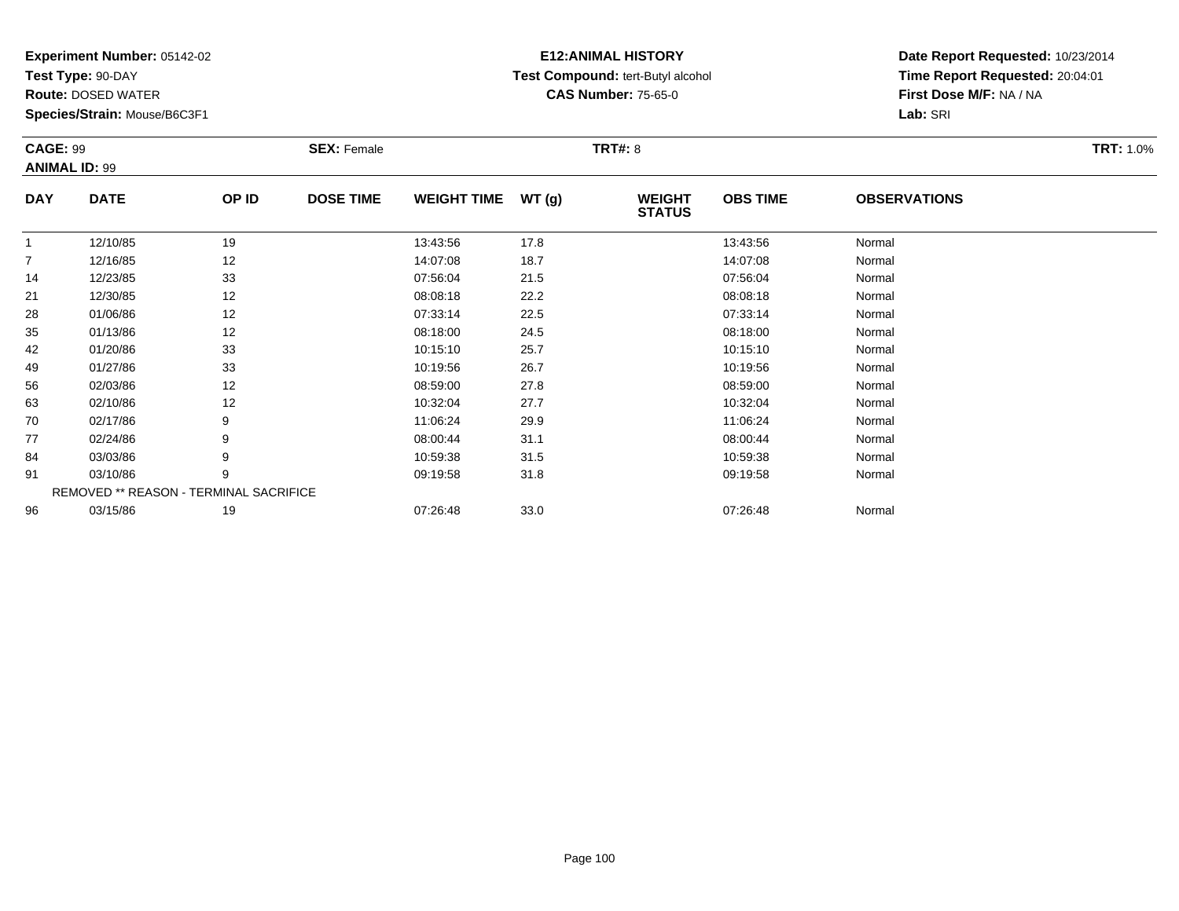**Experiment Number:** 05142-02
**Test Type:** 90-DAY
**Route:** DOSED WATER
**Species/Strain:** Mouse/B6C3F1

**E12:ANIMAL HISTORY**
**Test Compound:** tert-Butyl alcohol
**CAS Number:** 75-65-0

**Date Report Requested:** 10/23/2014
**Time Report Requested:** 20:04:01
**First Dose M/F:** NA / NA
**Lab:** SRI

**CAGE:** 99
**ANIMAL ID:** 99
**SEX:** Female
**TRT#:** 8
**TRT:** 1.0%

| DAY | DATE | OP ID | DOSE TIME | WEIGHT TIME | WT (g) | WEIGHT STATUS | OBS TIME | OBSERVATIONS |
|---|---|---|---|---|---|---|---|---|
| 1 | 12/10/85 | 19 | | 13:43:56 | 17.8 | | 13:43:56 | Normal |
| 7 | 12/16/85 | 12 | | 14:07:08 | 18.7 | | 14:07:08 | Normal |
| 14 | 12/23/85 | 33 | | 07:56:04 | 21.5 | | 07:56:04 | Normal |
| 21 | 12/30/85 | 12 | | 08:08:18 | 22.2 | | 08:08:18 | Normal |
| 28 | 01/06/86 | 12 | | 07:33:14 | 22.5 | | 07:33:14 | Normal |
| 35 | 01/13/86 | 12 | | 08:18:00 | 24.5 | | 08:18:00 | Normal |
| 42 | 01/20/86 | 33 | | 10:15:10 | 25.7 | | 10:15:10 | Normal |
| 49 | 01/27/86 | 33 | | 10:19:56 | 26.7 | | 10:19:56 | Normal |
| 56 | 02/03/86 | 12 | | 08:59:00 | 27.8 | | 08:59:00 | Normal |
| 63 | 02/10/86 | 12 | | 10:32:04 | 27.7 | | 10:32:04 | Normal |
| 70 | 02/17/86 | 9 | | 11:06:24 | 29.9 | | 11:06:24 | Normal |
| 77 | 02/24/86 | 9 | | 08:00:44 | 31.1 | | 08:00:44 | Normal |
| 84 | 03/03/86 | 9 | | 10:59:38 | 31.5 | | 10:59:38 | Normal |
| 91 | 03/10/86 | 9 | | 09:19:58 | 31.8 | | 09:19:58 | Normal |
| REMOVED ** REASON - TERMINAL SACRIFICE | | | | | | | | |
| 96 | 03/15/86 | 19 | | 07:26:48 | 33.0 | | 07:26:48 | Normal |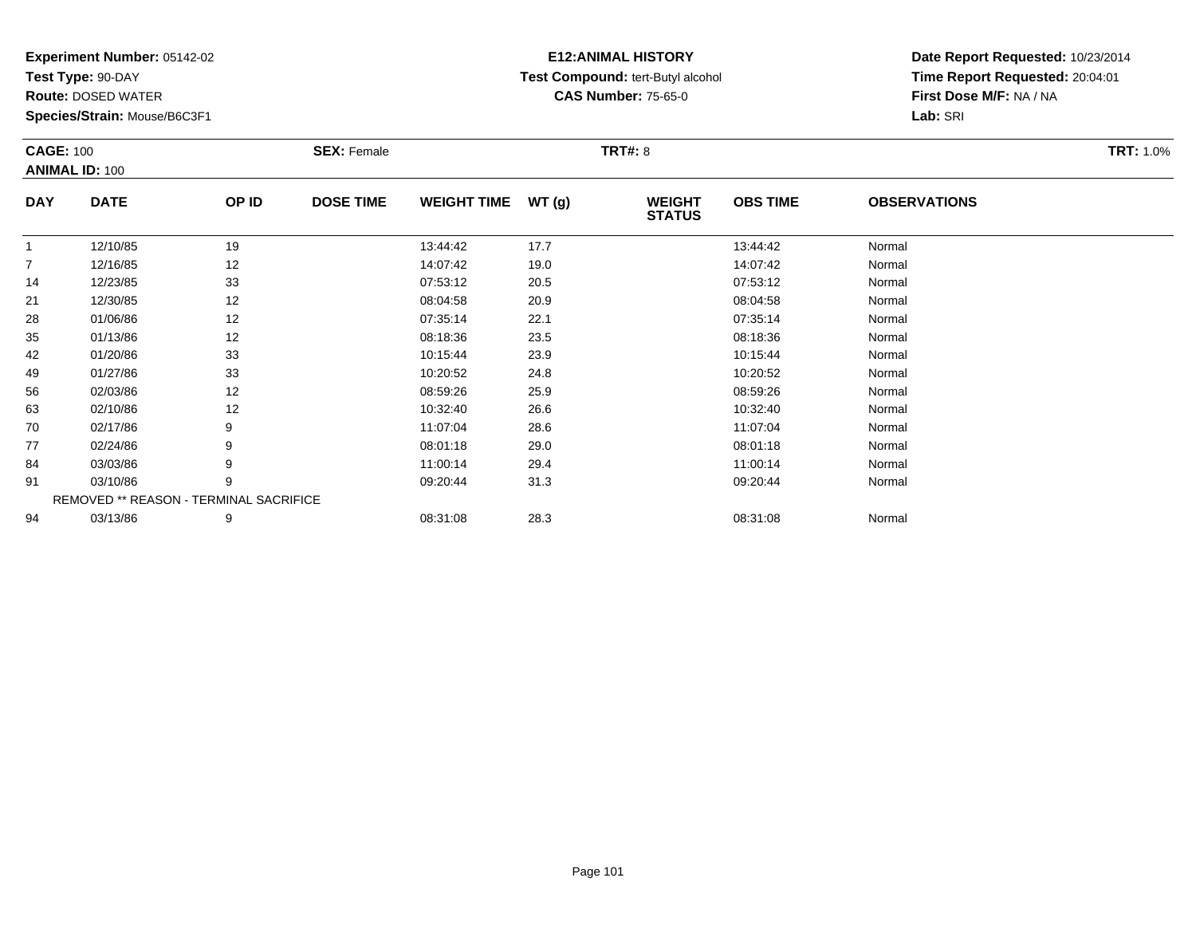**Experiment Number:** 05142-02
**Test Type:** 90-DAY
**Route:** DOSED WATER
**Species/Strain:** Mouse/B6C3F1

**E12:ANIMAL HISTORY**
**Test Compound:** tert-Butyl alcohol
**CAS Number:** 75-65-0

**Date Report Requested:** 10/23/2014
**Time Report Requested:** 20:04:01
**First Dose M/F:** NA / NA
**Lab:** SRI

**CAGE:** 100
**ANIMAL ID:** 100
**SEX:** Female
**TRT#:** 8
**TRT:** 1.0%

| DAY | DATE | OP ID | DOSE TIME | WEIGHT TIME | WT (g) | WEIGHT STATUS | OBS TIME | OBSERVATIONS |
|---|---|---|---|---|---|---|---|---|
| 1 | 12/10/85 | 19 | | 13:44:42 | 17.7 | | 13:44:42 | Normal |
| 7 | 12/16/85 | 12 | | 14:07:42 | 19.0 | | 14:07:42 | Normal |
| 14 | 12/23/85 | 33 | | 07:53:12 | 20.5 | | 07:53:12 | Normal |
| 21 | 12/30/85 | 12 | | 08:04:58 | 20.9 | | 08:04:58 | Normal |
| 28 | 01/06/86 | 12 | | 07:35:14 | 22.1 | | 07:35:14 | Normal |
| 35 | 01/13/86 | 12 | | 08:18:36 | 23.5 | | 08:18:36 | Normal |
| 42 | 01/20/86 | 33 | | 10:15:44 | 23.9 | | 10:15:44 | Normal |
| 49 | 01/27/86 | 33 | | 10:20:52 | 24.8 | | 10:20:52 | Normal |
| 56 | 02/03/86 | 12 | | 08:59:26 | 25.9 | | 08:59:26 | Normal |
| 63 | 02/10/86 | 12 | | 10:32:40 | 26.6 | | 10:32:40 | Normal |
| 70 | 02/17/86 | 9 | | 11:07:04 | 28.6 | | 11:07:04 | Normal |
| 77 | 02/24/86 | 9 | | 08:01:18 | 29.0 | | 08:01:18 | Normal |
| 84 | 03/03/86 | 9 | | 11:00:14 | 29.4 | | 11:00:14 | Normal |
| 91 | 03/10/86 | 9 | | 09:20:44 | 31.3 | | 09:20:44 | Normal |
| REMOVED ** REASON - TERMINAL SACRIFICE | | | | | | | | |
| 94 | 03/13/86 | 9 | | 08:31:08 | 28.3 | | 08:31:08 | Normal |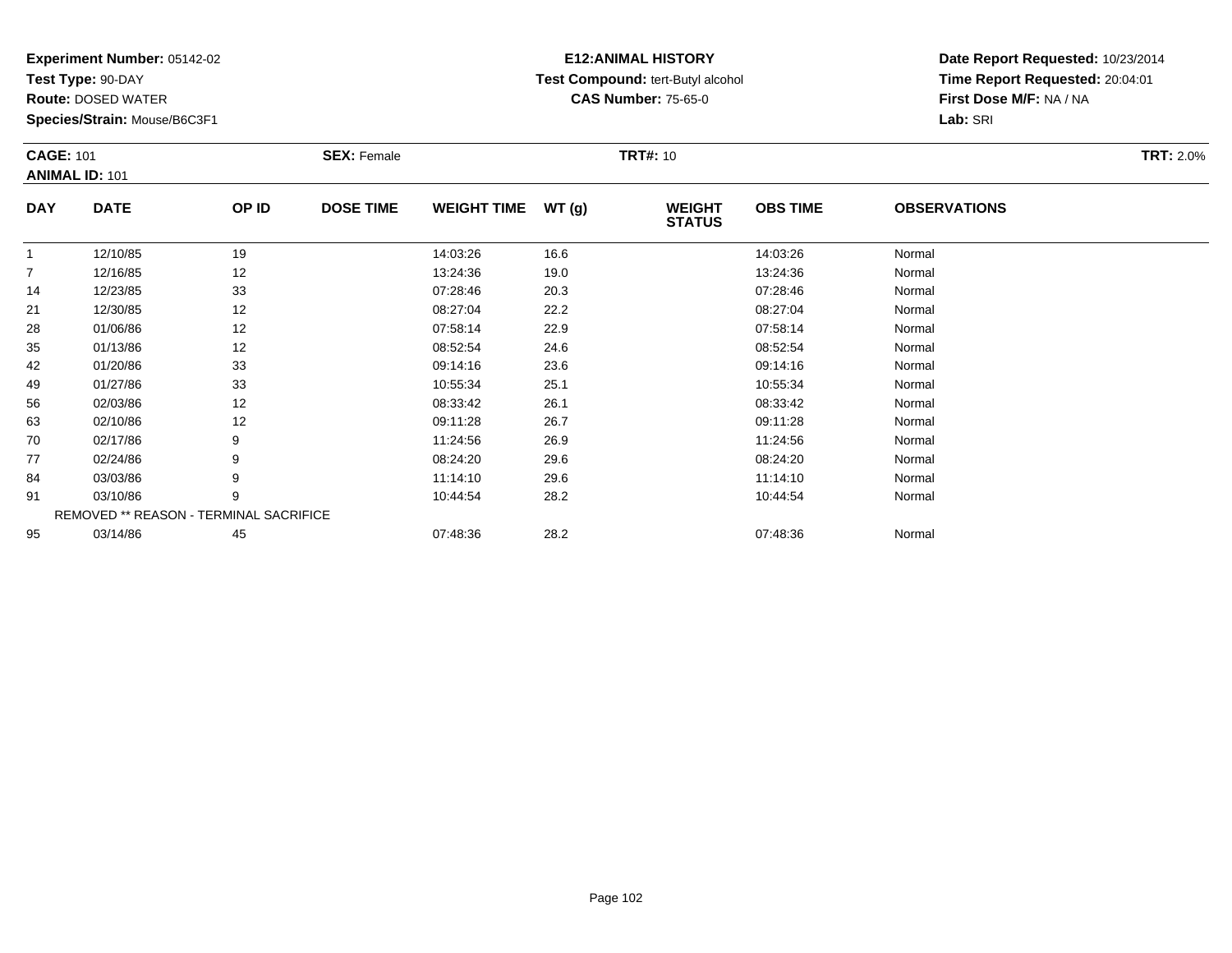**Experiment Number:** 05142-02
**Test Type:** 90-DAY
**Route:** DOSED WATER
**Species/Strain:** Mouse/B6C3F1

**E12:ANIMAL HISTORY**
**Test Compound:** tert-Butyl alcohol
**CAS Number:** 75-65-0

**Date Report Requested:** 10/23/2014
**Time Report Requested:** 20:04:01
**First Dose M/F:** NA / NA
**Lab:** SRI

**CAGE:** 101 **SEX:** Female **TRT#:** 10 **TRT:** 2.0%
**ANIMAL ID:** 101

| DAY | DATE | OP ID | DOSE TIME | WEIGHT TIME | WT (g) | WEIGHT STATUS | OBS TIME | OBSERVATIONS |
|---|---|---|---|---|---|---|---|---|
| 1 | 12/10/85 | 19 | | 14:03:26 | 16.6 | | 14:03:26 | Normal |
| 7 | 12/16/85 | 12 | | 13:24:36 | 19.0 | | 13:24:36 | Normal |
| 14 | 12/23/85 | 33 | | 07:28:46 | 20.3 | | 07:28:46 | Normal |
| 21 | 12/30/85 | 12 | | 08:27:04 | 22.2 | | 08:27:04 | Normal |
| 28 | 01/06/86 | 12 | | 07:58:14 | 22.9 | | 07:58:14 | Normal |
| 35 | 01/13/86 | 12 | | 08:52:54 | 24.6 | | 08:52:54 | Normal |
| 42 | 01/20/86 | 33 | | 09:14:16 | 23.6 | | 09:14:16 | Normal |
| 49 | 01/27/86 | 33 | | 10:55:34 | 25.1 | | 10:55:34 | Normal |
| 56 | 02/03/86 | 12 | | 08:33:42 | 26.1 | | 08:33:42 | Normal |
| 63 | 02/10/86 | 12 | | 09:11:28 | 26.7 | | 09:11:28 | Normal |
| 70 | 02/17/86 | 9 | | 11:24:56 | 26.9 | | 11:24:56 | Normal |
| 77 | 02/24/86 | 9 | | 08:24:20 | 29.6 | | 08:24:20 | Normal |
| 84 | 03/03/86 | 9 | | 11:14:10 | 29.6 | | 11:14:10 | Normal |
| 91 | 03/10/86 | 9 | | 10:44:54 | 28.2 | | 10:44:54 | Normal |
| REMOVED ** REASON - TERMINAL SACRIFICE | | | | | | | | |
| 95 | 03/14/86 | 45 | | 07:48:36 | 28.2 | | 07:48:36 | Normal |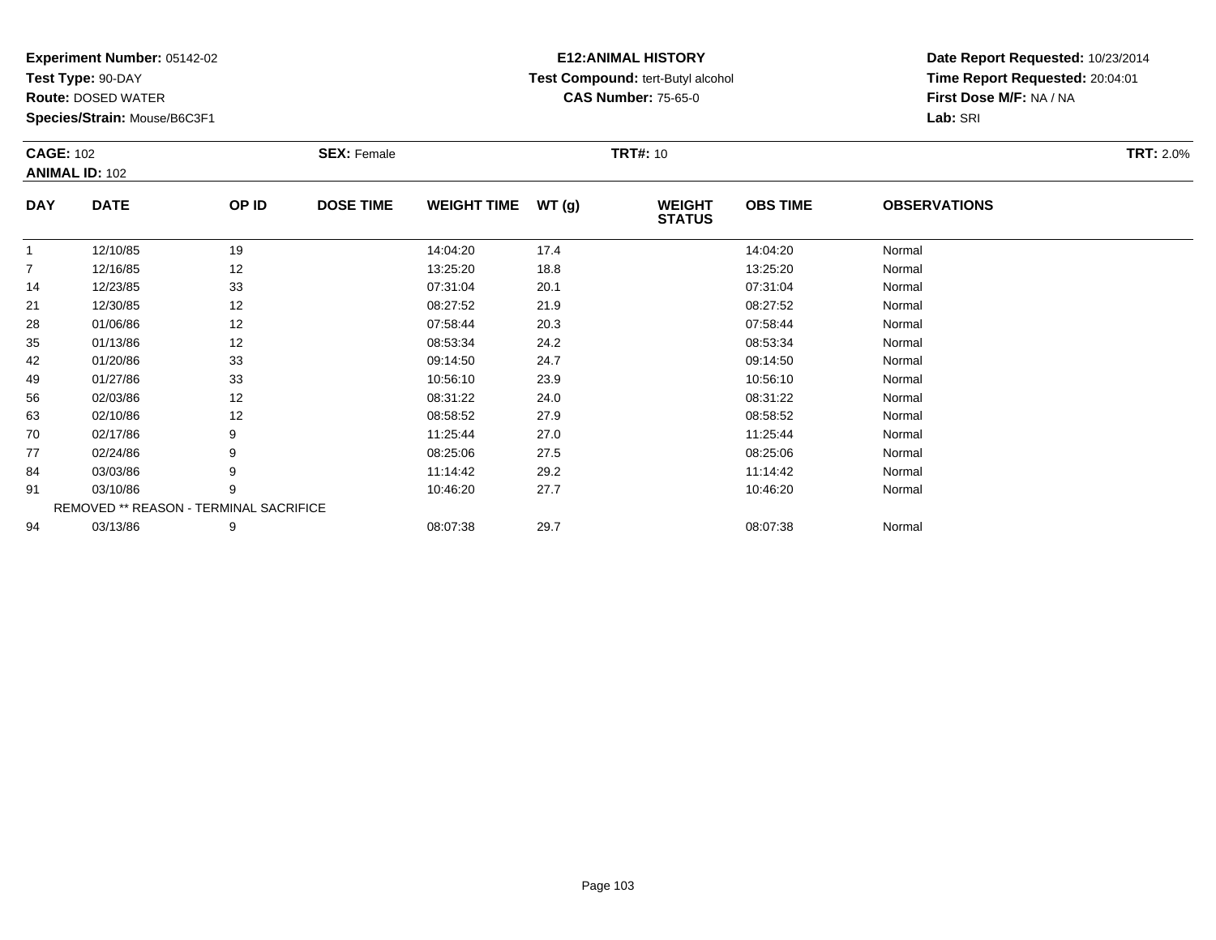**Experiment Number:** 05142-02
**Test Type:** 90-DAY
**Route:** DOSED WATER
**Species/Strain:** Mouse/B6C3F1

**E12:ANIMAL HISTORY**
**Test Compound:** tert-Butyl alcohol
**CAS Number:** 75-65-0

**Date Report Requested:** 10/23/2014
**Time Report Requested:** 20:04:01
**First Dose M/F:** NA / NA
**Lab:** SRI

**CAGE:** 102 **SEX:** Female **TRT#:** 10 **TRT:** 2.0%
**ANIMAL ID:** 102

| DAY | DATE | OP ID | DOSE TIME | WEIGHT TIME | WT (g) | WEIGHT STATUS | OBS TIME | OBSERVATIONS |
|---|---|---|---|---|---|---|---|---|
| 1 | 12/10/85 | 19 | | 14:04:20 | 17.4 | | 14:04:20 | Normal |
| 7 | 12/16/85 | 12 | | 13:25:20 | 18.8 | | 13:25:20 | Normal |
| 14 | 12/23/85 | 33 | | 07:31:04 | 20.1 | | 07:31:04 | Normal |
| 21 | 12/30/85 | 12 | | 08:27:52 | 21.9 | | 08:27:52 | Normal |
| 28 | 01/06/86 | 12 | | 07:58:44 | 20.3 | | 07:58:44 | Normal |
| 35 | 01/13/86 | 12 | | 08:53:34 | 24.2 | | 08:53:34 | Normal |
| 42 | 01/20/86 | 33 | | 09:14:50 | 24.7 | | 09:14:50 | Normal |
| 49 | 01/27/86 | 33 | | 10:56:10 | 23.9 | | 10:56:10 | Normal |
| 56 | 02/03/86 | 12 | | 08:31:22 | 24.0 | | 08:31:22 | Normal |
| 63 | 02/10/86 | 12 | | 08:58:52 | 27.9 | | 08:58:52 | Normal |
| 70 | 02/17/86 | 9 | | 11:25:44 | 27.0 | | 11:25:44 | Normal |
| 77 | 02/24/86 | 9 | | 08:25:06 | 27.5 | | 08:25:06 | Normal |
| 84 | 03/03/86 | 9 | | 11:14:42 | 29.2 | | 11:14:42 | Normal |
| 91 | 03/10/86 | 9 | | 10:46:20 | 27.7 | | 10:46:20 | Normal |
| REMOVED ** REASON - TERMINAL SACRIFICE | | | | | | | | |
| 94 | 03/13/86 | 9 | | 08:07:38 | 29.7 | | 08:07:38 | Normal |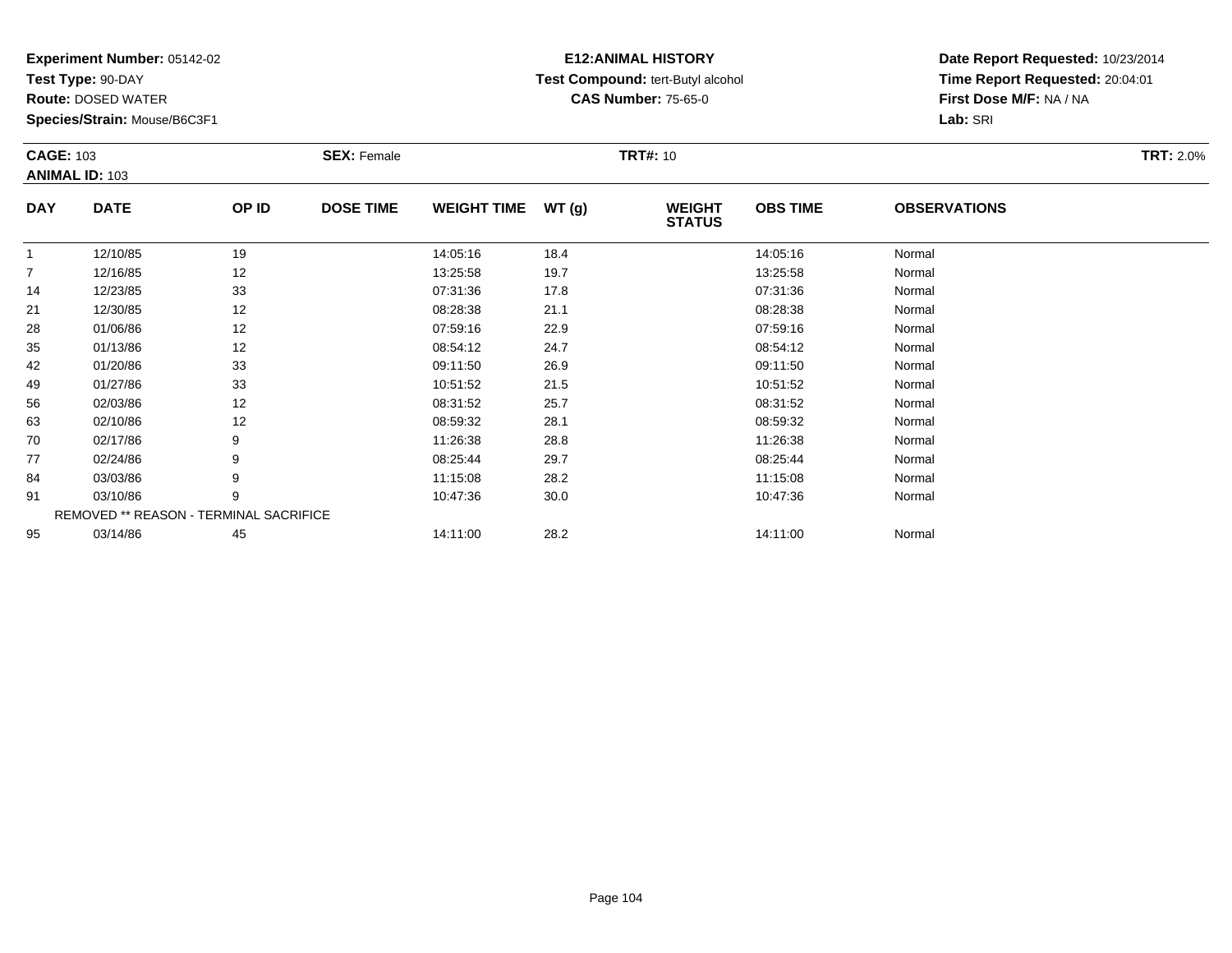**Experiment Number:** 05142-02
**Test Type:** 90-DAY
**Route:** DOSED WATER
**Species/Strain:** Mouse/B6C3F1

**E12:ANIMAL HISTORY**
**Test Compound:** tert-Butyl alcohol
**CAS Number:** 75-65-0

**Date Report Requested:** 10/23/2014
**Time Report Requested:** 20:04:01
**First Dose M/F:** NA / NA
**Lab:** SRI

**CAGE:** 103 | **SEX:** Female | **TRT#:** 10 | **TRT:** 2.0%
**ANIMAL ID:** 103

| DAY | DATE | OP ID | DOSE TIME | WEIGHT TIME | WT (g) | WEIGHT STATUS | OBS TIME | OBSERVATIONS |
|---|---|---|---|---|---|---|---|---|
| 1 | 12/10/85 | 19 | | 14:05:16 | 18.4 | | 14:05:16 | Normal |
| 7 | 12/16/85 | 12 | | 13:25:58 | 19.7 | | 13:25:58 | Normal |
| 14 | 12/23/85 | 33 | | 07:31:36 | 17.8 | | 07:31:36 | Normal |
| 21 | 12/30/85 | 12 | | 08:28:38 | 21.1 | | 08:28:38 | Normal |
| 28 | 01/06/86 | 12 | | 07:59:16 | 22.9 | | 07:59:16 | Normal |
| 35 | 01/13/86 | 12 | | 08:54:12 | 24.7 | | 08:54:12 | Normal |
| 42 | 01/20/86 | 33 | | 09:11:50 | 26.9 | | 09:11:50 | Normal |
| 49 | 01/27/86 | 33 | | 10:51:52 | 21.5 | | 10:51:52 | Normal |
| 56 | 02/03/86 | 12 | | 08:31:52 | 25.7 | | 08:31:52 | Normal |
| 63 | 02/10/86 | 12 | | 08:59:32 | 28.1 | | 08:59:32 | Normal |
| 70 | 02/17/86 | 9 | | 11:26:38 | 28.8 | | 11:26:38 | Normal |
| 77 | 02/24/86 | 9 | | 08:25:44 | 29.7 | | 08:25:44 | Normal |
| 84 | 03/03/86 | 9 | | 11:15:08 | 28.2 | | 11:15:08 | Normal |
| 91 | 03/10/86 | 9 | | 10:47:36 | 30.0 | | 10:47:36 | Normal |
| | REMOVED ** REASON - TERMINAL SACRIFICE | | | | | | | |
| 95 | 03/14/86 | 45 | | 14:11:00 | 28.2 | | 14:11:00 | Normal |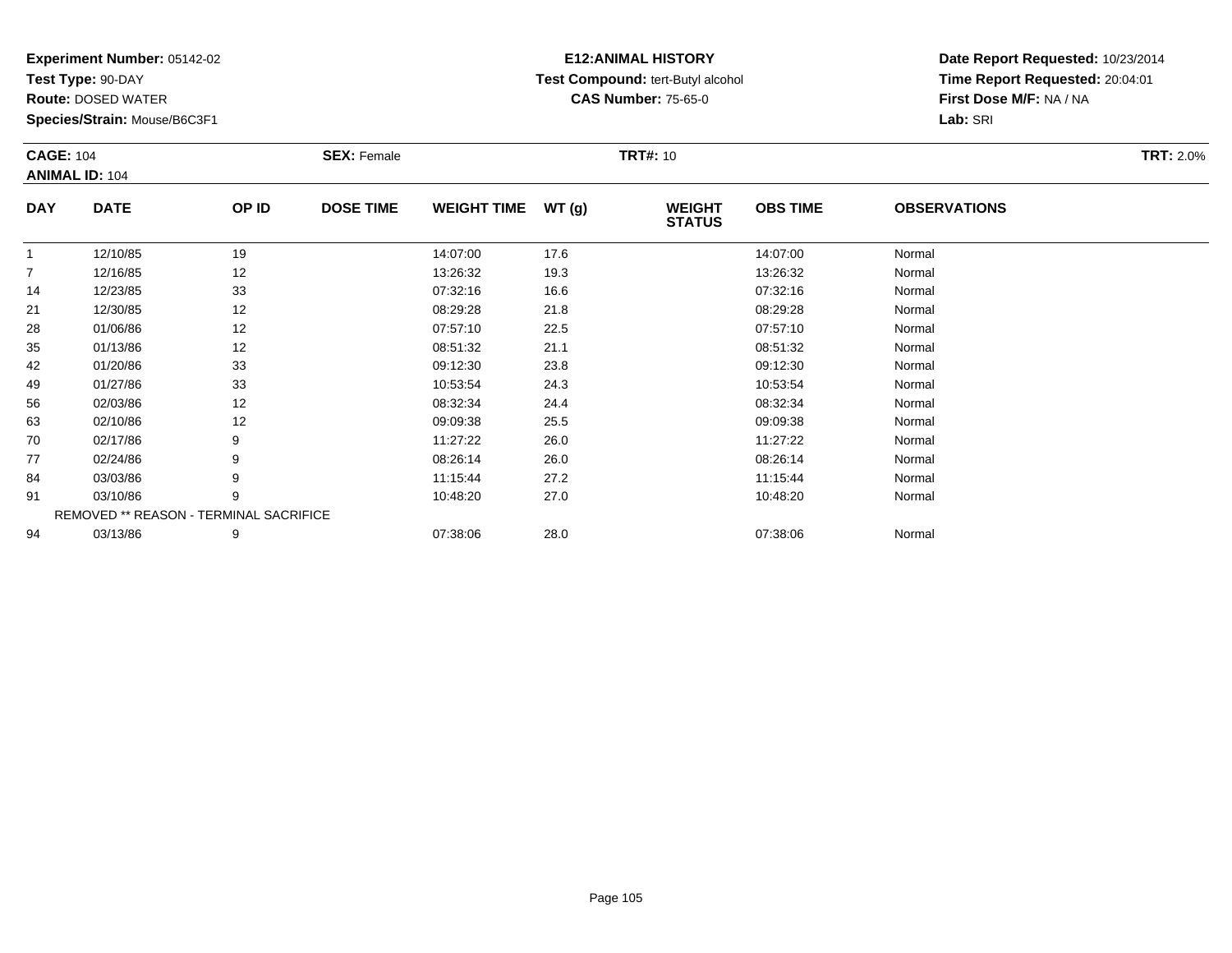**Experiment Number:** 05142-02
**Test Type:** 90-DAY
**Route:** DOSED WATER
**Species/Strain:** Mouse/B6C3F1

**E12:ANIMAL HISTORY**
**Test Compound:** tert-Butyl alcohol
**CAS Number:** 75-65-0

**Date Report Requested:** 10/23/2014
**Time Report Requested:** 20:04:01
**First Dose M/F:** NA / NA
**Lab:** SRI

**CAGE:** 104 **SEX:** Female **TRT#:** 10 **TRT:** 2.0%
**ANIMAL ID:** 104

| DAY | DATE | OP ID | DOSE TIME | WEIGHT TIME | WT (g) | WEIGHT STATUS | OBS TIME | OBSERVATIONS |
|---|---|---|---|---|---|---|---|---|
| 1 | 12/10/85 | 19 | | 14:07:00 | 17.6 | | 14:07:00 | Normal |
| 7 | 12/16/85 | 12 | | 13:26:32 | 19.3 | | 13:26:32 | Normal |
| 14 | 12/23/85 | 33 | | 07:32:16 | 16.6 | | 07:32:16 | Normal |
| 21 | 12/30/85 | 12 | | 08:29:28 | 21.8 | | 08:29:28 | Normal |
| 28 | 01/06/86 | 12 | | 07:57:10 | 22.5 | | 07:57:10 | Normal |
| 35 | 01/13/86 | 12 | | 08:51:32 | 21.1 | | 08:51:32 | Normal |
| 42 | 01/20/86 | 33 | | 09:12:30 | 23.8 | | 09:12:30 | Normal |
| 49 | 01/27/86 | 33 | | 10:53:54 | 24.3 | | 10:53:54 | Normal |
| 56 | 02/03/86 | 12 | | 08:32:34 | 24.4 | | 08:32:34 | Normal |
| 63 | 02/10/86 | 12 | | 09:09:38 | 25.5 | | 09:09:38 | Normal |
| 70 | 02/17/86 | 9 | | 11:27:22 | 26.0 | | 11:27:22 | Normal |
| 77 | 02/24/86 | 9 | | 08:26:14 | 26.0 | | 08:26:14 | Normal |
| 84 | 03/03/86 | 9 | | 11:15:44 | 27.2 | | 11:15:44 | Normal |
| 91 | 03/10/86 | 9 | | 10:48:20 | 27.0 | | 10:48:20 | Normal |
| REMOVED ** REASON - TERMINAL SACRIFICE | | | | | | | | |
| 94 | 03/13/86 | 9 | | 07:38:06 | 28.0 | | 07:38:06 | Normal |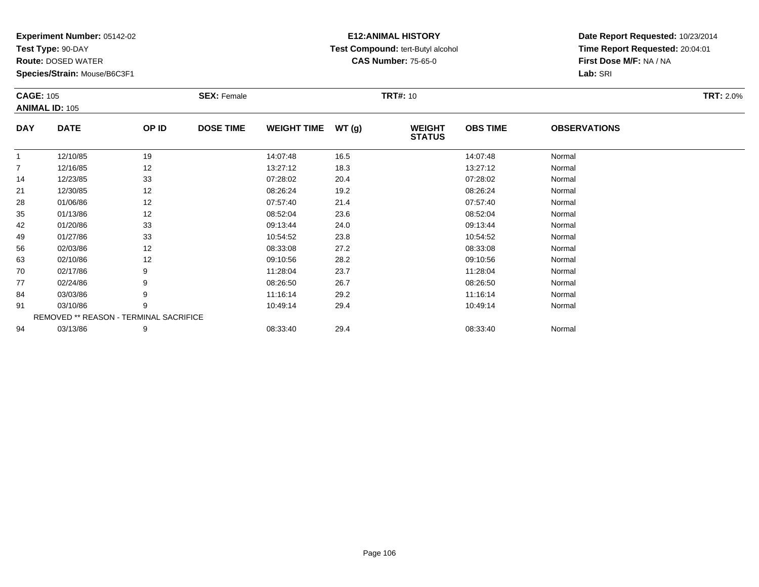**Experiment Number:** 05142-02
**Test Type:** 90-DAY
**Route:** DOSED WATER
**Species/Strain:** Mouse/B6C3F1

**E12:ANIMAL HISTORY**
**Test Compound:** tert-Butyl alcohol
**CAS Number:** 75-65-0

**Date Report Requested:** 10/23/2014
**Time Report Requested:** 20:04:01
**First Dose M/F:** NA / NA
**Lab:** SRI

**CAGE:** 105 **SEX:** Female **TRT#:** 10 **TRT:** 2.0%
**ANIMAL ID:** 105

| DAY | DATE | OP ID | DOSE TIME | WEIGHT TIME | WT (g) | WEIGHT STATUS | OBS TIME | OBSERVATIONS |
|---|---|---|---|---|---|---|---|---|
| 1 | 12/10/85 | 19 | | 14:07:48 | 16.5 | | 14:07:48 | Normal |
| 7 | 12/16/85 | 12 | | 13:27:12 | 18.3 | | 13:27:12 | Normal |
| 14 | 12/23/85 | 33 | | 07:28:02 | 20.4 | | 07:28:02 | Normal |
| 21 | 12/30/85 | 12 | | 08:26:24 | 19.2 | | 08:26:24 | Normal |
| 28 | 01/06/86 | 12 | | 07:57:40 | 21.4 | | 07:57:40 | Normal |
| 35 | 01/13/86 | 12 | | 08:52:04 | 23.6 | | 08:52:04 | Normal |
| 42 | 01/20/86 | 33 | | 09:13:44 | 24.0 | | 09:13:44 | Normal |
| 49 | 01/27/86 | 33 | | 10:54:52 | 23.8 | | 10:54:52 | Normal |
| 56 | 02/03/86 | 12 | | 08:33:08 | 27.2 | | 08:33:08 | Normal |
| 63 | 02/10/86 | 12 | | 09:10:56 | 28.2 | | 09:10:56 | Normal |
| 70 | 02/17/86 | 9 | | 11:28:04 | 23.7 | | 11:28:04 | Normal |
| 77 | 02/24/86 | 9 | | 08:26:50 | 26.7 | | 08:26:50 | Normal |
| 84 | 03/03/86 | 9 | | 11:16:14 | 29.2 | | 11:16:14 | Normal |
| 91 | 03/10/86 | 9 | | 10:49:14 | 29.4 | | 10:49:14 | Normal |
| REMOVED ** REASON - TERMINAL SACRIFICE | | | | | | | | |
| 94 | 03/13/86 | 9 | | 08:33:40 | 29.4 | | 08:33:40 | Normal |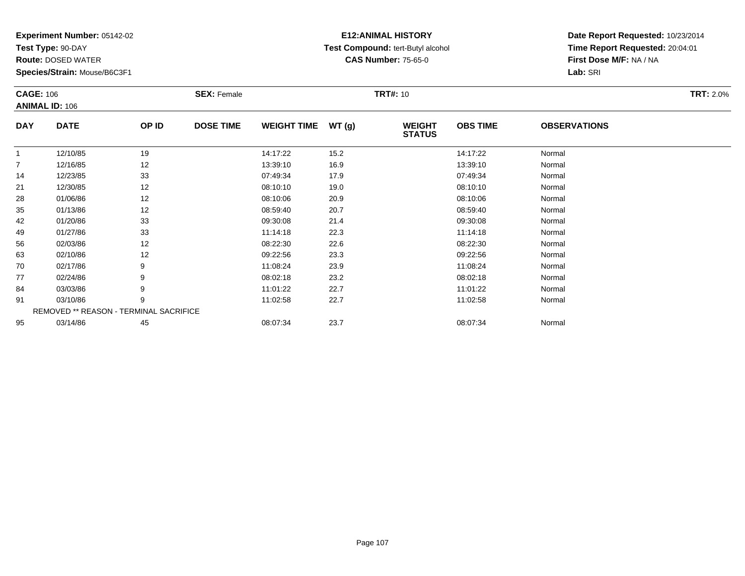**Experiment Number:** 05142-02
**Test Type:** 90-DAY
**Route:** DOSED WATER
**Species/Strain:** Mouse/B6C3F1

**E12:ANIMAL HISTORY**
**Test Compound:** tert-Butyl alcohol
**CAS Number:** 75-65-0

**Date Report Requested:** 10/23/2014
**Time Report Requested:** 20:04:01
**First Dose M/F:** NA / NA
**Lab:** SRI

**CAGE:** 106 **SEX:** Female **TRT#:** 10 **TRT:** 2.0%
**ANIMAL ID:** 106

| DAY | DATE | OP ID | DOSE TIME | WEIGHT TIME | WT (g) | WEIGHT STATUS | OBS TIME | OBSERVATIONS |
|---|---|---|---|---|---|---|---|---|
| 1 | 12/10/85 | 19 | | 14:17:22 | 15.2 | | 14:17:22 | Normal |
| 7 | 12/16/85 | 12 | | 13:39:10 | 16.9 | | 13:39:10 | Normal |
| 14 | 12/23/85 | 33 | | 07:49:34 | 17.9 | | 07:49:34 | Normal |
| 21 | 12/30/85 | 12 | | 08:10:10 | 19.0 | | 08:10:10 | Normal |
| 28 | 01/06/86 | 12 | | 08:10:06 | 20.9 | | 08:10:06 | Normal |
| 35 | 01/13/86 | 12 | | 08:59:40 | 20.7 | | 08:59:40 | Normal |
| 42 | 01/20/86 | 33 | | 09:30:08 | 21.4 | | 09:30:08 | Normal |
| 49 | 01/27/86 | 33 | | 11:14:18 | 22.3 | | 11:14:18 | Normal |
| 56 | 02/03/86 | 12 | | 08:22:30 | 22.6 | | 08:22:30 | Normal |
| 63 | 02/10/86 | 12 | | 09:22:56 | 23.3 | | 09:22:56 | Normal |
| 70 | 02/17/86 | 9 | | 11:08:24 | 23.9 | | 11:08:24 | Normal |
| 77 | 02/24/86 | 9 | | 08:02:18 | 23.2 | | 08:02:18 | Normal |
| 84 | 03/03/86 | 9 | | 11:01:22 | 22.7 | | 11:01:22 | Normal |
| 91 | 03/10/86 | 9 | | 11:02:58 | 22.7 | | 11:02:58 | Normal |
| REMOVED ** REASON - TERMINAL SACRIFICE | | | | | | | | |
| 95 | 03/14/86 | 45 | | 08:07:34 | 23.7 | | 08:07:34 | Normal |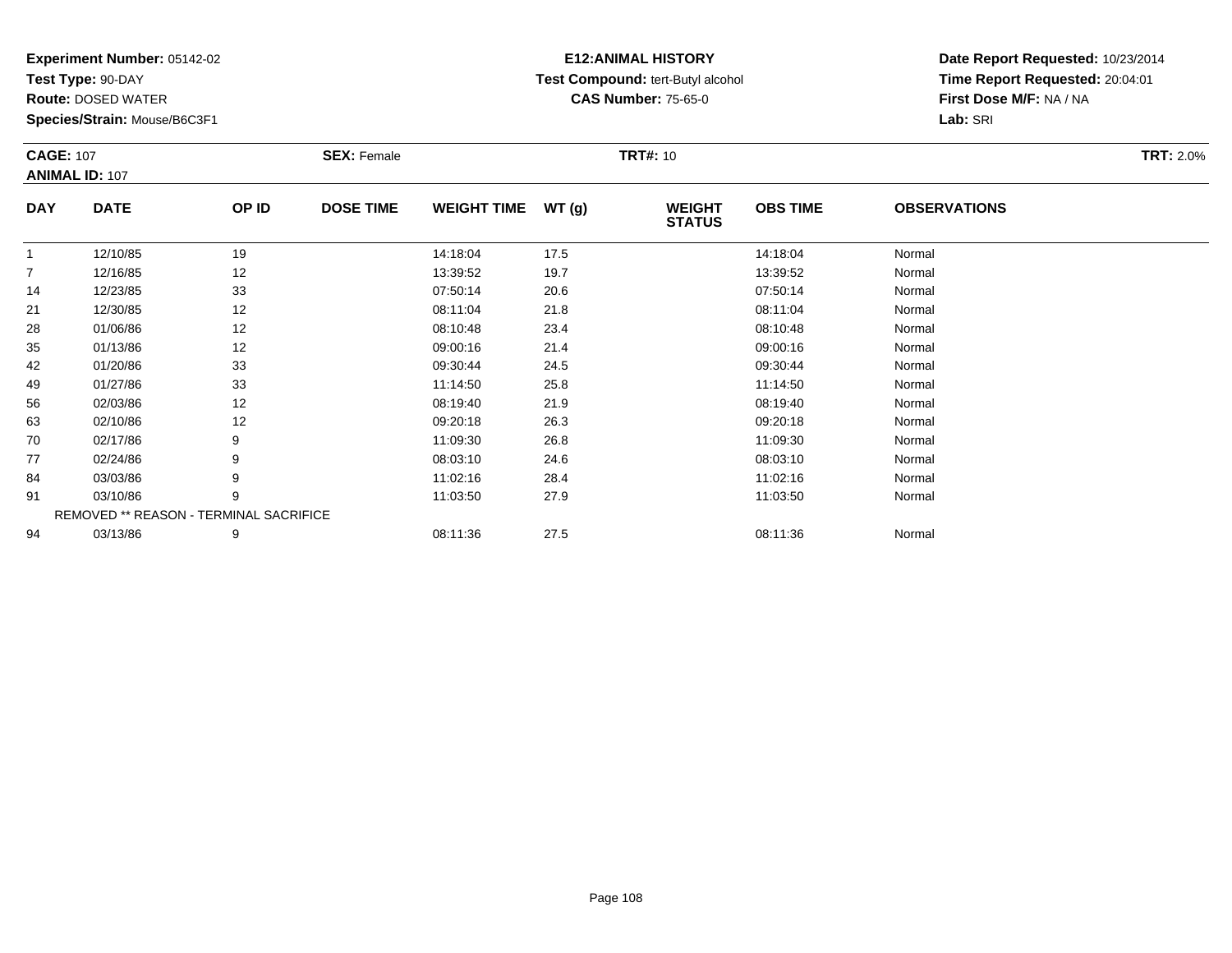**Experiment Number:** 05142-02
**Test Type:** 90-DAY
**Route:** DOSED WATER
**Species/Strain:** Mouse/B6C3F1

**E12:ANIMAL HISTORY**
**Test Compound:** tert-Butyl alcohol
**CAS Number:** 75-65-0

**Date Report Requested:** 10/23/2014
**Time Report Requested:** 20:04:01
**First Dose M/F:** NA / NA
**Lab:** SRI

**CAGE:** 107 **SEX:** Female **TRT#:** 10 **TRT:** 2.0%
**ANIMAL ID:** 107

| DAY | DATE | OP ID | DOSE TIME | WEIGHT TIME | WT (g) | WEIGHT STATUS | OBS TIME | OBSERVATIONS |
|---|---|---|---|---|---|---|---|---|
| 1 | 12/10/85 | 19 | | 14:18:04 | 17.5 | | 14:18:04 | Normal |
| 7 | 12/16/85 | 12 | | 13:39:52 | 19.7 | | 13:39:52 | Normal |
| 14 | 12/23/85 | 33 | | 07:50:14 | 20.6 | | 07:50:14 | Normal |
| 21 | 12/30/85 | 12 | | 08:11:04 | 21.8 | | 08:11:04 | Normal |
| 28 | 01/06/86 | 12 | | 08:10:48 | 23.4 | | 08:10:48 | Normal |
| 35 | 01/13/86 | 12 | | 09:00:16 | 21.4 | | 09:00:16 | Normal |
| 42 | 01/20/86 | 33 | | 09:30:44 | 24.5 | | 09:30:44 | Normal |
| 49 | 01/27/86 | 33 | | 11:14:50 | 25.8 | | 11:14:50 | Normal |
| 56 | 02/03/86 | 12 | | 08:19:40 | 21.9 | | 08:19:40 | Normal |
| 63 | 02/10/86 | 12 | | 09:20:18 | 26.3 | | 09:20:18 | Normal |
| 70 | 02/17/86 | 9 | | 11:09:30 | 26.8 | | 11:09:30 | Normal |
| 77 | 02/24/86 | 9 | | 08:03:10 | 24.6 | | 08:03:10 | Normal |
| 84 | 03/03/86 | 9 | | 11:02:16 | 28.4 | | 11:02:16 | Normal |
| 91 | 03/10/86 | 9 | | 11:03:50 | 27.9 | | 11:03:50 | Normal |
| REMOVED ** REASON - TERMINAL SACRIFICE | | | | | | | | |
| 94 | 03/13/86 | 9 | | 08:11:36 | 27.5 | | 08:11:36 | Normal |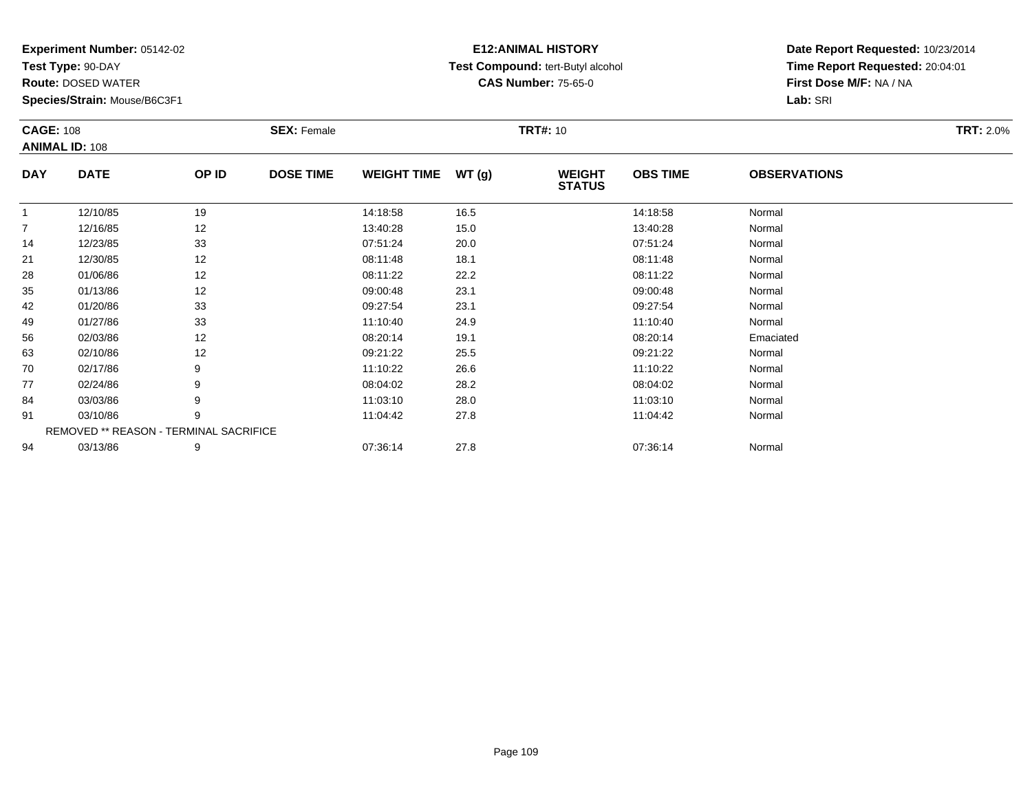**Experiment Number:** 05142-02
**Test Type:** 90-DAY
**Route:** DOSED WATER
**Species/Strain:** Mouse/B6C3F1

**E12:ANIMAL HISTORY**
**Test Compound:** tert-Butyl alcohol
**CAS Number:** 75-65-0

**Date Report Requested:** 10/23/2014
**Time Report Requested:** 20:04:01
**First Dose M/F:** NA / NA
**Lab:** SRI

**CAGE:** 108 **SEX:** Female **TRT#:** 10 **TRT:** 2.0%
**ANIMAL ID:** 108

| DAY | DATE | OP ID | DOSE TIME | WEIGHT TIME | WT (g) | WEIGHT STATUS | OBS TIME | OBSERVATIONS |
|---|---|---|---|---|---|---|---|---|
| 1 | 12/10/85 | 19 | | 14:18:58 | 16.5 | | 14:18:58 | Normal |
| 7 | 12/16/85 | 12 | | 13:40:28 | 15.0 | | 13:40:28 | Normal |
| 14 | 12/23/85 | 33 | | 07:51:24 | 20.0 | | 07:51:24 | Normal |
| 21 | 12/30/85 | 12 | | 08:11:48 | 18.1 | | 08:11:48 | Normal |
| 28 | 01/06/86 | 12 | | 08:11:22 | 22.2 | | 08:11:22 | Normal |
| 35 | 01/13/86 | 12 | | 09:00:48 | 23.1 | | 09:00:48 | Normal |
| 42 | 01/20/86 | 33 | | 09:27:54 | 23.1 | | 09:27:54 | Normal |
| 49 | 01/27/86 | 33 | | 11:10:40 | 24.9 | | 11:10:40 | Normal |
| 56 | 02/03/86 | 12 | | 08:20:14 | 19.1 | | 08:20:14 | Emaciated |
| 63 | 02/10/86 | 12 | | 09:21:22 | 25.5 | | 09:21:22 | Normal |
| 70 | 02/17/86 | 9 | | 11:10:22 | 26.6 | | 11:10:22 | Normal |
| 77 | 02/24/86 | 9 | | 08:04:02 | 28.2 | | 08:04:02 | Normal |
| 84 | 03/03/86 | 9 | | 11:03:10 | 28.0 | | 11:03:10 | Normal |
| 91 | 03/10/86 | 9 | | 11:04:42 | 27.8 | | 11:04:42 | Normal |
| REMOVED ** REASON - TERMINAL SACRIFICE | | | | | | | | |
| 94 | 03/13/86 | 9 | | 07:36:14 | 27.8 | | 07:36:14 | Normal |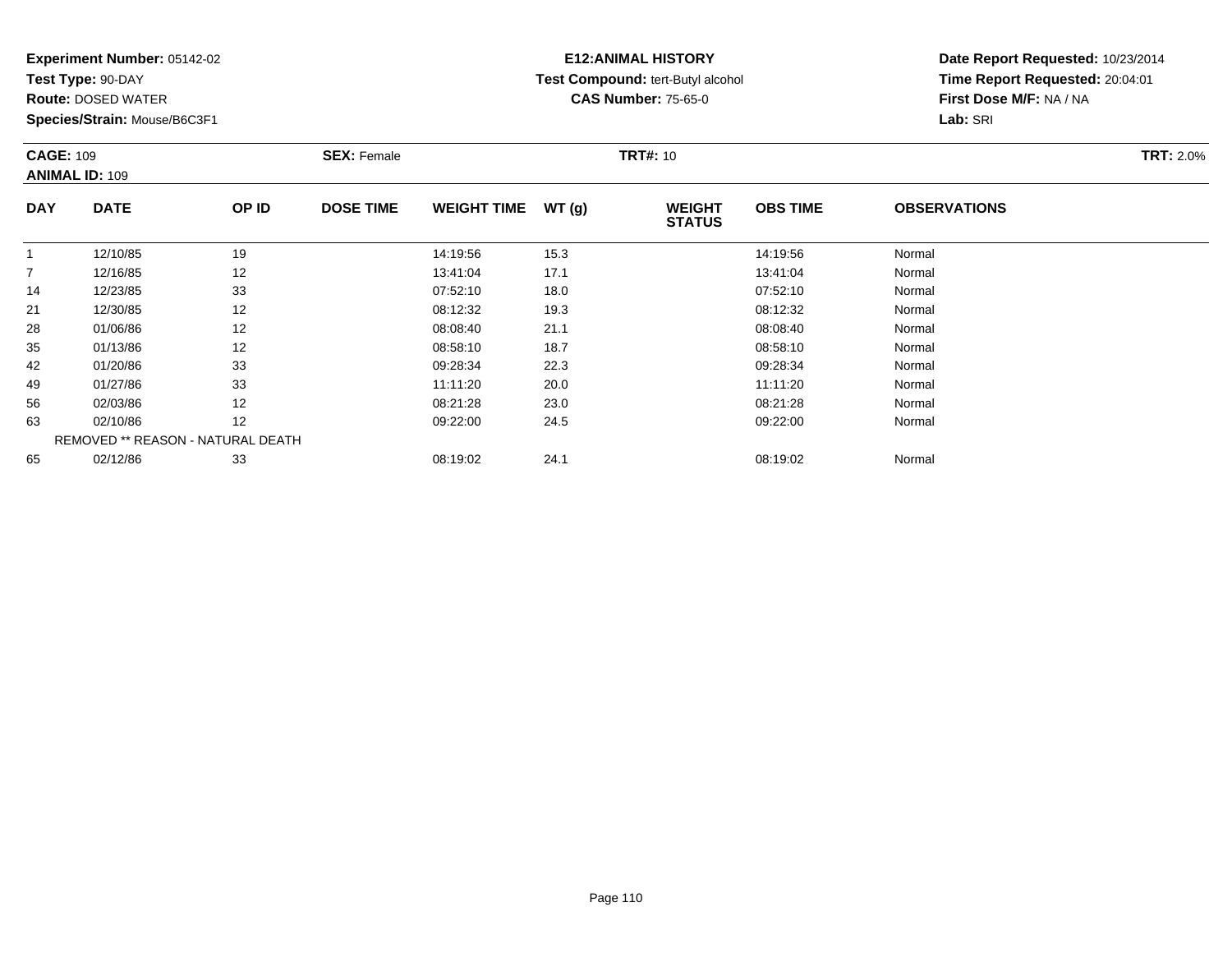**Experiment Number:** 05142-02
**Test Type:** 90-DAY
**Route:** DOSED WATER
**Species/Strain:** Mouse/B6C3F1

**E12:ANIMAL HISTORY**
**Test Compound:** tert-Butyl alcohol
**CAS Number:** 75-65-0

**Date Report Requested:** 10/23/2014
**Time Report Requested:** 20:04:01
**First Dose M/F:** NA / NA
**Lab:** SRI

**CAGE:** 109 **SEX:** Female **TRT#:** 10 **TRT:** 2.0%
**ANIMAL ID:** 109

| DAY | DATE | OP ID | DOSE TIME | WEIGHT TIME | WT (g) | WEIGHT STATUS | OBS TIME | OBSERVATIONS |
|---|---|---|---|---|---|---|---|---|
| 1 | 12/10/85 | 19 | | 14:19:56 | 15.3 | | 14:19:56 | Normal |
| 7 | 12/16/85 | 12 | | 13:41:04 | 17.1 | | 13:41:04 | Normal |
| 14 | 12/23/85 | 33 | | 07:52:10 | 18.0 | | 07:52:10 | Normal |
| 21 | 12/30/85 | 12 | | 08:12:32 | 19.3 | | 08:12:32 | Normal |
| 28 | 01/06/86 | 12 | | 08:08:40 | 21.1 | | 08:08:40 | Normal |
| 35 | 01/13/86 | 12 | | 08:58:10 | 18.7 | | 08:58:10 | Normal |
| 42 | 01/20/86 | 33 | | 09:28:34 | 22.3 | | 09:28:34 | Normal |
| 49 | 01/27/86 | 33 | | 11:11:20 | 20.0 | | 11:11:20 | Normal |
| 56 | 02/03/86 | 12 | | 08:21:28 | 23.0 | | 08:21:28 | Normal |
| 63 | 02/10/86 | 12 | | 09:22:00 | 24.5 | | 09:22:00 | Normal |
| | REMOVED ** REASON - NATURAL DEATH | | | | | | | |
| 65 | 02/12/86 | 33 | | 08:19:02 | 24.1 | | 08:19:02 | Normal |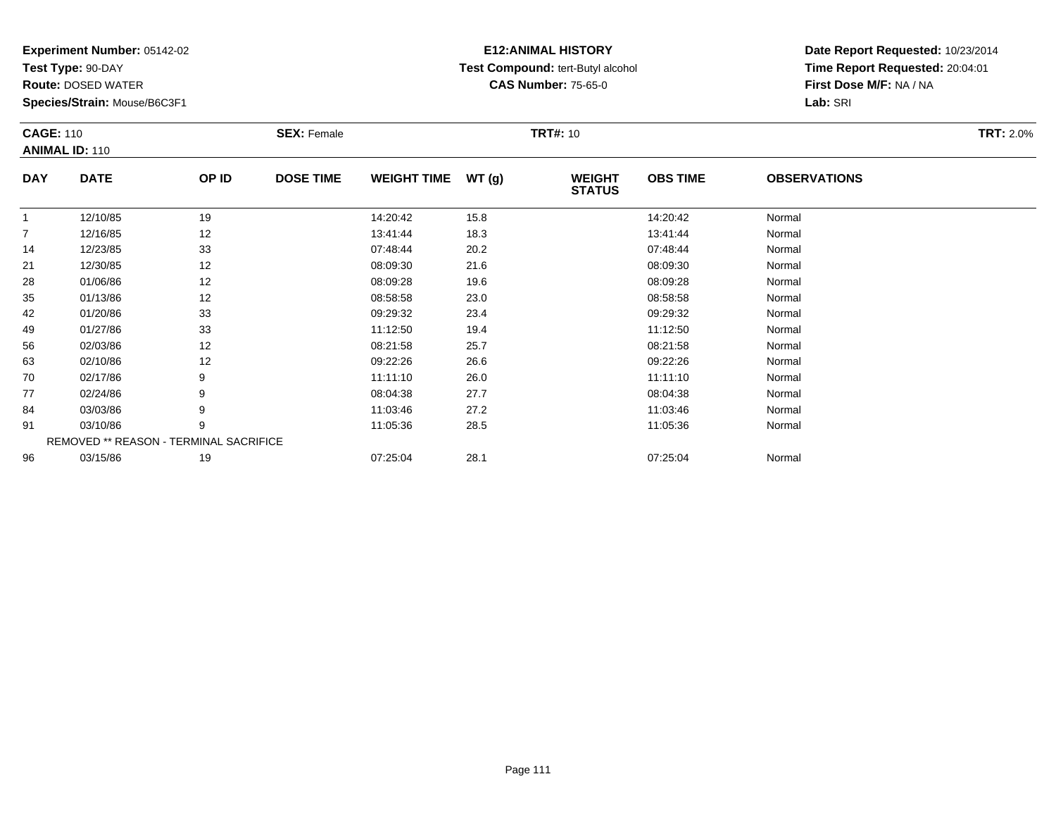**Experiment Number:** 05142-02
**Test Type:** 90-DAY
**Route:** DOSED WATER
**Species/Strain:** Mouse/B6C3F1

**E12:ANIMAL HISTORY**
**Test Compound:** tert-Butyl alcohol
**CAS Number:** 75-65-0

**Date Report Requested:** 10/23/2014
**Time Report Requested:** 20:04:01
**First Dose M/F:** NA / NA
**Lab:** SRI

**CAGE:** 110
**ANIMAL ID:** 110
**SEX:** Female
**TRT#:** 10
**TRT:** 2.0%

| DAY | DATE | OP ID | DOSE TIME | WEIGHT TIME | WT (g) | WEIGHT STATUS | OBS TIME | OBSERVATIONS |
|---|---|---|---|---|---|---|---|---|
| 1 | 12/10/85 | 19 | | 14:20:42 | 15.8 | | 14:20:42 | Normal |
| 7 | 12/16/85 | 12 | | 13:41:44 | 18.3 | | 13:41:44 | Normal |
| 14 | 12/23/85 | 33 | | 07:48:44 | 20.2 | | 07:48:44 | Normal |
| 21 | 12/30/85 | 12 | | 08:09:30 | 21.6 | | 08:09:30 | Normal |
| 28 | 01/06/86 | 12 | | 08:09:28 | 19.6 | | 08:09:28 | Normal |
| 35 | 01/13/86 | 12 | | 08:58:58 | 23.0 | | 08:58:58 | Normal |
| 42 | 01/20/86 | 33 | | 09:29:32 | 23.4 | | 09:29:32 | Normal |
| 49 | 01/27/86 | 33 | | 11:12:50 | 19.4 | | 11:12:50 | Normal |
| 56 | 02/03/86 | 12 | | 08:21:58 | 25.7 | | 08:21:58 | Normal |
| 63 | 02/10/86 | 12 | | 09:22:26 | 26.6 | | 09:22:26 | Normal |
| 70 | 02/17/86 | 9 | | 11:11:10 | 26.0 | | 11:11:10 | Normal |
| 77 | 02/24/86 | 9 | | 08:04:38 | 27.7 | | 08:04:38 | Normal |
| 84 | 03/03/86 | 9 | | 11:03:46 | 27.2 | | 11:03:46 | Normal |
| 91 | 03/10/86 | 9 | | 11:05:36 | 28.5 | | 11:05:36 | Normal |
| REMOVED ** REASON - TERMINAL SACRIFICE | | | | | | | | |
| 96 | 03/15/86 | 19 | | 07:25:04 | 28.1 | | 07:25:04 | Normal |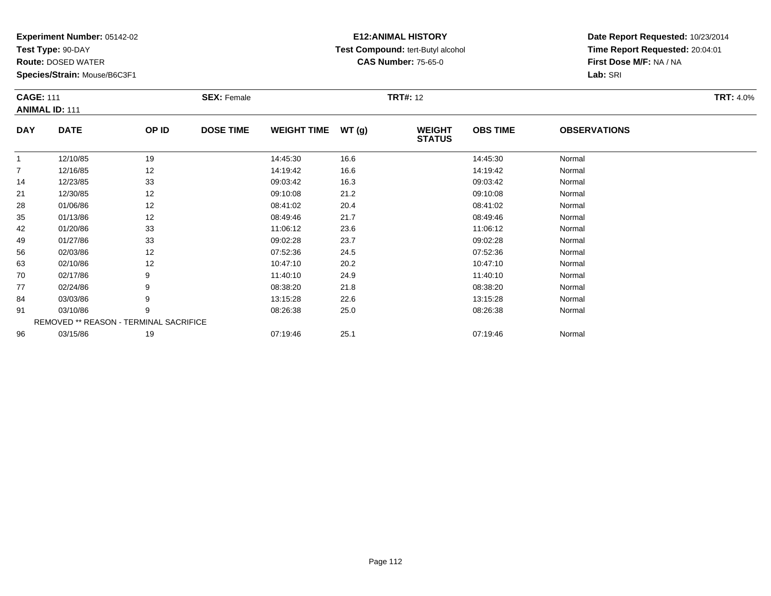**Experiment Number:** 05142-02
**Test Type:** 90-DAY
**Route:** DOSED WATER
**Species/Strain:** Mouse/B6C3F1

**E12:ANIMAL HISTORY**
**Test Compound:** tert-Butyl alcohol
**CAS Number:** 75-65-0

**Date Report Requested:** 10/23/2014
**Time Report Requested:** 20:04:01
**First Dose M/F:** NA / NA
**Lab:** SRI

**CAGE:** 111 **SEX:** Female **TRT#:** 12 **TRT:** 4.0%
**ANIMAL ID:** 111

| DAY | DATE | OP ID | DOSE TIME | WEIGHT TIME | WT (g) | WEIGHT STATUS | OBS TIME | OBSERVATIONS |
|---|---|---|---|---|---|---|---|---|
| 1 | 12/10/85 | 19 | | 14:45:30 | 16.6 | | 14:45:30 | Normal |
| 7 | 12/16/85 | 12 | | 14:19:42 | 16.6 | | 14:19:42 | Normal |
| 14 | 12/23/85 | 33 | | 09:03:42 | 16.3 | | 09:03:42 | Normal |
| 21 | 12/30/85 | 12 | | 09:10:08 | 21.2 | | 09:10:08 | Normal |
| 28 | 01/06/86 | 12 | | 08:41:02 | 20.4 | | 08:41:02 | Normal |
| 35 | 01/13/86 | 12 | | 08:49:46 | 21.7 | | 08:49:46 | Normal |
| 42 | 01/20/86 | 33 | | 11:06:12 | 23.6 | | 11:06:12 | Normal |
| 49 | 01/27/86 | 33 | | 09:02:28 | 23.7 | | 09:02:28 | Normal |
| 56 | 02/03/86 | 12 | | 07:52:36 | 24.5 | | 07:52:36 | Normal |
| 63 | 02/10/86 | 12 | | 10:47:10 | 20.2 | | 10:47:10 | Normal |
| 70 | 02/17/86 | 9 | | 11:40:10 | 24.9 | | 11:40:10 | Normal |
| 77 | 02/24/86 | 9 | | 08:38:20 | 21.8 | | 08:38:20 | Normal |
| 84 | 03/03/86 | 9 | | 13:15:28 | 22.6 | | 13:15:28 | Normal |
| 91 | 03/10/86 | 9 | | 08:26:38 | 25.0 | | 08:26:38 | Normal |
| REMOVED ** REASON - TERMINAL SACRIFICE | | | | | | | | |
| 96 | 03/15/86 | 19 | | 07:19:46 | 25.1 | | 07:19:46 | Normal |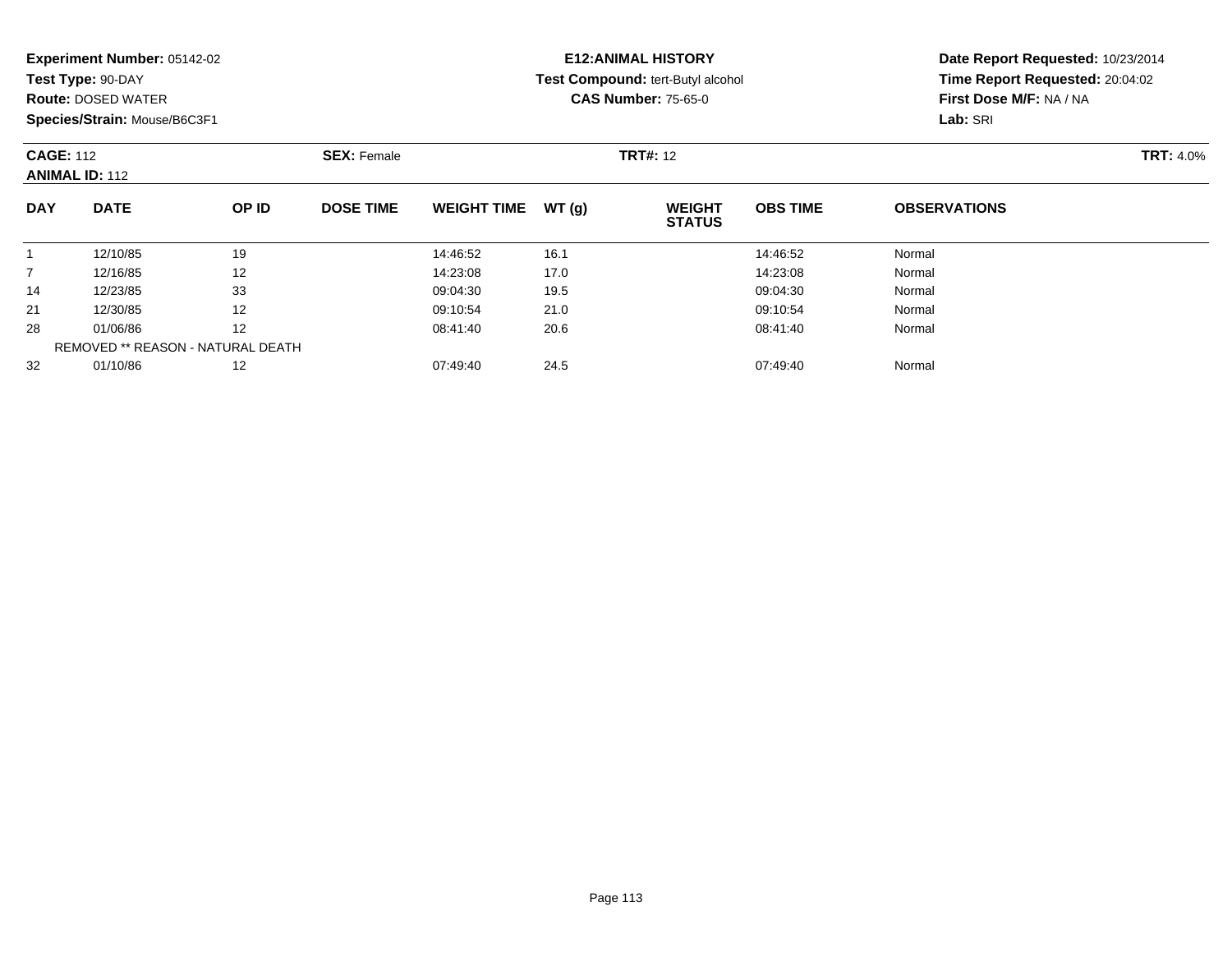**Experiment Number:** 05142-02
**Test Type:** 90-DAY
**Route:** DOSED WATER
**Species/Strain:** Mouse/B6C3F1

**E12:ANIMAL HISTORY**
**Test Compound:** tert-Butyl alcohol
**CAS Number:** 75-65-0

**Date Report Requested:** 10/23/2014
**Time Report Requested:** 20:04:02
**First Dose M/F:** NA / NA
**Lab:** SRI

**CAGE:** 112
**ANIMAL ID:** 112

**SEX:** Female

**TRT#:** 12

**TRT:** 4.0%

| DAY | DATE | OP ID | DOSE TIME | WEIGHT TIME | WT (g) | WEIGHT STATUS | OBS TIME | OBSERVATIONS |
|---|---|---|---|---|---|---|---|---|
| 1 | 12/10/85 | 19 | | 14:46:52 | 16.1 | | 14:46:52 | Normal |
| 7 | 12/16/85 | 12 | | 14:23:08 | 17.0 | | 14:23:08 | Normal |
| 14 | 12/23/85 | 33 | | 09:04:30 | 19.5 | | 09:04:30 | Normal |
| 21 | 12/30/85 | 12 | | 09:10:54 | 21.0 | | 09:10:54 | Normal |
| 28 | 01/06/86 | 12 | | 08:41:40 | 20.6 | | 08:41:40 | Normal |
| | REMOVED ** REASON - NATURAL DEATH | | | | | | | |
| 32 | 01/10/86 | 12 | | 07:49:40 | 24.5 | | 07:49:40 | Normal |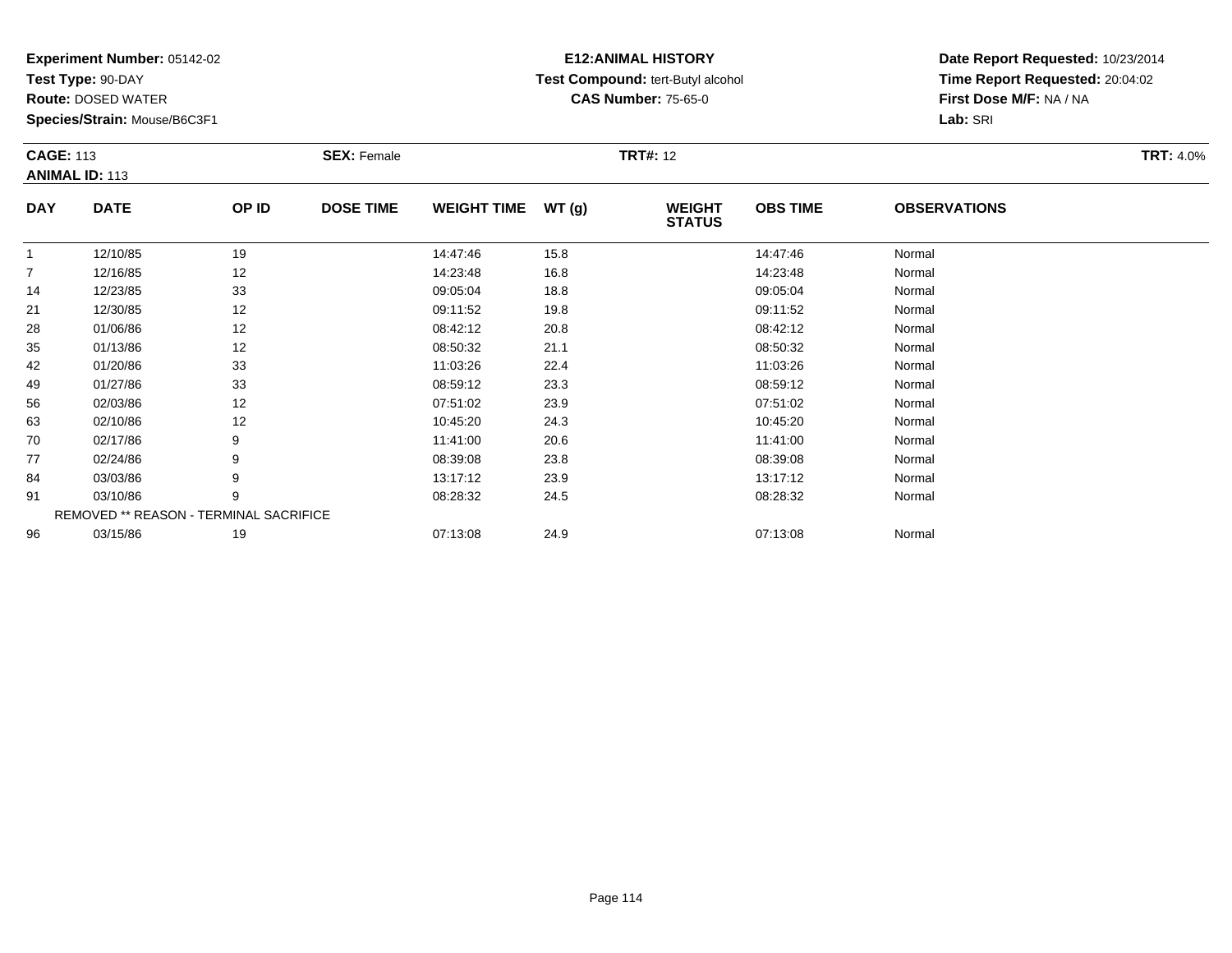**Experiment Number:** 05142-02
**Test Type:** 90-DAY
**Route:** DOSED WATER
**Species/Strain:** Mouse/B6C3F1

**E12:ANIMAL HISTORY**
**Test Compound:** tert-Butyl alcohol
**CAS Number:** 75-65-0

**Date Report Requested:** 10/23/2014
**Time Report Requested:** 20:04:02
**First Dose M/F:** NA / NA
**Lab:** SRI

**CAGE:** 113 **SEX:** Female **TRT#:** 12 **TRT:** 4.0%
**ANIMAL ID:** 113

| DAY | DATE | OP ID | DOSE TIME | WEIGHT TIME | WT (g) | WEIGHT STATUS | OBS TIME | OBSERVATIONS |
|---|---|---|---|---|---|---|---|---|
| 1 | 12/10/85 | 19 | | 14:47:46 | 15.8 | | 14:47:46 | Normal |
| 7 | 12/16/85 | 12 | | 14:23:48 | 16.8 | | 14:23:48 | Normal |
| 14 | 12/23/85 | 33 | | 09:05:04 | 18.8 | | 09:05:04 | Normal |
| 21 | 12/30/85 | 12 | | 09:11:52 | 19.8 | | 09:11:52 | Normal |
| 28 | 01/06/86 | 12 | | 08:42:12 | 20.8 | | 08:42:12 | Normal |
| 35 | 01/13/86 | 12 | | 08:50:32 | 21.1 | | 08:50:32 | Normal |
| 42 | 01/20/86 | 33 | | 11:03:26 | 22.4 | | 11:03:26 | Normal |
| 49 | 01/27/86 | 33 | | 08:59:12 | 23.3 | | 08:59:12 | Normal |
| 56 | 02/03/86 | 12 | | 07:51:02 | 23.9 | | 07:51:02 | Normal |
| 63 | 02/10/86 | 12 | | 10:45:20 | 24.3 | | 10:45:20 | Normal |
| 70 | 02/17/86 | 9 | | 11:41:00 | 20.6 | | 11:41:00 | Normal |
| 77 | 02/24/86 | 9 | | 08:39:08 | 23.8 | | 08:39:08 | Normal |
| 84 | 03/03/86 | 9 | | 13:17:12 | 23.9 | | 13:17:12 | Normal |
| 91 | 03/10/86 | 9 | | 08:28:32 | 24.5 | | 08:28:32 | Normal |
| REMOVED ** REASON - TERMINAL SACRIFICE | | | | | | | | |
| 96 | 03/15/86 | 19 | | 07:13:08 | 24.9 | | 07:13:08 | Normal |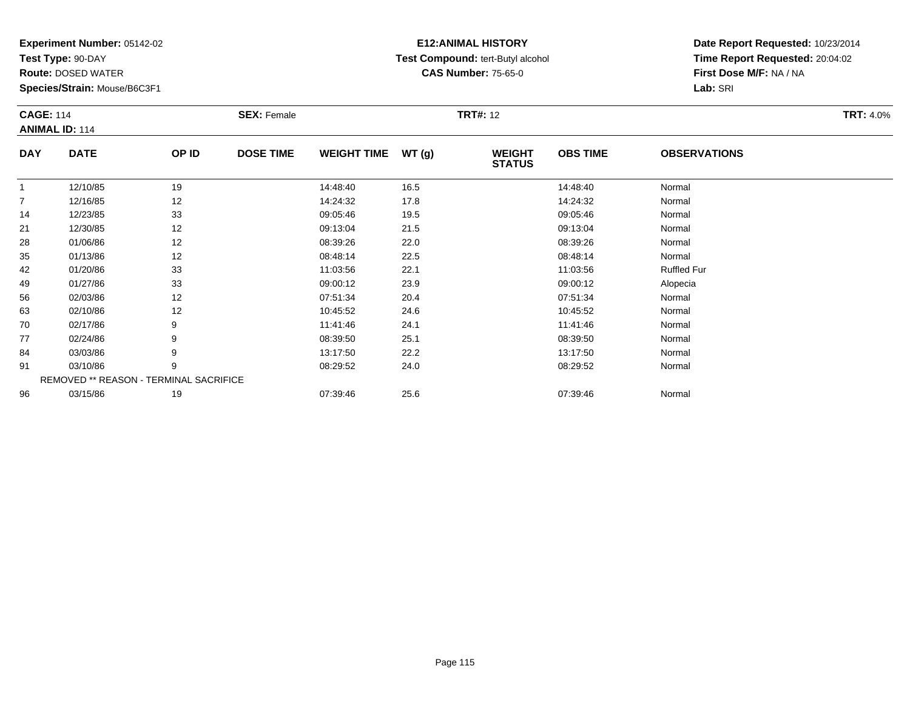**Experiment Number:** 05142-02
**Test Type:** 90-DAY
**Route:** DOSED WATER
**Species/Strain:** Mouse/B6C3F1

**E12:ANIMAL HISTORY**
**Test Compound:** tert-Butyl alcohol
**CAS Number:** 75-65-0

**Date Report Requested:** 10/23/2014
**Time Report Requested:** 20:04:02
**First Dose M/F:** NA / NA
**Lab:** SRI

**CAGE:** 114 **SEX:** Female **TRT#:** 12 **TRT:** 4.0%
**ANIMAL ID:** 114

| DAY | DATE | OP ID | DOSE TIME | WEIGHT TIME | WT (g) | WEIGHT STATUS | OBS TIME | OBSERVATIONS |
|---|---|---|---|---|---|---|---|---|
| 1 | 12/10/85 | 19 | | 14:48:40 | 16.5 | | 14:48:40 | Normal |
| 7 | 12/16/85 | 12 | | 14:24:32 | 17.8 | | 14:24:32 | Normal |
| 14 | 12/23/85 | 33 | | 09:05:46 | 19.5 | | 09:05:46 | Normal |
| 21 | 12/30/85 | 12 | | 09:13:04 | 21.5 | | 09:13:04 | Normal |
| 28 | 01/06/86 | 12 | | 08:39:26 | 22.0 | | 08:39:26 | Normal |
| 35 | 01/13/86 | 12 | | 08:48:14 | 22.5 | | 08:48:14 | Normal |
| 42 | 01/20/86 | 33 | | 11:03:56 | 22.1 | | 11:03:56 | Ruffled Fur |
| 49 | 01/27/86 | 33 | | 09:00:12 | 23.9 | | 09:00:12 | Alopecia |
| 56 | 02/03/86 | 12 | | 07:51:34 | 20.4 | | 07:51:34 | Normal |
| 63 | 02/10/86 | 12 | | 10:45:52 | 24.6 | | 10:45:52 | Normal |
| 70 | 02/17/86 | 9 | | 11:41:46 | 24.1 | | 11:41:46 | Normal |
| 77 | 02/24/86 | 9 | | 08:39:50 | 25.1 | | 08:39:50 | Normal |
| 84 | 03/03/86 | 9 | | 13:17:50 | 22.2 | | 13:17:50 | Normal |
| 91 | 03/10/86 | 9 | | 08:29:52 | 24.0 | | 08:29:52 | Normal |
| REMOVED ** REASON - TERMINAL SACRIFICE | | | | | | | | |
| 96 | 03/15/86 | 19 | | 07:39:46 | 25.6 | | 07:39:46 | Normal |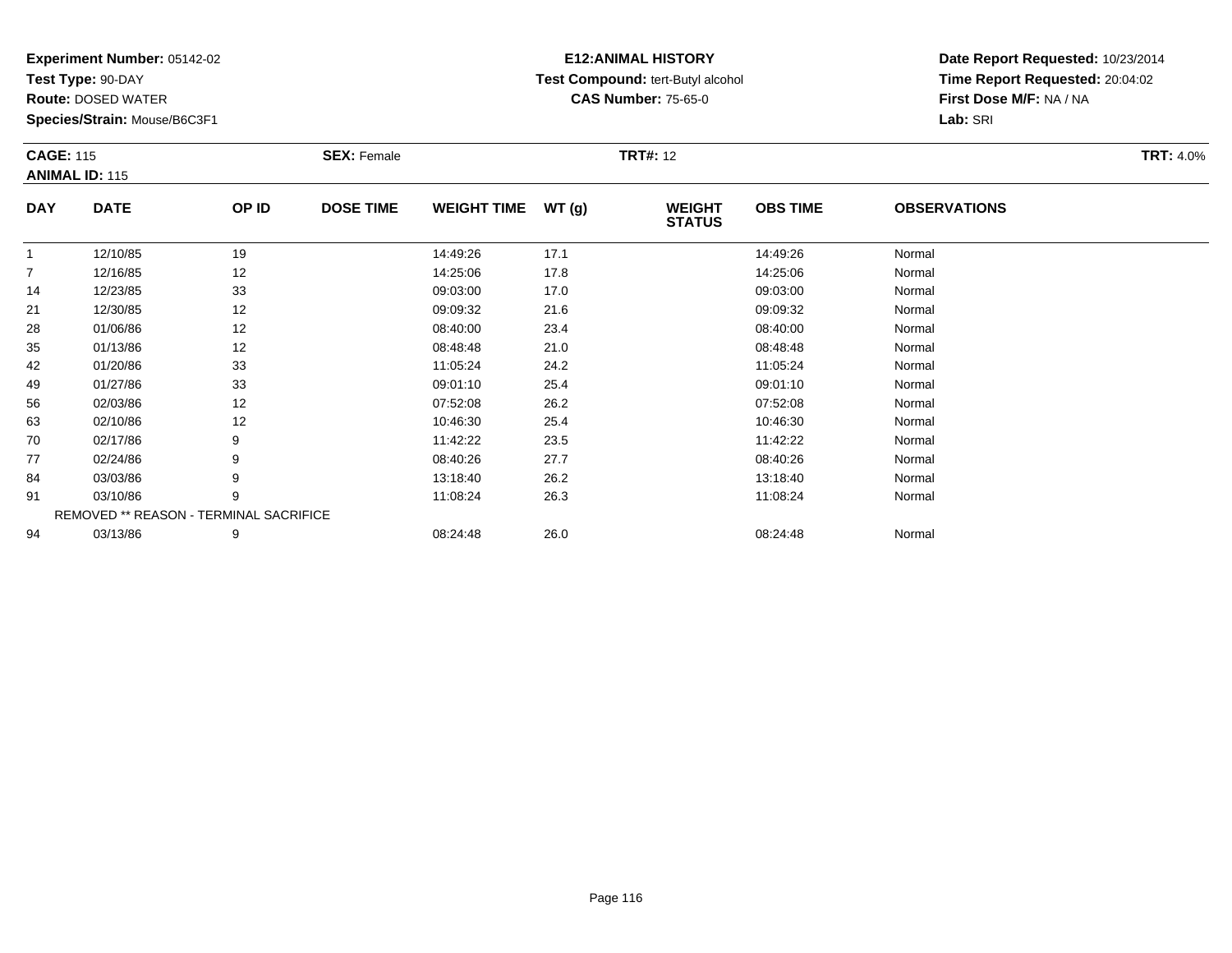**Experiment Number:** 05142-02
**Test Type:** 90-DAY
**Route:** DOSED WATER
**Species/Strain:** Mouse/B6C3F1

**E12:ANIMAL HISTORY**
**Test Compound:** tert-Butyl alcohol
**CAS Number:** 75-65-0

**Date Report Requested:** 10/23/2014
**Time Report Requested:** 20:04:02
**First Dose M/F:** NA / NA
**Lab:** SRI

**CAGE:** 115 **SEX:** Female **TRT#:** 12 **TRT:** 4.0%
**ANIMAL ID:** 115

| DAY | DATE | OP ID | DOSE TIME | WEIGHT TIME | WT (g) | WEIGHT STATUS | OBS TIME | OBSERVATIONS |
|---|---|---|---|---|---|---|---|---|
| 1 | 12/10/85 | 19 | | 14:49:26 | 17.1 | | 14:49:26 | Normal |
| 7 | 12/16/85 | 12 | | 14:25:06 | 17.8 | | 14:25:06 | Normal |
| 14 | 12/23/85 | 33 | | 09:03:00 | 17.0 | | 09:03:00 | Normal |
| 21 | 12/30/85 | 12 | | 09:09:32 | 21.6 | | 09:09:32 | Normal |
| 28 | 01/06/86 | 12 | | 08:40:00 | 23.4 | | 08:40:00 | Normal |
| 35 | 01/13/86 | 12 | | 08:48:48 | 21.0 | | 08:48:48 | Normal |
| 42 | 01/20/86 | 33 | | 11:05:24 | 24.2 | | 11:05:24 | Normal |
| 49 | 01/27/86 | 33 | | 09:01:10 | 25.4 | | 09:01:10 | Normal |
| 56 | 02/03/86 | 12 | | 07:52:08 | 26.2 | | 07:52:08 | Normal |
| 63 | 02/10/86 | 12 | | 10:46:30 | 25.4 | | 10:46:30 | Normal |
| 70 | 02/17/86 | 9 | | 11:42:22 | 23.5 | | 11:42:22 | Normal |
| 77 | 02/24/86 | 9 | | 08:40:26 | 27.7 | | 08:40:26 | Normal |
| 84 | 03/03/86 | 9 | | 13:18:40 | 26.2 | | 13:18:40 | Normal |
| 91 | 03/10/86 | 9 | | 11:08:24 | 26.3 | | 11:08:24 | Normal |
| REMOVED ** REASON - TERMINAL SACRIFICE | | | | | | | | |
| 94 | 03/13/86 | 9 | | 08:24:48 | 26.0 | | 08:24:48 | Normal |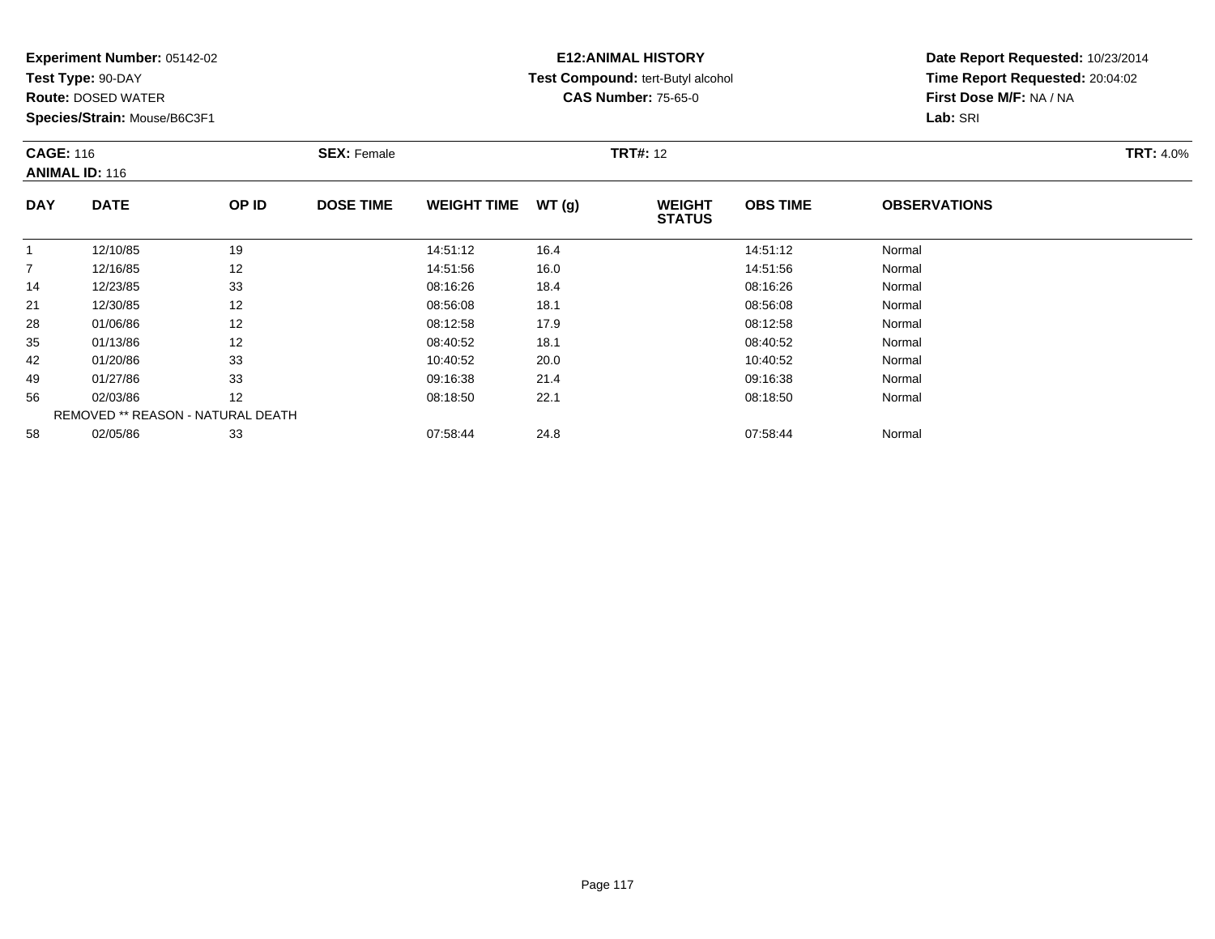**Experiment Number:** 05142-02
**Test Type:** 90-DAY
**Route:** DOSED WATER
**Species/Strain:** Mouse/B6C3F1

**E12:ANIMAL HISTORY**
**Test Compound:** tert-Butyl alcohol
**CAS Number:** 75-65-0

**Date Report Requested:** 10/23/2014
**Time Report Requested:** 20:04:02
**First Dose M/F:** NA / NA
**Lab:** SRI

**CAGE:** 116
**ANIMAL ID:** 116
**SEX:** Female
**TRT#:** 12
**TRT:** 4.0%

| DAY | DATE | OP ID | DOSE TIME | WEIGHT TIME | WT (g) | WEIGHT STATUS | OBS TIME | OBSERVATIONS |
|---|---|---|---|---|---|---|---|---|
| 1 | 12/10/85 | 19 | | 14:51:12 | 16.4 | | 14:51:12 | Normal |
| 7 | 12/16/85 | 12 | | 14:51:56 | 16.0 | | 14:51:56 | Normal |
| 14 | 12/23/85 | 33 | | 08:16:26 | 18.4 | | 08:16:26 | Normal |
| 21 | 12/30/85 | 12 | | 08:56:08 | 18.1 | | 08:56:08 | Normal |
| 28 | 01/06/86 | 12 | | 08:12:58 | 17.9 | | 08:12:58 | Normal |
| 35 | 01/13/86 | 12 | | 08:40:52 | 18.1 | | 08:40:52 | Normal |
| 42 | 01/20/86 | 33 | | 10:40:52 | 20.0 | | 10:40:52 | Normal |
| 49 | 01/27/86 | 33 | | 09:16:38 | 21.4 | | 09:16:38 | Normal |
| 56 | 02/03/86 | 12 | | 08:18:50 | 22.1 | | 08:18:50 | Normal |
| REMOVED ** REASON - NATURAL DEATH | | | | | | | | |
| 58 | 02/05/86 | 33 | | 07:58:44 | 24.8 | | 07:58:44 | Normal |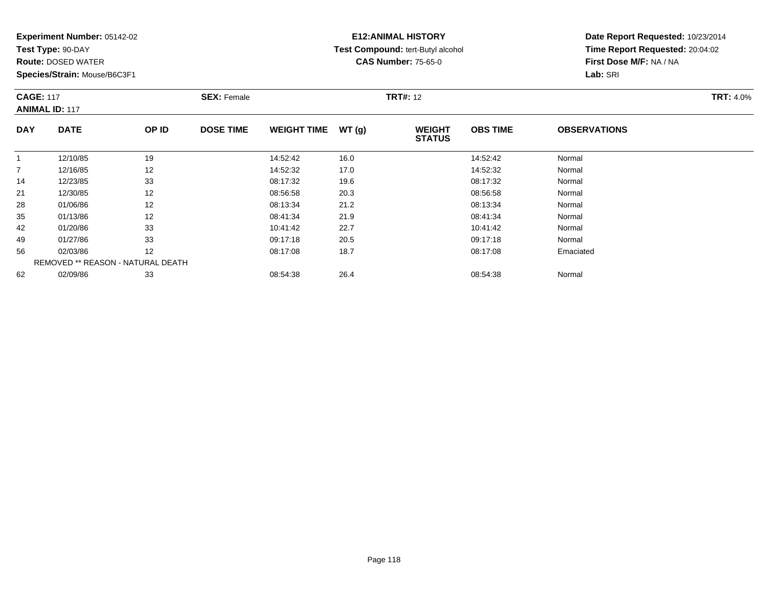**Experiment Number:** 05142-02
**Test Type:** 90-DAY
**Route:** DOSED WATER
**Species/Strain:** Mouse/B6C3F1

**E12:ANIMAL HISTORY**
**Test Compound:** tert-Butyl alcohol
**CAS Number:** 75-65-0

**Date Report Requested:** 10/23/2014
**Time Report Requested:** 20:04:02
**First Dose M/F:** NA / NA
**Lab:** SRI

**CAGE:** 117 **SEX:** Female **TRT#:** 12 **TRT:** 4.0%
**ANIMAL ID:** 117

| DAY | DATE | OP ID | DOSE TIME | WEIGHT TIME | WT (g) | WEIGHT STATUS | OBS TIME | OBSERVATIONS |
|---|---|---|---|---|---|---|---|---|
| 1 | 12/10/85 | 19 | | 14:52:42 | 16.0 | | 14:52:42 | Normal |
| 7 | 12/16/85 | 12 | | 14:52:32 | 17.0 | | 14:52:32 | Normal |
| 14 | 12/23/85 | 33 | | 08:17:32 | 19.6 | | 08:17:32 | Normal |
| 21 | 12/30/85 | 12 | | 08:56:58 | 20.3 | | 08:56:58 | Normal |
| 28 | 01/06/86 | 12 | | 08:13:34 | 21.2 | | 08:13:34 | Normal |
| 35 | 01/13/86 | 12 | | 08:41:34 | 21.9 | | 08:41:34 | Normal |
| 42 | 01/20/86 | 33 | | 10:41:42 | 22.7 | | 10:41:42 | Normal |
| 49 | 01/27/86 | 33 | | 09:17:18 | 20.5 | | 09:17:18 | Normal |
| 56 | 02/03/86 | 12 | | 08:17:08 | 18.7 | | 08:17:08 | Emaciated |
| REMOVED ** REASON - NATURAL DEATH | | | | | | | | |
| 62 | 02/09/86 | 33 | | 08:54:38 | 26.4 | | 08:54:38 | Normal |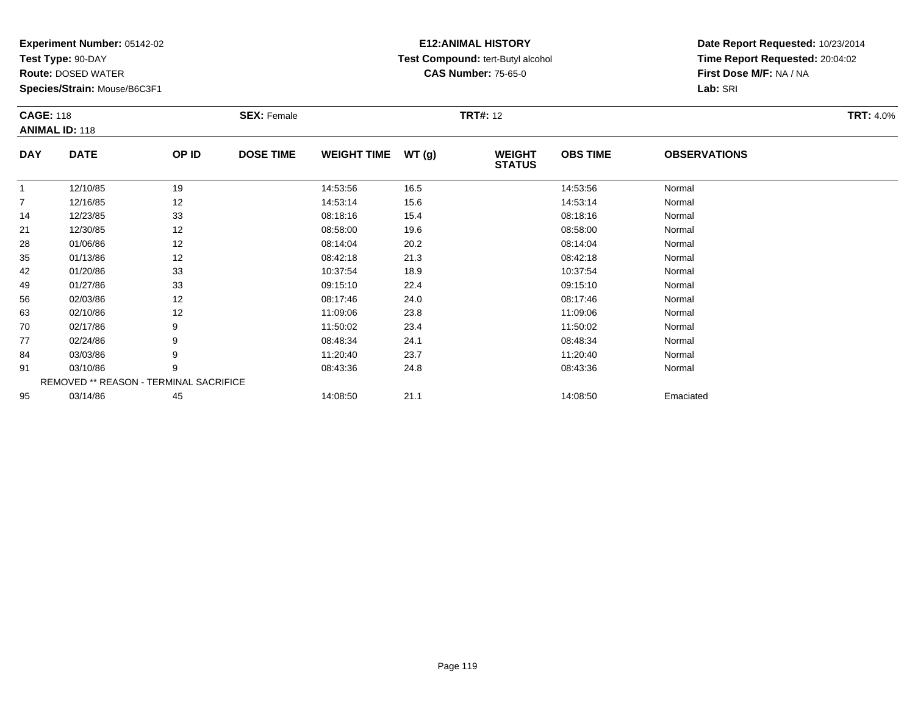**Experiment Number:** 05142-02
**Test Type:** 90-DAY
**Route:** DOSED WATER
**Species/Strain:** Mouse/B6C3F1

**E12:ANIMAL HISTORY**
**Test Compound:** tert-Butyl alcohol
**CAS Number:** 75-65-0

**Date Report Requested:** 10/23/2014
**Time Report Requested:** 20:04:02
**First Dose M/F:** NA / NA
**Lab:** SRI

**CAGE:** 118 **SEX:** Female **TRT#:** 12 **TRT:** 4.0%
**ANIMAL ID:** 118

| DAY | DATE | OP ID | DOSE TIME | WEIGHT TIME | WT (g) | WEIGHT STATUS | OBS TIME | OBSERVATIONS |
|---|---|---|---|---|---|---|---|---|
| 1 | 12/10/85 | 19 | | 14:53:56 | 16.5 | | 14:53:56 | Normal |
| 7 | 12/16/85 | 12 | | 14:53:14 | 15.6 | | 14:53:14 | Normal |
| 14 | 12/23/85 | 33 | | 08:18:16 | 15.4 | | 08:18:16 | Normal |
| 21 | 12/30/85 | 12 | | 08:58:00 | 19.6 | | 08:58:00 | Normal |
| 28 | 01/06/86 | 12 | | 08:14:04 | 20.2 | | 08:14:04 | Normal |
| 35 | 01/13/86 | 12 | | 08:42:18 | 21.3 | | 08:42:18 | Normal |
| 42 | 01/20/86 | 33 | | 10:37:54 | 18.9 | | 10:37:54 | Normal |
| 49 | 01/27/86 | 33 | | 09:15:10 | 22.4 | | 09:15:10 | Normal |
| 56 | 02/03/86 | 12 | | 08:17:46 | 24.0 | | 08:17:46 | Normal |
| 63 | 02/10/86 | 12 | | 11:09:06 | 23.8 | | 11:09:06 | Normal |
| 70 | 02/17/86 | 9 | | 11:50:02 | 23.4 | | 11:50:02 | Normal |
| 77 | 02/24/86 | 9 | | 08:48:34 | 24.1 | | 08:48:34 | Normal |
| 84 | 03/03/86 | 9 | | 11:20:40 | 23.7 | | 11:20:40 | Normal |
| 91 | 03/10/86 | 9 | | 08:43:36 | 24.8 | | 08:43:36 | Normal |
| REMOVED ** REASON - TERMINAL SACRIFICE | | | | | | | | |
| 95 | 03/14/86 | 45 | | 14:08:50 | 21.1 | | 14:08:50 | Emaciated |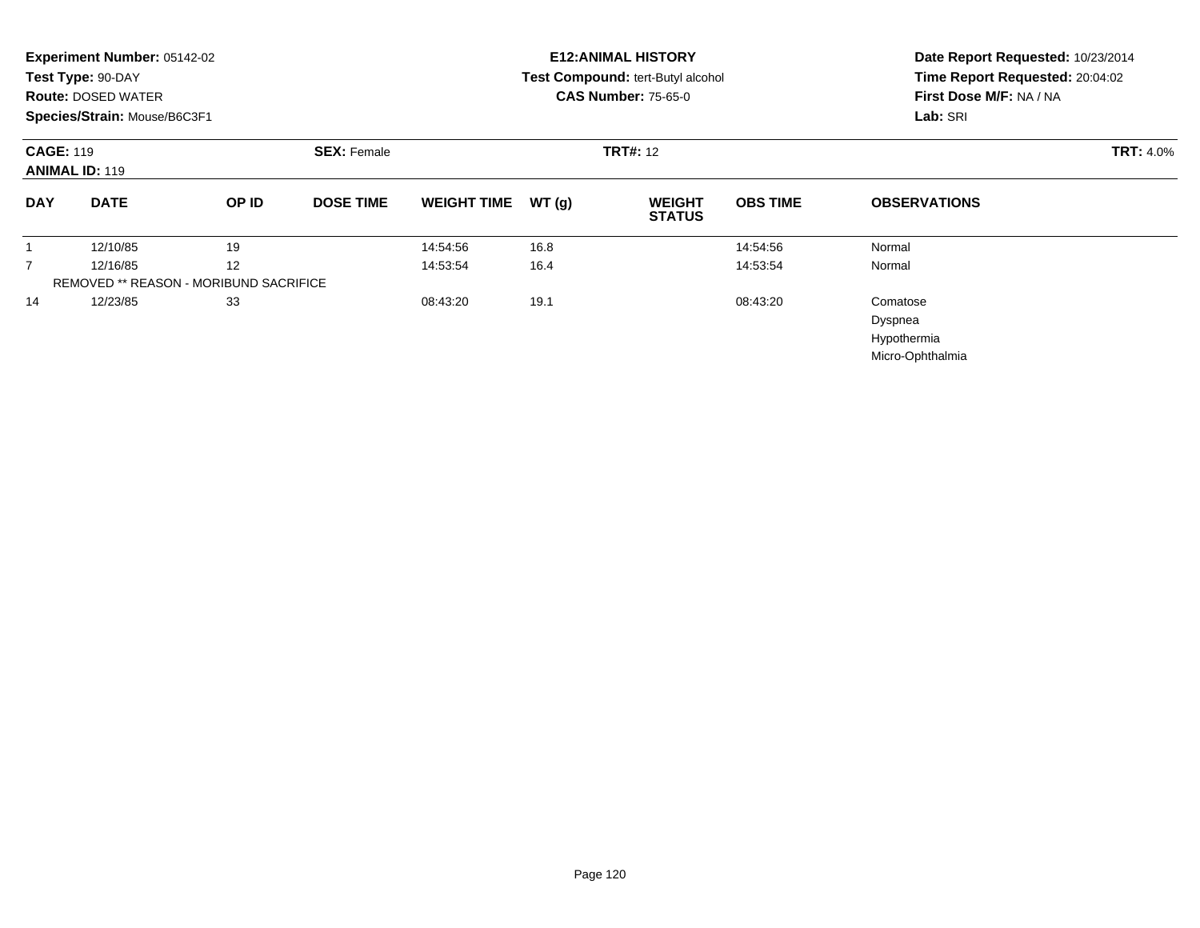**Experiment Number:** 05142-02
**Test Type:** 90-DAY
**Route:** DOSED WATER
**Species/Strain:** Mouse/B6C3F1

**E12:ANIMAL HISTORY**
**Test Compound:** tert-Butyl alcohol
**CAS Number:** 75-65-0

**Date Report Requested:** 10/23/2014
**Time Report Requested:** 20:04:02
**First Dose M/F:** NA / NA
**Lab:** SRI

**CAGE:** 119 **SEX:** Female **TRT#:** 12 **TRT:** 4.0%
**ANIMAL ID:** 119

| DAY | DATE | OP ID | DOSE TIME | WEIGHT TIME | WT (g) | WEIGHT STATUS | OBS TIME | OBSERVATIONS |
|---|---|---|---|---|---|---|---|---|
| 1 | 12/10/85 | 19 | | 14:54:56 | 16.8 | | 14:54:56 | Normal |
| 7 | 12/16/85 | 12 | | 14:53:54 | 16.4 | | 14:53:54 | Normal |
| REMOVED ** REASON - MORIBUND SACRIFICE | | | | | | | | |
| 14 | 12/23/85 | 33 | | 08:43:20 | 19.1 | | 08:43:20 | Comatose |
| | | | | | | | | Dyspnea |
| | | | | | | | | Hypothermia |
| | | | | | | | | Micro-Ophthalmia |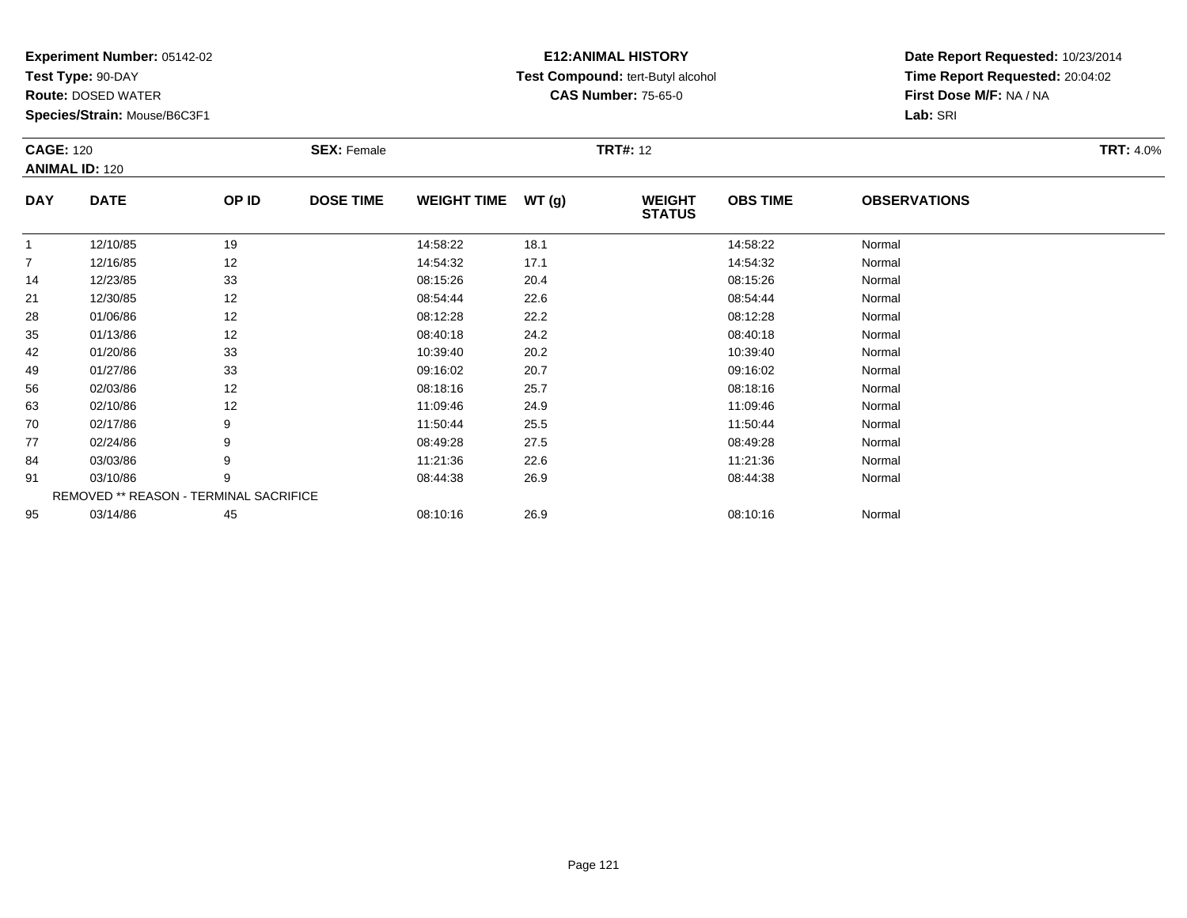**Experiment Number:** 05142-02
**Test Type:** 90-DAY
**Route:** DOSED WATER
**Species/Strain:** Mouse/B6C3F1

**E12:ANIMAL HISTORY**
**Test Compound:** tert-Butyl alcohol
**CAS Number:** 75-65-0

**Date Report Requested:** 10/23/2014
**Time Report Requested:** 20:04:02
**First Dose M/F:** NA / NA
**Lab:** SRI

**CAGE:** 120 **SEX:** Female **TRT#:** 12 **TRT:** 4.0%
**ANIMAL ID:** 120

| DAY | DATE | OP ID | DOSE TIME | WEIGHT TIME | WT (g) | WEIGHT STATUS | OBS TIME | OBSERVATIONS |
|---|---|---|---|---|---|---|---|---|
| 1 | 12/10/85 | 19 | | 14:58:22 | 18.1 | | 14:58:22 | Normal |
| 7 | 12/16/85 | 12 | | 14:54:32 | 17.1 | | 14:54:32 | Normal |
| 14 | 12/23/85 | 33 | | 08:15:26 | 20.4 | | 08:15:26 | Normal |
| 21 | 12/30/85 | 12 | | 08:54:44 | 22.6 | | 08:54:44 | Normal |
| 28 | 01/06/86 | 12 | | 08:12:28 | 22.2 | | 08:12:28 | Normal |
| 35 | 01/13/86 | 12 | | 08:40:18 | 24.2 | | 08:40:18 | Normal |
| 42 | 01/20/86 | 33 | | 10:39:40 | 20.2 | | 10:39:40 | Normal |
| 49 | 01/27/86 | 33 | | 09:16:02 | 20.7 | | 09:16:02 | Normal |
| 56 | 02/03/86 | 12 | | 08:18:16 | 25.7 | | 08:18:16 | Normal |
| 63 | 02/10/86 | 12 | | 11:09:46 | 24.9 | | 11:09:46 | Normal |
| 70 | 02/17/86 | 9 | | 11:50:44 | 25.5 | | 11:50:44 | Normal |
| 77 | 02/24/86 | 9 | | 08:49:28 | 27.5 | | 08:49:28 | Normal |
| 84 | 03/03/86 | 9 | | 11:21:36 | 22.6 | | 11:21:36 | Normal |
| 91 | 03/10/86 | 9 | | 08:44:38 | 26.9 | | 08:44:38 | Normal |
| | REMOVED ** REASON - TERMINAL SACRIFICE | | | | | | | |
| 95 | 03/14/86 | 45 | | 08:10:16 | 26.9 | | 08:10:16 | Normal |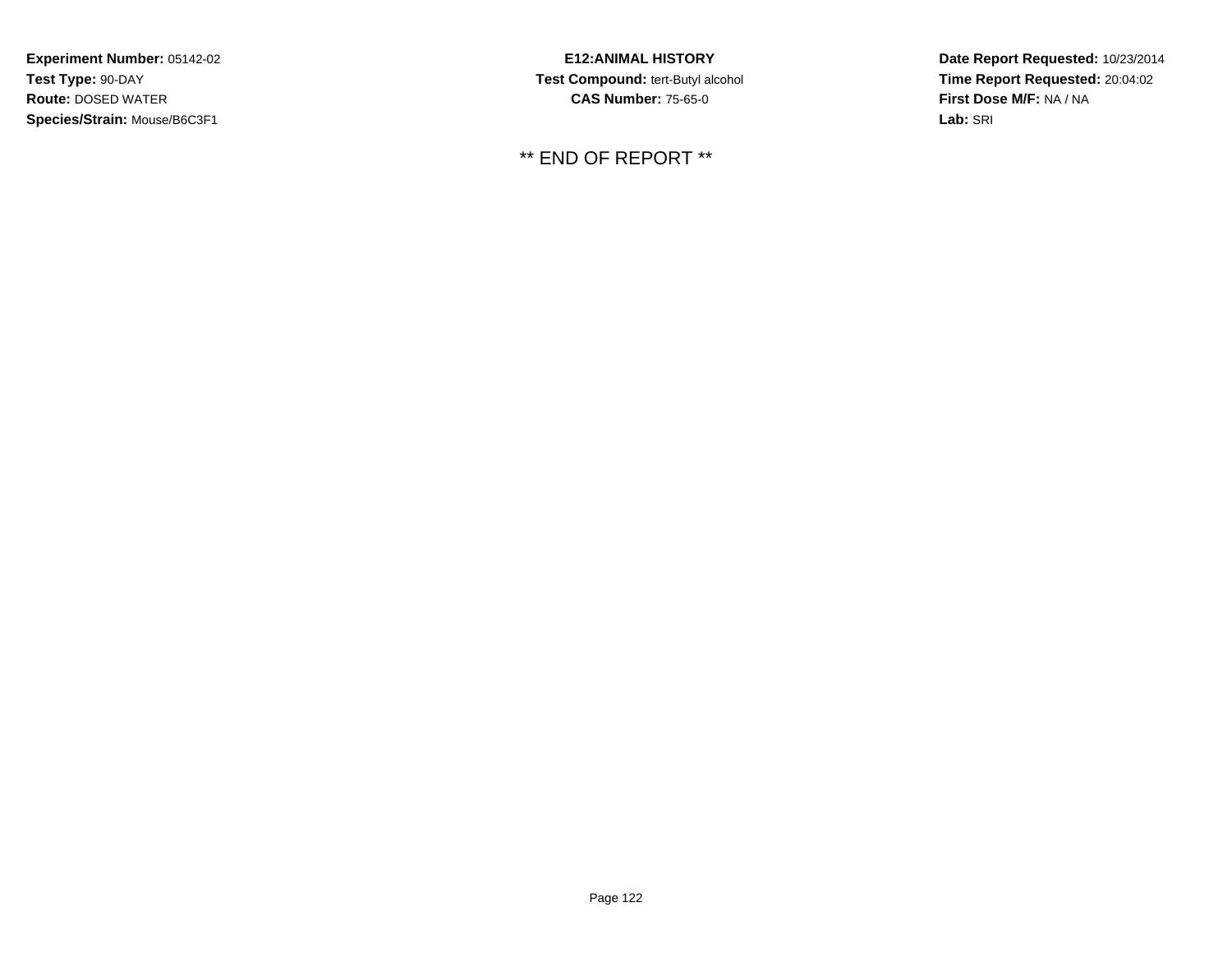**Experiment Number:** 05142-02
**Test Type:** 90-DAY
**Route:** DOSED WATER
**Species/Strain:** Mouse/B6C3F1

**E12:ANIMAL HISTORY**
**Test Compound:** tert-Butyl alcohol
**CAS Number:** 75-65-0

**Date Report Requested:** 10/23/2014
**Time Report Requested:** 20:04:02
**First Dose M/F:** NA / NA
**Lab:** SRI

** END OF REPORT **